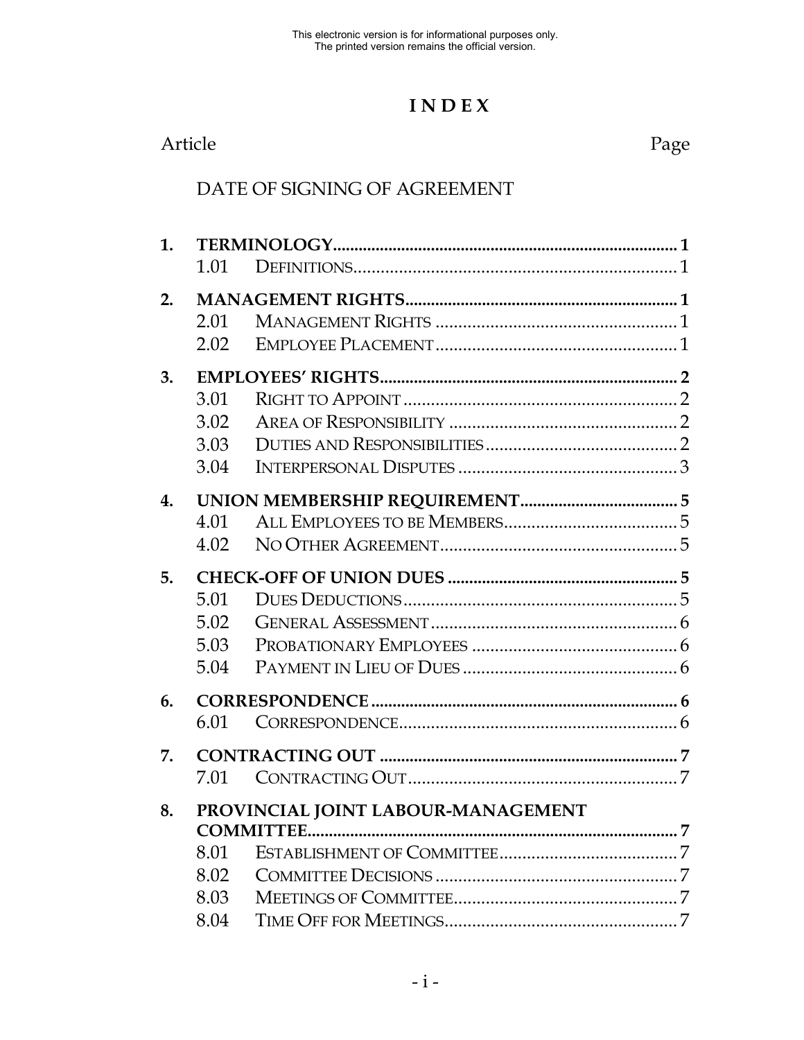# I N D E X

| Article | | | Page |
|---|---|---|---|
| | DATE OF SIGNING OF AGREEMENT | | |
| **1.** | **TERMINOLOGY** | | **1** |
| | 1.01 | DEFINITIONS | 1 |
| **2.** | **MANAGEMENT RIGHTS** | | **1** |
| | 2.01 | MANAGEMENT RIGHTS | 1 |
| | 2.02 | EMPLOYEE PLACEMENT | 1 |
| **3.** | **EMPLOYEES' RIGHTS** | | **2** |
| | 3.01 | RIGHT TO APPOINT | 2 |
| | 3.02 | AREA OF RESPONSIBILITY | 2 |
| | 3.03 | DUTIES AND RESPONSIBILITIES | 2 |
| | 3.04 | INTERPERSONAL DISPUTES | 3 |
| **4.** | **UNION MEMBERSHIP REQUIREMENT** | | **5** |
| | 4.01 | ALL EMPLOYEES TO BE MEMBERS | 5 |
| | 4.02 | NO OTHER AGREEMENT | 5 |
| **5.** | **CHECK-OFF OF UNION DUES** | | **5** |
| | 5.01 | DUES DEDUCTIONS | 5 |
| | 5.02 | GENERAL ASSESSMENT | 6 |
| | 5.03 | PROBATIONARY EMPLOYEES | 6 |
| | 5.04 | PAYMENT IN LIEU OF DUES | 6 |
| **6.** | **CORRESPONDENCE** | | **6** |
| | 6.01 | CORRESPONDENCE | 6 |
| **7.** | **CONTRACTING OUT** | | **7** |
| | 7.01 | CONTRACTING OUT | 7 |
| **8.** | **PROVINCIAL JOINT LABOUR-MANAGEMENT COMMITTEE** | | **7** |
| | 8.01 | ESTABLISHMENT OF COMMITTEE | 7 |
| | 8.02 | COMMITTEE DECISIONS | 7 |
| | 8.03 | MEETINGS OF COMMITTEE | 7 |
| | 8.04 | TIME OFF FOR MEETINGS | 7 |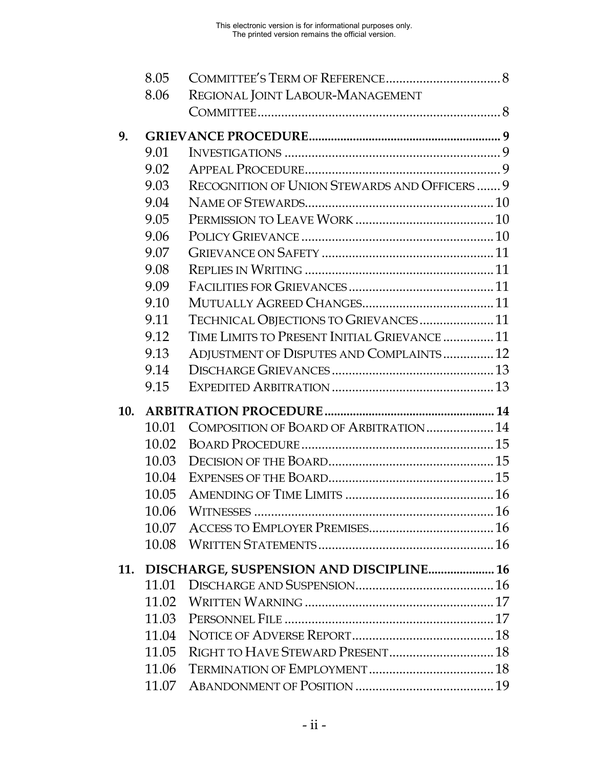| | | |
|---|---|---|
| 8.05 | COMMITTEE'S TERM OF REFERENCE | 8 |
| 8.06 | REGIONAL JOINT LABOUR-MANAGEMENT COMMITTEE | 8 |
| **9.** | **GRIEVANCE PROCEDURE** | **9** |
| 9.01 | INVESTIGATIONS | 9 |
| 9.02 | APPEAL PROCEDURE | 9 |
| 9.03 | RECOGNITION OF UNION STEWARDS AND OFFICERS | 9 |
| 9.04 | NAME OF STEWARDS | 10 |
| 9.05 | PERMISSION TO LEAVE WORK | 10 |
| 9.06 | POLICY GRIEVANCE | 10 |
| 9.07 | GRIEVANCE ON SAFETY | 11 |
| 9.08 | REPLIES IN WRITING | 11 |
| 9.09 | FACILITIES FOR GRIEVANCES | 11 |
| 9.10 | MUTUALLY AGREED CHANGES | 11 |
| 9.11 | TECHNICAL OBJECTIONS TO GRIEVANCES | 11 |
| 9.12 | TIME LIMITS TO PRESENT INITIAL GRIEVANCE | 11 |
| 9.13 | ADJUSTMENT OF DISPUTES AND COMPLAINTS | 12 |
| 9.14 | DISCHARGE GRIEVANCES | 13 |
| 9.15 | EXPEDITED ARBITRATION | 13 |
| **10.** | **ARBITRATION PROCEDURE** | **14** |
| 10.01 | COMPOSITION OF BOARD OF ARBITRATION | 14 |
| 10.02 | BOARD PROCEDURE | 15 |
| 10.03 | DECISION OF THE BOARD | 15 |
| 10.04 | EXPENSES OF THE BOARD | 15 |
| 10.05 | AMENDING OF TIME LIMITS | 16 |
| 10.06 | WITNESSES | 16 |
| 10.07 | ACCESS TO EMPLOYER PREMISES | 16 |
| 10.08 | WRITTEN STATEMENTS | 16 |
| **11.** | **DISCHARGE, SUSPENSION AND DISCIPLINE** | **16** |
| 11.01 | DISCHARGE AND SUSPENSION | 16 |
| 11.02 | WRITTEN WARNING | 17 |
| 11.03 | PERSONNEL FILE | 17 |
| 11.04 | NOTICE OF ADVERSE REPORT | 18 |
| 11.05 | RIGHT TO HAVE STEWARD PRESENT | 18 |
| 11.06 | TERMINATION OF EMPLOYMENT | 18 |
| 11.07 | ABANDONMENT OF POSITION | 19 |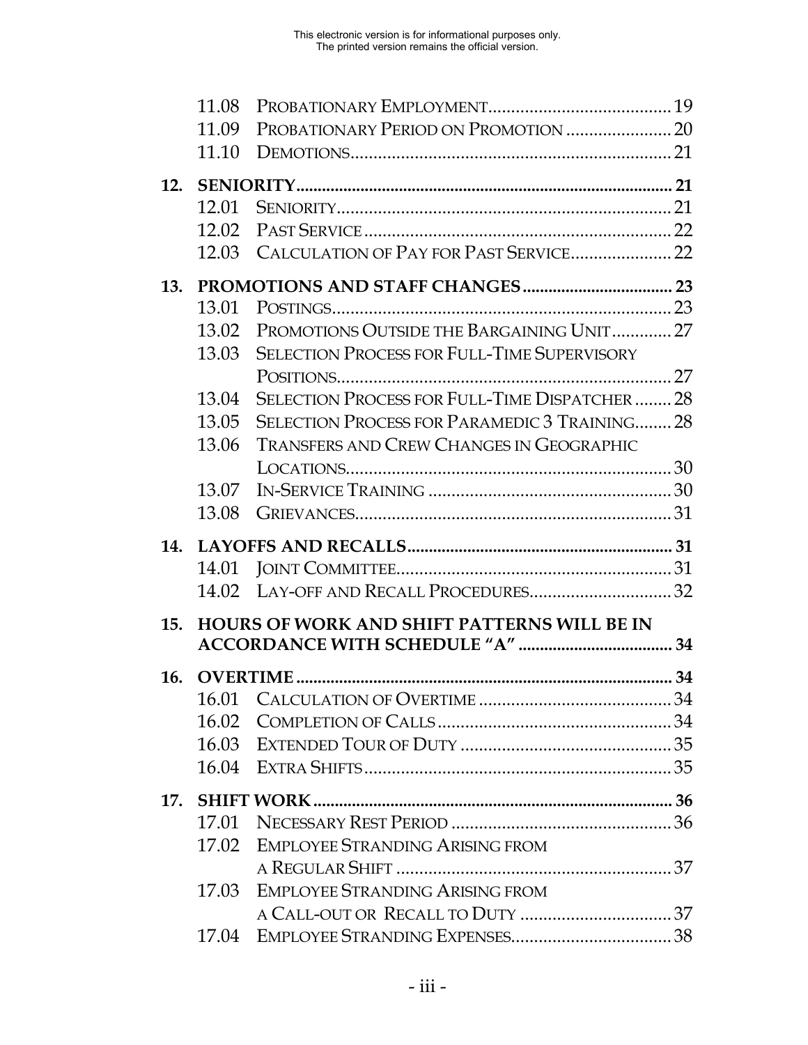This electronic version is for informational purposes only.
The printed version remains the official version.

- 11.08 PROBATIONARY EMPLOYMENT ........ 19
- 11.09 PROBATIONARY PERIOD ON PROMOTION ........ 20
- 11.10 DEMOTIONS ........ 21

**12. SENIORITY ........ 21**

- 12.01 SENIORITY ........ 21
- 12.02 PAST SERVICE ........ 22
- 12.03 CALCULATION OF PAY FOR PAST SERVICE ........ 22

**13. PROMOTIONS AND STAFF CHANGES ........ 23**

- 13.01 POSTINGS ........ 23
- 13.02 PROMOTIONS OUTSIDE THE BARGAINING UNIT ........ 27
- 13.03 SELECTION PROCESS FOR FULL-TIME SUPERVISORY POSITIONS ........ 27
- 13.04 SELECTION PROCESS FOR FULL-TIME DISPATCHER ........ 28
- 13.05 SELECTION PROCESS FOR PARAMEDIC 3 TRAINING ........ 28
- 13.06 TRANSFERS AND CREW CHANGES IN GEOGRAPHIC LOCATIONS ........ 30
- 13.07 IN-SERVICE TRAINING ........ 30
- 13.08 GRIEVANCES ........ 31

**14. LAYOFFS AND RECALLS ........ 31**

- 14.01 JOINT COMMITTEE ........ 31
- 14.02 LAY-OFF AND RECALL PROCEDURES ........ 32

**15. HOURS OF WORK AND SHIFT PATTERNS WILL BE IN ACCORDANCE WITH SCHEDULE "A" ........ 34**

**16. OVERTIME ........ 34**

- 16.01 CALCULATION OF OVERTIME ........ 34
- 16.02 COMPLETION OF CALLS ........ 34
- 16.03 EXTENDED TOUR OF DUTY ........ 35
- 16.04 EXTRA SHIFTS ........ 35

**17. SHIFT WORK ........ 36**

- 17.01 NECESSARY REST PERIOD ........ 36
- 17.02 EMPLOYEE STRANDING ARISING FROM A REGULAR SHIFT ........ 37
- 17.03 EMPLOYEE STRANDING ARISING FROM A CALL-OUT OR RECALL TO DUTY ........ 37
- 17.04 EMPLOYEE STRANDING EXPENSES ........ 38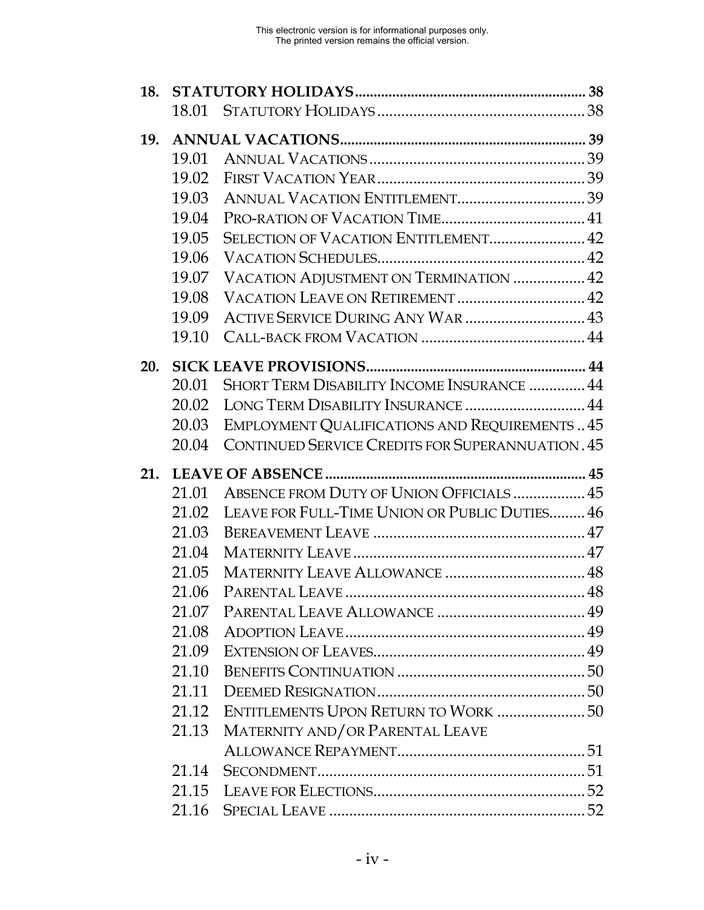This electronic version is for informational purposes only.
The printed version remains the official version.

**18. STATUTORY HOLIDAYS** ........ 38

- 18.01 STATUTORY HOLIDAYS ........ 38

**19. ANNUAL VACATIONS** ........ 39

- 19.01 ANNUAL VACATIONS ........ 39
- 19.02 FIRST VACATION YEAR ........ 39
- 19.03 ANNUAL VACATION ENTITLEMENT ........ 39
- 19.04 PRO-RATION OF VACATION TIME ........ 41
- 19.05 SELECTION OF VACATION ENTITLEMENT ........ 42
- 19.06 VACATION SCHEDULES ........ 42
- 19.07 VACATION ADJUSTMENT ON TERMINATION ........ 42
- 19.08 VACATION LEAVE ON RETIREMENT ........ 42
- 19.09 ACTIVE SERVICE DURING ANY WAR ........ 43
- 19.10 CALL-BACK FROM VACATION ........ 44

**20. SICK LEAVE PROVISIONS** ........ 44

- 20.01 SHORT TERM DISABILITY INCOME INSURANCE ........ 44
- 20.02 LONG TERM DISABILITY INSURANCE ........ 44
- 20.03 EMPLOYMENT QUALIFICATIONS AND REQUIREMENTS ........ 45
- 20.04 CONTINUED SERVICE CREDITS FOR SUPERANNUATION ........ 45

**21. LEAVE OF ABSENCE** ........ 45

- 21.01 ABSENCE FROM DUTY OF UNION OFFICIALS ........ 45
- 21.02 LEAVE FOR FULL-TIME UNION OR PUBLIC DUTIES ........ 46
- 21.03 BEREAVEMENT LEAVE ........ 47
- 21.04 MATERNITY LEAVE ........ 47
- 21.05 MATERNITY LEAVE ALLOWANCE ........ 48
- 21.06 PARENTAL LEAVE ........ 48
- 21.07 PARENTAL LEAVE ALLOWANCE ........ 49
- 21.08 ADOPTION LEAVE ........ 49
- 21.09 EXTENSION OF LEAVES ........ 49
- 21.10 BENEFITS CONTINUATION ........ 50
- 21.11 DEEMED RESIGNATION ........ 50
- 21.12 ENTITLEMENTS UPON RETURN TO WORK ........ 50
- 21.13 MATERNITY AND/OR PARENTAL LEAVE ALLOWANCE REPAYMENT ........ 51
- 21.14 SECONDMENT ........ 51
- 21.15 LEAVE FOR ELECTIONS ........ 52
- 21.16 SPECIAL LEAVE ........ 52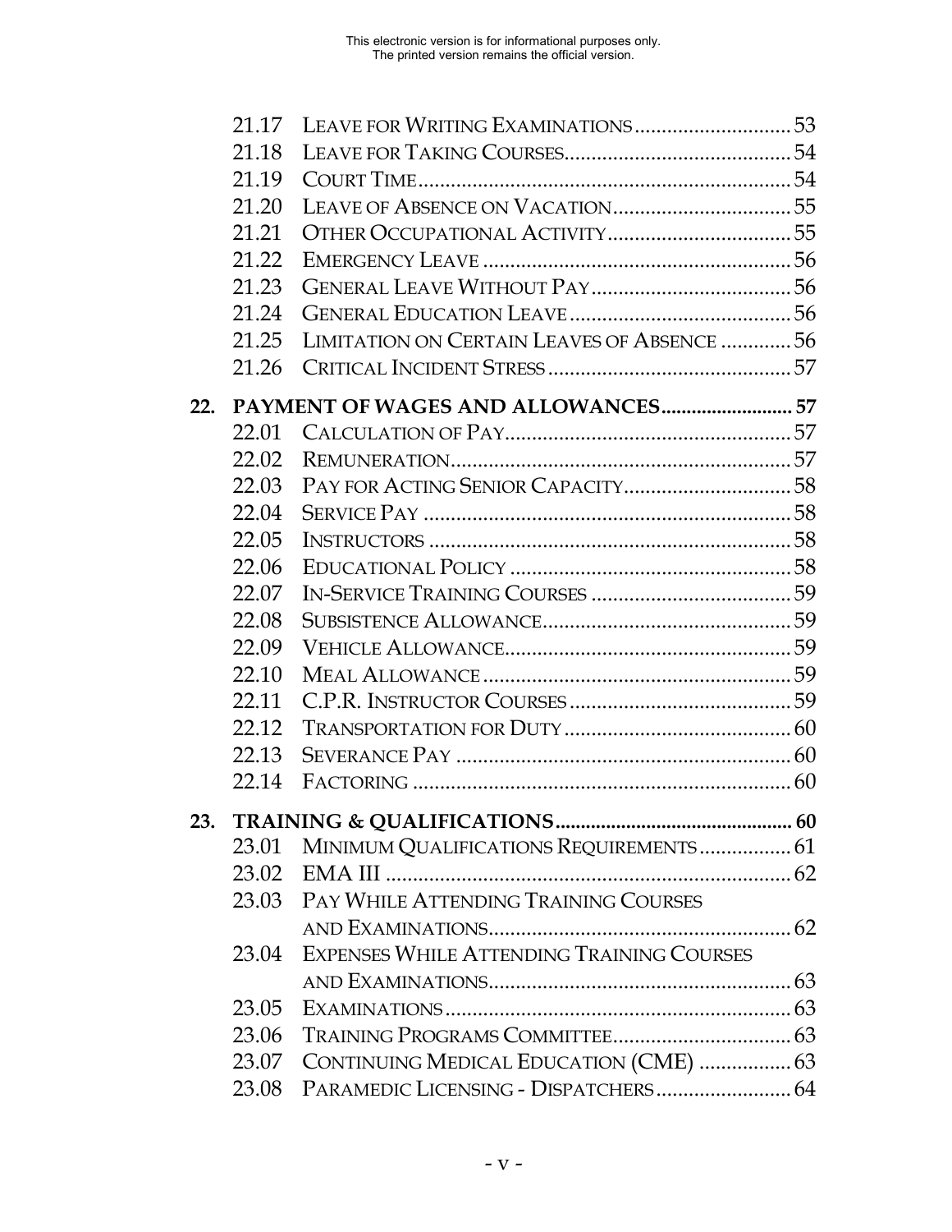| | | |
|---|---|---|
| 21.17 | LEAVE FOR WRITING EXAMINATIONS | 53 |
| 21.18 | LEAVE FOR TAKING COURSES | 54 |
| 21.19 | COURT TIME | 54 |
| 21.20 | LEAVE OF ABSENCE ON VACATION | 55 |
| 21.21 | OTHER OCCUPATIONAL ACTIVITY | 55 |
| 21.22 | EMERGENCY LEAVE | 56 |
| 21.23 | GENERAL LEAVE WITHOUT PAY | 56 |
| 21.24 | GENERAL EDUCATION LEAVE | 56 |
| 21.25 | LIMITATION ON CERTAIN LEAVES OF ABSENCE | 56 |
| 21.26 | CRITICAL INCIDENT STRESS | 57 |

**22. PAYMENT OF WAGES AND ALLOWANCES .......... 57**

| | | |
|---|---|---|
| 22.01 | CALCULATION OF PAY | 57 |
| 22.02 | REMUNERATION | 57 |
| 22.03 | PAY FOR ACTING SENIOR CAPACITY | 58 |
| 22.04 | SERVICE PAY | 58 |
| 22.05 | INSTRUCTORS | 58 |
| 22.06 | EDUCATIONAL POLICY | 58 |
| 22.07 | IN-SERVICE TRAINING COURSES | 59 |
| 22.08 | SUBSISTENCE ALLOWANCE | 59 |
| 22.09 | VEHICLE ALLOWANCE | 59 |
| 22.10 | MEAL ALLOWANCE | 59 |
| 22.11 | C.P.R. INSTRUCTOR COURSES | 59 |
| 22.12 | TRANSPORTATION FOR DUTY | 60 |
| 22.13 | SEVERANCE PAY | 60 |
| 22.14 | FACTORING | 60 |

**23. TRAINING & QUALIFICATIONS .......... 60**

| | | |
|---|---|---|
| 23.01 | MINIMUM QUALIFICATIONS REQUIREMENTS | 61 |
| 23.02 | EMA III | 62 |
| 23.03 | PAY WHILE ATTENDING TRAINING COURSES AND EXAMINATIONS | 62 |
| 23.04 | EXPENSES WHILE ATTENDING TRAINING COURSES AND EXAMINATIONS | 63 |
| 23.05 | EXAMINATIONS | 63 |
| 23.06 | TRAINING PROGRAMS COMMITTEE | 63 |
| 23.07 | CONTINUING MEDICAL EDUCATION (CME) | 63 |
| 23.08 | PARAMEDIC LICENSING - DISPATCHERS | 64 |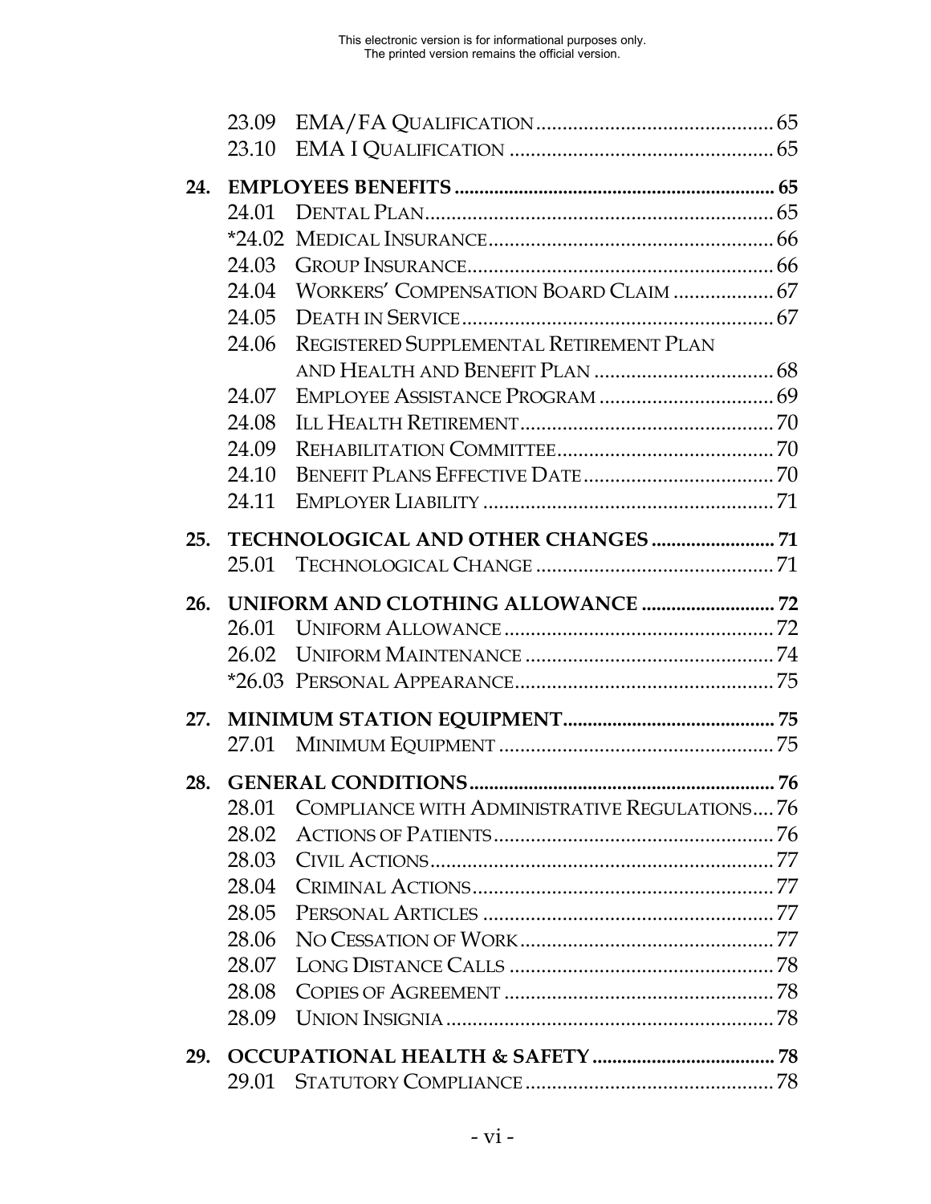This electronic version is for informational purposes only.
The printed version remains the official version.

| | | | |
|---|---|---|---|
| | 23.09 | EMA/FA Qualification | 65 |
| | 23.10 | EMA I Qualification | 65 |
| **24.** | **EMPLOYEES BENEFITS** | | **65** |
| | 24.01 | Dental Plan | 65 |
| | *24.02 | Medical Insurance | 66 |
| | 24.03 | Group Insurance | 66 |
| | 24.04 | Workers' Compensation Board Claim | 67 |
| | 24.05 | Death in Service | 67 |
| | 24.06 | Registered Supplemental Retirement Plan and Health and Benefit Plan | 68 |
| | 24.07 | Employee Assistance Program | 69 |
| | 24.08 | Ill Health Retirement | 70 |
| | 24.09 | Rehabilitation Committee | 70 |
| | 24.10 | Benefit Plans Effective Date | 70 |
| | 24.11 | Employer Liability | 71 |
| **25.** | **TECHNOLOGICAL AND OTHER CHANGES** | | **71** |
| | 25.01 | Technological Change | 71 |
| **26.** | **UNIFORM AND CLOTHING ALLOWANCE** | | **72** |
| | 26.01 | Uniform Allowance | 72 |
| | 26.02 | Uniform Maintenance | 74 |
| | *26.03 | Personal Appearance | 75 |
| **27.** | **MINIMUM STATION EQUIPMENT** | | **75** |
| | 27.01 | Minimum Equipment | 75 |
| **28.** | **GENERAL CONDITIONS** | | **76** |
| | 28.01 | Compliance with Administrative Regulations | 76 |
| | 28.02 | Actions of Patients | 76 |
| | 28.03 | Civil Actions | 77 |
| | 28.04 | Criminal Actions | 77 |
| | 28.05 | Personal Articles | 77 |
| | 28.06 | No Cessation of Work | 77 |
| | 28.07 | Long Distance Calls | 78 |
| | 28.08 | Copies of Agreement | 78 |
| | 28.09 | Union Insignia | 78 |
| **29.** | **OCCUPATIONAL HEALTH & SAFETY** | | **78** |
| | 29.01 | Statutory Compliance | 78 |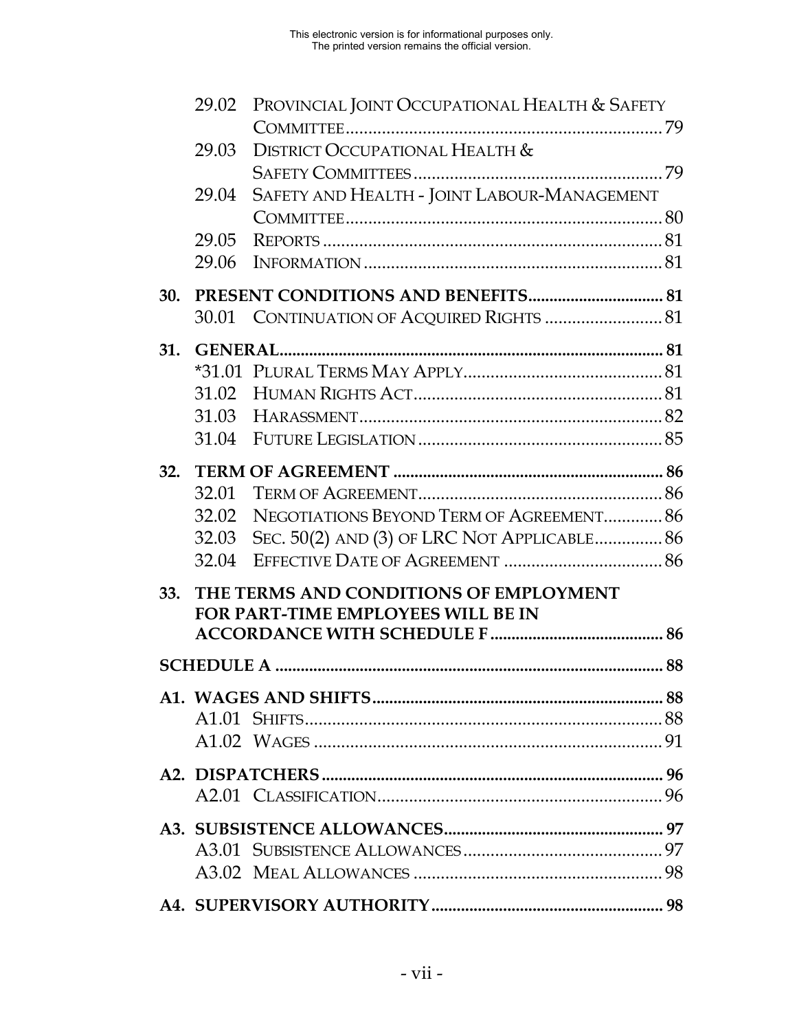This electronic version is for informational purposes only.
The printed version remains the official version.

| | | |
|---|---|---|
| 29.02 | PROVINCIAL JOINT OCCUPATIONAL HEALTH & SAFETY COMMITTEE | 79 |
| 29.03 | DISTRICT OCCUPATIONAL HEALTH & SAFETY COMMITTEES | 79 |
| 29.04 | SAFETY AND HEALTH - JOINT LABOUR-MANAGEMENT COMMITTEE | 80 |
| 29.05 | REPORTS | 81 |
| 29.06 | INFORMATION | 81 |
| **30.** | **PRESENT CONDITIONS AND BENEFITS** | **81** |
| 30.01 | CONTINUATION OF ACQUIRED RIGHTS | 81 |
| **31.** | **GENERAL** | **81** |
| *31.01 | PLURAL TERMS MAY APPLY | 81 |
| 31.02 | HUMAN RIGHTS ACT | 81 |
| 31.03 | HARASSMENT | 82 |
| 31.04 | FUTURE LEGISLATION | 85 |
| **32.** | **TERM OF AGREEMENT** | **86** |
| 32.01 | TERM OF AGREEMENT | 86 |
| 32.02 | NEGOTIATIONS BEYOND TERM OF AGREEMENT | 86 |
| 32.03 | SEC. 50(2) AND (3) OF LRC NOT APPLICABLE | 86 |
| 32.04 | EFFECTIVE DATE OF AGREEMENT | 86 |
| **33.** | **THE TERMS AND CONDITIONS OF EMPLOYMENT FOR PART-TIME EMPLOYEES WILL BE IN ACCORDANCE WITH SCHEDULE F** | **86** |
| **SCHEDULE A** | | **88** |
| **A1.** | **WAGES AND SHIFTS** | **88** |
| A1.01 | SHIFTS | 88 |
| A1.02 | WAGES | 91 |
| **A2.** | **DISPATCHERS** | **96** |
| A2.01 | CLASSIFICATION | 96 |
| **A3.** | **SUBSISTENCE ALLOWANCES** | **97** |
| A3.01 | SUBSISTENCE ALLOWANCES | 97 |
| A3.02 | MEAL ALLOWANCES | 98 |
| **A4.** | **SUPERVISORY AUTHORITY** | **98** |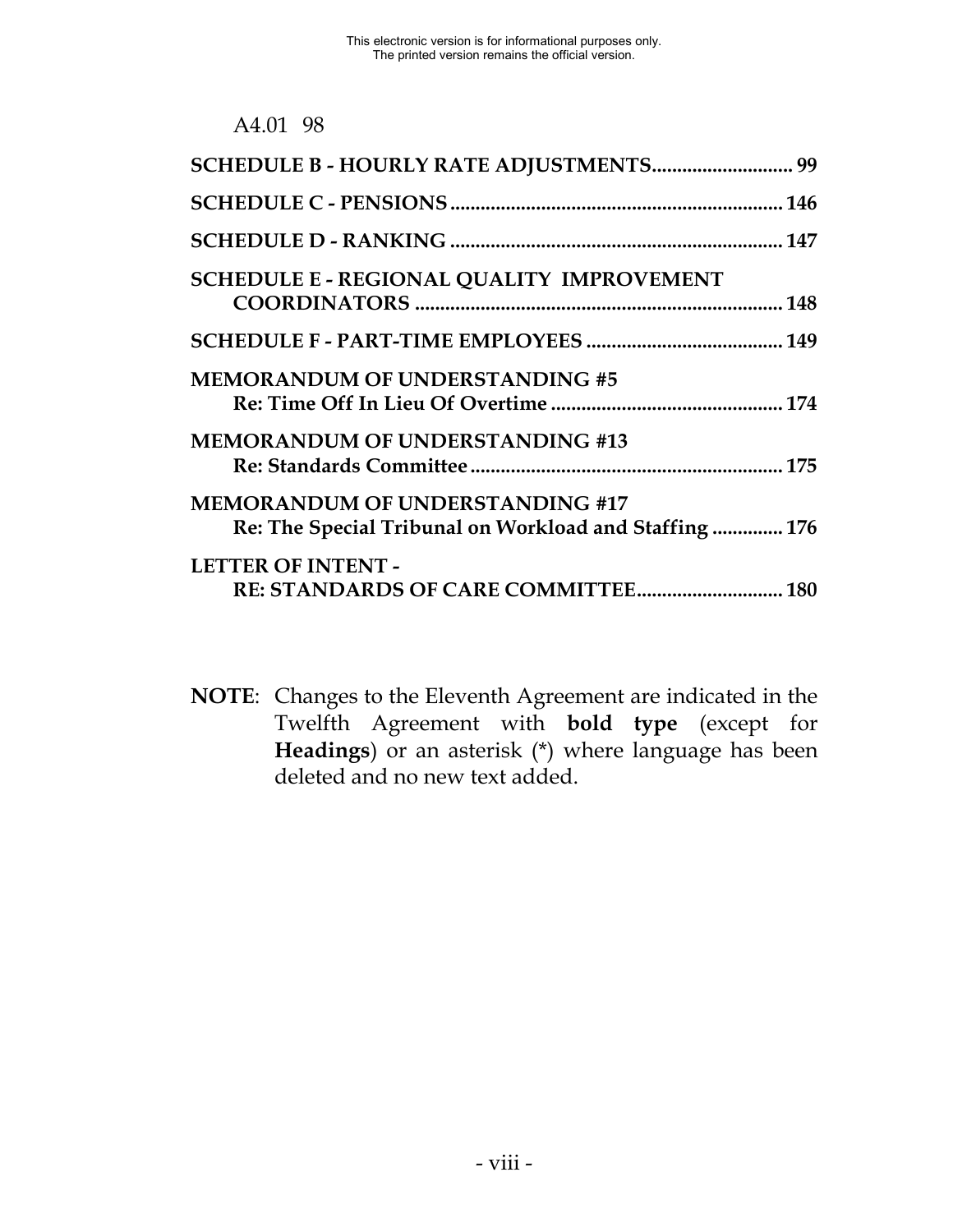A4.01 98

**SCHEDULE B - HOURLY RATE ADJUSTMENTS............................ 99**

**SCHEDULE C - PENSIONS.................................................................. 146**

**SCHEDULE D - RANKING ................................................................. 147**

**SCHEDULE E - REGIONAL QUALITY IMPROVEMENT COORDINATORS ........................................................................ 148**

**SCHEDULE F - PART-TIME EMPLOYEES ....................................... 149**

**MEMORANDUM OF UNDERSTANDING #5**
**Re: Time Off In Lieu Of Overtime ............................................. 174**

**MEMORANDUM OF UNDERSTANDING #13**
**Re: Standards Committee .............................................................. 175**

**MEMORANDUM OF UNDERSTANDING #17**
**Re: The Special Tribunal on Workload and Staffing .............. 176**

**LETTER OF INTENT -**
**RE: STANDARDS OF CARE COMMITTEE............................. 180**

**NOTE**: Changes to the Eleventh Agreement are indicated in the Twelfth Agreement with **bold type** (except for **Headings**) or an asterisk (*) where language has been deleted and no new text added.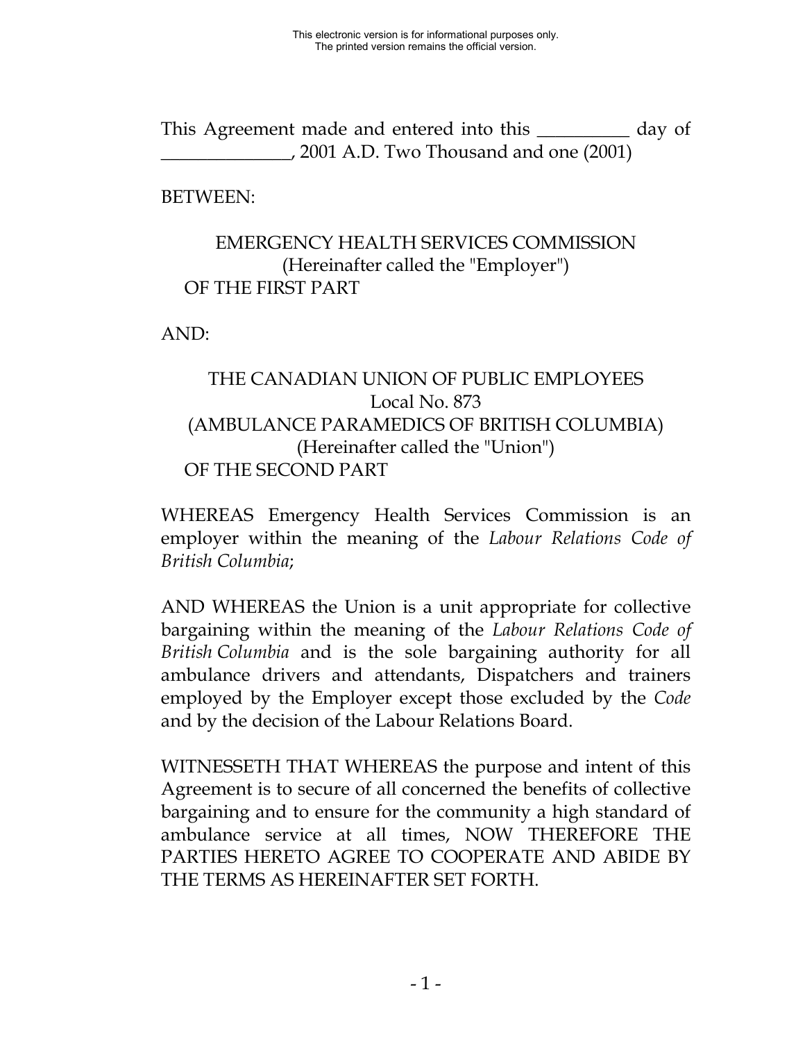This Agreement made and entered into this __________ day of _______________, 2001 A.D. Two Thousand and one (2001)

BETWEEN:

EMERGENCY HEALTH SERVICES COMMISSION
(Hereinafter called the "Employer")
OF THE FIRST PART

AND:

THE CANADIAN UNION OF PUBLIC EMPLOYEES
Local No. 873
(AMBULANCE PARAMEDICS OF BRITISH COLUMBIA)
(Hereinafter called the "Union")
OF THE SECOND PART

WHEREAS Emergency Health Services Commission is an employer within the meaning of the *Labour Relations Code of British Columbia*;

AND WHEREAS the Union is a unit appropriate for collective bargaining within the meaning of the *Labour Relations Code of British Columbia* and is the sole bargaining authority for all ambulance drivers and attendants, Dispatchers and trainers employed by the Employer except those excluded by the *Code* and by the decision of the Labour Relations Board.

WITNESSETH THAT WHEREAS the purpose and intent of this Agreement is to secure of all concerned the benefits of collective bargaining and to ensure for the community a high standard of ambulance service at all times, NOW THEREFORE THE PARTIES HERETO AGREE TO COOPERATE AND ABIDE BY THE TERMS AS HEREINAFTER SET FORTH.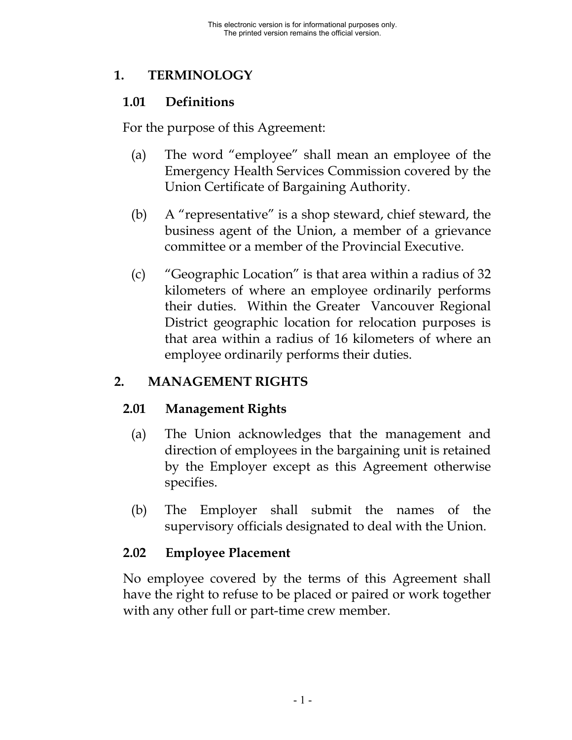## 1. TERMINOLOGY

### 1.01 Definitions

For the purpose of this Agreement:

(a) The word “employee” shall mean an employee of the Emergency Health Services Commission covered by the Union Certificate of Bargaining Authority.

(b) A “representative” is a shop steward, chief steward, the business agent of the Union, a member of a grievance committee or a member of the Provincial Executive.

(c) “Geographic Location” is that area within a radius of 32 kilometers of where an employee ordinarily performs their duties. Within the Greater Vancouver Regional District geographic location for relocation purposes is that area within a radius of 16 kilometers of where an employee ordinarily performs their duties.

## 2. MANAGEMENT RIGHTS

### 2.01 Management Rights

(a) The Union acknowledges that the management and direction of employees in the bargaining unit is retained by the Employer except as this Agreement otherwise specifies.

(b) The Employer shall submit the names of the supervisory officials designated to deal with the Union.

### 2.02 Employee Placement

No employee covered by the terms of this Agreement shall have the right to refuse to be placed or paired or work together with any other full or part-time crew member.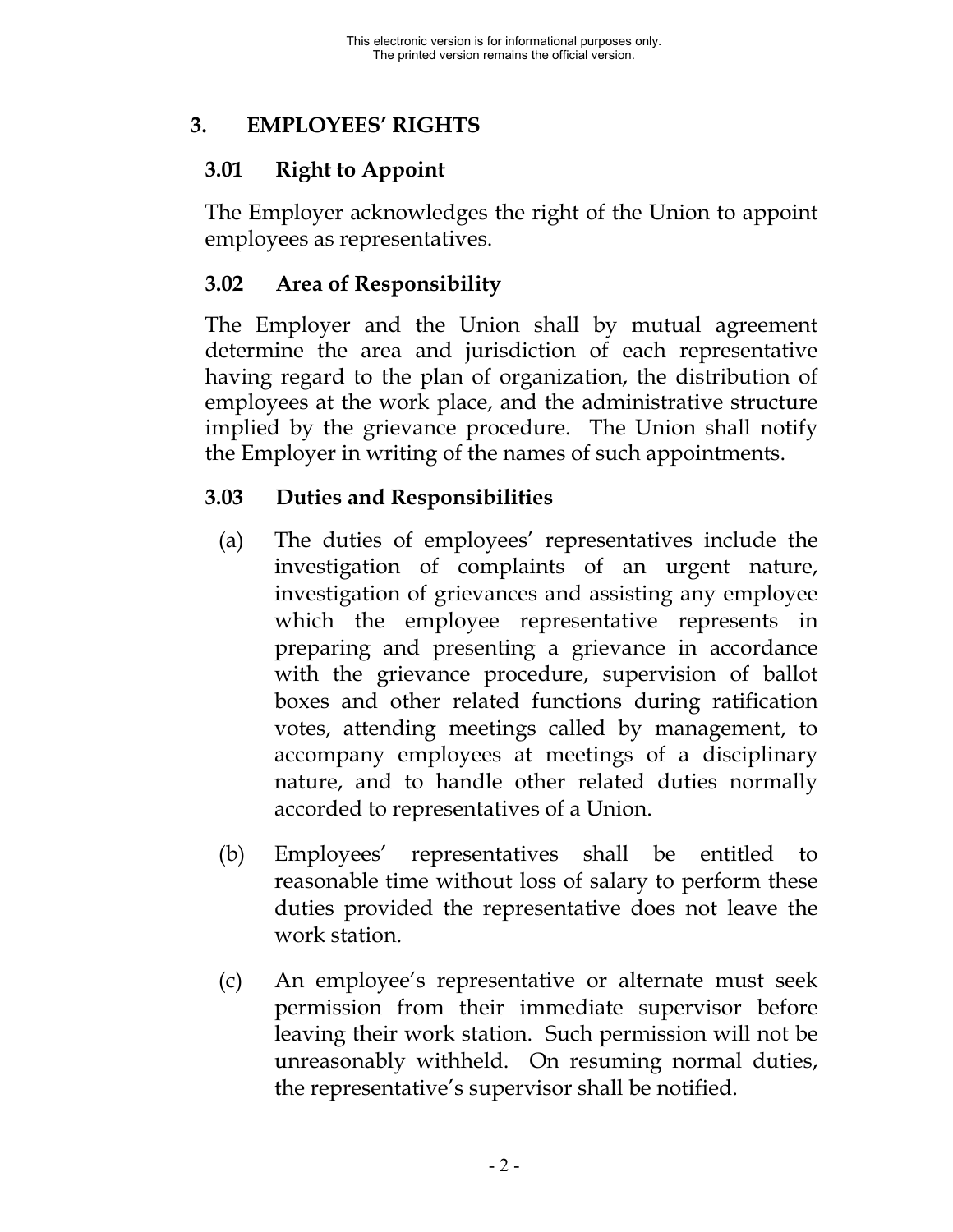## 3. EMPLOYEES' RIGHTS

### 3.01 Right to Appoint

The Employer acknowledges the right of the Union to appoint employees as representatives.

### 3.02 Area of Responsibility

The Employer and the Union shall by mutual agreement determine the area and jurisdiction of each representative having regard to the plan of organization, the distribution of employees at the work place, and the administrative structure implied by the grievance procedure. The Union shall notify the Employer in writing of the names of such appointments.

### 3.03 Duties and Responsibilities

(a) The duties of employees' representatives include the investigation of complaints of an urgent nature, investigation of grievances and assisting any employee which the employee representative represents in preparing and presenting a grievance in accordance with the grievance procedure, supervision of ballot boxes and other related functions during ratification votes, attending meetings called by management, to accompany employees at meetings of a disciplinary nature, and to handle other related duties normally accorded to representatives of a Union.

(b) Employees' representatives shall be entitled to reasonable time without loss of salary to perform these duties provided the representative does not leave the work station.

(c) An employee's representative or alternate must seek permission from their immediate supervisor before leaving their work station. Such permission will not be unreasonably withheld. On resuming normal duties, the representative's supervisor shall be notified.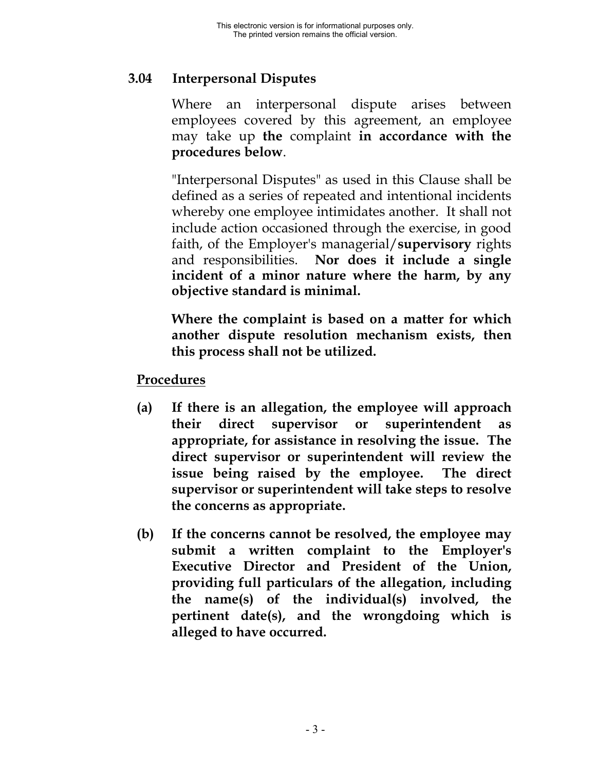## 3.04 Interpersonal Disputes

Where an interpersonal dispute arises between employees covered by this agreement, an employee may take up **the** complaint **in accordance with the procedures below**.

"Interpersonal Disputes" as used in this Clause shall be defined as a series of repeated and intentional incidents whereby one employee intimidates another. It shall not include action occasioned through the exercise, in good faith, of the Employer's managerial/**supervisory** rights and responsibilities. **Nor does it include a single incident of a minor nature where the harm, by any objective standard is minimal.**

**Where the complaint is based on a matter for which another dispute resolution mechanism exists, then this process shall not be utilized.**

<u>**Procedures**</u>

**(a)** **If there is an allegation, the employee will approach their direct supervisor or superintendent as appropriate, for assistance in resolving the issue. The direct supervisor or superintendent will review the issue being raised by the employee. The direct supervisor or superintendent will take steps to resolve the concerns as appropriate.**

**(b)** **If the concerns cannot be resolved, the employee may submit a written complaint to the Employer's Executive Director and President of the Union, providing full particulars of the allegation, including the name(s) of the individual(s) involved, the pertinent date(s), and the wrongdoing which is alleged to have occurred.**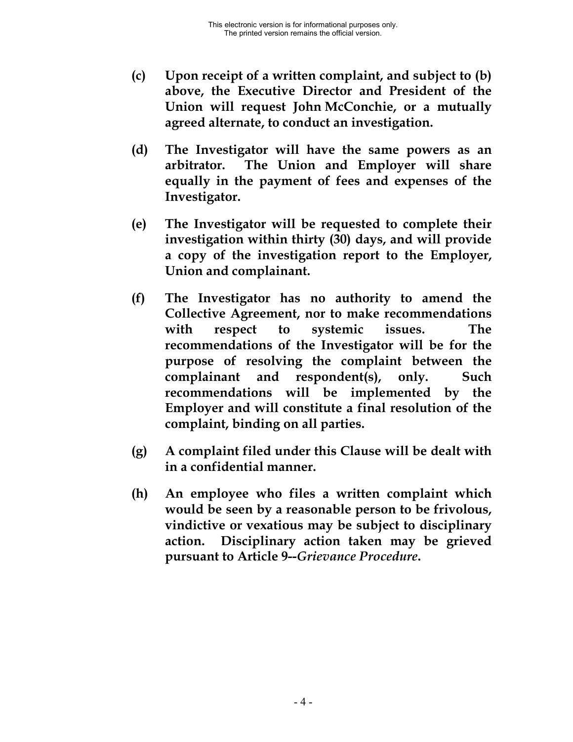**(c) Upon receipt of a written complaint, and subject to (b) above, the Executive Director and President of the Union will request John McConchie, or a mutually agreed alternate, to conduct an investigation.**

**(d) The Investigator will have the same powers as an arbitrator. The Union and Employer will share equally in the payment of fees and expenses of the Investigator.**

**(e) The Investigator will be requested to complete their investigation within thirty (30) days, and will provide a copy of the investigation report to the Employer, Union and complainant.**

**(f) The Investigator has no authority to amend the Collective Agreement, nor to make recommendations with respect to systemic issues. The recommendations of the Investigator will be for the purpose of resolving the complaint between the complainant and respondent(s), only. Such recommendations will be implemented by the Employer and will constitute a final resolution of the complaint, binding on all parties.**

**(g) A complaint filed under this Clause will be dealt with in a confidential manner.**

**(h) An employee who files a written complaint which would be seen by a reasonable person to be frivolous, vindictive or vexatious may be subject to disciplinary action. Disciplinary action taken may be grieved pursuant to Article 9--*Grievance Procedure*.**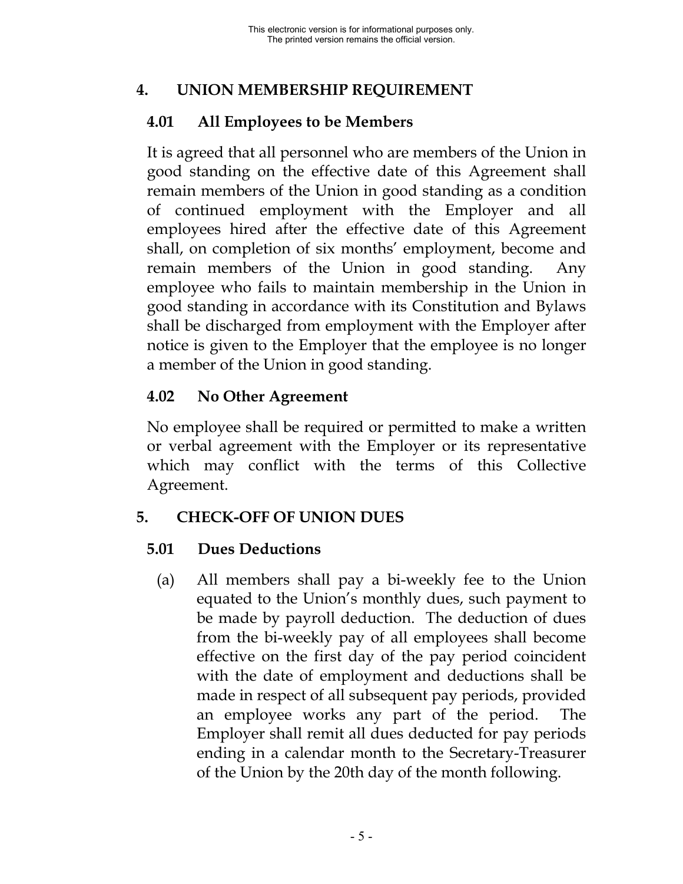## 4. UNION MEMBERSHIP REQUIREMENT

### 4.01 All Employees to be Members

It is agreed that all personnel who are members of the Union in good standing on the effective date of this Agreement shall remain members of the Union in good standing as a condition of continued employment with the Employer and all employees hired after the effective date of this Agreement shall, on completion of six months' employment, become and remain members of the Union in good standing. Any employee who fails to maintain membership in the Union in good standing in accordance with its Constitution and Bylaws shall be discharged from employment with the Employer after notice is given to the Employer that the employee is no longer a member of the Union in good standing.

### 4.02 No Other Agreement

No employee shall be required or permitted to make a written or verbal agreement with the Employer or its representative which may conflict with the terms of this Collective Agreement.

## 5. CHECK-OFF OF UNION DUES

### 5.01 Dues Deductions

(a) All members shall pay a bi-weekly fee to the Union equated to the Union's monthly dues, such payment to be made by payroll deduction. The deduction of dues from the bi-weekly pay of all employees shall become effective on the first day of the pay period coincident with the date of employment and deductions shall be made in respect of all subsequent pay periods, provided an employee works any part of the period. The Employer shall remit all dues deducted for pay periods ending in a calendar month to the Secretary-Treasurer of the Union by the 20th day of the month following.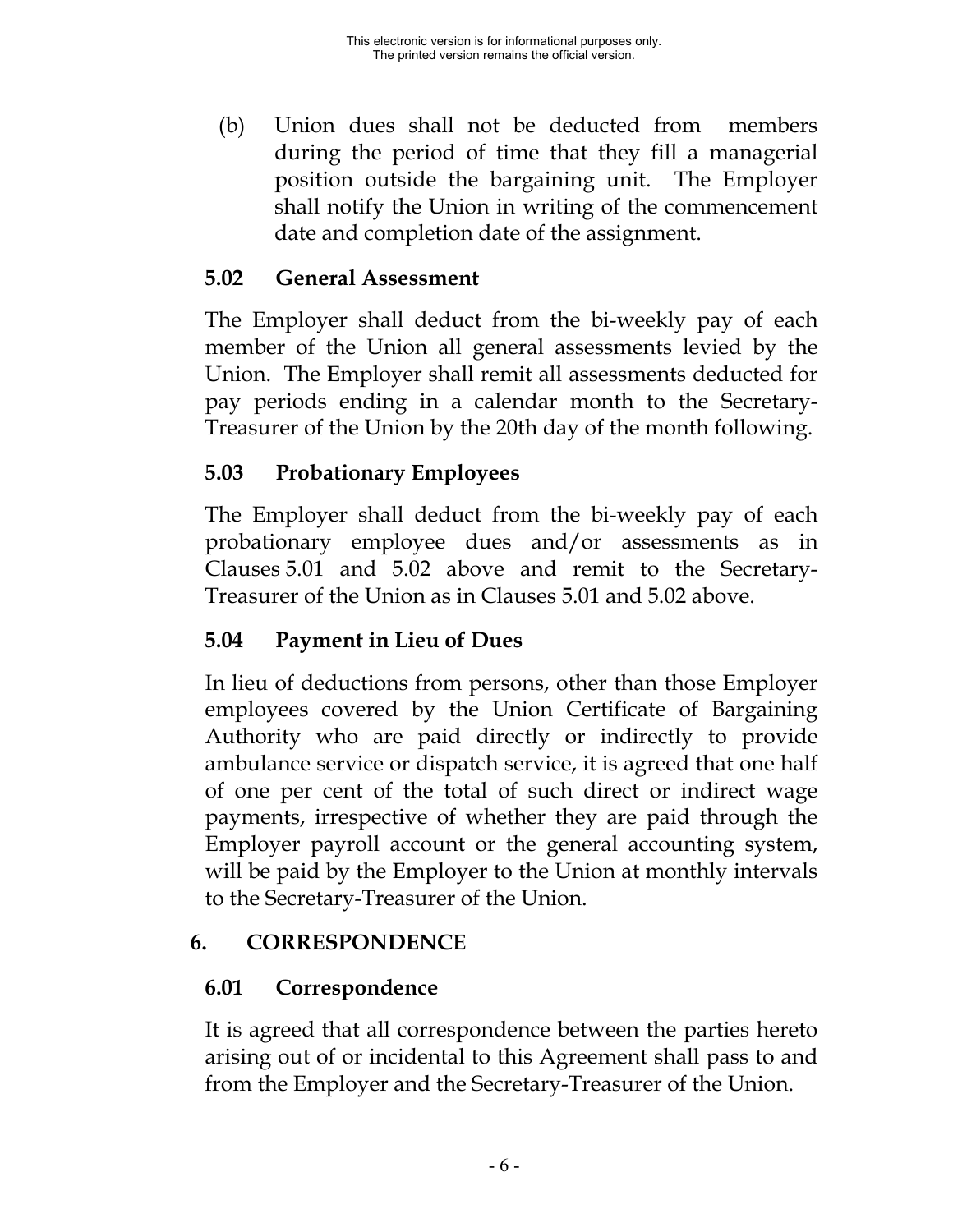(b) Union dues shall not be deducted from members during the period of time that they fill a managerial position outside the bargaining unit. The Employer shall notify the Union in writing of the commencement date and completion date of the assignment.

### 5.02 General Assessment

The Employer shall deduct from the bi-weekly pay of each member of the Union all general assessments levied by the Union. The Employer shall remit all assessments deducted for pay periods ending in a calendar month to the Secretary-Treasurer of the Union by the 20th day of the month following.

### 5.03 Probationary Employees

The Employer shall deduct from the bi-weekly pay of each probationary employee dues and/or assessments as in Clauses 5.01 and 5.02 above and remit to the Secretary-Treasurer of the Union as in Clauses 5.01 and 5.02 above.

### 5.04 Payment in Lieu of Dues

In lieu of deductions from persons, other than those Employer employees covered by the Union Certificate of Bargaining Authority who are paid directly or indirectly to provide ambulance service or dispatch service, it is agreed that one half of one per cent of the total of such direct or indirect wage payments, irrespective of whether they are paid through the Employer payroll account or the general accounting system, will be paid by the Employer to the Union at monthly intervals to the Secretary-Treasurer of the Union.

## 6. CORRESPONDENCE

### 6.01 Correspondence

It is agreed that all correspondence between the parties hereto arising out of or incidental to this Agreement shall pass to and from the Employer and the Secretary-Treasurer of the Union.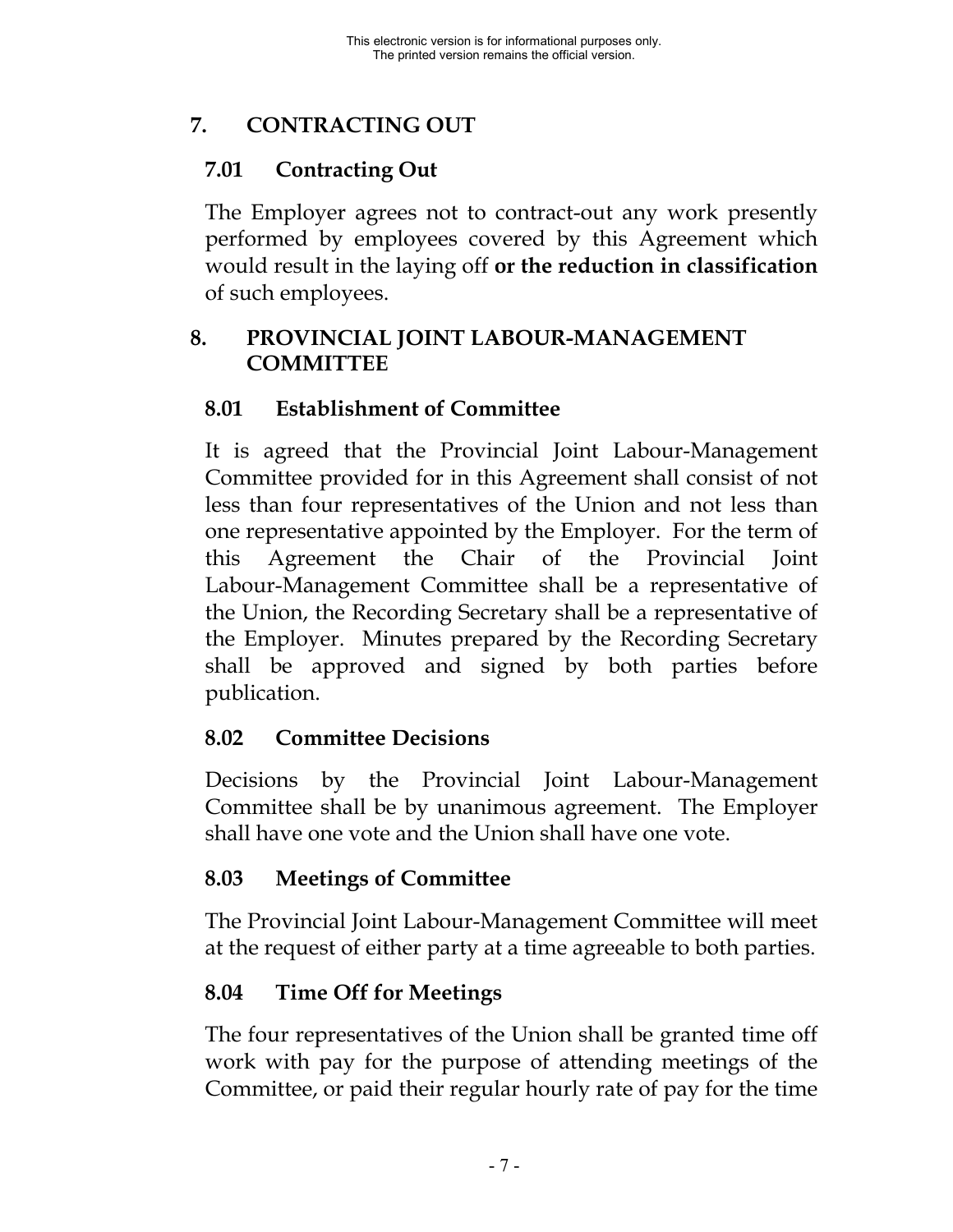## 7. CONTRACTING OUT

### 7.01 Contracting Out

The Employer agrees not to contract-out any work presently performed by employees covered by this Agreement which would result in the laying off **or the reduction in classification** of such employees.

## 8. PROVINCIAL JOINT LABOUR-MANAGEMENT COMMITTEE

### 8.01 Establishment of Committee

It is agreed that the Provincial Joint Labour-Management Committee provided for in this Agreement shall consist of not less than four representatives of the Union and not less than one representative appointed by the Employer. For the term of this Agreement the Chair of the Provincial Joint Labour-Management Committee shall be a representative of the Union, the Recording Secretary shall be a representative of the Employer. Minutes prepared by the Recording Secretary shall be approved and signed by both parties before publication.

### 8.02 Committee Decisions

Decisions by the Provincial Joint Labour-Management Committee shall be by unanimous agreement. The Employer shall have one vote and the Union shall have one vote.

### 8.03 Meetings of Committee

The Provincial Joint Labour-Management Committee will meet at the request of either party at a time agreeable to both parties.

### 8.04 Time Off for Meetings

The four representatives of the Union shall be granted time off work with pay for the purpose of attending meetings of the Committee, or paid their regular hourly rate of pay for the time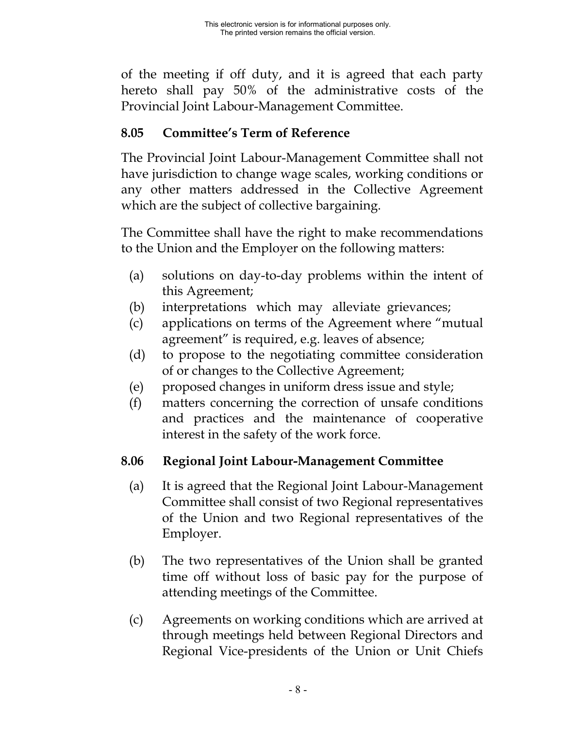of the meeting if off duty, and it is agreed that each party hereto shall pay 50% of the administrative costs of the Provincial Joint Labour-Management Committee.

### 8.05 Committee's Term of Reference

The Provincial Joint Labour-Management Committee shall not have jurisdiction to change wage scales, working conditions or any other matters addressed in the Collective Agreement which are the subject of collective bargaining.

The Committee shall have the right to make recommendations to the Union and the Employer on the following matters:

(a) solutions on day-to-day problems within the intent of this Agreement;
(b) interpretations which may alleviate grievances;
(c) applications on terms of the Agreement where "mutual agreement" is required, e.g. leaves of absence;
(d) to propose to the negotiating committee consideration of or changes to the Collective Agreement;
(e) proposed changes in uniform dress issue and style;
(f) matters concerning the correction of unsafe conditions and practices and the maintenance of cooperative interest in the safety of the work force.

### 8.06 Regional Joint Labour-Management Committee

(a) It is agreed that the Regional Joint Labour-Management Committee shall consist of two Regional representatives of the Union and two Regional representatives of the Employer.

(b) The two representatives of the Union shall be granted time off without loss of basic pay for the purpose of attending meetings of the Committee.

(c) Agreements on working conditions which are arrived at through meetings held between Regional Directors and Regional Vice-presidents of the Union or Unit Chiefs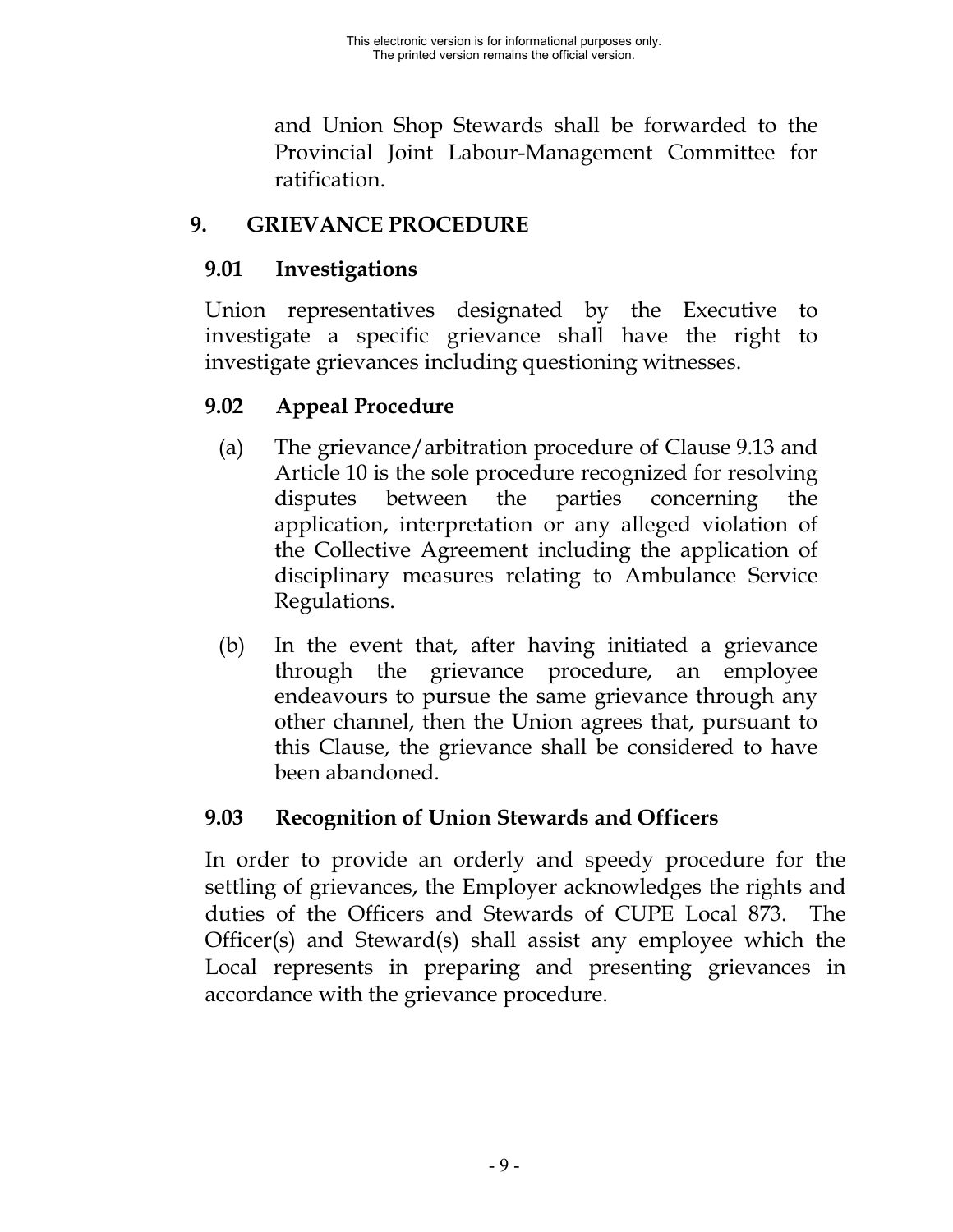and Union Shop Stewards shall be forwarded to the Provincial Joint Labour-Management Committee for ratification.

## 9. GRIEVANCE PROCEDURE

### 9.01 Investigations

Union representatives designated by the Executive to investigate a specific grievance shall have the right to investigate grievances including questioning witnesses.

### 9.02 Appeal Procedure

(a) The grievance/arbitration procedure of Clause 9.13 and Article 10 is the sole procedure recognized for resolving disputes between the parties concerning the application, interpretation or any alleged violation of the Collective Agreement including the application of disciplinary measures relating to Ambulance Service Regulations.

(b) In the event that, after having initiated a grievance through the grievance procedure, an employee endeavours to pursue the same grievance through any other channel, then the Union agrees that, pursuant to this Clause, the grievance shall be considered to have been abandoned.

### 9.03 Recognition of Union Stewards and Officers

In order to provide an orderly and speedy procedure for the settling of grievances, the Employer acknowledges the rights and duties of the Officers and Stewards of CUPE Local 873. The Officer(s) and Steward(s) shall assist any employee which the Local represents in preparing and presenting grievances in accordance with the grievance procedure.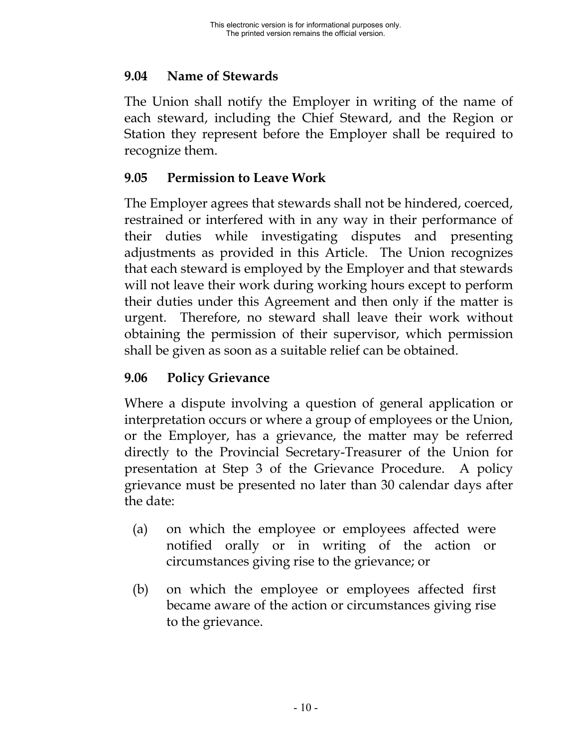### 9.04 Name of Stewards

The Union shall notify the Employer in writing of the name of each steward, including the Chief Steward, and the Region or Station they represent before the Employer shall be required to recognize them.

### 9.05 Permission to Leave Work

The Employer agrees that stewards shall not be hindered, coerced, restrained or interfered with in any way in their performance of their duties while investigating disputes and presenting adjustments as provided in this Article. The Union recognizes that each steward is employed by the Employer and that stewards will not leave their work during working hours except to perform their duties under this Agreement and then only if the matter is urgent. Therefore, no steward shall leave their work without obtaining the permission of their supervisor, which permission shall be given as soon as a suitable relief can be obtained.

### 9.06 Policy Grievance

Where a dispute involving a question of general application or interpretation occurs or where a group of employees or the Union, or the Employer, has a grievance, the matter may be referred directly to the Provincial Secretary-Treasurer of the Union for presentation at Step 3 of the Grievance Procedure. A policy grievance must be presented no later than 30 calendar days after the date:

(a) on which the employee or employees affected were notified orally or in writing of the action or circumstances giving rise to the grievance; or

(b) on which the employee or employees affected first became aware of the action or circumstances giving rise to the grievance.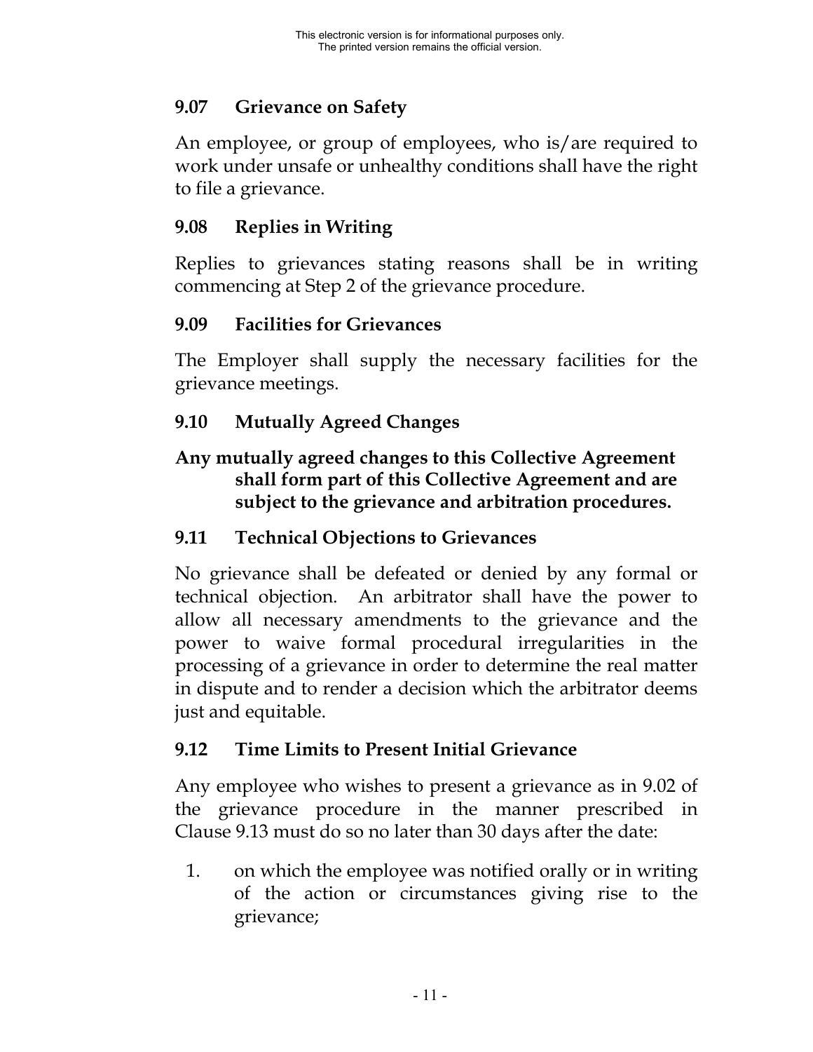### 9.07 Grievance on Safety

An employee, or group of employees, who is/are required to work under unsafe or unhealthy conditions shall have the right to file a grievance.

### 9.08 Replies in Writing

Replies to grievances stating reasons shall be in writing commencing at Step 2 of the grievance procedure.

### 9.09 Facilities for Grievances

The Employer shall supply the necessary facilities for the grievance meetings.

### 9.10 Mutually Agreed Changes

**Any mutually agreed changes to this Collective Agreement shall form part of this Collective Agreement and are subject to the grievance and arbitration procedures.**

### 9.11 Technical Objections to Grievances

No grievance shall be defeated or denied by any formal or technical objection. An arbitrator shall have the power to allow all necessary amendments to the grievance and the power to waive formal procedural irregularities in the processing of a grievance in order to determine the real matter in dispute and to render a decision which the arbitrator deems just and equitable.

### 9.12 Time Limits to Present Initial Grievance

Any employee who wishes to present a grievance as in 9.02 of the grievance procedure in the manner prescribed in Clause 9.13 must do so no later than 30 days after the date:

1. on which the employee was notified orally or in writing of the action or circumstances giving rise to the grievance;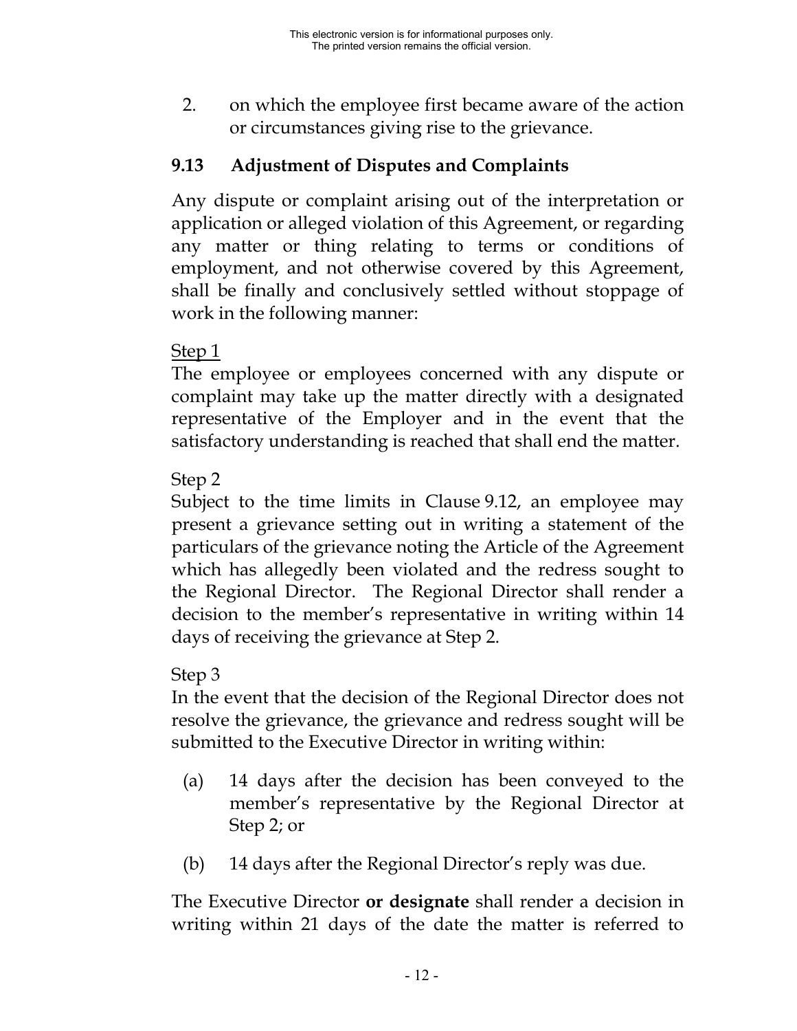2. on which the employee first became aware of the action or circumstances giving rise to the grievance.

## 9.13 Adjustment of Disputes and Complaints

Any dispute or complaint arising out of the interpretation or application or alleged violation of this Agreement, or regarding any matter or thing relating to terms or conditions of employment, and not otherwise covered by this Agreement, shall be finally and conclusively settled without stoppage of work in the following manner:

Step 1

The employee or employees concerned with any dispute or complaint may take up the matter directly with a designated representative of the Employer and in the event that the satisfactory understanding is reached that shall end the matter.

Step 2

Subject to the time limits in Clause 9.12, an employee may present a grievance setting out in writing a statement of the particulars of the grievance noting the Article of the Agreement which has allegedly been violated and the redress sought to the Regional Director. The Regional Director shall render a decision to the member's representative in writing within 14 days of receiving the grievance at Step 2.

Step 3

In the event that the decision of the Regional Director does not resolve the grievance, the grievance and redress sought will be submitted to the Executive Director in writing within:

(a) 14 days after the decision has been conveyed to the member's representative by the Regional Director at Step 2; or

(b) 14 days after the Regional Director's reply was due.

The Executive Director **or designate** shall render a decision in writing within 21 days of the date the matter is referred to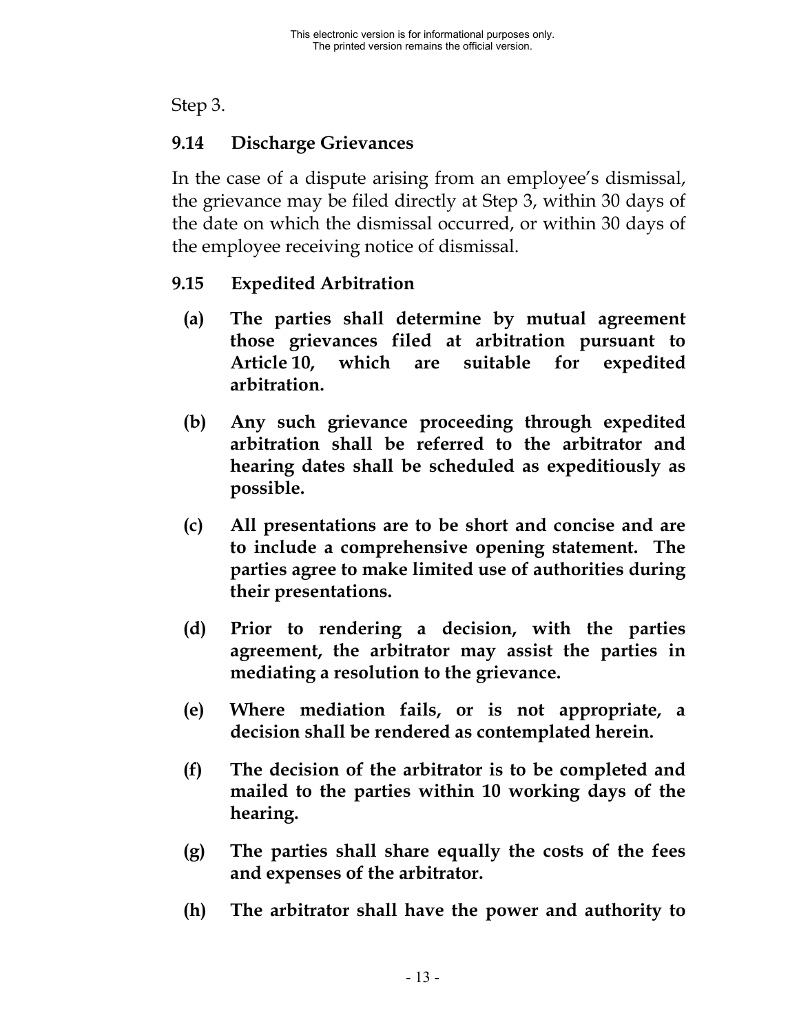Step 3.

### 9.14 Discharge Grievances

In the case of a dispute arising from an employee's dismissal, the grievance may be filed directly at Step 3, within 30 days of the date on which the dismissal occurred, or within 30 days of the employee receiving notice of dismissal.

### 9.15 Expedited Arbitration

**(a) The parties shall determine by mutual agreement those grievances filed at arbitration pursuant to Article 10, which are suitable for expedited arbitration.**

**(b) Any such grievance proceeding through expedited arbitration shall be referred to the arbitrator and hearing dates shall be scheduled as expeditiously as possible.**

**(c) All presentations are to be short and concise and are to include a comprehensive opening statement. The parties agree to make limited use of authorities during their presentations.**

**(d) Prior to rendering a decision, with the parties agreement, the arbitrator may assist the parties in mediating a resolution to the grievance.**

**(e) Where mediation fails, or is not appropriate, a decision shall be rendered as contemplated herein.**

**(f) The decision of the arbitrator is to be completed and mailed to the parties within 10 working days of the hearing.**

**(g) The parties shall share equally the costs of the fees and expenses of the arbitrator.**

**(h) The arbitrator shall have the power and authority to**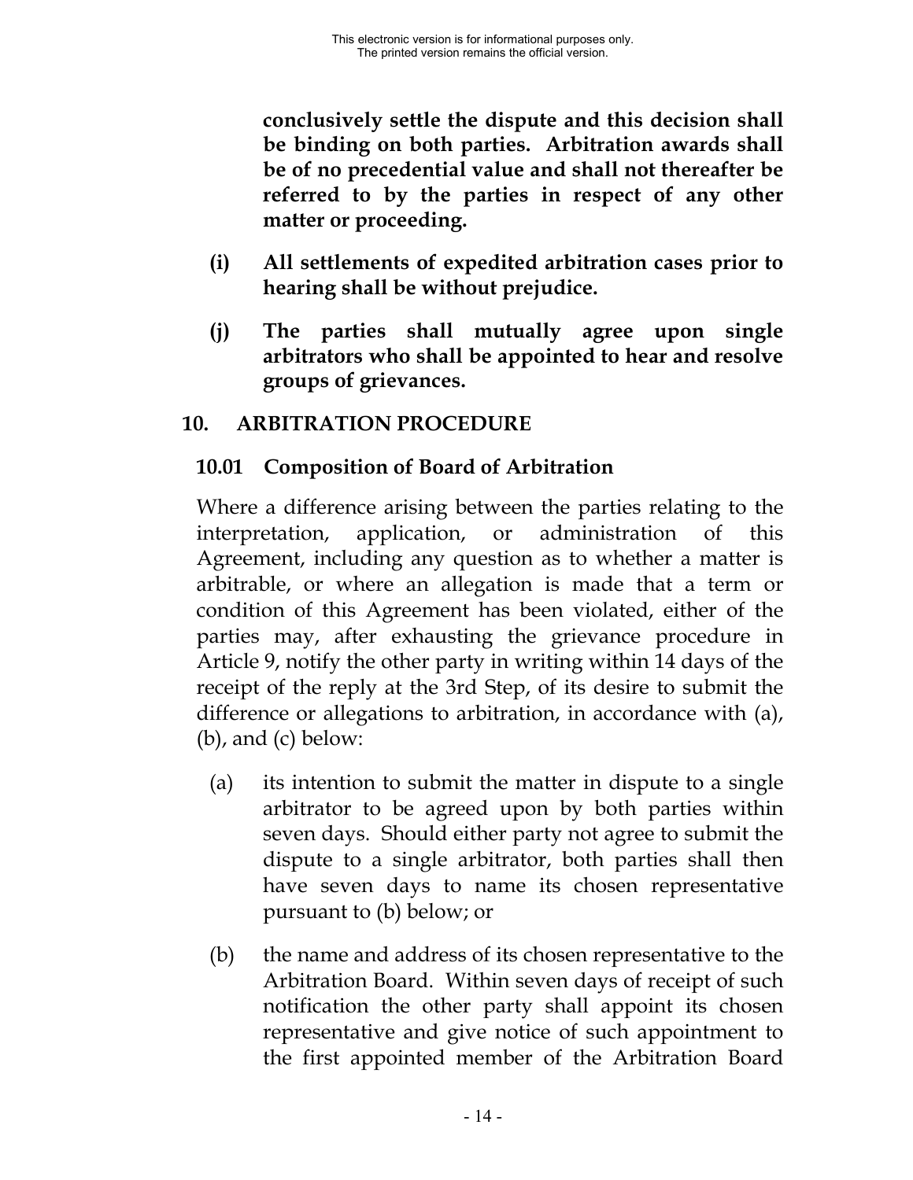**conclusively settle the dispute and this decision shall be binding on both parties. Arbitration awards shall be of no precedential value and shall not thereafter be referred to by the parties in respect of any other matter or proceeding.**

**(i) All settlements of expedited arbitration cases prior to hearing shall be without prejudice.**

**(j) The parties shall mutually agree upon single arbitrators who shall be appointed to hear and resolve groups of grievances.**

## 10. ARBITRATION PROCEDURE

### 10.01 Composition of Board of Arbitration

Where a difference arising between the parties relating to the interpretation, application, or administration of this Agreement, including any question as to whether a matter is arbitrable, or where an allegation is made that a term or condition of this Agreement has been violated, either of the parties may, after exhausting the grievance procedure in Article 9, notify the other party in writing within 14 days of the receipt of the reply at the 3rd Step, of its desire to submit the difference or allegations to arbitration, in accordance with (a), (b), and (c) below:

(a) its intention to submit the matter in dispute to a single arbitrator to be agreed upon by both parties within seven days. Should either party not agree to submit the dispute to a single arbitrator, both parties shall then have seven days to name its chosen representative pursuant to (b) below; or

(b) the name and address of its chosen representative to the Arbitration Board. Within seven days of receipt of such notification the other party shall appoint its chosen representative and give notice of such appointment to the first appointed member of the Arbitration Board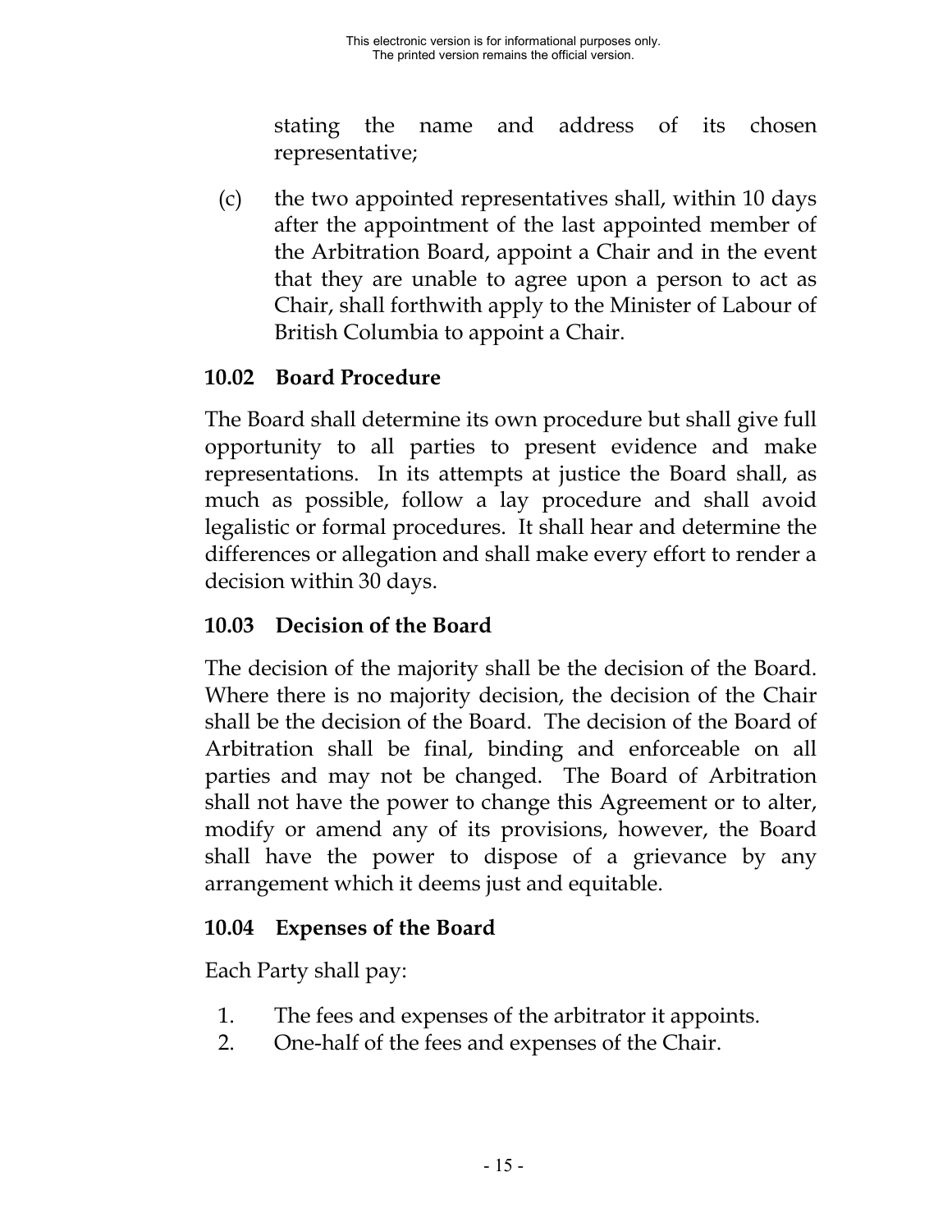stating the name and address of its chosen representative;

(c) the two appointed representatives shall, within 10 days after the appointment of the last appointed member of the Arbitration Board, appoint a Chair and in the event that they are unable to agree upon a person to act as Chair, shall forthwith apply to the Minister of Labour of British Columbia to appoint a Chair.

### 10.02 Board Procedure

The Board shall determine its own procedure but shall give full opportunity to all parties to present evidence and make representations. In its attempts at justice the Board shall, as much as possible, follow a lay procedure and shall avoid legalistic or formal procedures. It shall hear and determine the differences or allegation and shall make every effort to render a decision within 30 days.

### 10.03 Decision of the Board

The decision of the majority shall be the decision of the Board. Where there is no majority decision, the decision of the Chair shall be the decision of the Board. The decision of the Board of Arbitration shall be final, binding and enforceable on all parties and may not be changed. The Board of Arbitration shall not have the power to change this Agreement or to alter, modify or amend any of its provisions, however, the Board shall have the power to dispose of a grievance by any arrangement which it deems just and equitable.

### 10.04 Expenses of the Board

Each Party shall pay:

1. The fees and expenses of the arbitrator it appoints.
2. One-half of the fees and expenses of the Chair.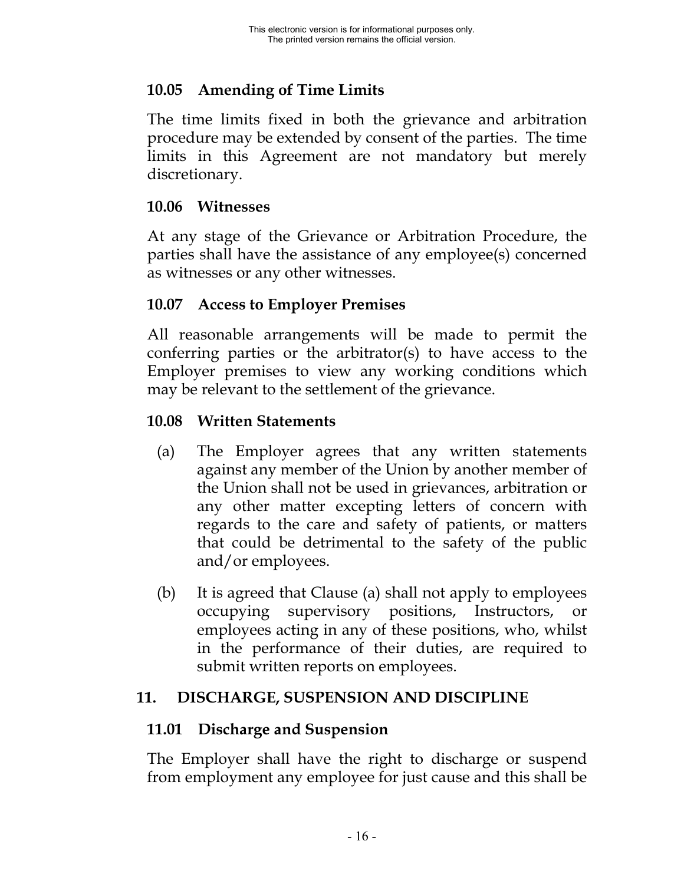### 10.05 Amending of Time Limits

The time limits fixed in both the grievance and arbitration procedure may be extended by consent of the parties. The time limits in this Agreement are not mandatory but merely discretionary.

### 10.06 Witnesses

At any stage of the Grievance or Arbitration Procedure, the parties shall have the assistance of any employee(s) concerned as witnesses or any other witnesses.

### 10.07 Access to Employer Premises

All reasonable arrangements will be made to permit the conferring parties or the arbitrator(s) to have access to the Employer premises to view any working conditions which may be relevant to the settlement of the grievance.

### 10.08 Written Statements

(a) The Employer agrees that any written statements against any member of the Union by another member of the Union shall not be used in grievances, arbitration or any other matter excepting letters of concern with regards to the care and safety of patients, or matters that could be detrimental to the safety of the public and/or employees.

(b) It is agreed that Clause (a) shall not apply to employees occupying supervisory positions, Instructors, or employees acting in any of these positions, who, whilst in the performance of their duties, are required to submit written reports on employees.

## 11. DISCHARGE, SUSPENSION AND DISCIPLINE

### 11.01 Discharge and Suspension

The Employer shall have the right to discharge or suspend from employment any employee for just cause and this shall be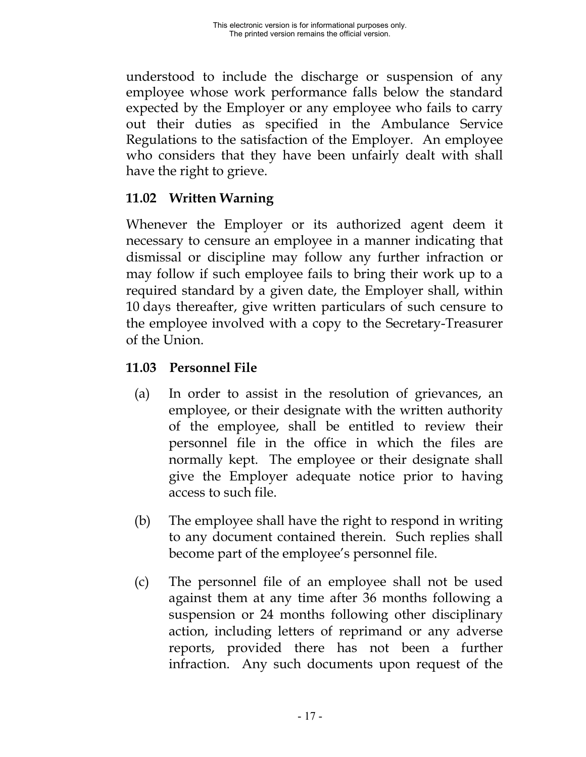understood to include the discharge or suspension of any employee whose work performance falls below the standard expected by the Employer or any employee who fails to carry out their duties as specified in the Ambulance Service Regulations to the satisfaction of the Employer. An employee who considers that they have been unfairly dealt with shall have the right to grieve.

### 11.02 Written Warning

Whenever the Employer or its authorized agent deem it necessary to censure an employee in a manner indicating that dismissal or discipline may follow any further infraction or may follow if such employee fails to bring their work up to a required standard by a given date, the Employer shall, within 10 days thereafter, give written particulars of such censure to the employee involved with a copy to the Secretary-Treasurer of the Union.

### 11.03 Personnel File

(a) In order to assist in the resolution of grievances, an employee, or their designate with the written authority of the employee, shall be entitled to review their personnel file in the office in which the files are normally kept. The employee or their designate shall give the Employer adequate notice prior to having access to such file.

(b) The employee shall have the right to respond in writing to any document contained therein. Such replies shall become part of the employee's personnel file.

(c) The personnel file of an employee shall not be used against them at any time after 36 months following a suspension or 24 months following other disciplinary action, including letters of reprimand or any adverse reports, provided there has not been a further infraction. Any such documents upon request of the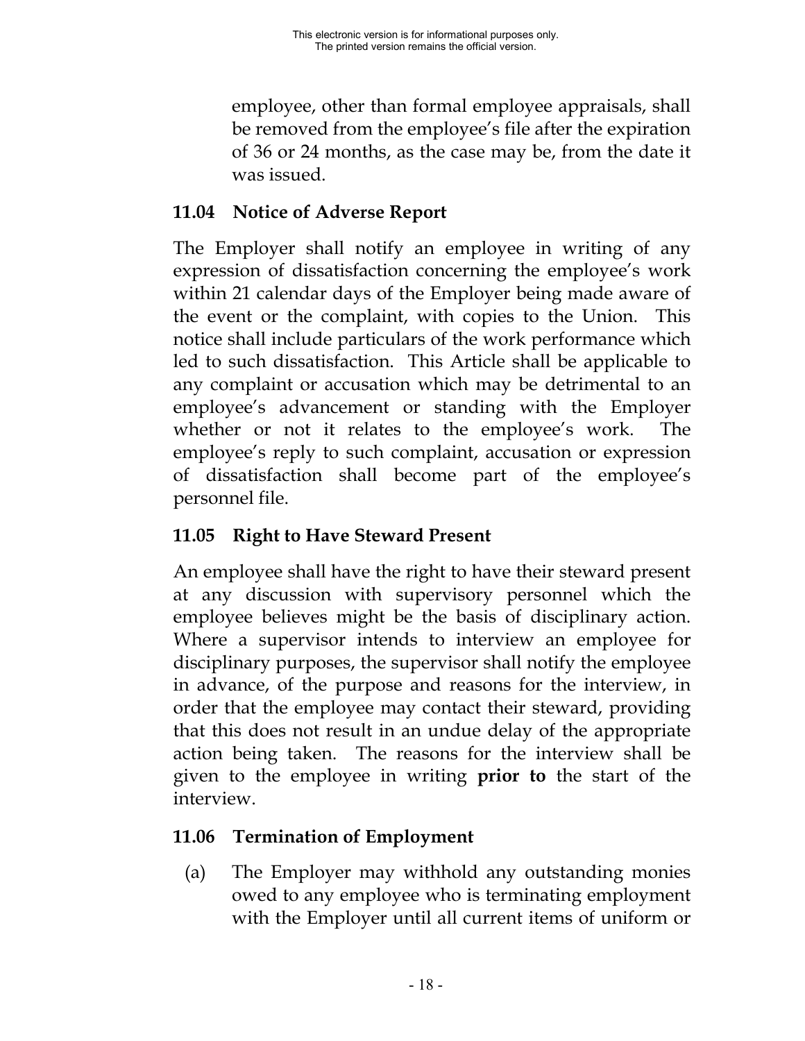employee, other than formal employee appraisals, shall be removed from the employee's file after the expiration of 36 or 24 months, as the case may be, from the date it was issued.

### 11.04 Notice of Adverse Report

The Employer shall notify an employee in writing of any expression of dissatisfaction concerning the employee's work within 21 calendar days of the Employer being made aware of the event or the complaint, with copies to the Union. This notice shall include particulars of the work performance which led to such dissatisfaction. This Article shall be applicable to any complaint or accusation which may be detrimental to an employee's advancement or standing with the Employer whether or not it relates to the employee's work. The employee's reply to such complaint, accusation or expression of dissatisfaction shall become part of the employee's personnel file.

### 11.05 Right to Have Steward Present

An employee shall have the right to have their steward present at any discussion with supervisory personnel which the employee believes might be the basis of disciplinary action. Where a supervisor intends to interview an employee for disciplinary purposes, the supervisor shall notify the employee in advance, of the purpose and reasons for the interview, in order that the employee may contact their steward, providing that this does not result in an undue delay of the appropriate action being taken. The reasons for the interview shall be given to the employee in writing **prior to** the start of the interview.

### 11.06 Termination of Employment

(a) The Employer may withhold any outstanding monies owed to any employee who is terminating employment with the Employer until all current items of uniform or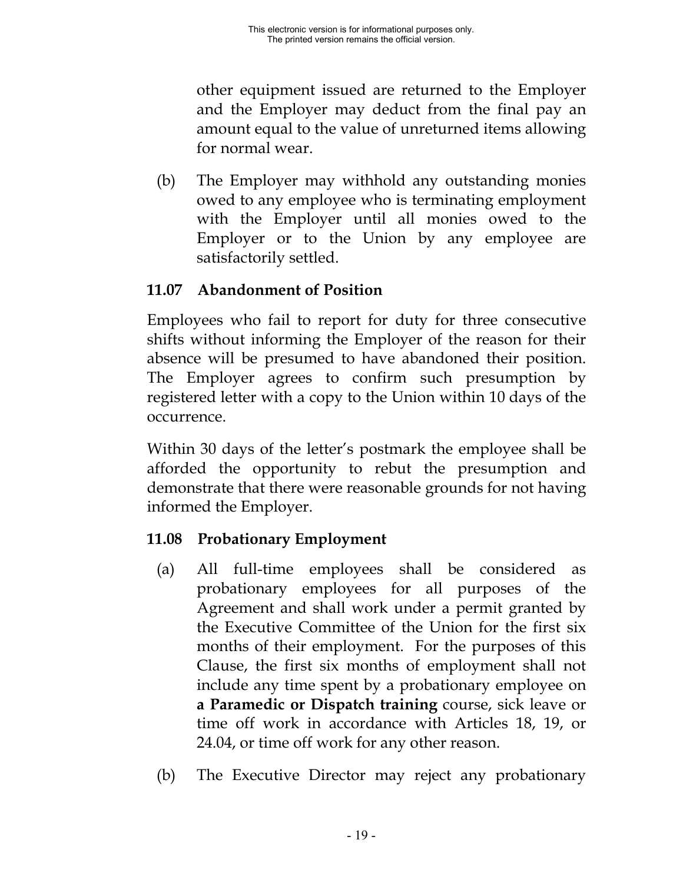other equipment issued are returned to the Employer and the Employer may deduct from the final pay an amount equal to the value of unreturned items allowing for normal wear.

(b) The Employer may withhold any outstanding monies owed to any employee who is terminating employment with the Employer until all monies owed to the Employer or to the Union by any employee are satisfactorily settled.

### 11.07 Abandonment of Position

Employees who fail to report for duty for three consecutive shifts without informing the Employer of the reason for their absence will be presumed to have abandoned their position. The Employer agrees to confirm such presumption by registered letter with a copy to the Union within 10 days of the occurrence.

Within 30 days of the letter's postmark the employee shall be afforded the opportunity to rebut the presumption and demonstrate that there were reasonable grounds for not having informed the Employer.

### 11.08 Probationary Employment

(a) All full-time employees shall be considered as probationary employees for all purposes of the Agreement and shall work under a permit granted by the Executive Committee of the Union for the first six months of their employment. For the purposes of this Clause, the first six months of employment shall not include any time spent by a probationary employee on **a Paramedic or Dispatch training** course, sick leave or time off work in accordance with Articles 18, 19, or 24.04, or time off work for any other reason.

(b) The Executive Director may reject any probationary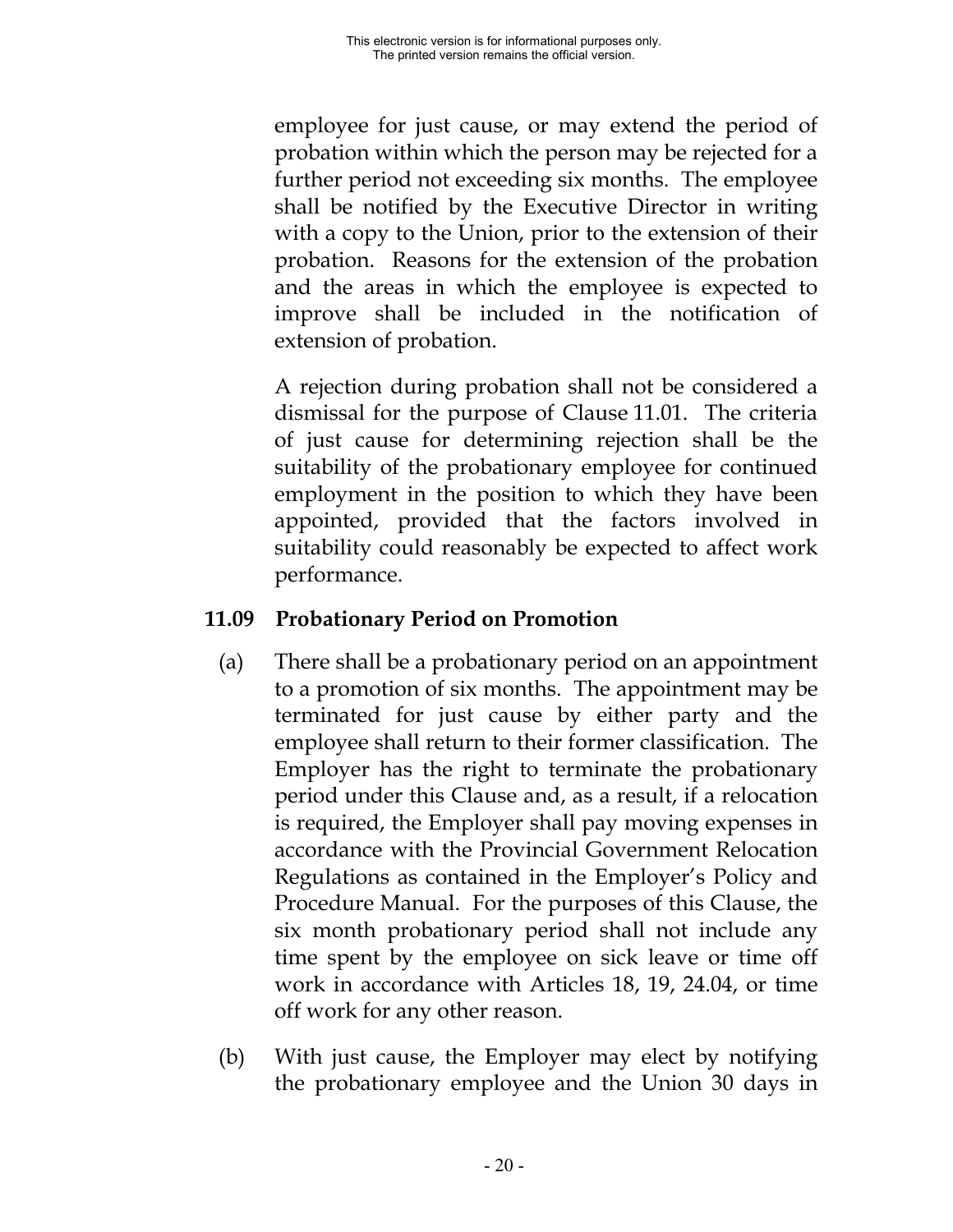employee for just cause, or may extend the period of probation within which the person may be rejected for a further period not exceeding six months. The employee shall be notified by the Executive Director in writing with a copy to the Union, prior to the extension of their probation. Reasons for the extension of the probation and the areas in which the employee is expected to improve shall be included in the notification of extension of probation.

A rejection during probation shall not be considered a dismissal for the purpose of Clause 11.01. The criteria of just cause for determining rejection shall be the suitability of the probationary employee for continued employment in the position to which they have been appointed, provided that the factors involved in suitability could reasonably be expected to affect work performance.

### 11.09 Probationary Period on Promotion

(a) There shall be a probationary period on an appointment to a promotion of six months. The appointment may be terminated for just cause by either party and the employee shall return to their former classification. The Employer has the right to terminate the probationary period under this Clause and, as a result, if a relocation is required, the Employer shall pay moving expenses in accordance with the Provincial Government Relocation Regulations as contained in the Employer's Policy and Procedure Manual. For the purposes of this Clause, the six month probationary period shall not include any time spent by the employee on sick leave or time off work in accordance with Articles 18, 19, 24.04, or time off work for any other reason.

(b) With just cause, the Employer may elect by notifying the probationary employee and the Union 30 days in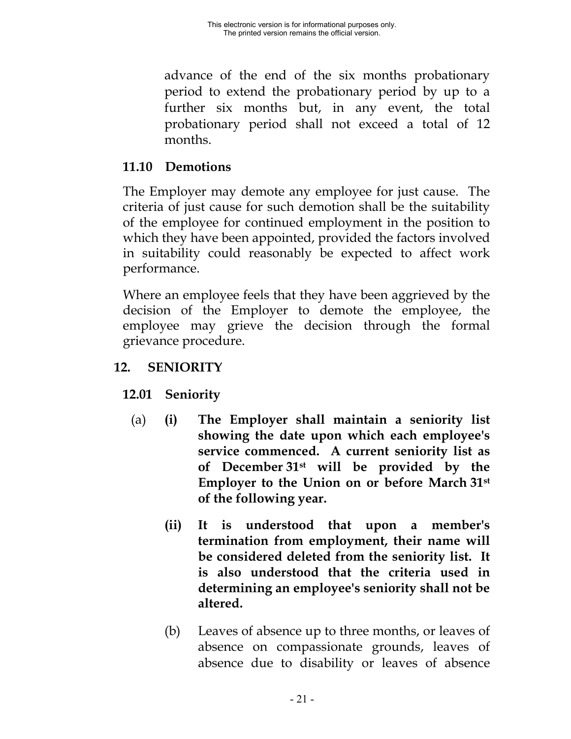advance of the end of the six months probationary period to extend the probationary period by up to a further six months but, in any event, the total probationary period shall not exceed a total of 12 months.

### 11.10 Demotions

The Employer may demote any employee for just cause. The criteria of just cause for such demotion shall be the suitability of the employee for continued employment in the position to which they have been appointed, provided the factors involved in suitability could reasonably be expected to affect work performance.

Where an employee feels that they have been aggrieved by the decision of the Employer to demote the employee, the employee may grieve the decision through the formal grievance procedure.

## 12. SENIORITY

### 12.01 Seniority

(a) **(i) The Employer shall maintain a seniority list showing the date upon which each employee's service commenced. A current seniority list as of December 31st will be provided by the Employer to the Union on or before March 31st of the following year.**

**(ii) It is understood that upon a member's termination from employment, their name will be considered deleted from the seniority list. It is also understood that the criteria used in determining an employee's seniority shall not be altered.**

(b) Leaves of absence up to three months, or leaves of absence on compassionate grounds, leaves of absence due to disability or leaves of absence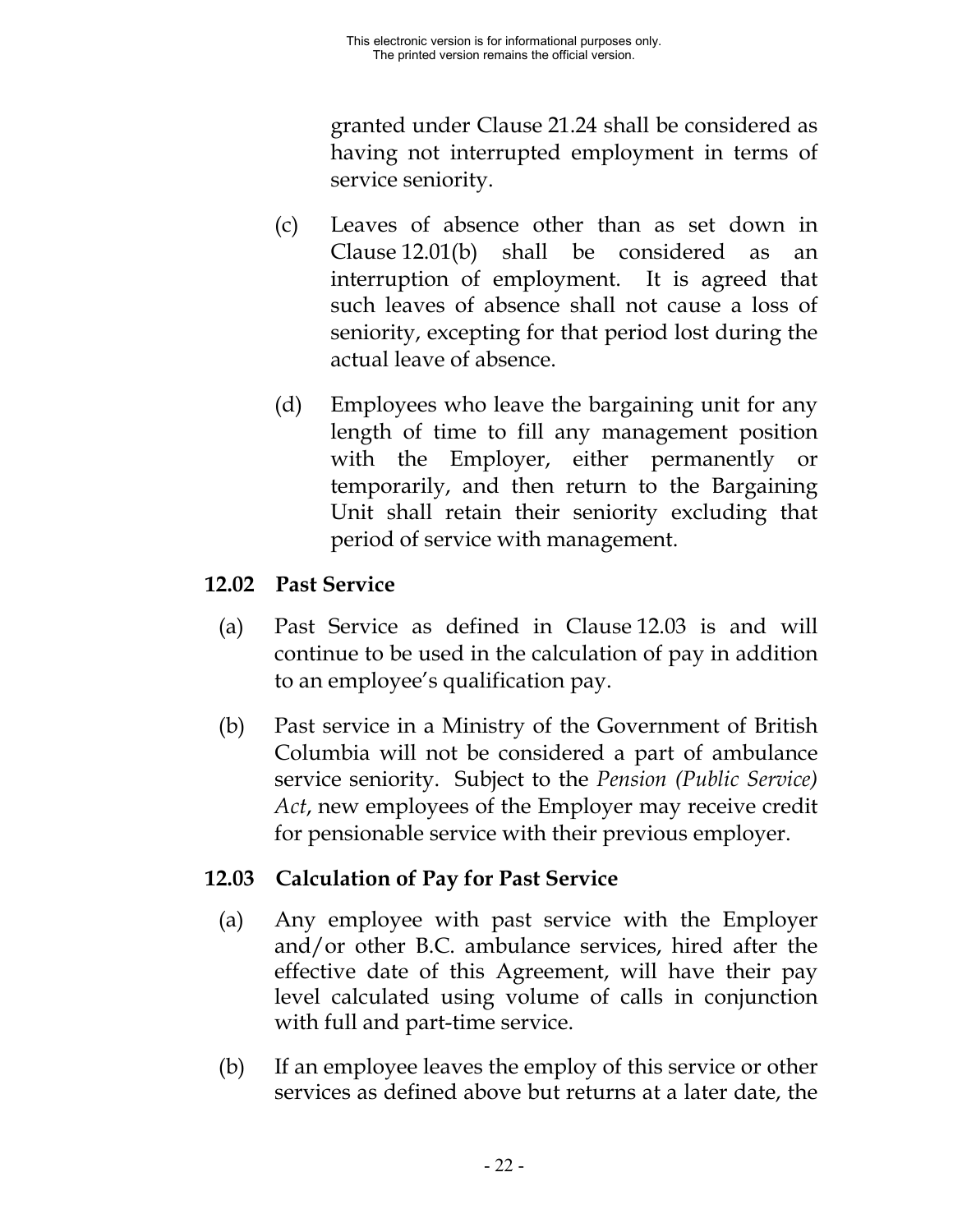granted under Clause 21.24 shall be considered as having not interrupted employment in terms of service seniority.

(c) Leaves of absence other than as set down in Clause 12.01(b) shall be considered as an interruption of employment. It is agreed that such leaves of absence shall not cause a loss of seniority, excepting for that period lost during the actual leave of absence.

(d) Employees who leave the bargaining unit for any length of time to fill any management position with the Employer, either permanently or temporarily, and then return to the Bargaining Unit shall retain their seniority excluding that period of service with management.

### 12.02 Past Service

(a) Past Service as defined in Clause 12.03 is and will continue to be used in the calculation of pay in addition to an employee's qualification pay.

(b) Past service in a Ministry of the Government of British Columbia will not be considered a part of ambulance service seniority. Subject to the *Pension (Public Service) Act*, new employees of the Employer may receive credit for pensionable service with their previous employer.

### 12.03 Calculation of Pay for Past Service

(a) Any employee with past service with the Employer and/or other B.C. ambulance services, hired after the effective date of this Agreement, will have their pay level calculated using volume of calls in conjunction with full and part-time service.

(b) If an employee leaves the employ of this service or other services as defined above but returns at a later date, the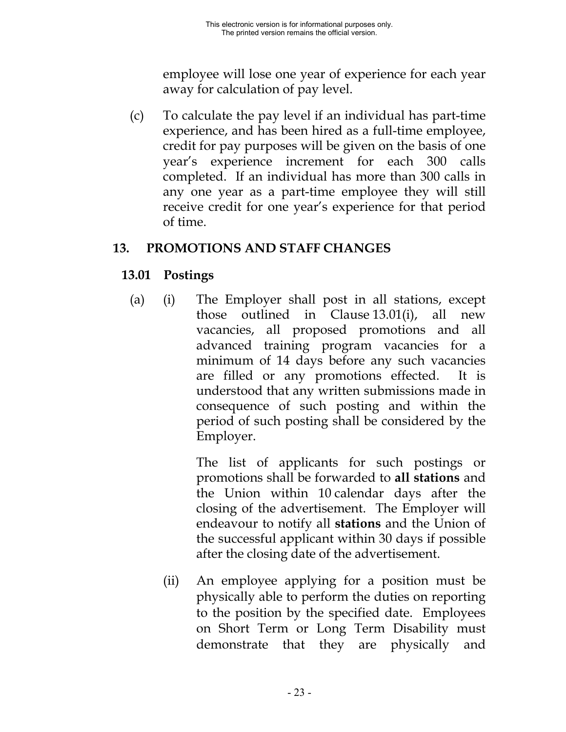employee will lose one year of experience for each year away for calculation of pay level.

(c) To calculate the pay level if an individual has part-time experience, and has been hired as a full-time employee, credit for pay purposes will be given on the basis of one year's experience increment for each 300 calls completed. If an individual has more than 300 calls in any one year as a part-time employee they will still receive credit for one year's experience for that period of time.

## 13. PROMOTIONS AND STAFF CHANGES

### 13.01 Postings

(a) (i) The Employer shall post in all stations, except those outlined in Clause 13.01(i), all new vacancies, all proposed promotions and all advanced training program vacancies for a minimum of 14 days before any such vacancies are filled or any promotions effected. It is understood that any written submissions made in consequence of such posting and within the period of such posting shall be considered by the Employer.

The list of applicants for such postings or promotions shall be forwarded to **all stations** and the Union within 10 calendar days after the closing of the advertisement. The Employer will endeavour to notify all **stations** and the Union of the successful applicant within 30 days if possible after the closing date of the advertisement.

(ii) An employee applying for a position must be physically able to perform the duties on reporting to the position by the specified date. Employees on Short Term or Long Term Disability must demonstrate that they are physically and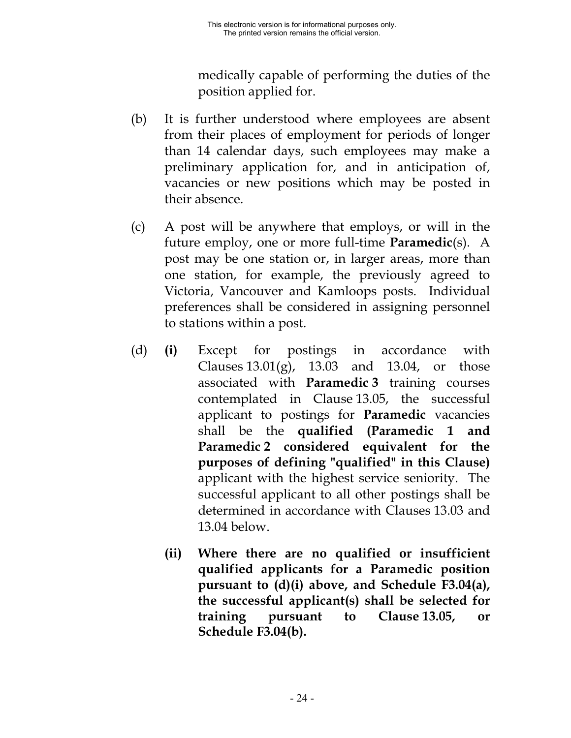medically capable of performing the duties of the position applied for.

(b) It is further understood where employees are absent from their places of employment for periods of longer than 14 calendar days, such employees may make a preliminary application for, and in anticipation of, vacancies or new positions which may be posted in their absence.

(c) A post will be anywhere that employs, or will in the future employ, one or more full-time **Paramedic**(s). A post may be one station or, in larger areas, more than one station, for example, the previously agreed to Victoria, Vancouver and Kamloops posts. Individual preferences shall be considered in assigning personnel to stations within a post.

(d) **(i)** Except for postings in accordance with Clauses 13.01(g), 13.03 and 13.04, or those associated with **Paramedic 3** training courses contemplated in Clause 13.05, the successful applicant to postings for **Paramedic** vacancies shall be the **qualified (Paramedic 1 and Paramedic 2 considered equivalent for the purposes of defining "qualified" in this Clause)** applicant with the highest service seniority. The successful applicant to all other postings shall be determined in accordance with Clauses 13.03 and 13.04 below.

**(ii) Where there are no qualified or insufficient qualified applicants for a Paramedic position pursuant to (d)(i) above, and Schedule F3.04(a), the successful applicant(s) shall be selected for training pursuant to Clause 13.05, or Schedule F3.04(b).**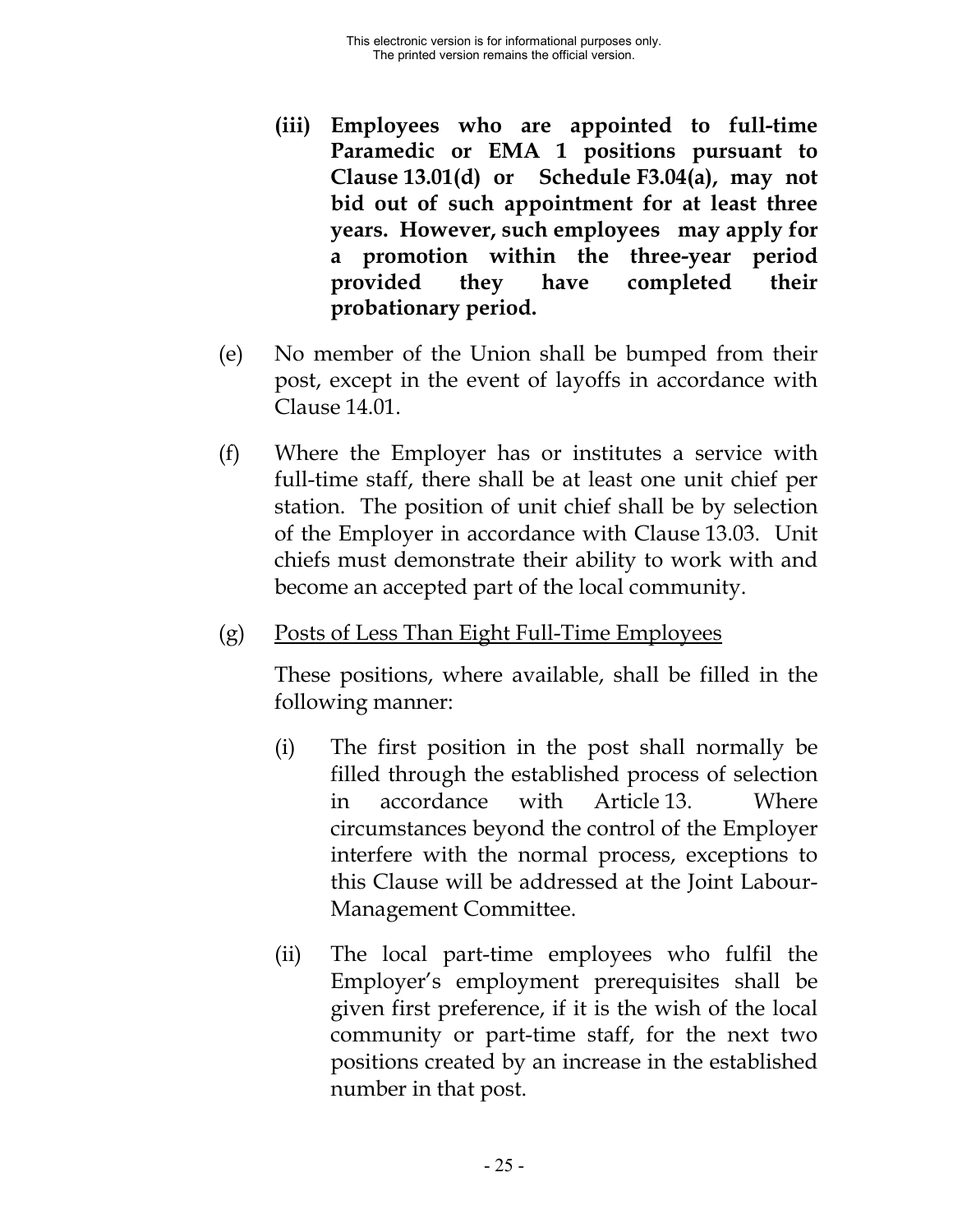**(iii) Employees who are appointed to full-time Paramedic or EMA 1 positions pursuant to Clause 13.01(d) or Schedule F3.04(a), may not bid out of such appointment for at least three years. However, such employees may apply for a promotion within the three-year period provided they have completed their probationary period.**

(e) No member of the Union shall be bumped from their post, except in the event of layoffs in accordance with Clause 14.01.

(f) Where the Employer has or institutes a service with full-time staff, there shall be at least one unit chief per station. The position of unit chief shall be by selection of the Employer in accordance with Clause 13.03. Unit chiefs must demonstrate their ability to work with and become an accepted part of the local community.

(g) <u>Posts of Less Than Eight Full-Time Employees</u>

These positions, where available, shall be filled in the following manner:

(i) The first position in the post shall normally be filled through the established process of selection in accordance with Article 13. Where circumstances beyond the control of the Employer interfere with the normal process, exceptions to this Clause will be addressed at the Joint Labour-Management Committee.

(ii) The local part-time employees who fulfil the Employer's employment prerequisites shall be given first preference, if it is the wish of the local community or part-time staff, for the next two positions created by an increase in the established number in that post.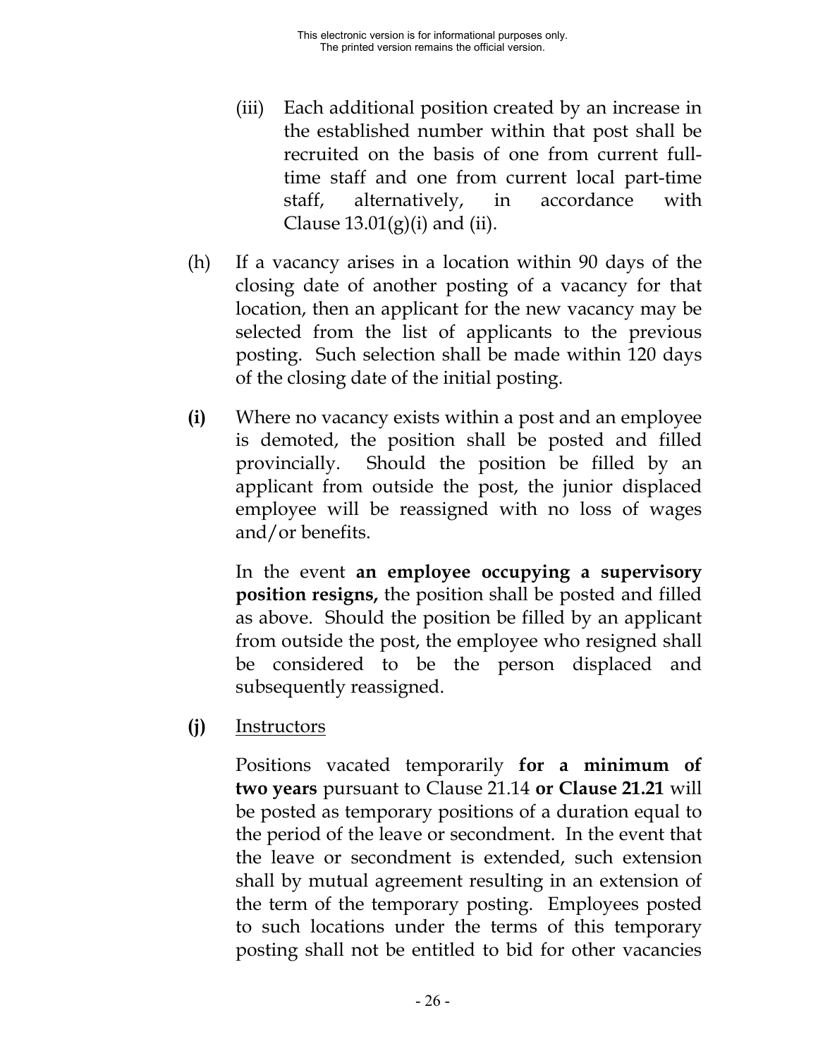(iii) Each additional position created by an increase in the established number within that post shall be recruited on the basis of one from current full-time staff and one from current local part-time staff, alternatively, in accordance with Clause 13.01(g)(i) and (ii).

(h) If a vacancy arises in a location within 90 days of the closing date of another posting of a vacancy for that location, then an applicant for the new vacancy may be selected from the list of applicants to the previous posting. Such selection shall be made within 120 days of the closing date of the initial posting.

**(i)** Where no vacancy exists within a post and an employee is demoted, the position shall be posted and filled provincially. Should the position be filled by an applicant from outside the post, the junior displaced employee will be reassigned with no loss of wages and/or benefits.

In the event **an employee occupying a supervisory position resigns,** the position shall be posted and filled as above. Should the position be filled by an applicant from outside the post, the employee who resigned shall be considered to be the person displaced and subsequently reassigned.

**(j)** <u>Instructors</u>

Positions vacated temporarily **for a minimum of two years** pursuant to Clause 21.14 **or Clause 21.21** will be posted as temporary positions of a duration equal to the period of the leave or secondment. In the event that the leave or secondment is extended, such extension shall by mutual agreement resulting in an extension of the term of the temporary posting. Employees posted to such locations under the terms of this temporary posting shall not be entitled to bid for other vacancies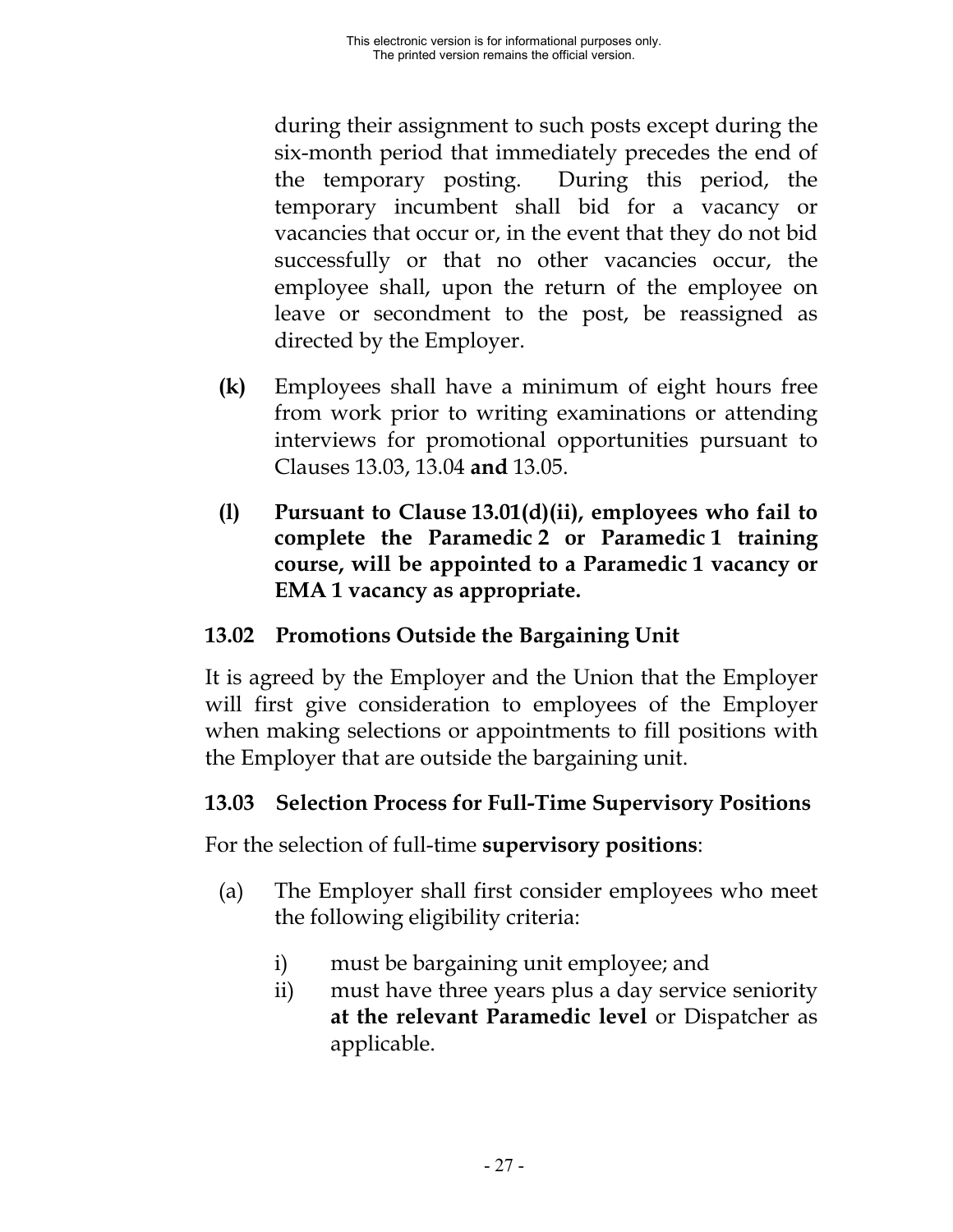during their assignment to such posts except during the six-month period that immediately precedes the end of the temporary posting. During this period, the temporary incumbent shall bid for a vacancy or vacancies that occur or, in the event that they do not bid successfully or that no other vacancies occur, the employee shall, upon the return of the employee on leave or secondment to the post, be reassigned as directed by the Employer.

**(k)** Employees shall have a minimum of eight hours free from work prior to writing examinations or attending interviews for promotional opportunities pursuant to Clauses 13.03, 13.04 **and** 13.05.

**(l) Pursuant to Clause 13.01(d)(ii), employees who fail to complete the Paramedic 2 or Paramedic 1 training course, will be appointed to a Paramedic 1 vacancy or EMA 1 vacancy as appropriate.**

### 13.02 Promotions Outside the Bargaining Unit

It is agreed by the Employer and the Union that the Employer will first give consideration to employees of the Employer when making selections or appointments to fill positions with the Employer that are outside the bargaining unit.

### 13.03 Selection Process for Full-Time Supervisory Positions

For the selection of full-time **supervisory positions**:

(a) The Employer shall first consider employees who meet the following eligibility criteria:

i) must be bargaining unit employee; and

ii) must have three years plus a day service seniority **at the relevant Paramedic level** or Dispatcher as applicable.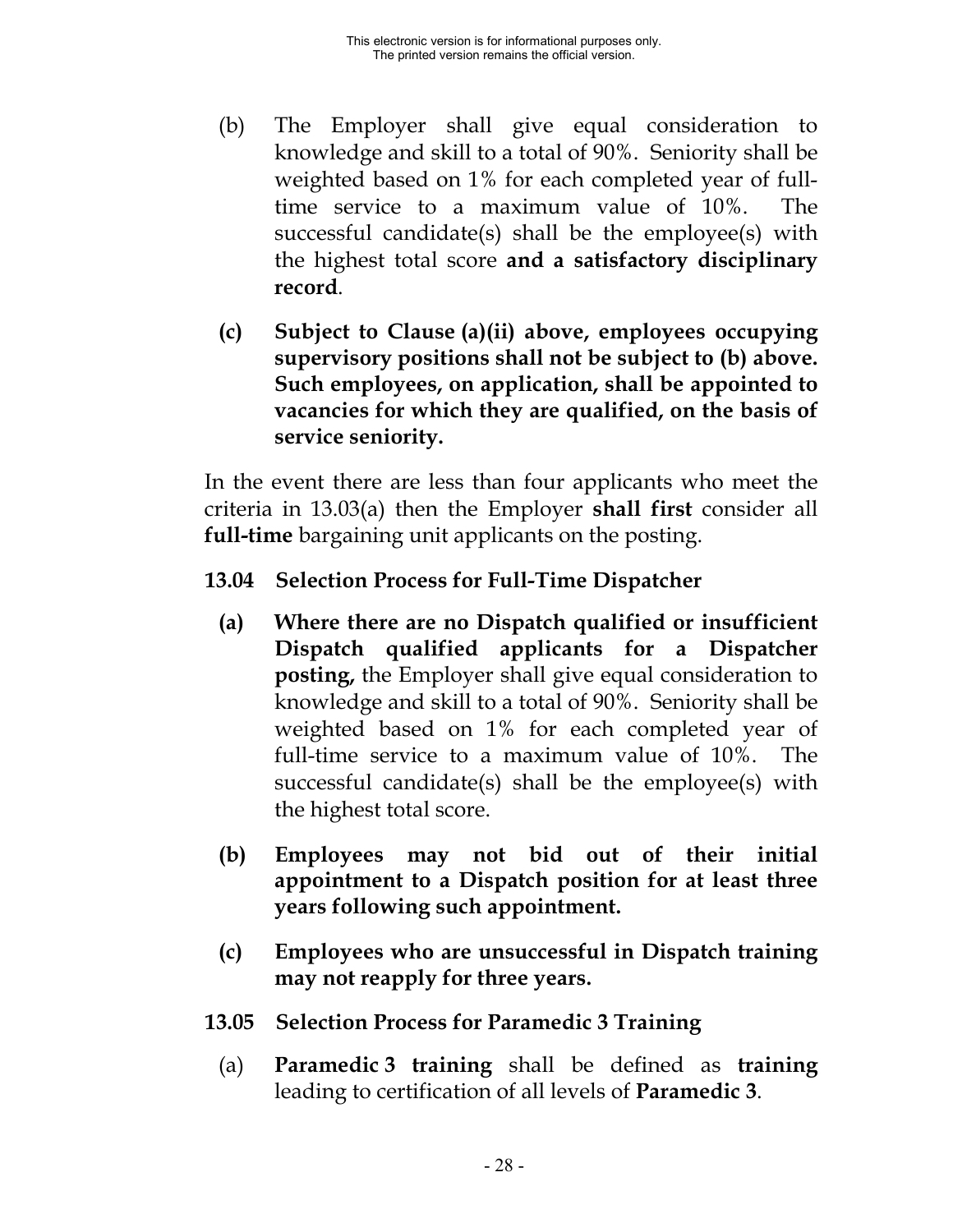(b) The Employer shall give equal consideration to knowledge and skill to a total of 90%. Seniority shall be weighted based on 1% for each completed year of full-time service to a maximum value of 10%. The successful candidate(s) shall be the employee(s) with the highest total score **and a satisfactory disciplinary record**.

**(c) Subject to Clause (a)(ii) above, employees occupying supervisory positions shall not be subject to (b) above. Such employees, on application, shall be appointed to vacancies for which they are qualified, on the basis of service seniority.**

In the event there are less than four applicants who meet the criteria in 13.03(a) then the Employer **shall first** consider all **full-time** bargaining unit applicants on the posting.

**13.04 Selection Process for Full-Time Dispatcher**

**(a) Where there are no Dispatch qualified or insufficient Dispatch qualified applicants for a Dispatcher posting,** the Employer shall give equal consideration to knowledge and skill to a total of 90%. Seniority shall be weighted based on 1% for each completed year of full-time service to a maximum value of 10%. The successful candidate(s) shall be the employee(s) with the highest total score.

**(b) Employees may not bid out of their initial appointment to a Dispatch position for at least three years following such appointment.**

**(c) Employees who are unsuccessful in Dispatch training may not reapply for three years.**

**13.05 Selection Process for Paramedic 3 Training**

(a) **Paramedic 3 training** shall be defined as **training** leading to certification of all levels of **Paramedic 3**.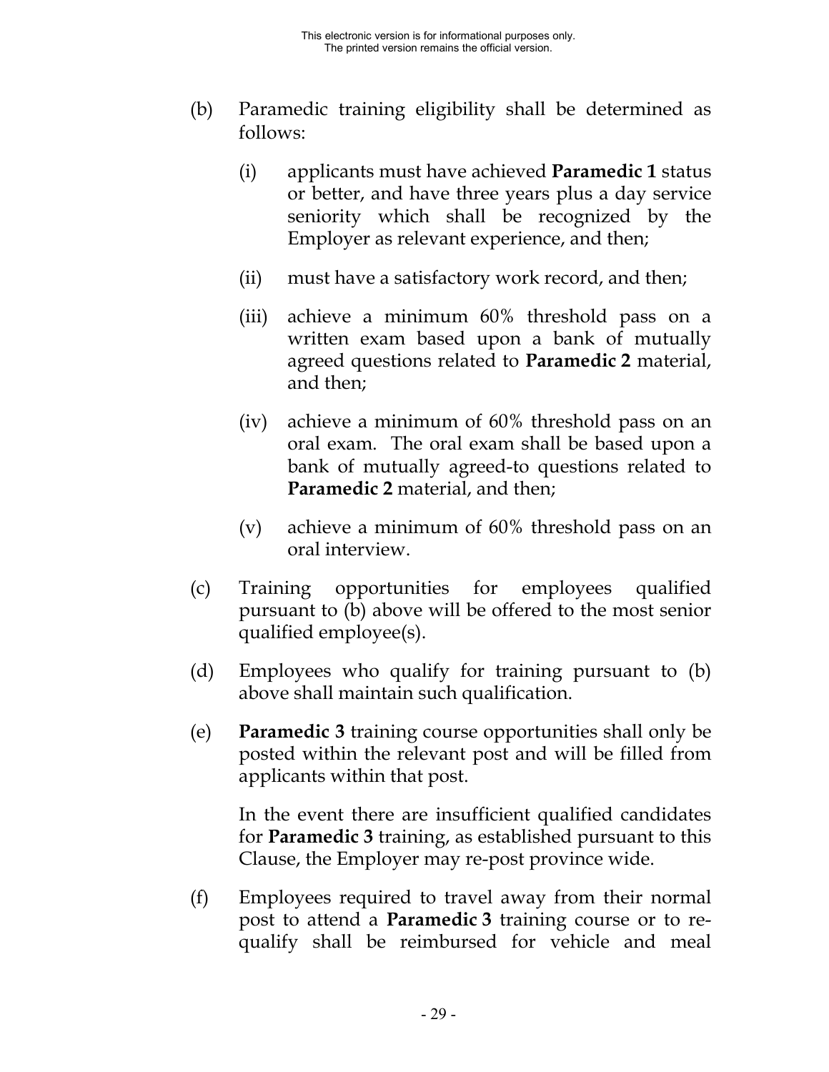(b) Paramedic training eligibility shall be determined as follows:

   (i) applicants must have achieved **Paramedic 1** status or better, and have three years plus a day service seniority which shall be recognized by the Employer as relevant experience, and then;

   (ii) must have a satisfactory work record, and then;

   (iii) achieve a minimum 60% threshold pass on a written exam based upon a bank of mutually agreed questions related to **Paramedic 2** material, and then;

   (iv) achieve a minimum of 60% threshold pass on an oral exam. The oral exam shall be based upon a bank of mutually agreed-to questions related to **Paramedic 2** material, and then;

   (v) achieve a minimum of 60% threshold pass on an oral interview.

(c) Training opportunities for employees qualified pursuant to (b) above will be offered to the most senior qualified employee(s).

(d) Employees who qualify for training pursuant to (b) above shall maintain such qualification.

(e) **Paramedic 3** training course opportunities shall only be posted within the relevant post and will be filled from applicants within that post.

   In the event there are insufficient qualified candidates for **Paramedic 3** training, as established pursuant to this Clause, the Employer may re-post province wide.

(f) Employees required to travel away from their normal post to attend a **Paramedic 3** training course or to re-qualify shall be reimbursed for vehicle and meal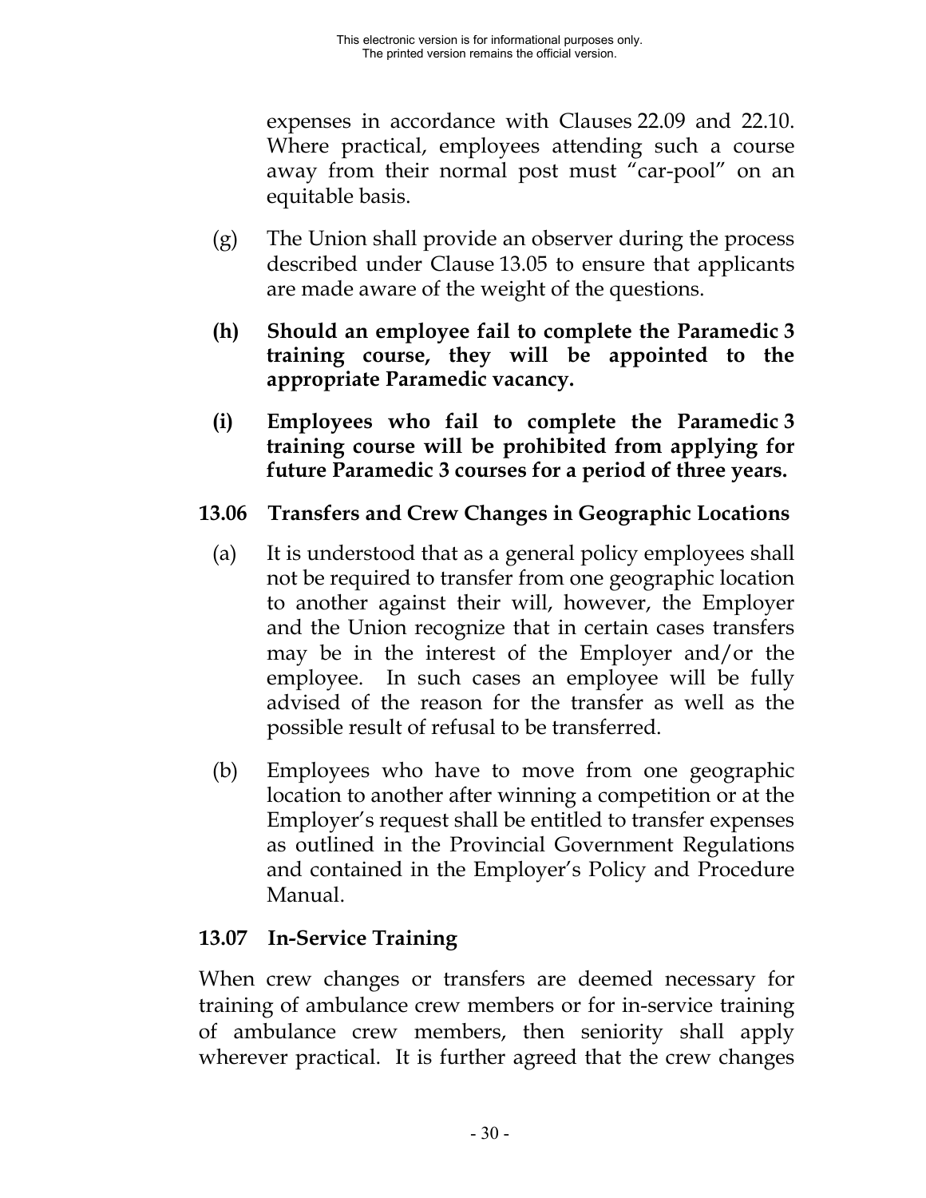expenses in accordance with Clauses 22.09 and 22.10. Where practical, employees attending such a course away from their normal post must "car-pool" on an equitable basis.

(g) The Union shall provide an observer during the process described under Clause 13.05 to ensure that applicants are made aware of the weight of the questions.

**(h) Should an employee fail to complete the Paramedic 3 training course, they will be appointed to the appropriate Paramedic vacancy.**

**(i) Employees who fail to complete the Paramedic 3 training course will be prohibited from applying for future Paramedic 3 courses for a period of three years.**

### 13.06 Transfers and Crew Changes in Geographic Locations

(a) It is understood that as a general policy employees shall not be required to transfer from one geographic location to another against their will, however, the Employer and the Union recognize that in certain cases transfers may be in the interest of the Employer and/or the employee. In such cases an employee will be fully advised of the reason for the transfer as well as the possible result of refusal to be transferred.

(b) Employees who have to move from one geographic location to another after winning a competition or at the Employer's request shall be entitled to transfer expenses as outlined in the Provincial Government Regulations and contained in the Employer's Policy and Procedure Manual.

### 13.07 In-Service Training

When crew changes or transfers are deemed necessary for training of ambulance crew members or for in-service training of ambulance crew members, then seniority shall apply wherever practical. It is further agreed that the crew changes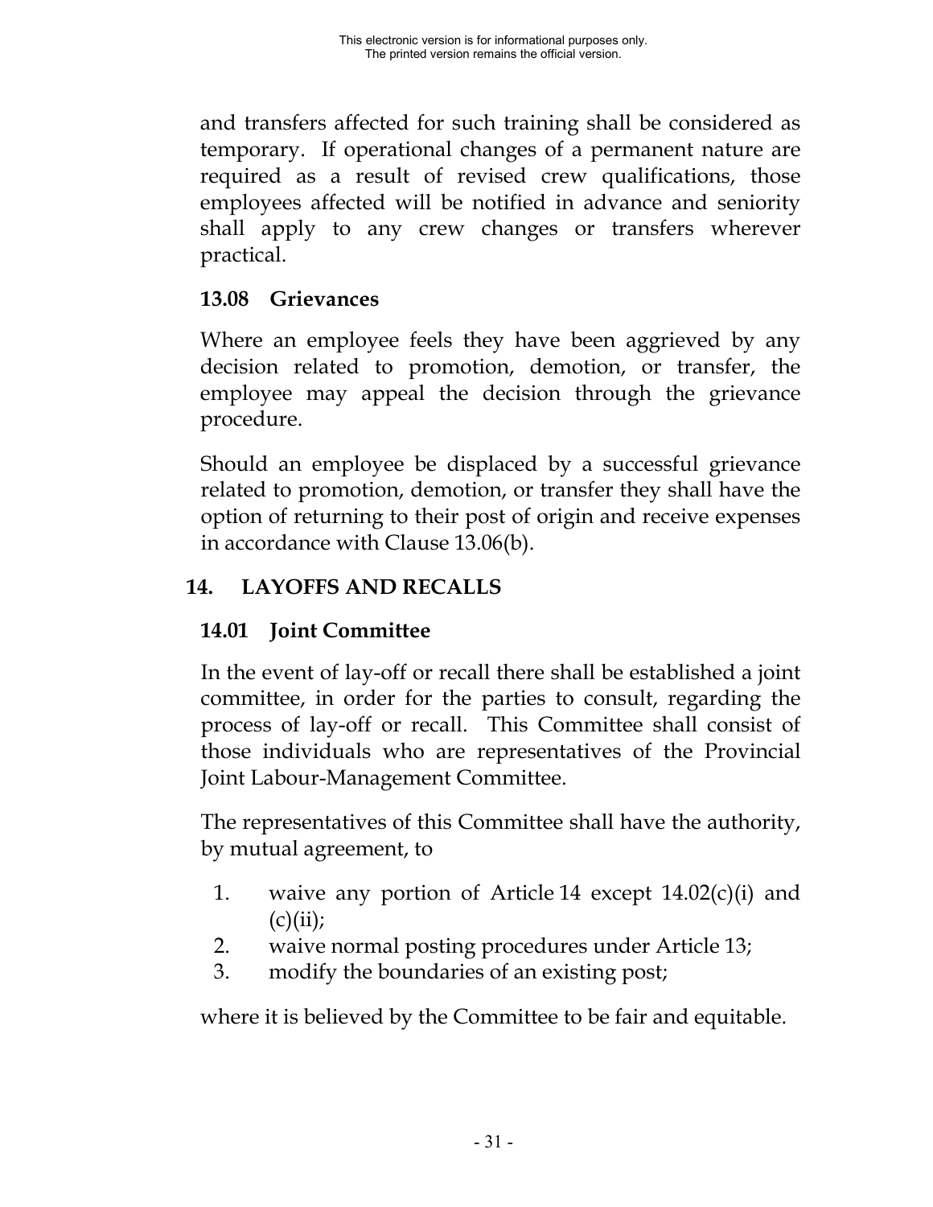and transfers affected for such training shall be considered as temporary. If operational changes of a permanent nature are required as a result of revised crew qualifications, those employees affected will be notified in advance and seniority shall apply to any crew changes or transfers wherever practical.

### 13.08 Grievances

Where an employee feels they have been aggrieved by any decision related to promotion, demotion, or transfer, the employee may appeal the decision through the grievance procedure.

Should an employee be displaced by a successful grievance related to promotion, demotion, or transfer they shall have the option of returning to their post of origin and receive expenses in accordance with Clause 13.06(b).

## 14. LAYOFFS AND RECALLS

### 14.01 Joint Committee

In the event of lay-off or recall there shall be established a joint committee, in order for the parties to consult, regarding the process of lay-off or recall. This Committee shall consist of those individuals who are representatives of the Provincial Joint Labour-Management Committee.

The representatives of this Committee shall have the authority, by mutual agreement, to

1. waive any portion of Article 14 except 14.02(c)(i) and (c)(ii);
2. waive normal posting procedures under Article 13;
3. modify the boundaries of an existing post;

where it is believed by the Committee to be fair and equitable.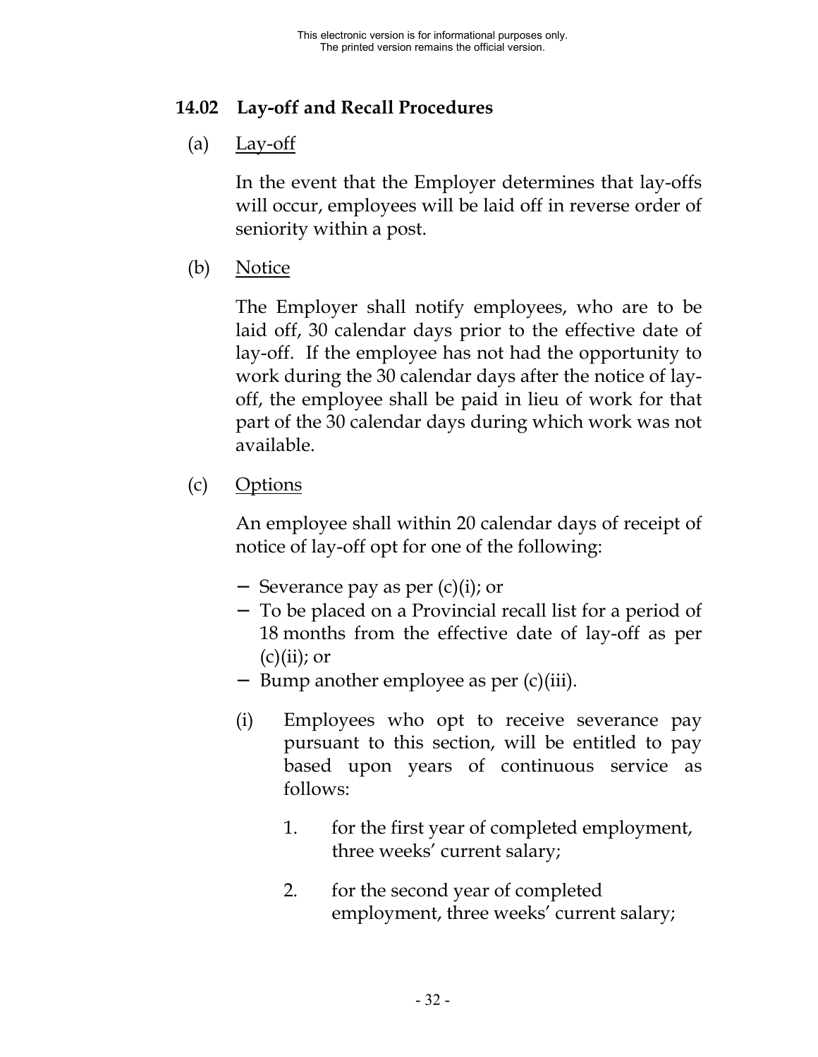### 14.02 Lay-off and Recall Procedures

(a) Lay-off

In the event that the Employer determines that lay-offs will occur, employees will be laid off in reverse order of seniority within a post.

(b) Notice

The Employer shall notify employees, who are to be laid off, 30 calendar days prior to the effective date of lay-off. If the employee has not had the opportunity to work during the 30 calendar days after the notice of lay-off, the employee shall be paid in lieu of work for that part of the 30 calendar days during which work was not available.

(c) Options

An employee shall within 20 calendar days of receipt of notice of lay-off opt for one of the following:

- Severance pay as per (c)(i); or
- To be placed on a Provincial recall list for a period of 18 months from the effective date of lay-off as per (c)(ii); or
- Bump another employee as per (c)(iii).

(i) Employees who opt to receive severance pay pursuant to this section, will be entitled to pay based upon years of continuous service as follows:

1. for the first year of completed employment, three weeks' current salary;

2. for the second year of completed employment, three weeks' current salary;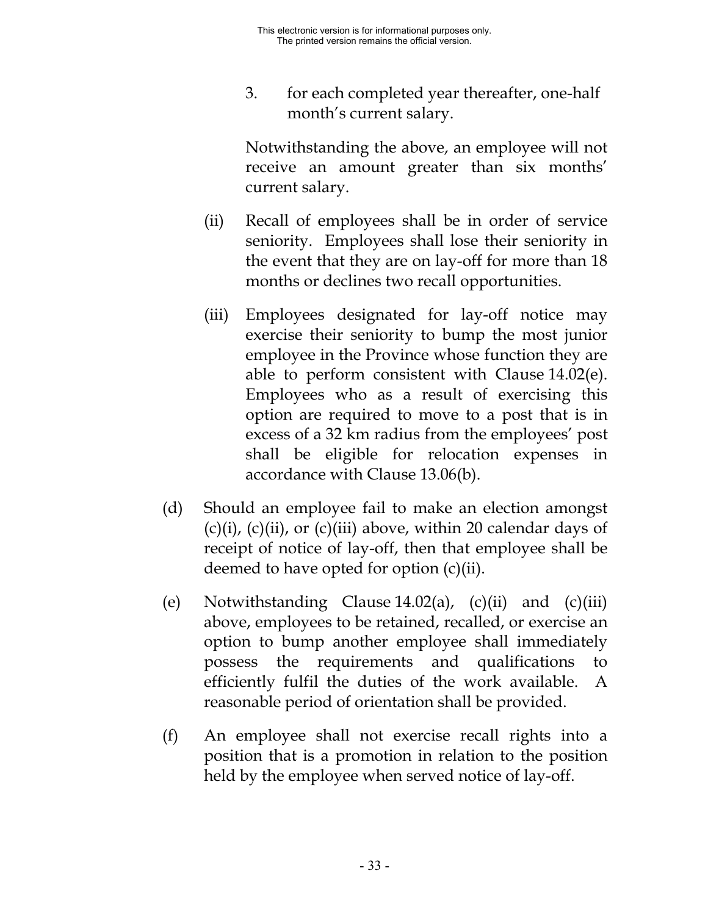3. for each completed year thereafter, one-half month's current salary.

   Notwithstanding the above, an employee will not receive an amount greater than six months' current salary.

(ii) Recall of employees shall be in order of service seniority. Employees shall lose their seniority in the event that they are on lay-off for more than 18 months or declines two recall opportunities.

(iii) Employees designated for lay-off notice may exercise their seniority to bump the most junior employee in the Province whose function they are able to perform consistent with Clause 14.02(e). Employees who as a result of exercising this option are required to move to a post that is in excess of a 32 km radius from the employees' post shall be eligible for relocation expenses in accordance with Clause 13.06(b).

(d) Should an employee fail to make an election amongst (c)(i), (c)(ii), or (c)(iii) above, within 20 calendar days of receipt of notice of lay-off, then that employee shall be deemed to have opted for option (c)(ii).

(e) Notwithstanding Clause 14.02(a), (c)(ii) and (c)(iii) above, employees to be retained, recalled, or exercise an option to bump another employee shall immediately possess the requirements and qualifications to efficiently fulfil the duties of the work available. A reasonable period of orientation shall be provided.

(f) An employee shall not exercise recall rights into a position that is a promotion in relation to the position held by the employee when served notice of lay-off.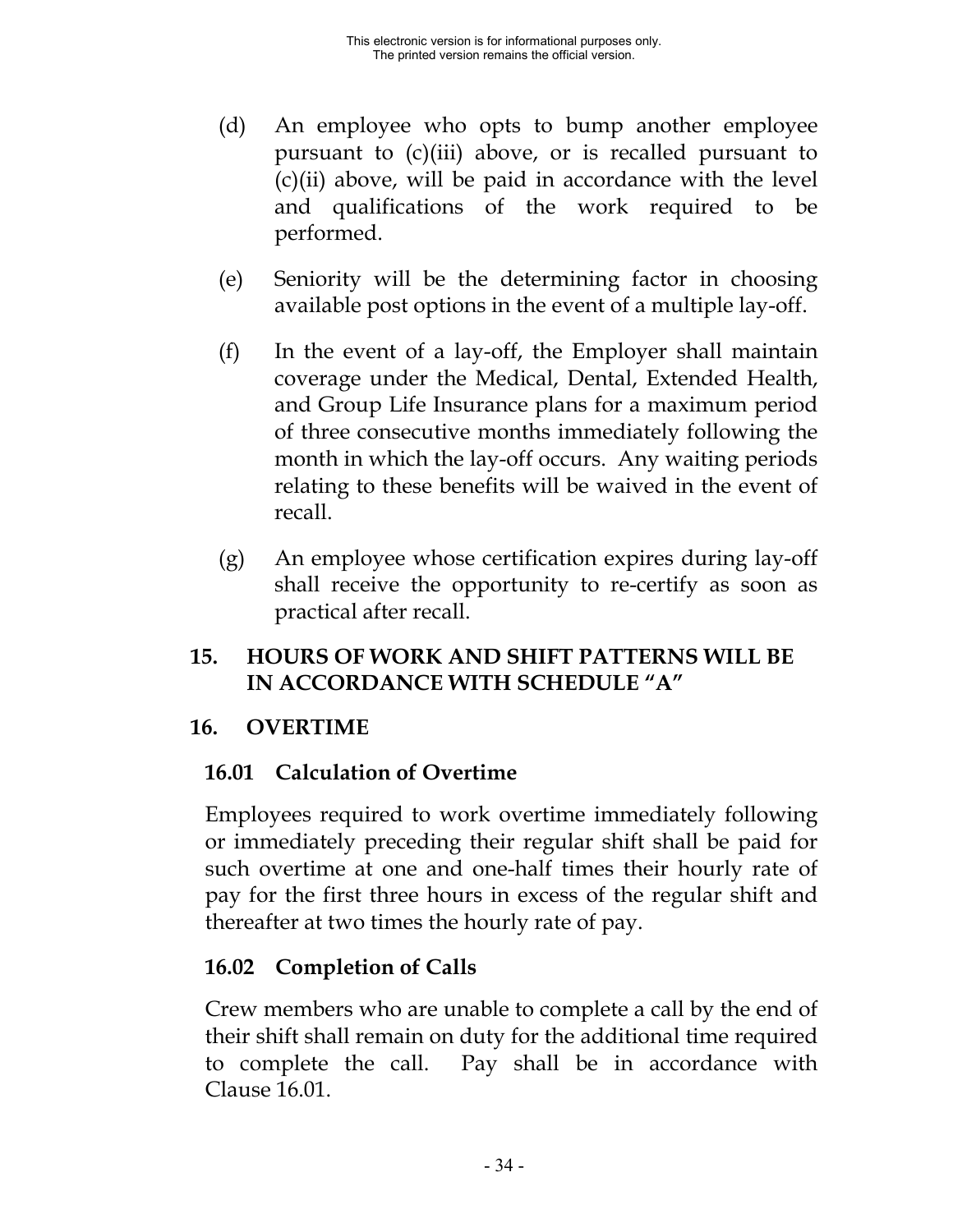(d) An employee who opts to bump another employee pursuant to (c)(iii) above, or is recalled pursuant to (c)(ii) above, will be paid in accordance with the level and qualifications of the work required to be performed.

(e) Seniority will be the determining factor in choosing available post options in the event of a multiple lay-off.

(f) In the event of a lay-off, the Employer shall maintain coverage under the Medical, Dental, Extended Health, and Group Life Insurance plans for a maximum period of three consecutive months immediately following the month in which the lay-off occurs. Any waiting periods relating to these benefits will be waived in the event of recall.

(g) An employee whose certification expires during lay-off shall receive the opportunity to re-certify as soon as practical after recall.

## 15. HOURS OF WORK AND SHIFT PATTERNS WILL BE IN ACCORDANCE WITH SCHEDULE "A"

## 16. OVERTIME

### 16.01 Calculation of Overtime

Employees required to work overtime immediately following or immediately preceding their regular shift shall be paid for such overtime at one and one-half times their hourly rate of pay for the first three hours in excess of the regular shift and thereafter at two times the hourly rate of pay.

### 16.02 Completion of Calls

Crew members who are unable to complete a call by the end of their shift shall remain on duty for the additional time required to complete the call. Pay shall be in accordance with Clause 16.01.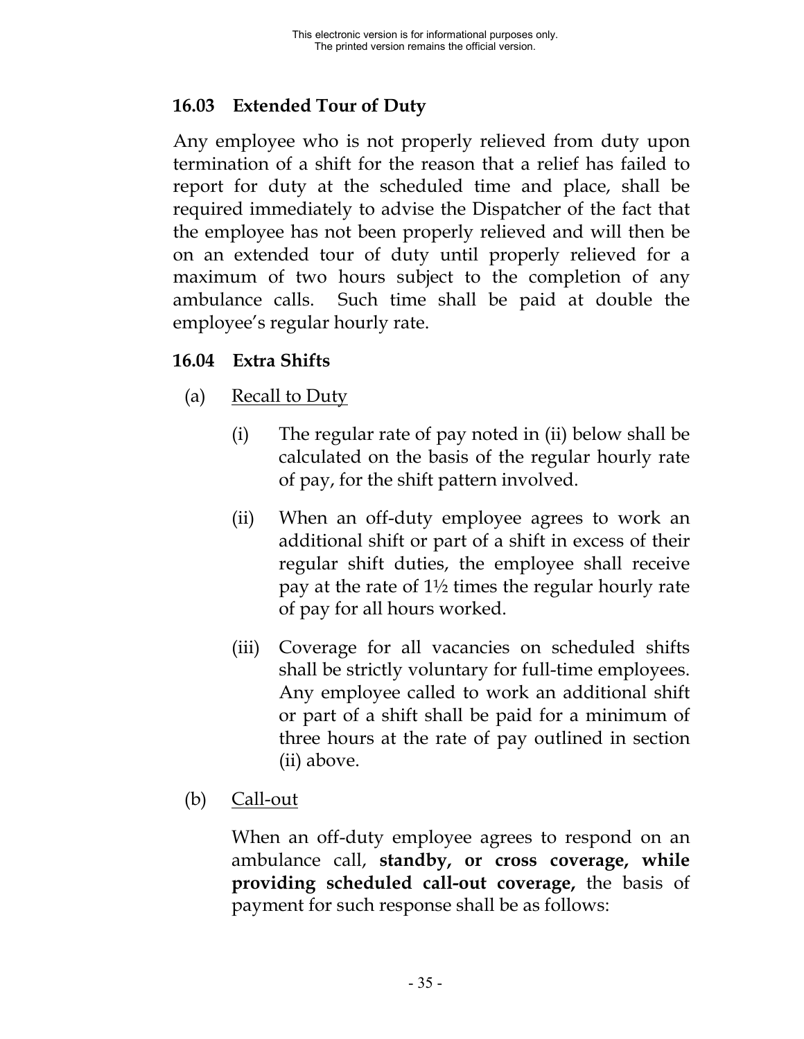### 16.03 Extended Tour of Duty

Any employee who is not properly relieved from duty upon termination of a shift for the reason that a relief has failed to report for duty at the scheduled time and place, shall be required immediately to advise the Dispatcher of the fact that the employee has not been properly relieved and will then be on an extended tour of duty until properly relieved for a maximum of two hours subject to the completion of any ambulance calls. Such time shall be paid at double the employee's regular hourly rate.

### 16.04 Extra Shifts

(a) Recall to Duty

(i) The regular rate of pay noted in (ii) below shall be calculated on the basis of the regular hourly rate of pay, for the shift pattern involved.

(ii) When an off-duty employee agrees to work an additional shift or part of a shift in excess of their regular shift duties, the employee shall receive pay at the rate of 1½ times the regular hourly rate of pay for all hours worked.

(iii) Coverage for all vacancies on scheduled shifts shall be strictly voluntary for full-time employees. Any employee called to work an additional shift or part of a shift shall be paid for a minimum of three hours at the rate of pay outlined in section (ii) above.

(b) Call-out

When an off-duty employee agrees to respond on an ambulance call, **standby, or cross coverage, while providing scheduled call-out coverage,** the basis of payment for such response shall be as follows: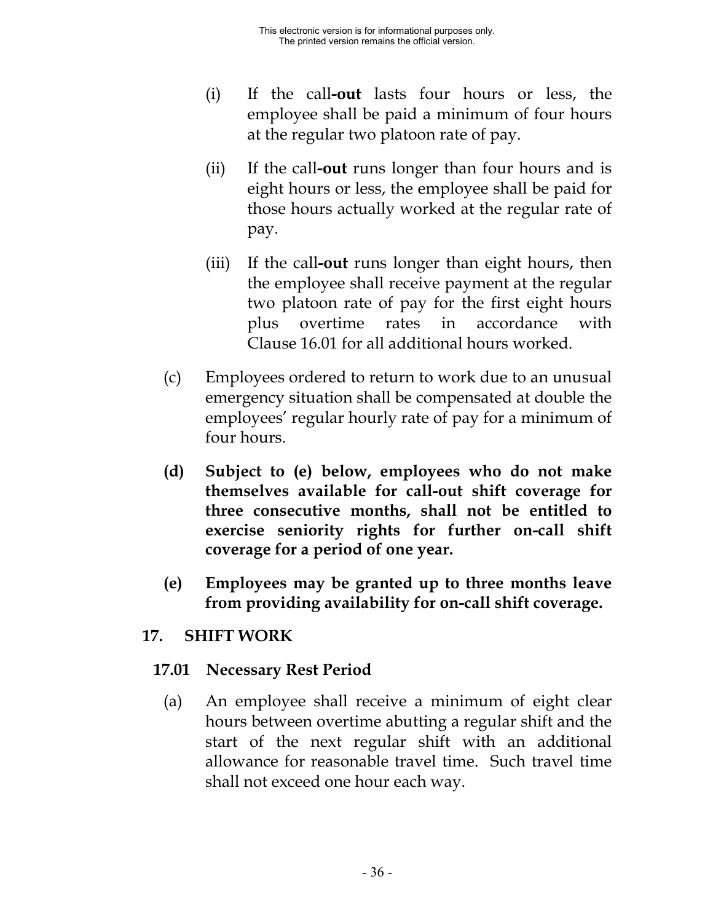(i) If the call-**out** lasts four hours or less, the employee shall be paid a minimum of four hours at the regular two platoon rate of pay.

(ii) If the call-**out** runs longer than four hours and is eight hours or less, the employee shall be paid for those hours actually worked at the regular rate of pay.

(iii) If the call-**out** runs longer than eight hours, then the employee shall receive payment at the regular two platoon rate of pay for the first eight hours plus overtime rates in accordance with Clause 16.01 for all additional hours worked.

(c) Employees ordered to return to work due to an unusual emergency situation shall be compensated at double the employees' regular hourly rate of pay for a minimum of four hours.

**(d) Subject to (e) below, employees who do not make themselves available for call-out shift coverage for three consecutive months, shall not be entitled to exercise seniority rights for further on-call shift coverage for a period of one year.**

**(e) Employees may be granted up to three months leave from providing availability for on-call shift coverage.**

## 17. SHIFT WORK

### 17.01 Necessary Rest Period

(a) An employee shall receive a minimum of eight clear hours between overtime abutting a regular shift and the start of the next regular shift with an additional allowance for reasonable travel time. Such travel time shall not exceed one hour each way.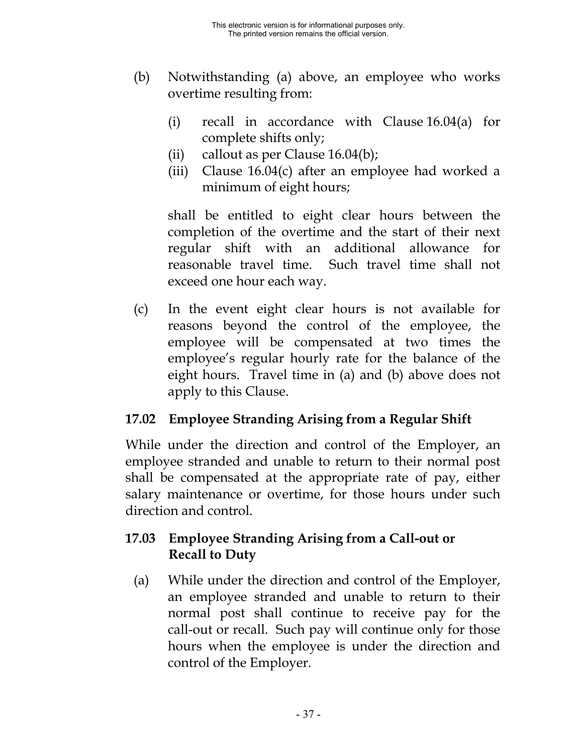(b) Notwithstanding (a) above, an employee who works overtime resulting from:

   (i) recall in accordance with Clause 16.04(a) for complete shifts only;
   (ii) callout as per Clause 16.04(b);
   (iii) Clause 16.04(c) after an employee had worked a minimum of eight hours;

   shall be entitled to eight clear hours between the completion of the overtime and the start of their next regular shift with an additional allowance for reasonable travel time. Such travel time shall not exceed one hour each way.

(c) In the event eight clear hours is not available for reasons beyond the control of the employee, the employee will be compensated at two times the employee's regular hourly rate for the balance of the eight hours. Travel time in (a) and (b) above does not apply to this Clause.

### 17.02 Employee Stranding Arising from a Regular Shift

While under the direction and control of the Employer, an employee stranded and unable to return to their normal post shall be compensated at the appropriate rate of pay, either salary maintenance or overtime, for those hours under such direction and control.

### 17.03 Employee Stranding Arising from a Call-out or Recall to Duty

(a) While under the direction and control of the Employer, an employee stranded and unable to return to their normal post shall continue to receive pay for the call-out or recall. Such pay will continue only for those hours when the employee is under the direction and control of the Employer.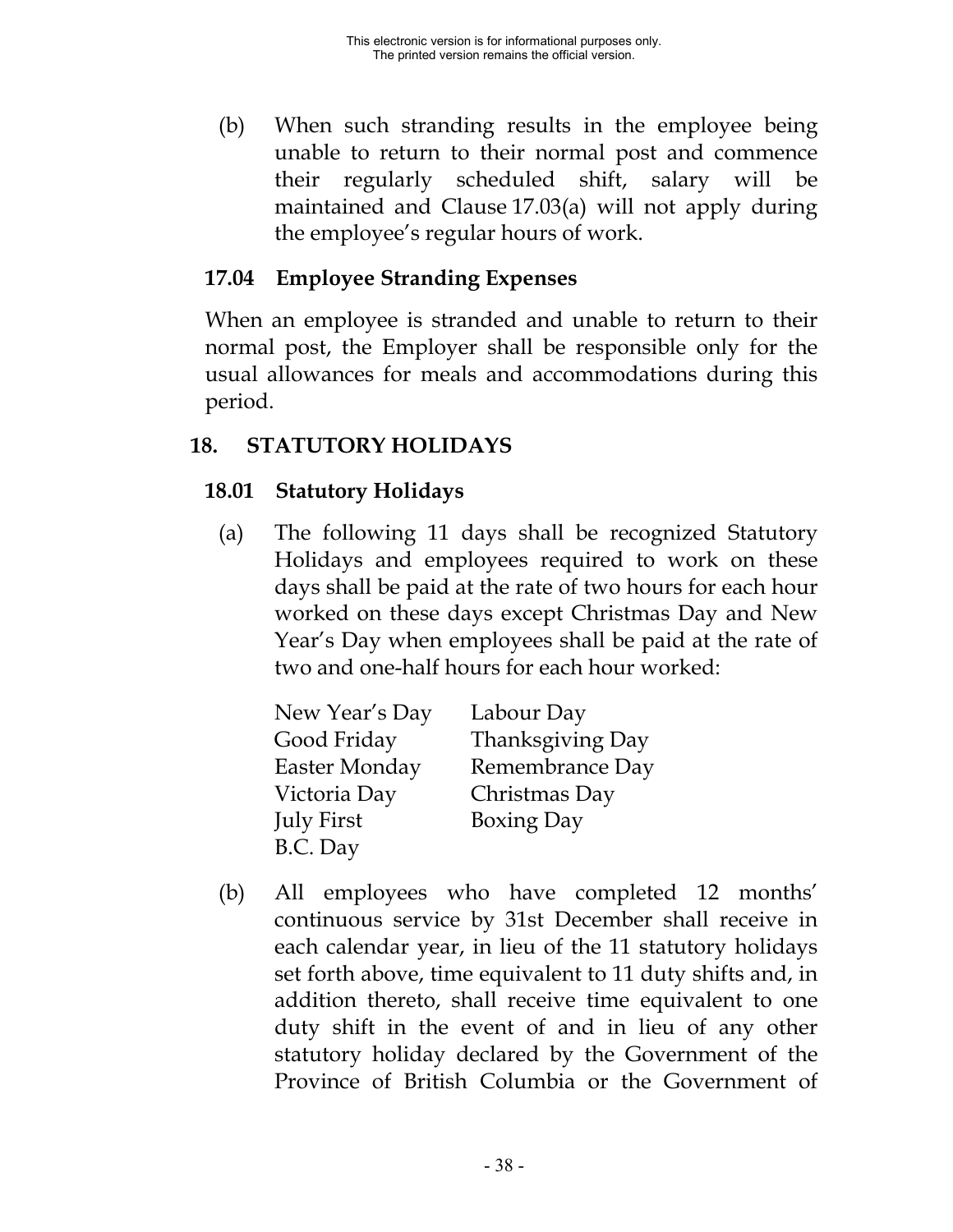(b) When such stranding results in the employee being unable to return to their normal post and commence their regularly scheduled shift, salary will be maintained and Clause 17.03(a) will not apply during the employee's regular hours of work.

### 17.04 Employee Stranding Expenses

When an employee is stranded and unable to return to their normal post, the Employer shall be responsible only for the usual allowances for meals and accommodations during this period.

## 18. STATUTORY HOLIDAYS

### 18.01 Statutory Holidays

(a) The following 11 days shall be recognized Statutory Holidays and employees required to work on these days shall be paid at the rate of two hours for each hour worked on these days except Christmas Day and New Year's Day when employees shall be paid at the rate of two and one-half hours for each hour worked:

| | |
|---|---|
| New Year's Day | Labour Day |
| Good Friday | Thanksgiving Day |
| Easter Monday | Remembrance Day |
| Victoria Day | Christmas Day |
| July First | Boxing Day |
| B.C. Day | |

(b) All employees who have completed 12 months' continuous service by 31st December shall receive in each calendar year, in lieu of the 11 statutory holidays set forth above, time equivalent to 11 duty shifts and, in addition thereto, shall receive time equivalent to one duty shift in the event of and in lieu of any other statutory holiday declared by the Government of the Province of British Columbia or the Government of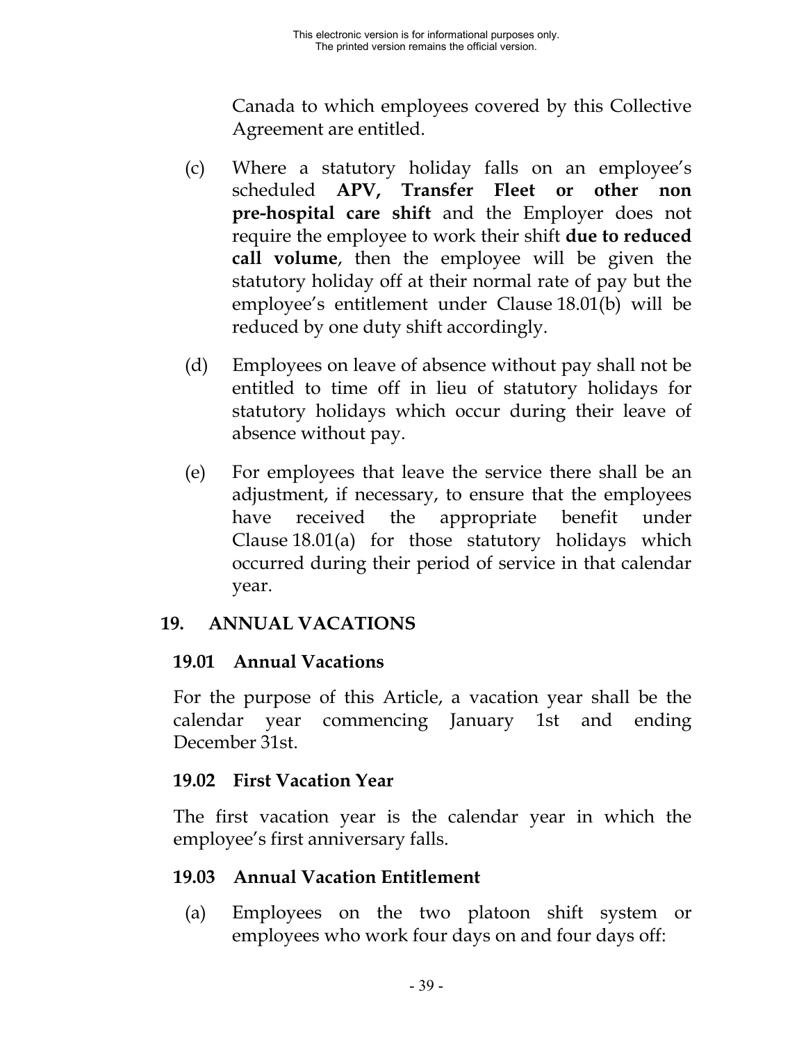Canada to which employees covered by this Collective Agreement are entitled.

(c) Where a statutory holiday falls on an employee's scheduled **APV, Transfer Fleet or other non pre-hospital care shift** and the Employer does not require the employee to work their shift **due to reduced call volume**, then the employee will be given the statutory holiday off at their normal rate of pay but the employee's entitlement under Clause 18.01(b) will be reduced by one duty shift accordingly.

(d) Employees on leave of absence without pay shall not be entitled to time off in lieu of statutory holidays for statutory holidays which occur during their leave of absence without pay.

(e) For employees that leave the service there shall be an adjustment, if necessary, to ensure that the employees have received the appropriate benefit under Clause 18.01(a) for those statutory holidays which occurred during their period of service in that calendar year.

## 19. ANNUAL VACATIONS

### 19.01 Annual Vacations

For the purpose of this Article, a vacation year shall be the calendar year commencing January 1st and ending December 31st.

### 19.02 First Vacation Year

The first vacation year is the calendar year in which the employee's first anniversary falls.

### 19.03 Annual Vacation Entitlement

(a) Employees on the two platoon shift system or employees who work four days on and four days off: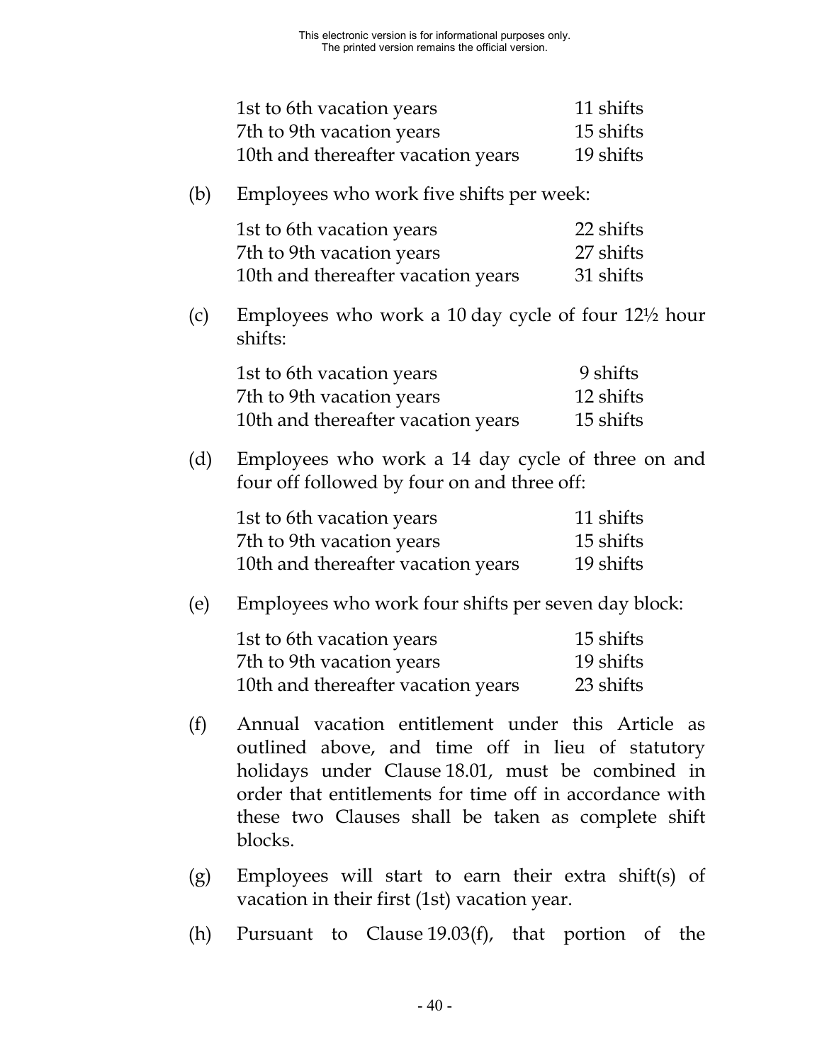| | |
|---|---|
| 1st to 6th vacation years | 11 shifts |
| 7th to 9th vacation years | 15 shifts |
| 10th and thereafter vacation years | 19 shifts |

(b) Employees who work five shifts per week:

| | |
|---|---|
| 1st to 6th vacation years | 22 shifts |
| 7th to 9th vacation years | 27 shifts |
| 10th and thereafter vacation years | 31 shifts |

(c) Employees who work a 10 day cycle of four 12½ hour shifts:

| | |
|---|---|
| 1st to 6th vacation years | 9 shifts |
| 7th to 9th vacation years | 12 shifts |
| 10th and thereafter vacation years | 15 shifts |

(d) Employees who work a 14 day cycle of three on and four off followed by four on and three off:

| | |
|---|---|
| 1st to 6th vacation years | 11 shifts |
| 7th to 9th vacation years | 15 shifts |
| 10th and thereafter vacation years | 19 shifts |

(e) Employees who work four shifts per seven day block:

| | |
|---|---|
| 1st to 6th vacation years | 15 shifts |
| 7th to 9th vacation years | 19 shifts |
| 10th and thereafter vacation years | 23 shifts |

(f) Annual vacation entitlement under this Article as outlined above, and time off in lieu of statutory holidays under Clause 18.01, must be combined in order that entitlements for time off in accordance with these two Clauses shall be taken as complete shift blocks.

(g) Employees will start to earn their extra shift(s) of vacation in their first (1st) vacation year.

(h) Pursuant to Clause 19.03(f), that portion of the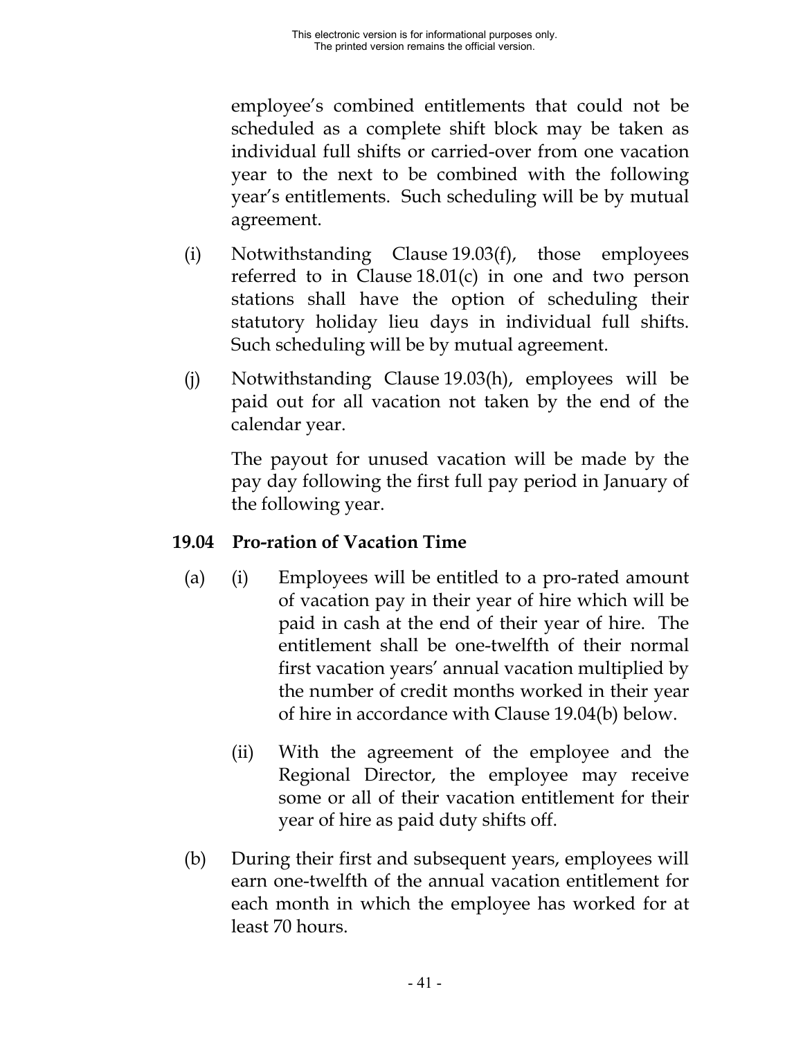employee's combined entitlements that could not be scheduled as a complete shift block may be taken as individual full shifts or carried-over from one vacation year to the next to be combined with the following year's entitlements. Such scheduling will be by mutual agreement.

(i) Notwithstanding Clause 19.03(f), those employees referred to in Clause 18.01(c) in one and two person stations shall have the option of scheduling their statutory holiday lieu days in individual full shifts. Such scheduling will be by mutual agreement.

(j) Notwithstanding Clause 19.03(h), employees will be paid out for all vacation not taken by the end of the calendar year.

The payout for unused vacation will be made by the pay day following the first full pay period in January of the following year.

## 19.04 Pro-ration of Vacation Time

(a) (i) Employees will be entitled to a pro-rated amount of vacation pay in their year of hire which will be paid in cash at the end of their year of hire. The entitlement shall be one-twelfth of their normal first vacation years' annual vacation multiplied by the number of credit months worked in their year of hire in accordance with Clause 19.04(b) below.

(ii) With the agreement of the employee and the Regional Director, the employee may receive some or all of their vacation entitlement for their year of hire as paid duty shifts off.

(b) During their first and subsequent years, employees will earn one-twelfth of the annual vacation entitlement for each month in which the employee has worked for at least 70 hours.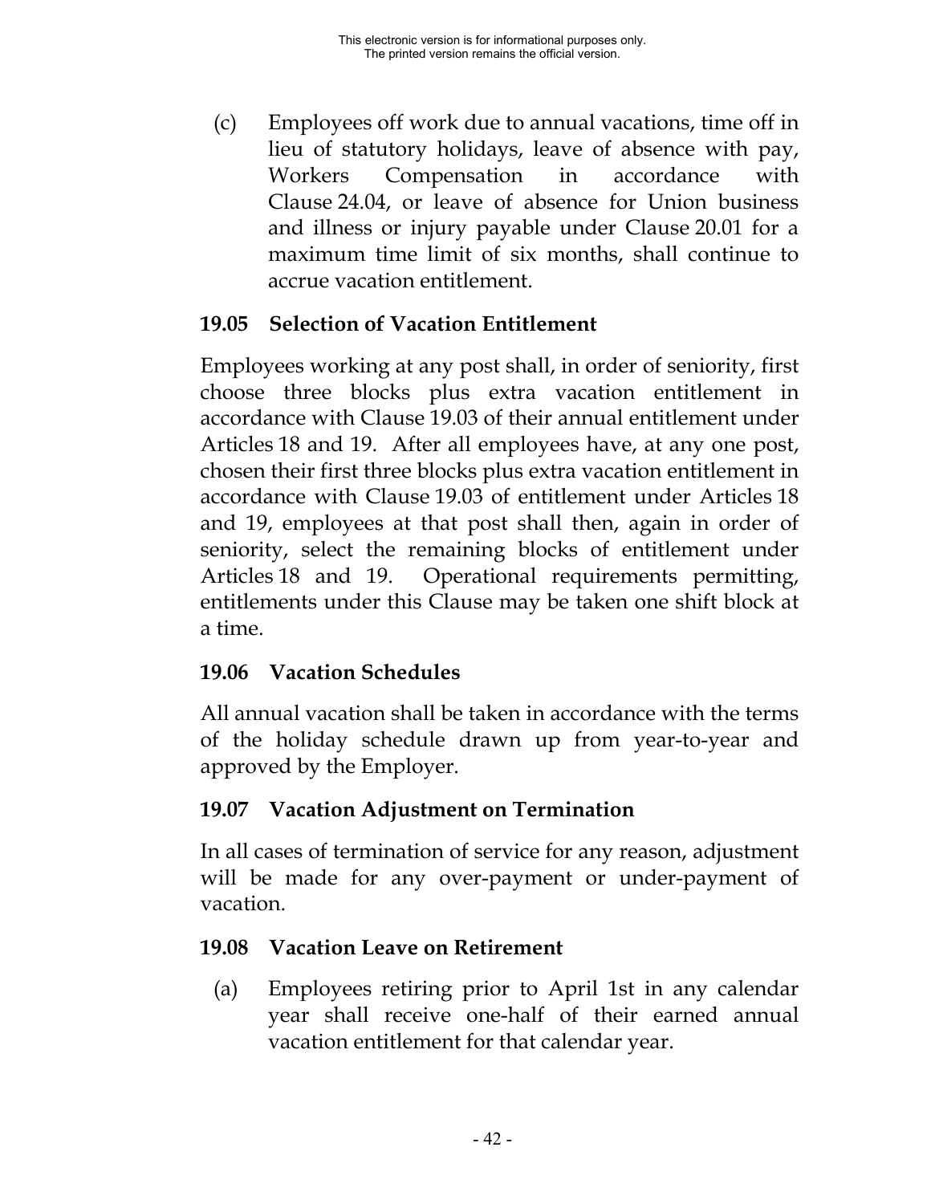(c) Employees off work due to annual vacations, time off in lieu of statutory holidays, leave of absence with pay, Workers Compensation in accordance with Clause 24.04, or leave of absence for Union business and illness or injury payable under Clause 20.01 for a maximum time limit of six months, shall continue to accrue vacation entitlement.

### 19.05 Selection of Vacation Entitlement

Employees working at any post shall, in order of seniority, first choose three blocks plus extra vacation entitlement in accordance with Clause 19.03 of their annual entitlement under Articles 18 and 19. After all employees have, at any one post, chosen their first three blocks plus extra vacation entitlement in accordance with Clause 19.03 of entitlement under Articles 18 and 19, employees at that post shall then, again in order of seniority, select the remaining blocks of entitlement under Articles 18 and 19. Operational requirements permitting, entitlements under this Clause may be taken one shift block at a time.

### 19.06 Vacation Schedules

All annual vacation shall be taken in accordance with the terms of the holiday schedule drawn up from year-to-year and approved by the Employer.

### 19.07 Vacation Adjustment on Termination

In all cases of termination of service for any reason, adjustment will be made for any over-payment or under-payment of vacation.

### 19.08 Vacation Leave on Retirement

(a) Employees retiring prior to April 1st in any calendar year shall receive one-half of their earned annual vacation entitlement for that calendar year.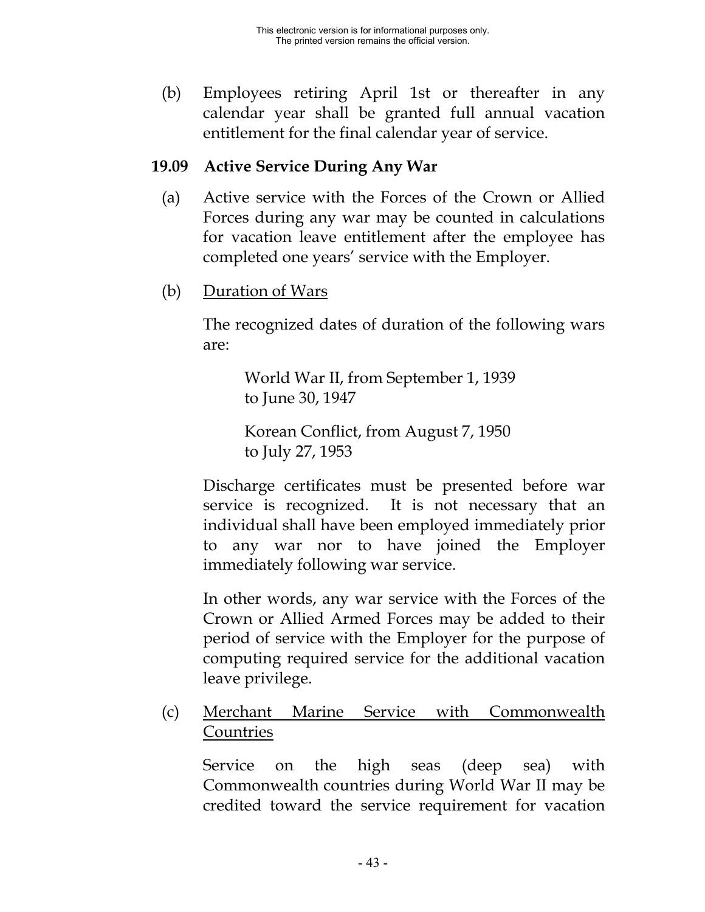(b) Employees retiring April 1st or thereafter in any calendar year shall be granted full annual vacation entitlement for the final calendar year of service.

## 19.09 Active Service During Any War

(a) Active service with the Forces of the Crown or Allied Forces during any war may be counted in calculations for vacation leave entitlement after the employee has completed one years' service with the Employer.

(b) <u>Duration of Wars</u>

The recognized dates of duration of the following wars are:

World War II, from September 1, 1939 to June 30, 1947

Korean Conflict, from August 7, 1950 to July 27, 1953

Discharge certificates must be presented before war service is recognized. It is not necessary that an individual shall have been employed immediately prior to any war nor to have joined the Employer immediately following war service.

In other words, any war service with the Forces of the Crown or Allied Armed Forces may be added to their period of service with the Employer for the purpose of computing required service for the additional vacation leave privilege.

(c) <u>Merchant Marine Service with Commonwealth Countries</u>

Service on the high seas (deep sea) with Commonwealth countries during World War II may be credited toward the service requirement for vacation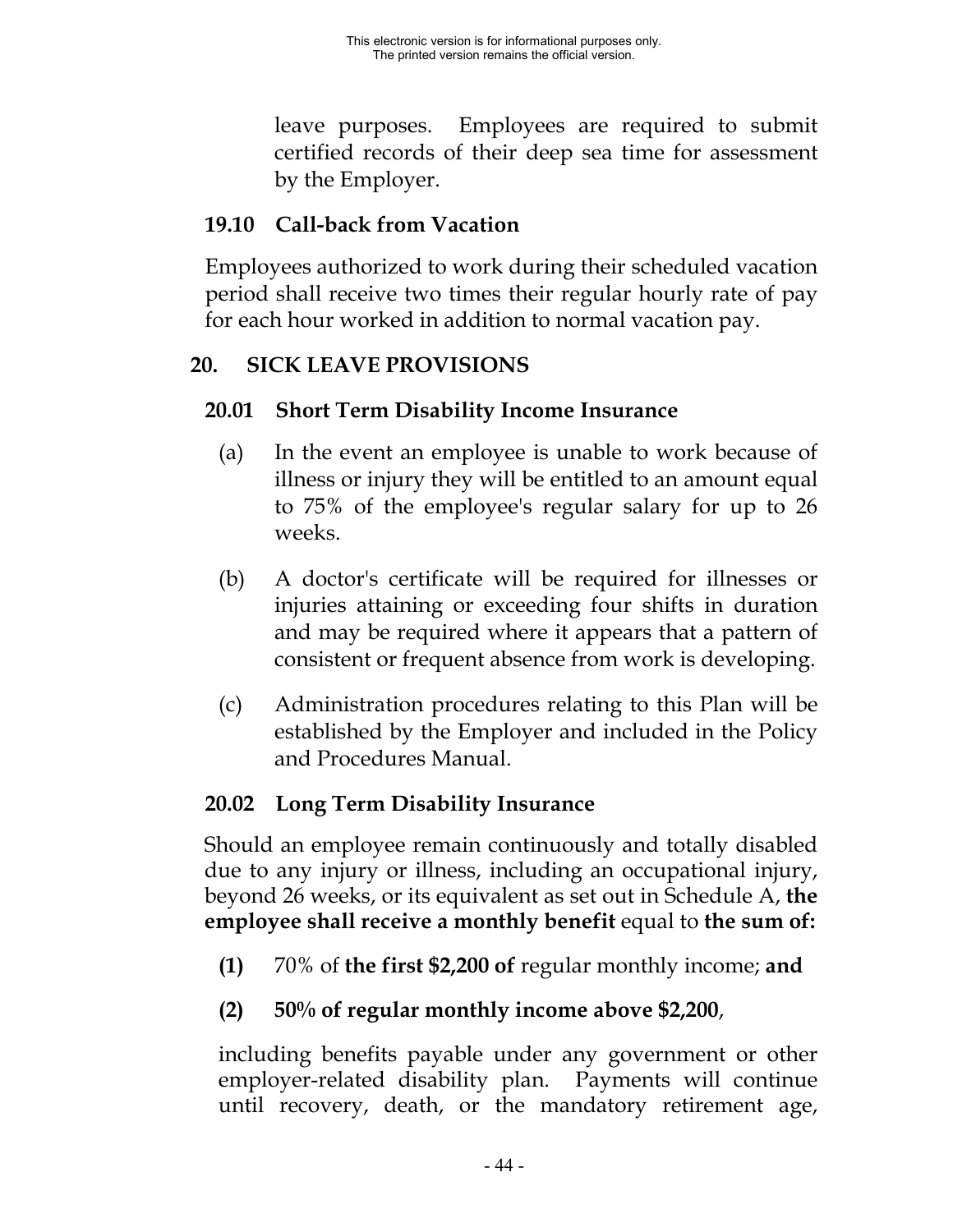leave purposes. Employees are required to submit certified records of their deep sea time for assessment by the Employer.

### 19.10 Call-back from Vacation

Employees authorized to work during their scheduled vacation period shall receive two times their regular hourly rate of pay for each hour worked in addition to normal vacation pay.

## 20. SICK LEAVE PROVISIONS

### 20.01 Short Term Disability Income Insurance

(a) In the event an employee is unable to work because of illness or injury they will be entitled to an amount equal to 75% of the employee's regular salary for up to 26 weeks.

(b) A doctor's certificate will be required for illnesses or injuries attaining or exceeding four shifts in duration and may be required where it appears that a pattern of consistent or frequent absence from work is developing.

(c) Administration procedures relating to this Plan will be established by the Employer and included in the Policy and Procedures Manual.

### 20.02 Long Term Disability Insurance

Should an employee remain continuously and totally disabled due to any injury or illness, including an occupational injury, beyond 26 weeks, or its equivalent as set out in Schedule A, **the employee shall receive a monthly benefit** equal to **the sum of:**

**(1)** 70% of **the first $2,200 of** regular monthly income; **and**

**(2) 50% of regular monthly income above $2,200**,

including benefits payable under any government or other employer-related disability plan. Payments will continue until recovery, death, or the mandatory retirement age,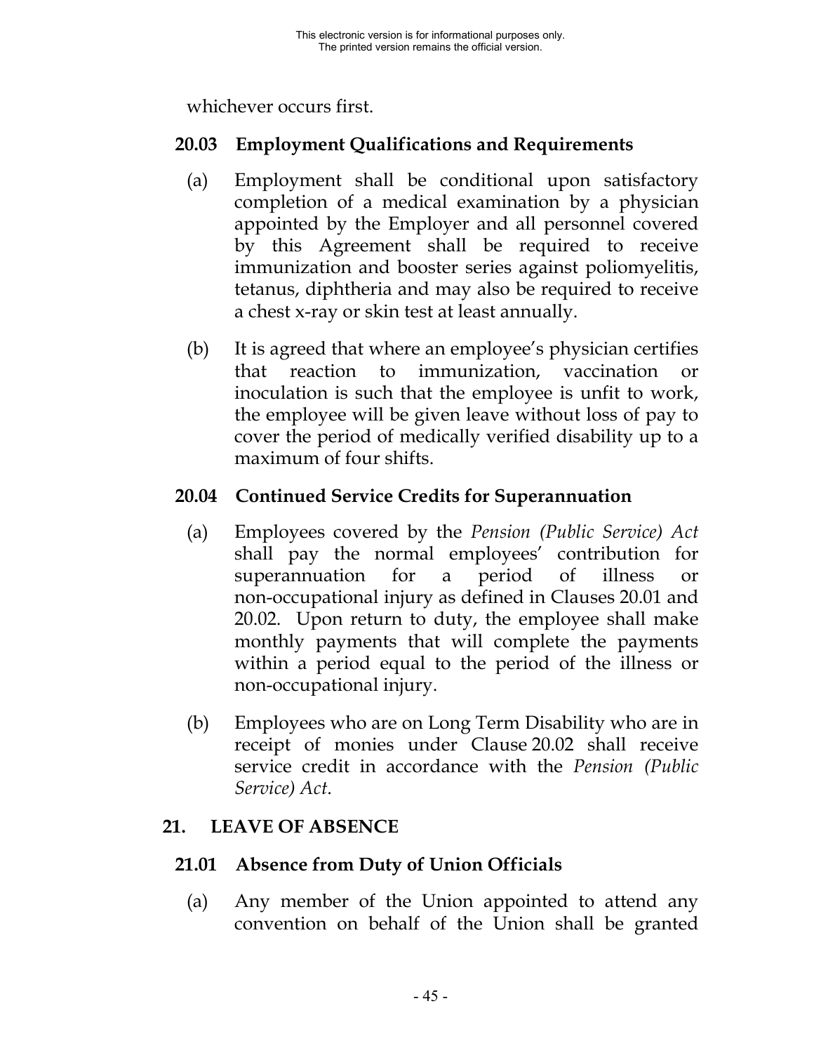whichever occurs first.

### 20.03 Employment Qualifications and Requirements

(a) Employment shall be conditional upon satisfactory completion of a medical examination by a physician appointed by the Employer and all personnel covered by this Agreement shall be required to receive immunization and booster series against poliomyelitis, tetanus, diphtheria and may also be required to receive a chest x-ray or skin test at least annually.

(b) It is agreed that where an employee's physician certifies that reaction to immunization, vaccination or inoculation is such that the employee is unfit to work, the employee will be given leave without loss of pay to cover the period of medically verified disability up to a maximum of four shifts.

### 20.04 Continued Service Credits for Superannuation

(a) Employees covered by the *Pension (Public Service) Act* shall pay the normal employees' contribution for superannuation for a period of illness or non-occupational injury as defined in Clauses 20.01 and 20.02. Upon return to duty, the employee shall make monthly payments that will complete the payments within a period equal to the period of the illness or non-occupational injury.

(b) Employees who are on Long Term Disability who are in receipt of monies under Clause 20.02 shall receive service credit in accordance with the *Pension (Public Service) Act*.

## 21. LEAVE OF ABSENCE

### 21.01 Absence from Duty of Union Officials

(a) Any member of the Union appointed to attend any convention on behalf of the Union shall be granted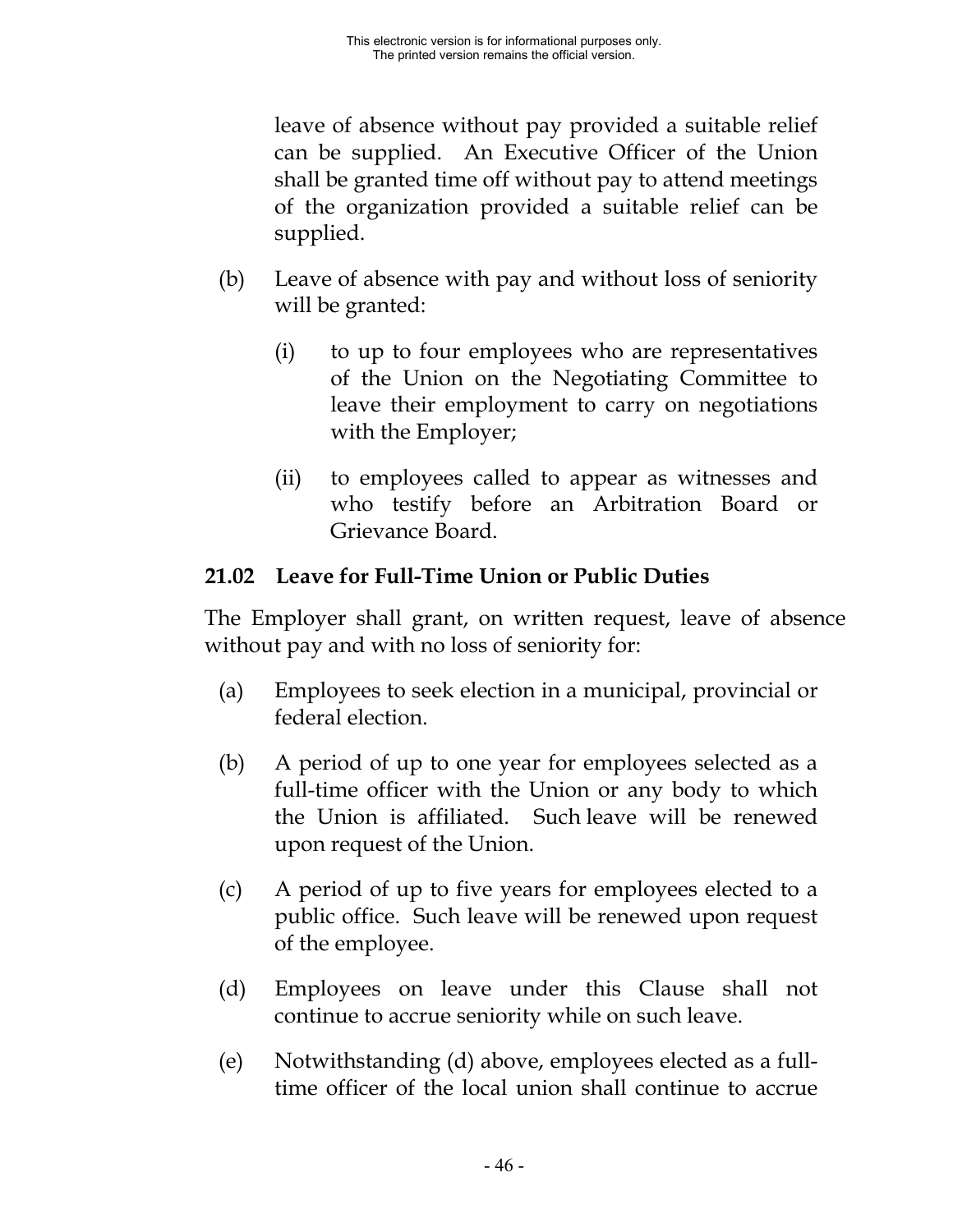leave of absence without pay provided a suitable relief can be supplied. An Executive Officer of the Union shall be granted time off without pay to attend meetings of the organization provided a suitable relief can be supplied.

(b) Leave of absence with pay and without loss of seniority will be granted:

(i) to up to four employees who are representatives of the Union on the Negotiating Committee to leave their employment to carry on negotiations with the Employer;

(ii) to employees called to appear as witnesses and who testify before an Arbitration Board or Grievance Board.

**21.02 Leave for Full-Time Union or Public Duties**

The Employer shall grant, on written request, leave of absence without pay and with no loss of seniority for:

(a) Employees to seek election in a municipal, provincial or federal election.

(b) A period of up to one year for employees selected as a full-time officer with the Union or any body to which the Union is affiliated. Such leave will be renewed upon request of the Union.

(c) A period of up to five years for employees elected to a public office. Such leave will be renewed upon request of the employee.

(d) Employees on leave under this Clause shall not continue to accrue seniority while on such leave.

(e) Notwithstanding (d) above, employees elected as a full-time officer of the local union shall continue to accrue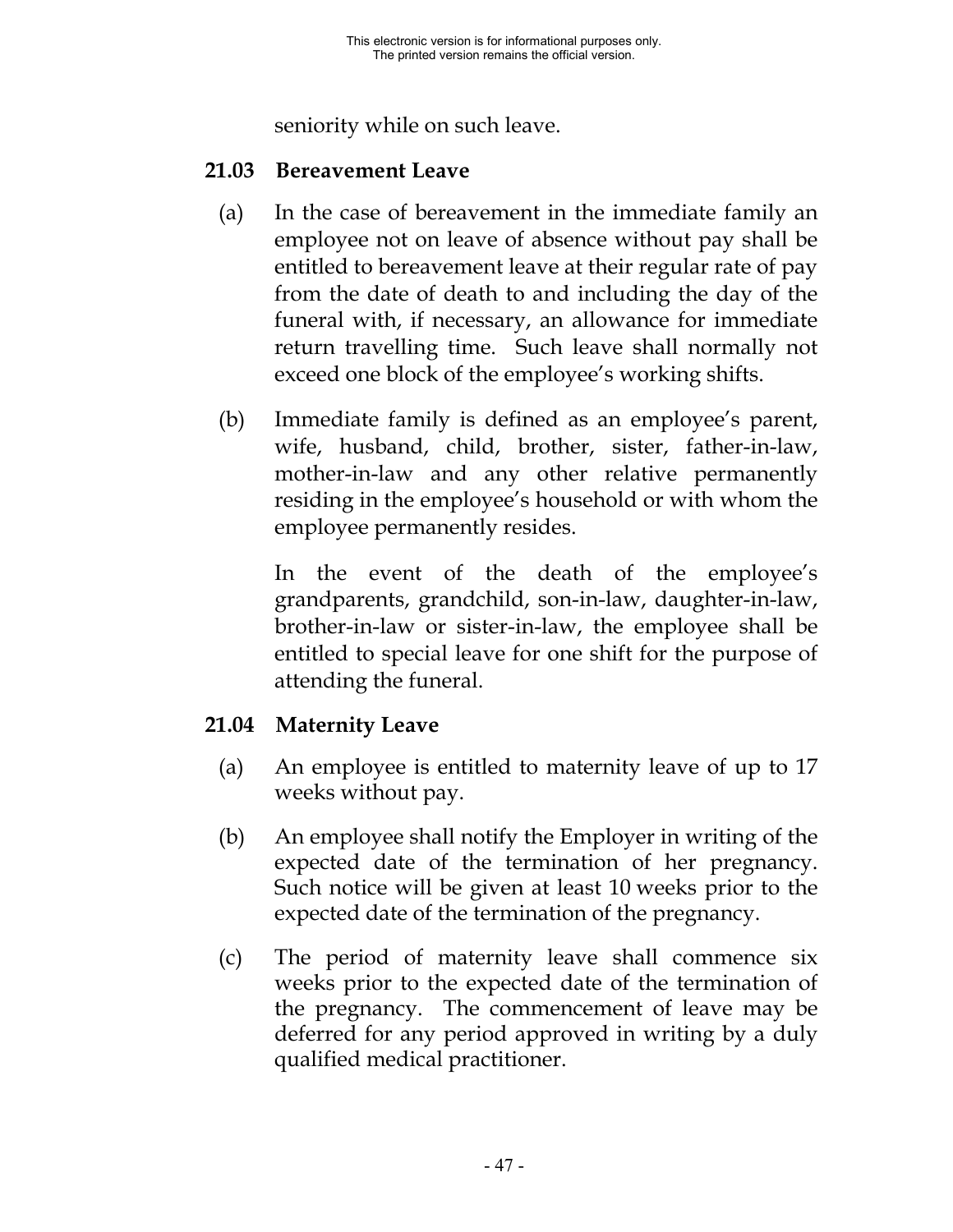seniority while on such leave.

### 21.03 Bereavement Leave

(a) In the case of bereavement in the immediate family an employee not on leave of absence without pay shall be entitled to bereavement leave at their regular rate of pay from the date of death to and including the day of the funeral with, if necessary, an allowance for immediate return travelling time. Such leave shall normally not exceed one block of the employee's working shifts.

(b) Immediate family is defined as an employee's parent, wife, husband, child, brother, sister, father-in-law, mother-in-law and any other relative permanently residing in the employee's household or with whom the employee permanently resides.

In the event of the death of the employee's grandparents, grandchild, son-in-law, daughter-in-law, brother-in-law or sister-in-law, the employee shall be entitled to special leave for one shift for the purpose of attending the funeral.

### 21.04 Maternity Leave

(a) An employee is entitled to maternity leave of up to 17 weeks without pay.

(b) An employee shall notify the Employer in writing of the expected date of the termination of her pregnancy. Such notice will be given at least 10 weeks prior to the expected date of the termination of the pregnancy.

(c) The period of maternity leave shall commence six weeks prior to the expected date of the termination of the pregnancy. The commencement of leave may be deferred for any period approved in writing by a duly qualified medical practitioner.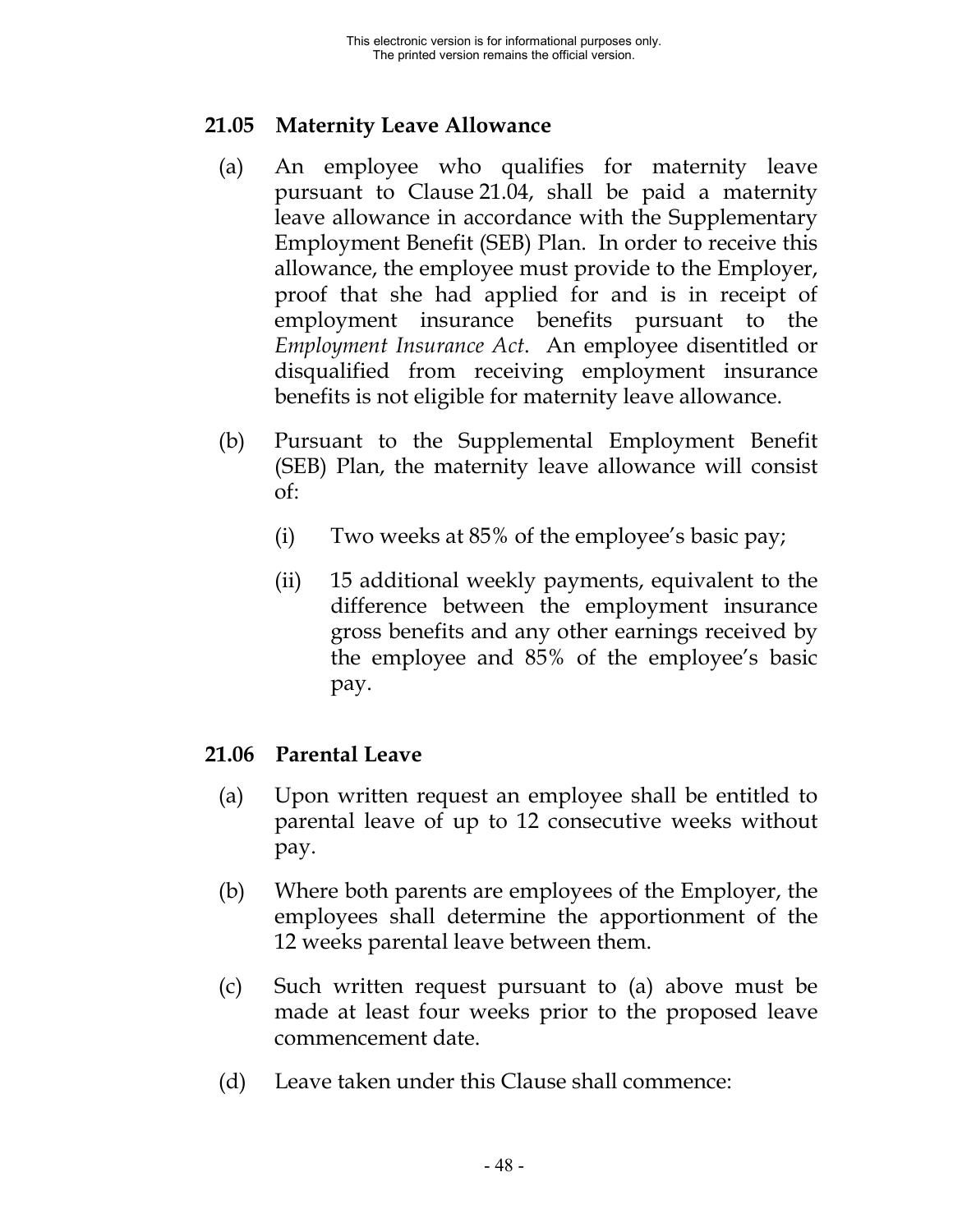### 21.05 Maternity Leave Allowance

(a) An employee who qualifies for maternity leave pursuant to Clause 21.04, shall be paid a maternity leave allowance in accordance with the Supplementary Employment Benefit (SEB) Plan. In order to receive this allowance, the employee must provide to the Employer, proof that she had applied for and is in receipt of employment insurance benefits pursuant to the *Employment Insurance Act*. An employee disentitled or disqualified from receiving employment insurance benefits is not eligible for maternity leave allowance.

(b) Pursuant to the Supplemental Employment Benefit (SEB) Plan, the maternity leave allowance will consist of:

(i) Two weeks at 85% of the employee's basic pay;

(ii) 15 additional weekly payments, equivalent to the difference between the employment insurance gross benefits and any other earnings received by the employee and 85% of the employee's basic pay.

### 21.06 Parental Leave

(a) Upon written request an employee shall be entitled to parental leave of up to 12 consecutive weeks without pay.

(b) Where both parents are employees of the Employer, the employees shall determine the apportionment of the 12 weeks parental leave between them.

(c) Such written request pursuant to (a) above must be made at least four weeks prior to the proposed leave commencement date.

(d) Leave taken under this Clause shall commence: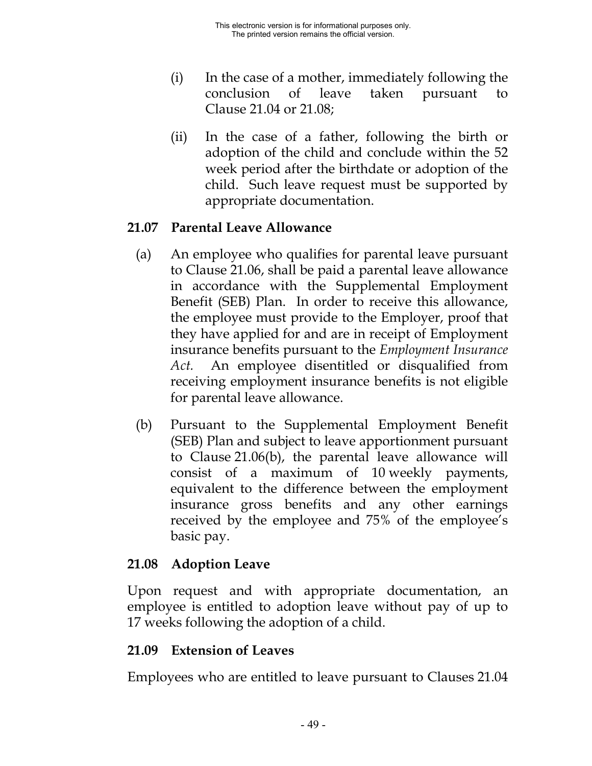(i) In the case of a mother, immediately following the conclusion of leave taken pursuant to Clause 21.04 or 21.08;

(ii) In the case of a father, following the birth or adoption of the child and conclude within the 52 week period after the birthdate or adoption of the child. Such leave request must be supported by appropriate documentation.

### 21.07 Parental Leave Allowance

(a) An employee who qualifies for parental leave pursuant to Clause 21.06, shall be paid a parental leave allowance in accordance with the Supplemental Employment Benefit (SEB) Plan. In order to receive this allowance, the employee must provide to the Employer, proof that they have applied for and are in receipt of Employment insurance benefits pursuant to the *Employment Insurance Act.* An employee disentitled or disqualified from receiving employment insurance benefits is not eligible for parental leave allowance.

(b) Pursuant to the Supplemental Employment Benefit (SEB) Plan and subject to leave apportionment pursuant to Clause 21.06(b), the parental leave allowance will consist of a maximum of 10 weekly payments, equivalent to the difference between the employment insurance gross benefits and any other earnings received by the employee and 75% of the employee's basic pay.

### 21.08 Adoption Leave

Upon request and with appropriate documentation, an employee is entitled to adoption leave without pay of up to 17 weeks following the adoption of a child.

### 21.09 Extension of Leaves

Employees who are entitled to leave pursuant to Clauses 21.04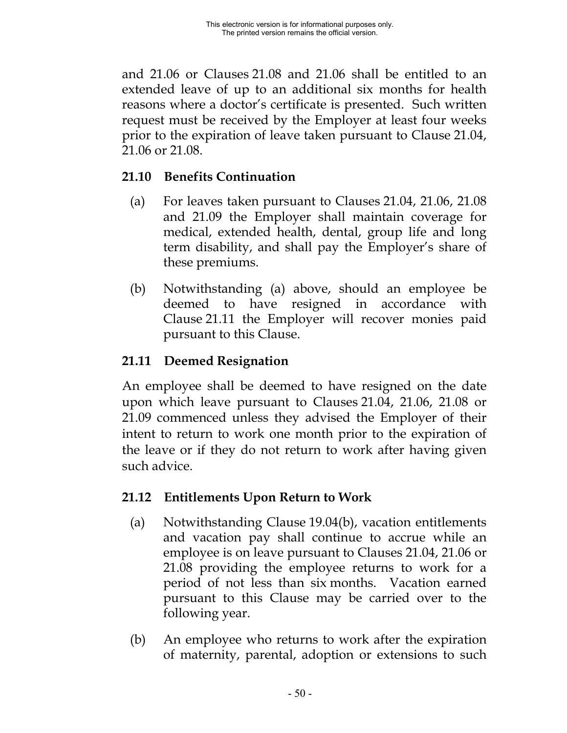and 21.06 or Clauses 21.08 and 21.06 shall be entitled to an extended leave of up to an additional six months for health reasons where a doctor's certificate is presented. Such written request must be received by the Employer at least four weeks prior to the expiration of leave taken pursuant to Clause 21.04, 21.06 or 21.08.

## 21.10 Benefits Continuation

(a) For leaves taken pursuant to Clauses 21.04, 21.06, 21.08 and 21.09 the Employer shall maintain coverage for medical, extended health, dental, group life and long term disability, and shall pay the Employer's share of these premiums.

(b) Notwithstanding (a) above, should an employee be deemed to have resigned in accordance with Clause 21.11 the Employer will recover monies paid pursuant to this Clause.

## 21.11 Deemed Resignation

An employee shall be deemed to have resigned on the date upon which leave pursuant to Clauses 21.04, 21.06, 21.08 or 21.09 commenced unless they advised the Employer of their intent to return to work one month prior to the expiration of the leave or if they do not return to work after having given such advice.

## 21.12 Entitlements Upon Return to Work

(a) Notwithstanding Clause 19.04(b), vacation entitlements and vacation pay shall continue to accrue while an employee is on leave pursuant to Clauses 21.04, 21.06 or 21.08 providing the employee returns to work for a period of not less than six months. Vacation earned pursuant to this Clause may be carried over to the following year.

(b) An employee who returns to work after the expiration of maternity, parental, adoption or extensions to such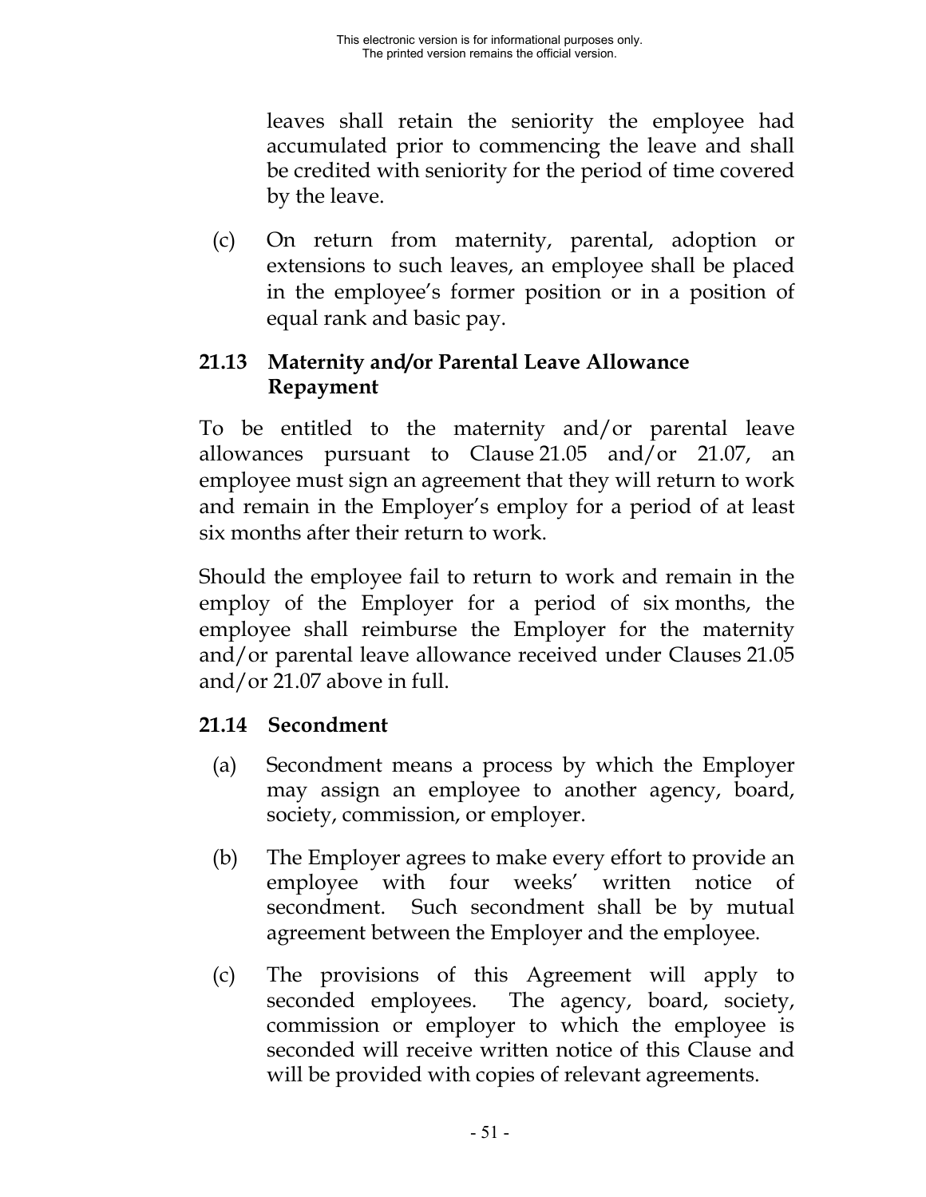leaves shall retain the seniority the employee had accumulated prior to commencing the leave and shall be credited with seniority for the period of time covered by the leave.

(c) On return from maternity, parental, adoption or extensions to such leaves, an employee shall be placed in the employee's former position or in a position of equal rank and basic pay.

### 21.13 Maternity and/or Parental Leave Allowance Repayment

To be entitled to the maternity and/or parental leave allowances pursuant to Clause 21.05 and/or 21.07, an employee must sign an agreement that they will return to work and remain in the Employer's employ for a period of at least six months after their return to work.

Should the employee fail to return to work and remain in the employ of the Employer for a period of six months, the employee shall reimburse the Employer for the maternity and/or parental leave allowance received under Clauses 21.05 and/or 21.07 above in full.

### 21.14 Secondment

(a) Secondment means a process by which the Employer may assign an employee to another agency, board, society, commission, or employer.

(b) The Employer agrees to make every effort to provide an employee with four weeks' written notice of secondment. Such secondment shall be by mutual agreement between the Employer and the employee.

(c) The provisions of this Agreement will apply to seconded employees. The agency, board, society, commission or employer to which the employee is seconded will receive written notice of this Clause and will be provided with copies of relevant agreements.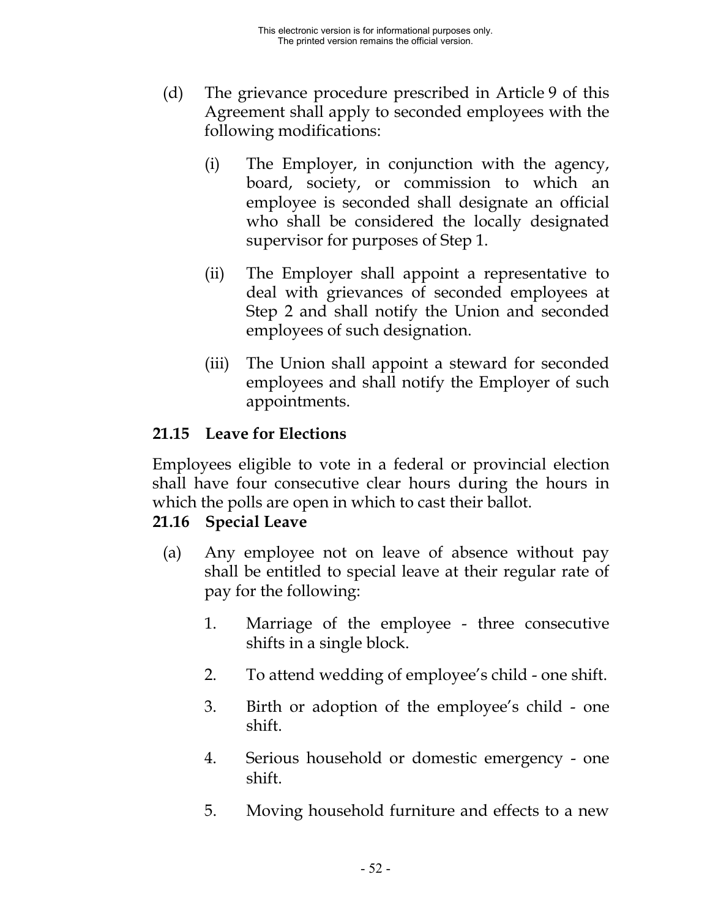(d) The grievance procedure prescribed in Article 9 of this Agreement shall apply to seconded employees with the following modifications:

   (i) The Employer, in conjunction with the agency, board, society, or commission to which an employee is seconded shall designate an official who shall be considered the locally designated supervisor for purposes of Step 1.

   (ii) The Employer shall appoint a representative to deal with grievances of seconded employees at Step 2 and shall notify the Union and seconded employees of such designation.

   (iii) The Union shall appoint a steward for seconded employees and shall notify the Employer of such appointments.

**21.15 Leave for Elections**

Employees eligible to vote in a federal or provincial election shall have four consecutive clear hours during the hours in which the polls are open in which to cast their ballot.

**21.16 Special Leave**

(a) Any employee not on leave of absence without pay shall be entitled to special leave at their regular rate of pay for the following:

   1. Marriage of the employee - three consecutive shifts in a single block.

   2. To attend wedding of employee's child - one shift.

   3. Birth or adoption of the employee's child - one shift.

   4. Serious household or domestic emergency - one shift.

   5. Moving household furniture and effects to a new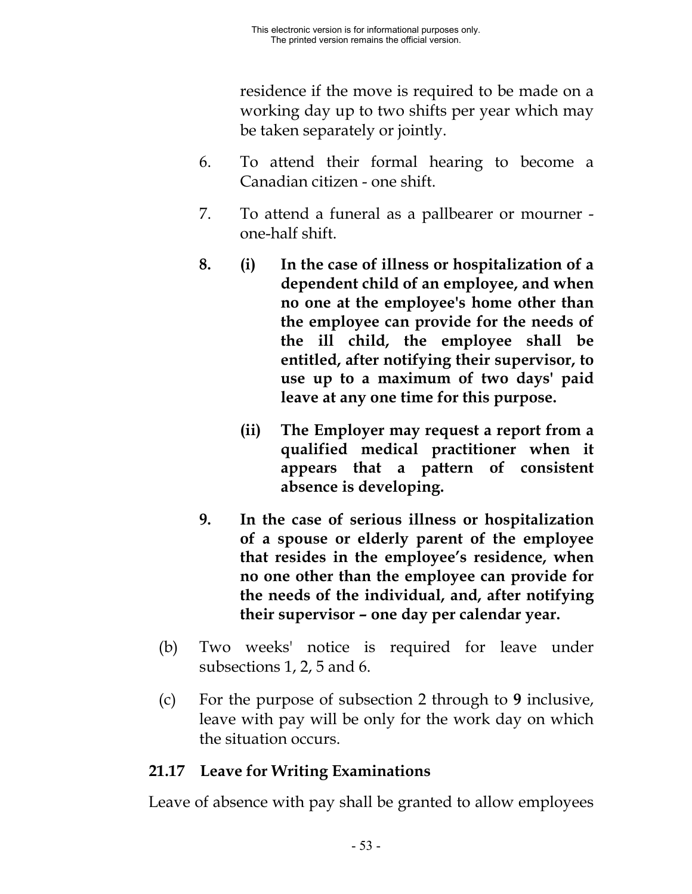residence if the move is required to be made on a working day up to two shifts per year which may be taken separately or jointly.

6. To attend their formal hearing to become a Canadian citizen - one shift.

7. To attend a funeral as a pallbearer or mourner - one-half shift.

**8. (i) In the case of illness or hospitalization of a dependent child of an employee, and when no one at the employee's home other than the employee can provide for the needs of the ill child, the employee shall be entitled, after notifying their supervisor, to use up to a maximum of two days' paid leave at any one time for this purpose.**

**(ii) The Employer may request a report from a qualified medical practitioner when it appears that a pattern of consistent absence is developing.**

**9. In the case of serious illness or hospitalization of a spouse or elderly parent of the employee that resides in the employee's residence, when no one other than the employee can provide for the needs of the individual, and, after notifying their supervisor – one day per calendar year.**

(b) Two weeks' notice is required for leave under subsections 1, 2, 5 and 6.

(c) For the purpose of subsection 2 through to **9** inclusive, leave with pay will be only for the work day on which the situation occurs.

### 21.17 Leave for Writing Examinations

Leave of absence with pay shall be granted to allow employees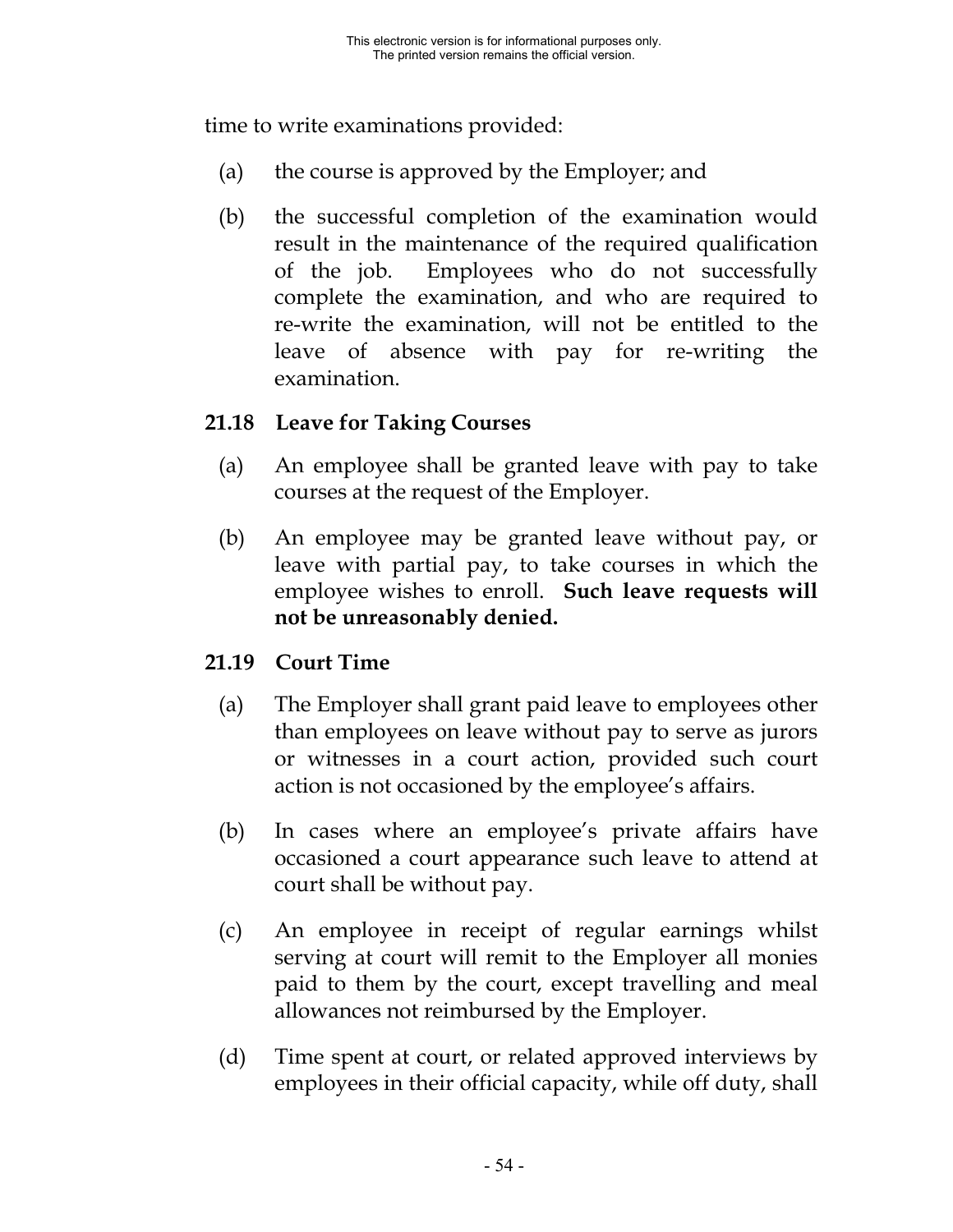time to write examinations provided:

(a) the course is approved by the Employer; and

(b) the successful completion of the examination would result in the maintenance of the required qualification of the job. Employees who do not successfully complete the examination, and who are required to re-write the examination, will not be entitled to the leave of absence with pay for re-writing the examination.

### 21.18 Leave for Taking Courses

(a) An employee shall be granted leave with pay to take courses at the request of the Employer.

(b) An employee may be granted leave without pay, or leave with partial pay, to take courses in which the employee wishes to enroll. **Such leave requests will not be unreasonably denied.**

### 21.19 Court Time

(a) The Employer shall grant paid leave to employees other than employees on leave without pay to serve as jurors or witnesses in a court action, provided such court action is not occasioned by the employee's affairs.

(b) In cases where an employee's private affairs have occasioned a court appearance such leave to attend at court shall be without pay.

(c) An employee in receipt of regular earnings whilst serving at court will remit to the Employer all monies paid to them by the court, except travelling and meal allowances not reimbursed by the Employer.

(d) Time spent at court, or related approved interviews by employees in their official capacity, while off duty, shall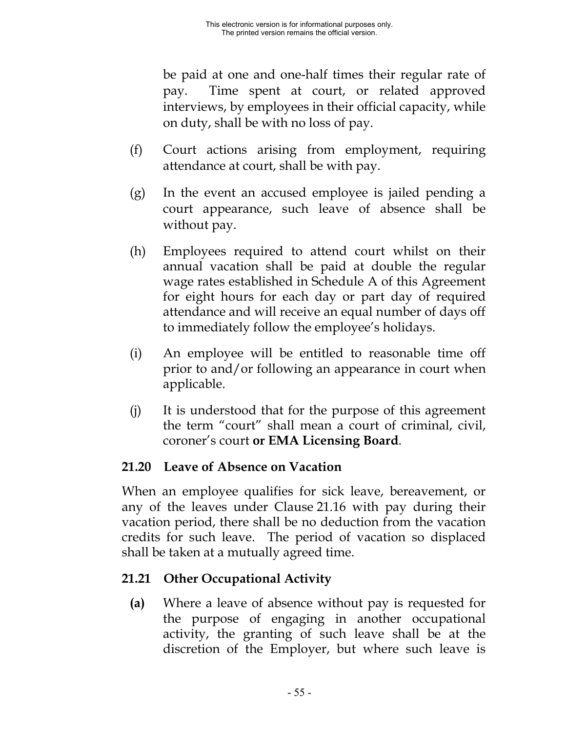be paid at one and one-half times their regular rate of pay. Time spent at court, or related approved interviews, by employees in their official capacity, while on duty, shall be with no loss of pay.

(f) Court actions arising from employment, requiring attendance at court, shall be with pay.

(g) In the event an accused employee is jailed pending a court appearance, such leave of absence shall be without pay.

(h) Employees required to attend court whilst on their annual vacation shall be paid at double the regular wage rates established in Schedule A of this Agreement for eight hours for each day or part day of required attendance and will receive an equal number of days off to immediately follow the employee's holidays.

(i) An employee will be entitled to reasonable time off prior to and/or following an appearance in court when applicable.

(j) It is understood that for the purpose of this agreement the term "court" shall mean a court of criminal, civil, coroner's court **or EMA Licensing Board**.

### 21.20 Leave of Absence on Vacation

When an employee qualifies for sick leave, bereavement, or any of the leaves under Clause 21.16 with pay during their vacation period, there shall be no deduction from the vacation credits for such leave. The period of vacation so displaced shall be taken at a mutually agreed time.

### 21.21 Other Occupational Activity

**(a)** Where a leave of absence without pay is requested for the purpose of engaging in another occupational activity, the granting of such leave shall be at the discretion of the Employer, but where such leave is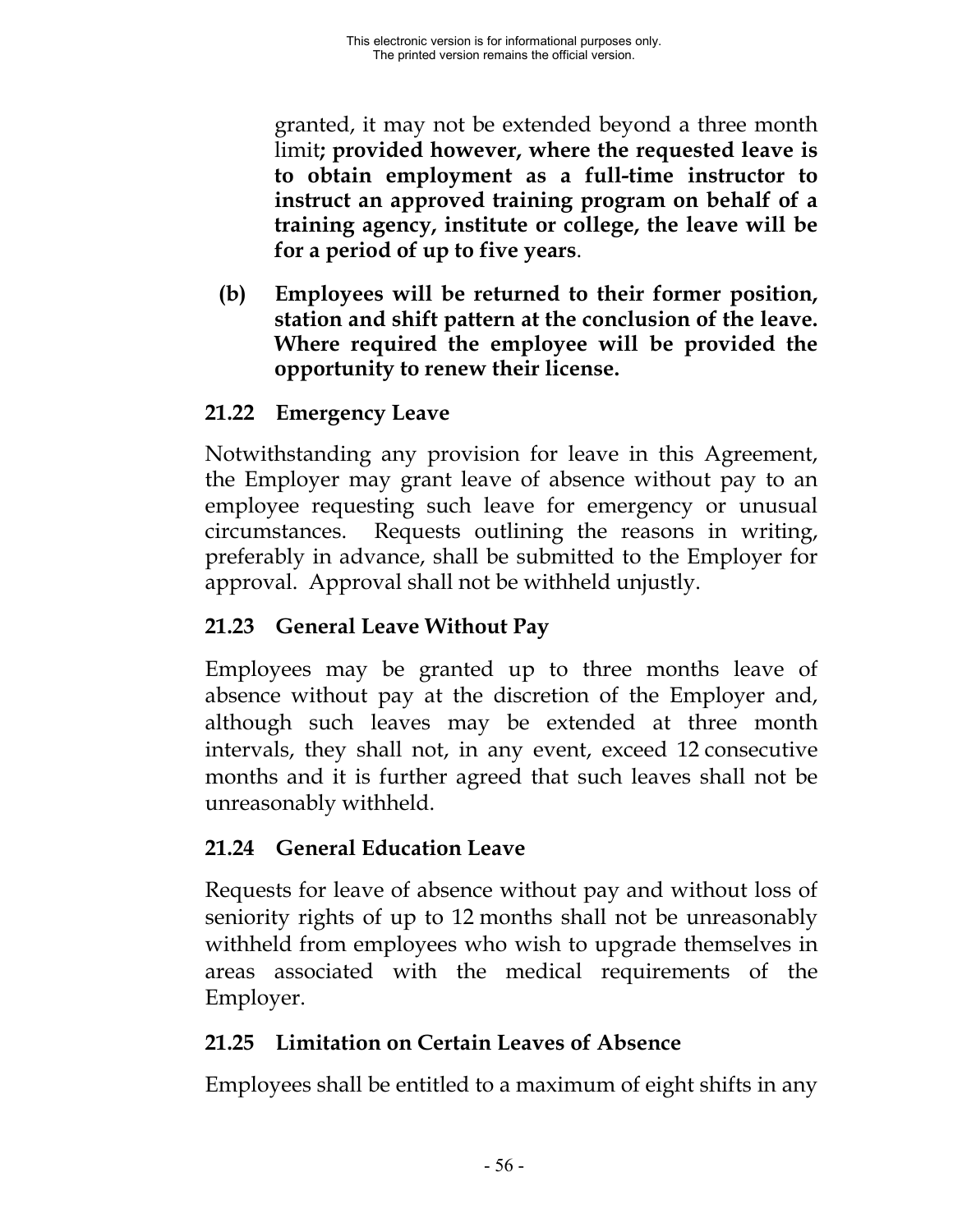granted, it may not be extended beyond a three month limit**; provided however, where the requested leave is to obtain employment as a full-time instructor to instruct an approved training program on behalf of a training agency, institute or college, the leave will be for a period of up to five years**.

**(b) Employees will be returned to their former position, station and shift pattern at the conclusion of the leave. Where required the employee will be provided the opportunity to renew their license.**

## 21.22 Emergency Leave

Notwithstanding any provision for leave in this Agreement, the Employer may grant leave of absence without pay to an employee requesting such leave for emergency or unusual circumstances. Requests outlining the reasons in writing, preferably in advance, shall be submitted to the Employer for approval. Approval shall not be withheld unjustly.

## 21.23 General Leave Without Pay

Employees may be granted up to three months leave of absence without pay at the discretion of the Employer and, although such leaves may be extended at three month intervals, they shall not, in any event, exceed 12 consecutive months and it is further agreed that such leaves shall not be unreasonably withheld.

## 21.24 General Education Leave

Requests for leave of absence without pay and without loss of seniority rights of up to 12 months shall not be unreasonably withheld from employees who wish to upgrade themselves in areas associated with the medical requirements of the Employer.

## 21.25 Limitation on Certain Leaves of Absence

Employees shall be entitled to a maximum of eight shifts in any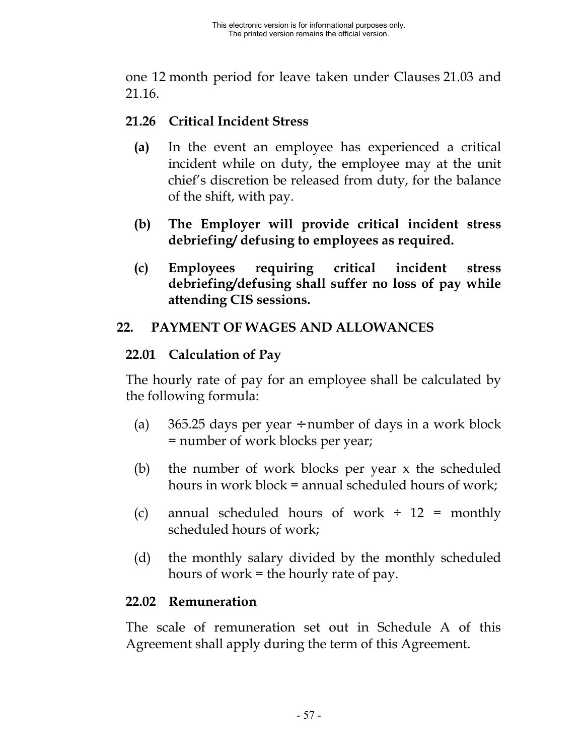one 12 month period for leave taken under Clauses 21.03 and 21.16.

### 21.26 Critical Incident Stress

**(a)** In the event an employee has experienced a critical incident while on duty, the employee may at the unit chief's discretion be released from duty, for the balance of the shift, with pay.

**(b) The Employer will provide critical incident stress debriefing/ defusing to employees as required.**

**(c) Employees requiring critical incident stress debriefing/defusing shall suffer no loss of pay while attending CIS sessions.**

## 22. PAYMENT OF WAGES AND ALLOWANCES

### 22.01 Calculation of Pay

The hourly rate of pay for an employee shall be calculated by the following formula:

(a) 365.25 days per year ÷ number of days in a work block = number of work blocks per year;

(b) the number of work blocks per year x the scheduled hours in work block = annual scheduled hours of work;

(c) annual scheduled hours of work ÷ 12 = monthly scheduled hours of work;

(d) the monthly salary divided by the monthly scheduled hours of work = the hourly rate of pay.

### 22.02 Remuneration

The scale of remuneration set out in Schedule A of this Agreement shall apply during the term of this Agreement.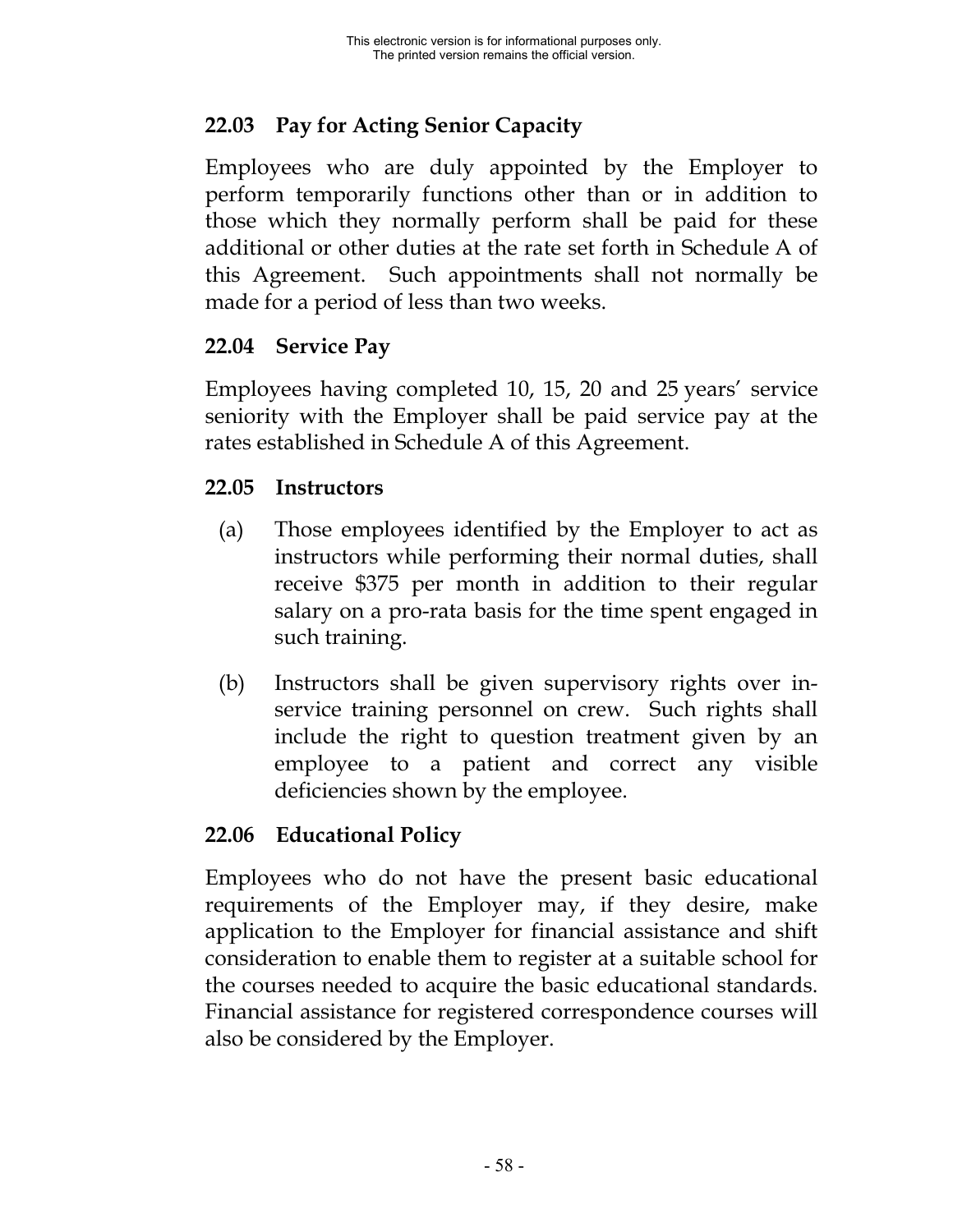### 22.03 Pay for Acting Senior Capacity

Employees who are duly appointed by the Employer to perform temporarily functions other than or in addition to those which they normally perform shall be paid for these additional or other duties at the rate set forth in Schedule A of this Agreement. Such appointments shall not normally be made for a period of less than two weeks.

### 22.04 Service Pay

Employees having completed 10, 15, 20 and 25 years' service seniority with the Employer shall be paid service pay at the rates established in Schedule A of this Agreement.

### 22.05 Instructors

(a) Those employees identified by the Employer to act as instructors while performing their normal duties, shall receive $375 per month in addition to their regular salary on a pro-rata basis for the time spent engaged in such training.

(b) Instructors shall be given supervisory rights over in-service training personnel on crew. Such rights shall include the right to question treatment given by an employee to a patient and correct any visible deficiencies shown by the employee.

### 22.06 Educational Policy

Employees who do not have the present basic educational requirements of the Employer may, if they desire, make application to the Employer for financial assistance and shift consideration to enable them to register at a suitable school for the courses needed to acquire the basic educational standards. Financial assistance for registered correspondence courses will also be considered by the Employer.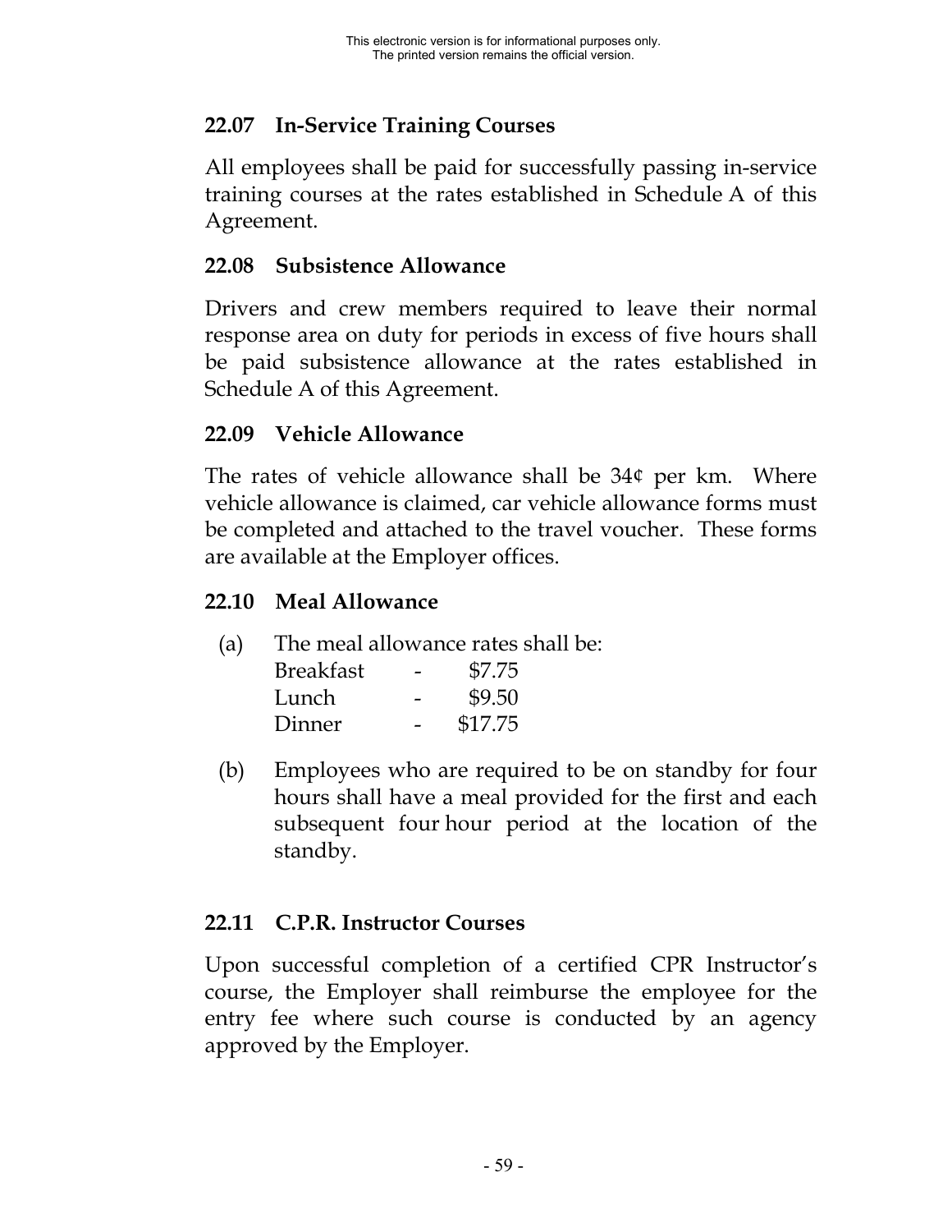## 22.07 In-Service Training Courses

All employees shall be paid for successfully passing in-service training courses at the rates established in Schedule A of this Agreement.

## 22.08 Subsistence Allowance

Drivers and crew members required to leave their normal response area on duty for periods in excess of five hours shall be paid subsistence allowance at the rates established in Schedule A of this Agreement.

## 22.09 Vehicle Allowance

The rates of vehicle allowance shall be 34¢ per km. Where vehicle allowance is claimed, car vehicle allowance forms must be completed and attached to the travel voucher. These forms are available at the Employer offices.

## 22.10 Meal Allowance

(a) The meal allowance rates shall be:

| | | |
|---|---|---|
| Breakfast | - | $7.75 |
| Lunch | - | $9.50 |
| Dinner | - | $17.75 |

(b) Employees who are required to be on standby for four hours shall have a meal provided for the first and each subsequent four hour period at the location of the standby.

## 22.11 C.P.R. Instructor Courses

Upon successful completion of a certified CPR Instructor's course, the Employer shall reimburse the employee for the entry fee where such course is conducted by an agency approved by the Employer.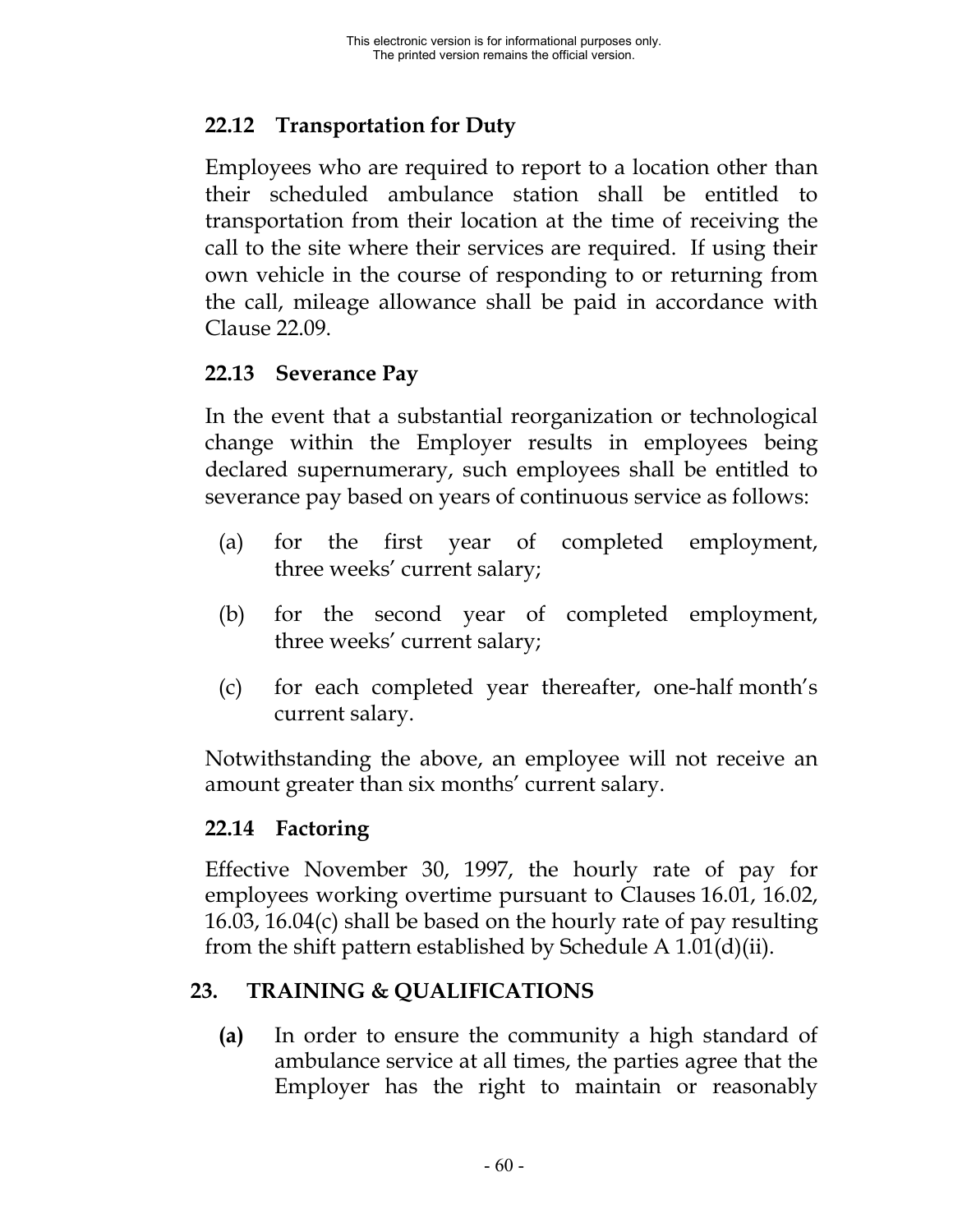### 22.12 Transportation for Duty

Employees who are required to report to a location other than their scheduled ambulance station shall be entitled to transportation from their location at the time of receiving the call to the site where their services are required. If using their own vehicle in the course of responding to or returning from the call, mileage allowance shall be paid in accordance with Clause 22.09.

### 22.13 Severance Pay

In the event that a substantial reorganization or technological change within the Employer results in employees being declared supernumerary, such employees shall be entitled to severance pay based on years of continuous service as follows:

(a) for the first year of completed employment, three weeks' current salary;

(b) for the second year of completed employment, three weeks' current salary;

(c) for each completed year thereafter, one-half month's current salary.

Notwithstanding the above, an employee will not receive an amount greater than six months' current salary.

### 22.14 Factoring

Effective November 30, 1997, the hourly rate of pay for employees working overtime pursuant to Clauses 16.01, 16.02, 16.03, 16.04(c) shall be based on the hourly rate of pay resulting from the shift pattern established by Schedule A 1.01(d)(ii).

## 23. TRAINING & QUALIFICATIONS

**(a)** In order to ensure the community a high standard of ambulance service at all times, the parties agree that the Employer has the right to maintain or reasonably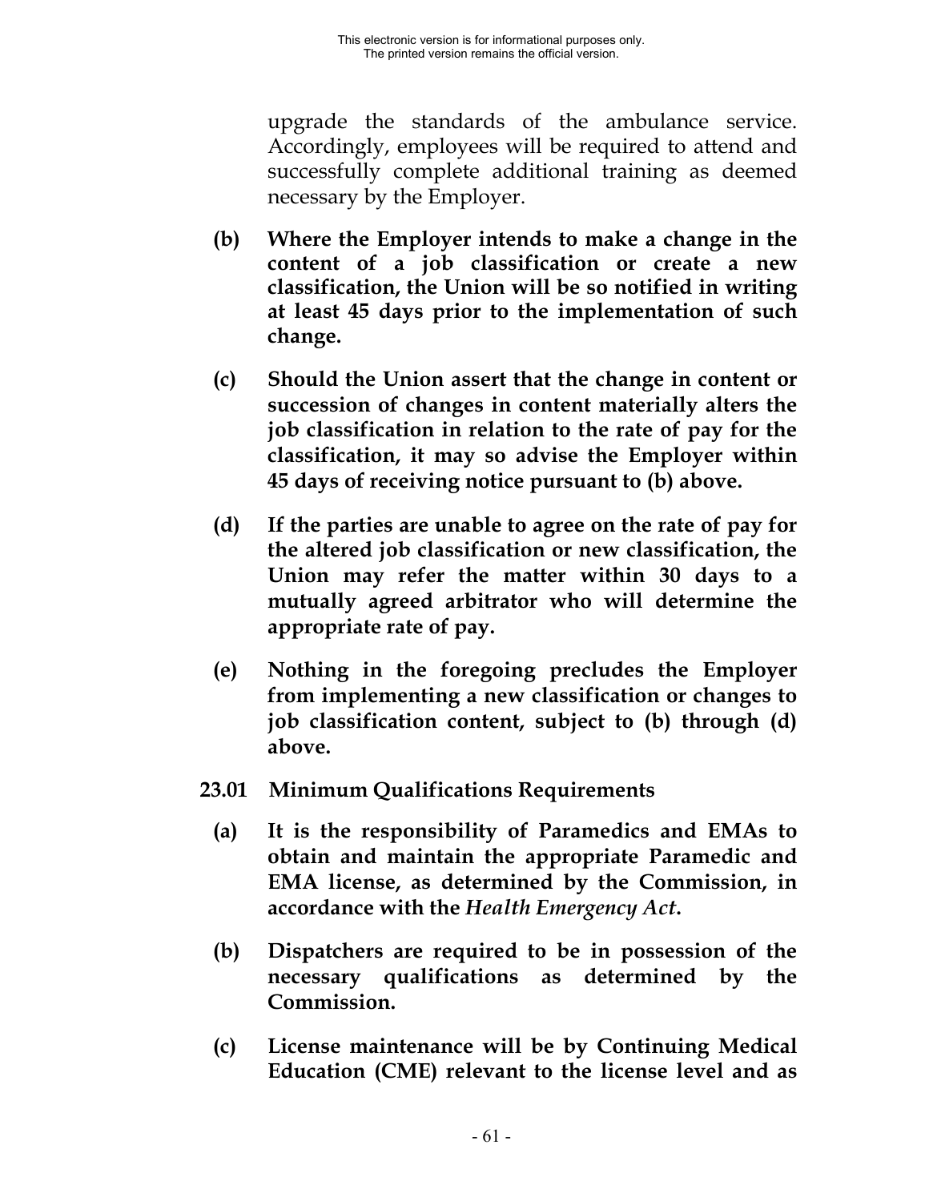upgrade the standards of the ambulance service. Accordingly, employees will be required to attend and successfully complete additional training as deemed necessary by the Employer.

**(b) Where the Employer intends to make a change in the content of a job classification or create a new classification, the Union will be so notified in writing at least 45 days prior to the implementation of such change.**

**(c) Should the Union assert that the change in content or succession of changes in content materially alters the job classification in relation to the rate of pay for the classification, it may so advise the Employer within 45 days of receiving notice pursuant to (b) above.**

**(d) If the parties are unable to agree on the rate of pay for the altered job classification or new classification, the Union may refer the matter within 30 days to a mutually agreed arbitrator who will determine the appropriate rate of pay.**

**(e) Nothing in the foregoing precludes the Employer from implementing a new classification or changes to job classification content, subject to (b) through (d) above.**

**23.01 Minimum Qualifications Requirements**

**(a) It is the responsibility of Paramedics and EMAs to obtain and maintain the appropriate Paramedic and EMA license, as determined by the Commission, in accordance with the *Health Emergency Act*.**

**(b) Dispatchers are required to be in possession of the necessary qualifications as determined by the Commission.**

**(c) License maintenance will be by Continuing Medical Education (CME) relevant to the license level and as**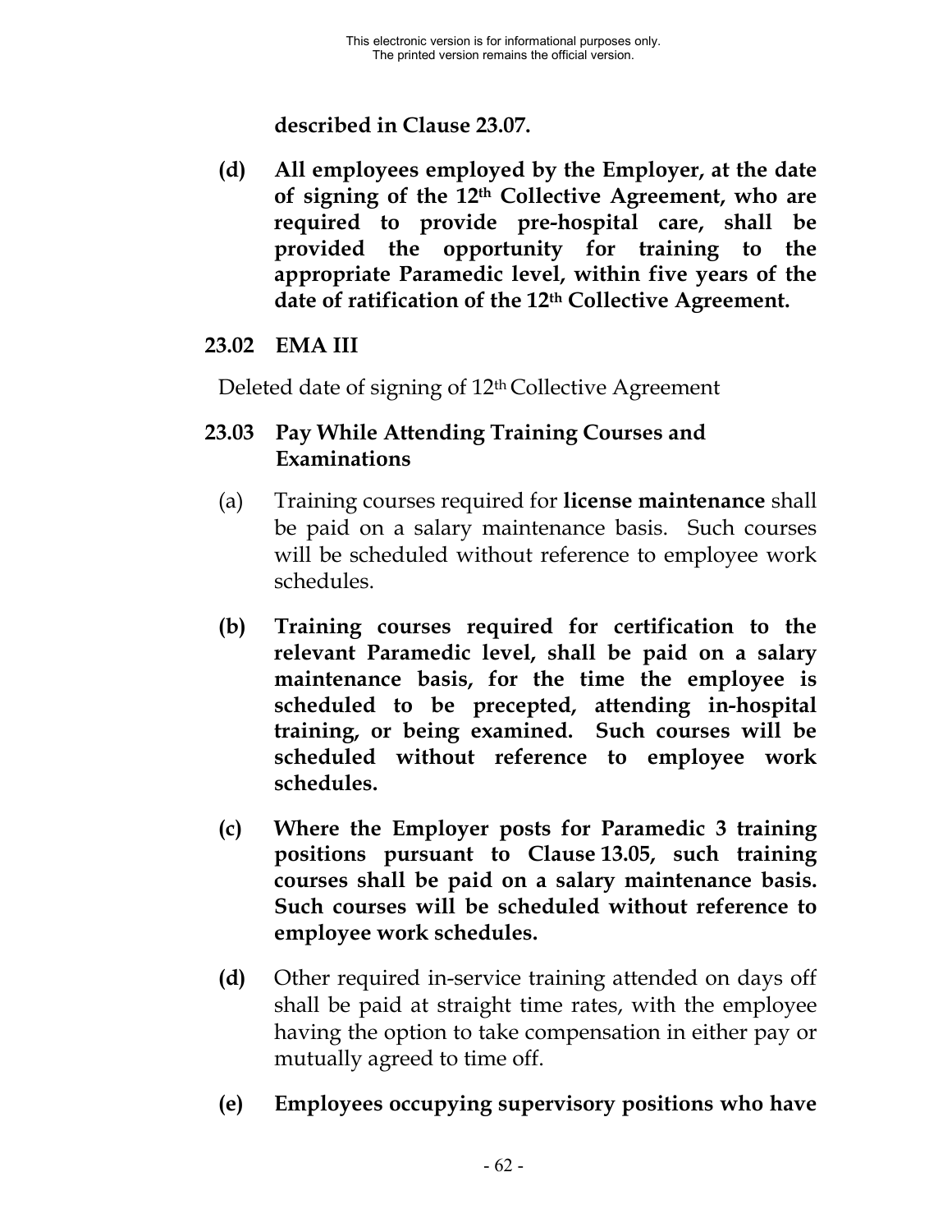**described in Clause 23.07.**

**(d) All employees employed by the Employer, at the date of signing of the 12th Collective Agreement, who are required to provide pre-hospital care, shall be provided the opportunity for training to the appropriate Paramedic level, within five years of the date of ratification of the 12th Collective Agreement.**

### 23.02 EMA III

Deleted date of signing of 12th Collective Agreement

### 23.03 Pay While Attending Training Courses and Examinations

(a) Training courses required for **license maintenance** shall be paid on a salary maintenance basis. Such courses will be scheduled without reference to employee work schedules.

**(b) Training courses required for certification to the relevant Paramedic level, shall be paid on a salary maintenance basis, for the time the employee is scheduled to be precepted, attending in-hospital training, or being examined. Such courses will be scheduled without reference to employee work schedules.**

**(c) Where the Employer posts for Paramedic 3 training positions pursuant to Clause 13.05, such training courses shall be paid on a salary maintenance basis. Such courses will be scheduled without reference to employee work schedules.**

**(d)** Other required in-service training attended on days off shall be paid at straight time rates, with the employee having the option to take compensation in either pay or mutually agreed to time off.

**(e) Employees occupying supervisory positions who have**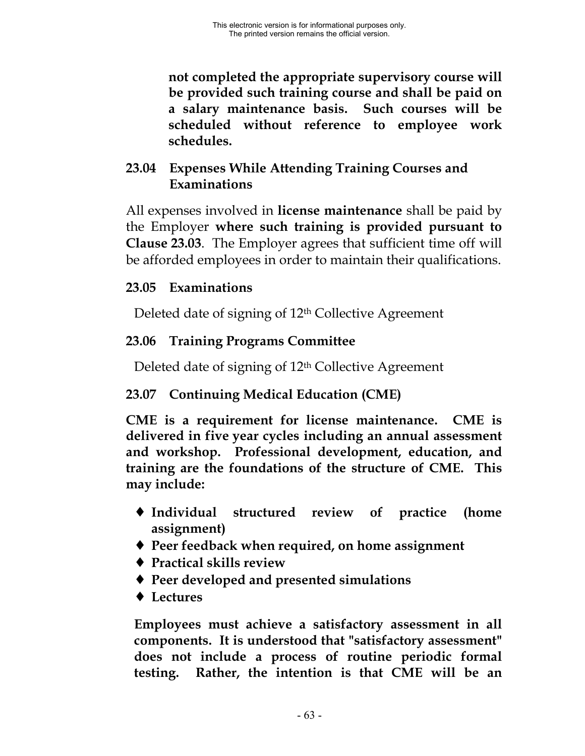**not completed the appropriate supervisory course will be provided such training course and shall be paid on a salary maintenance basis. Such courses will be scheduled without reference to employee work schedules.**

### 23.04 Expenses While Attending Training Courses and Examinations

All expenses involved in **license maintenance** shall be paid by the Employer **where such training is provided pursuant to Clause 23.03**. The Employer agrees that sufficient time off will be afforded employees in order to maintain their qualifications.

### 23.05 Examinations

Deleted date of signing of 12th Collective Agreement

### 23.06 Training Programs Committee

Deleted date of signing of 12th Collective Agreement

### 23.07 Continuing Medical Education (CME)

**CME is a requirement for license maintenance. CME is delivered in five year cycles including an annual assessment and workshop. Professional development, education, and training are the foundations of the structure of CME. This may include:**

- **Individual structured review of practice (home assignment)**
- **Peer feedback when required, on home assignment**
- **Practical skills review**
- **Peer developed and presented simulations**
- **Lectures**

**Employees must achieve a satisfactory assessment in all components. It is understood that "satisfactory assessment" does not include a process of routine periodic formal testing. Rather, the intention is that CME will be an**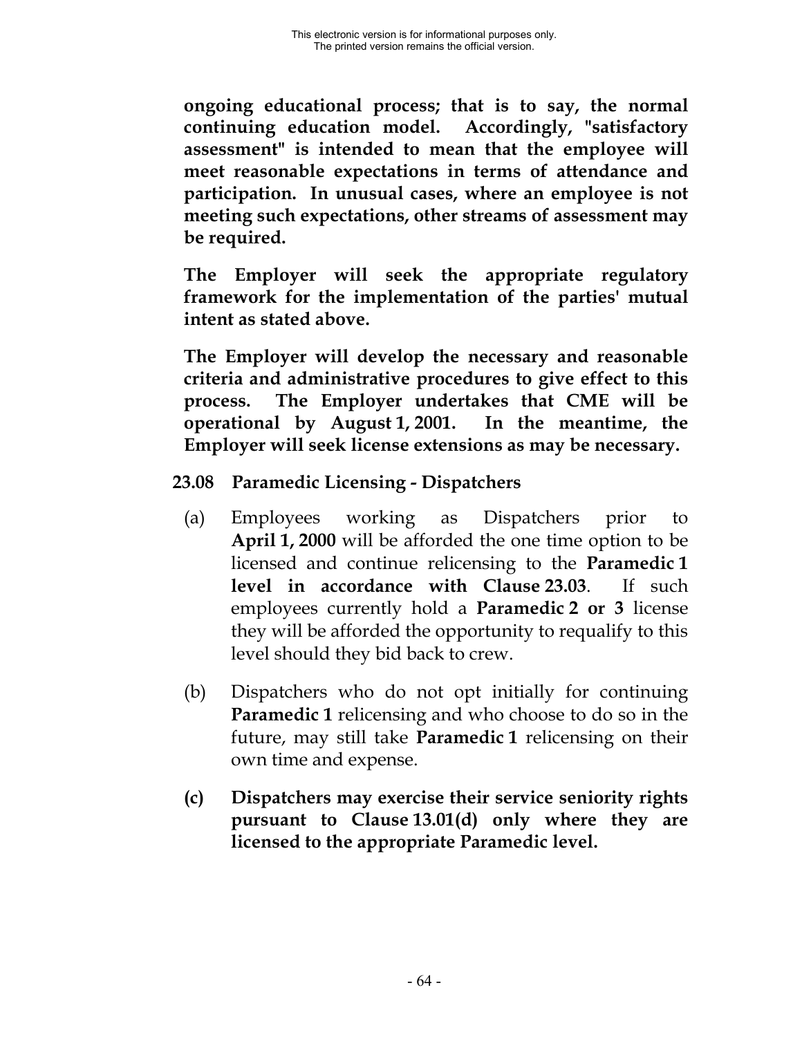**ongoing educational process; that is to say, the normal continuing education model. Accordingly, "satisfactory assessment" is intended to mean that the employee will meet reasonable expectations in terms of attendance and participation. In unusual cases, where an employee is not meeting such expectations, other streams of assessment may be required.**

**The Employer will seek the appropriate regulatory framework for the implementation of the parties' mutual intent as stated above.**

**The Employer will develop the necessary and reasonable criteria and administrative procedures to give effect to this process. The Employer undertakes that CME will be operational by August 1, 2001. In the meantime, the Employer will seek license extensions as may be necessary.**

### 23.08 Paramedic Licensing - Dispatchers

(a) Employees working as Dispatchers prior to **April 1, 2000** will be afforded the one time option to be licensed and continue relicensing to the **Paramedic 1 level in accordance with Clause 23.03**. If such employees currently hold a **Paramedic 2 or 3** license they will be afforded the opportunity to requalify to this level should they bid back to crew.

(b) Dispatchers who do not opt initially for continuing **Paramedic 1** relicensing and who choose to do so in the future, may still take **Paramedic 1** relicensing on their own time and expense.

**(c) Dispatchers may exercise their service seniority rights pursuant to Clause 13.01(d) only where they are licensed to the appropriate Paramedic level.**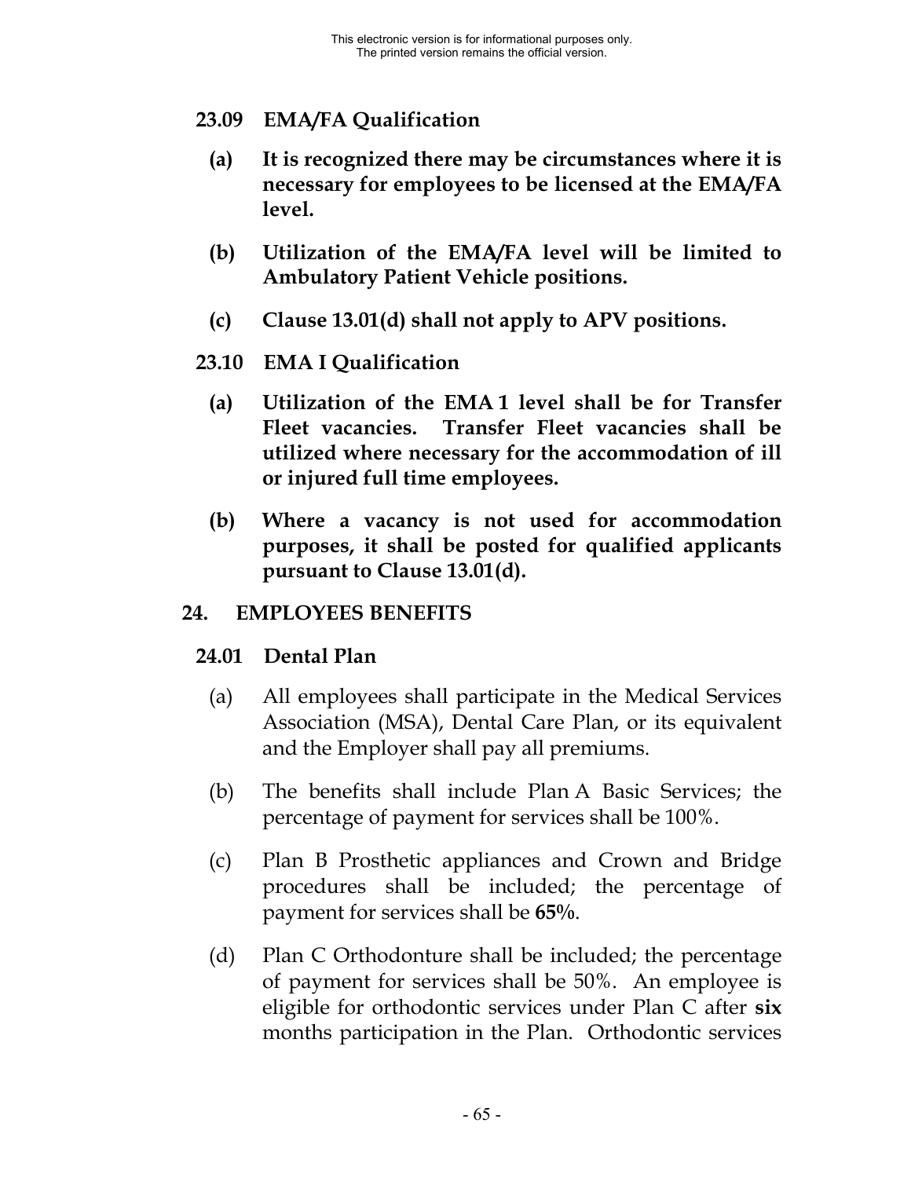### 23.09 EMA/FA Qualification

**(a) It is recognized there may be circumstances where it is necessary for employees to be licensed at the EMA/FA level.**

**(b) Utilization of the EMA/FA level will be limited to Ambulatory Patient Vehicle positions.**

**(c) Clause 13.01(d) shall not apply to APV positions.**

### 23.10 EMA I Qualification

**(a) Utilization of the EMA 1 level shall be for Transfer Fleet vacancies. Transfer Fleet vacancies shall be utilized where necessary for the accommodation of ill or injured full time employees.**

**(b) Where a vacancy is not used for accommodation purposes, it shall be posted for qualified applicants pursuant to Clause 13.01(d).**

## 24. EMPLOYEES BENEFITS

### 24.01 Dental Plan

(a) All employees shall participate in the Medical Services Association (MSA), Dental Care Plan, or its equivalent and the Employer shall pay all premiums.

(b) The benefits shall include Plan A Basic Services; the percentage of payment for services shall be 100%.

(c) Plan B Prosthetic appliances and Crown and Bridge procedures shall be included; the percentage of payment for services shall be **65%**.

(d) Plan C Orthodonture shall be included; the percentage of payment for services shall be 50%. An employee is eligible for orthodontic services under Plan C after **six** months participation in the Plan. Orthodontic services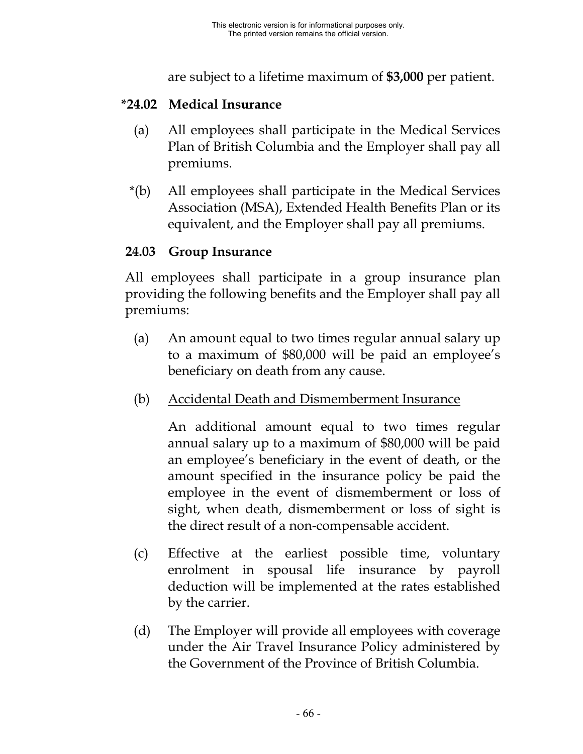are subject to a lifetime maximum of **$3,000** per patient.

### *24.02 Medical Insurance

(a) All employees shall participate in the Medical Services Plan of British Columbia and the Employer shall pay all premiums.

*(b) All employees shall participate in the Medical Services Association (MSA), Extended Health Benefits Plan or its equivalent, and the Employer shall pay all premiums.

### 24.03 Group Insurance

All employees shall participate in a group insurance plan providing the following benefits and the Employer shall pay all premiums:

(a) An amount equal to two times regular annual salary up to a maximum of $80,000 will be paid an employee's beneficiary on death from any cause.

(b) <u>Accidental Death and Dismemberment Insurance</u>

An additional amount equal to two times regular annual salary up to a maximum of $80,000 will be paid an employee's beneficiary in the event of death, or the amount specified in the insurance policy be paid the employee in the event of dismemberment or loss of sight, when death, dismemberment or loss of sight is the direct result of a non-compensable accident.

(c) Effective at the earliest possible time, voluntary enrolment in spousal life insurance by payroll deduction will be implemented at the rates established by the carrier.

(d) The Employer will provide all employees with coverage under the Air Travel Insurance Policy administered by the Government of the Province of British Columbia.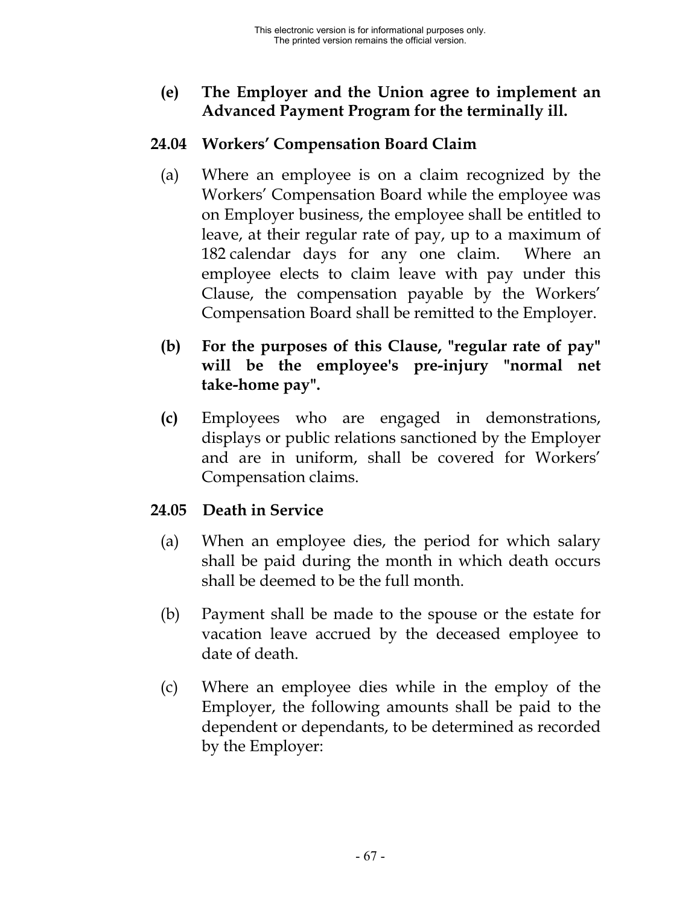**(e) The Employer and the Union agree to implement an Advanced Payment Program for the terminally ill.**

## 24.04 Workers' Compensation Board Claim

(a) Where an employee is on a claim recognized by the Workers' Compensation Board while the employee was on Employer business, the employee shall be entitled to leave, at their regular rate of pay, up to a maximum of 182 calendar days for any one claim. Where an employee elects to claim leave with pay under this Clause, the compensation payable by the Workers' Compensation Board shall be remitted to the Employer.

**(b) For the purposes of this Clause, "regular rate of pay" will be the employee's pre-injury "normal net take-home pay".**

**(c)** Employees who are engaged in demonstrations, displays or public relations sanctioned by the Employer and are in uniform, shall be covered for Workers' Compensation claims.

## 24.05 Death in Service

(a) When an employee dies, the period for which salary shall be paid during the month in which death occurs shall be deemed to be the full month.

(b) Payment shall be made to the spouse or the estate for vacation leave accrued by the deceased employee to date of death.

(c) Where an employee dies while in the employ of the Employer, the following amounts shall be paid to the dependent or dependants, to be determined as recorded by the Employer: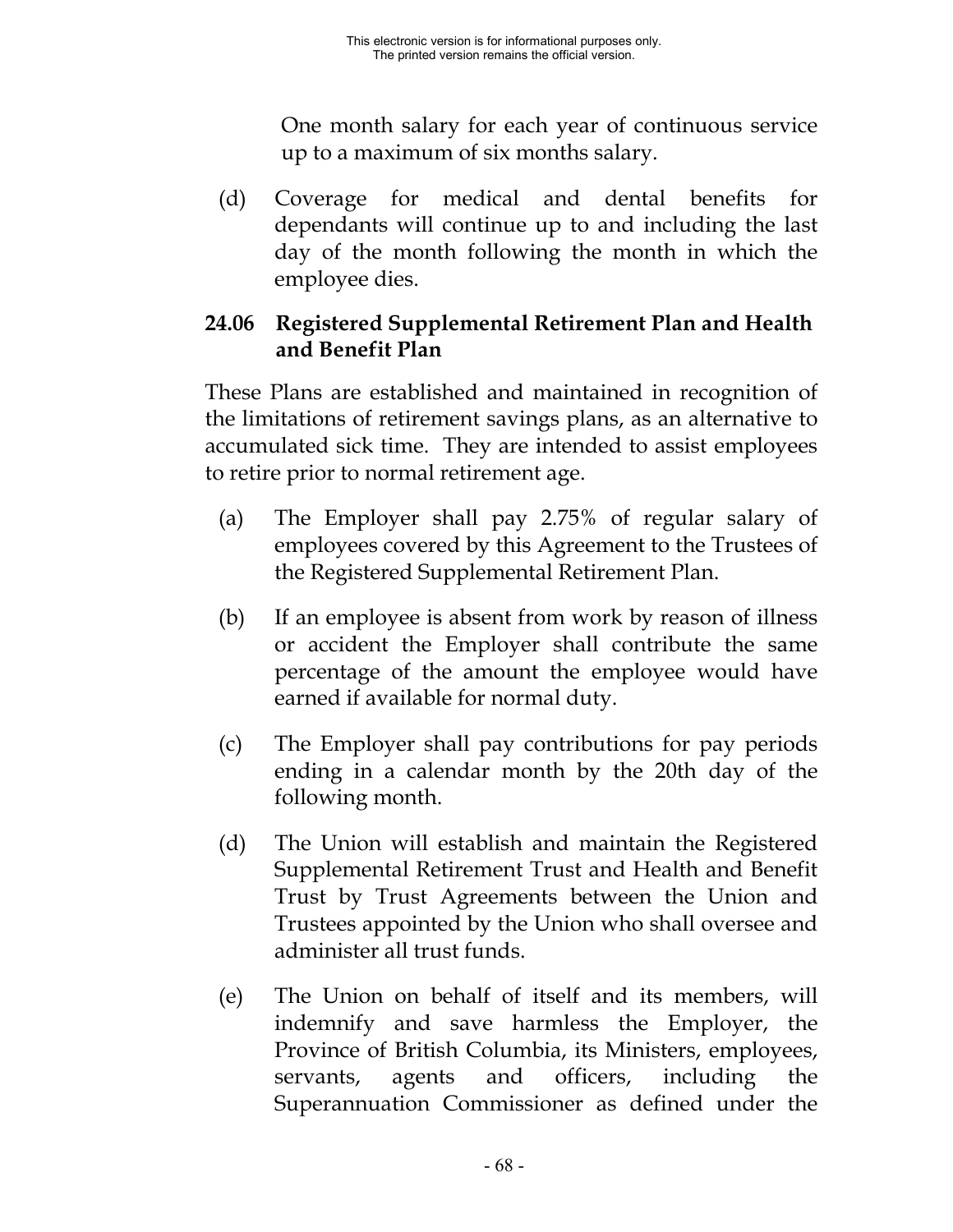One month salary for each year of continuous service up to a maximum of six months salary.

(d) Coverage for medical and dental benefits for dependants will continue up to and including the last day of the month following the month in which the employee dies.

### 24.06 Registered Supplemental Retirement Plan and Health and Benefit Plan

These Plans are established and maintained in recognition of the limitations of retirement savings plans, as an alternative to accumulated sick time. They are intended to assist employees to retire prior to normal retirement age.

(a) The Employer shall pay 2.75% of regular salary of employees covered by this Agreement to the Trustees of the Registered Supplemental Retirement Plan.

(b) If an employee is absent from work by reason of illness or accident the Employer shall contribute the same percentage of the amount the employee would have earned if available for normal duty.

(c) The Employer shall pay contributions for pay periods ending in a calendar month by the 20th day of the following month.

(d) The Union will establish and maintain the Registered Supplemental Retirement Trust and Health and Benefit Trust by Trust Agreements between the Union and Trustees appointed by the Union who shall oversee and administer all trust funds.

(e) The Union on behalf of itself and its members, will indemnify and save harmless the Employer, the Province of British Columbia, its Ministers, employees, servants, agents and officers, including the Superannuation Commissioner as defined under the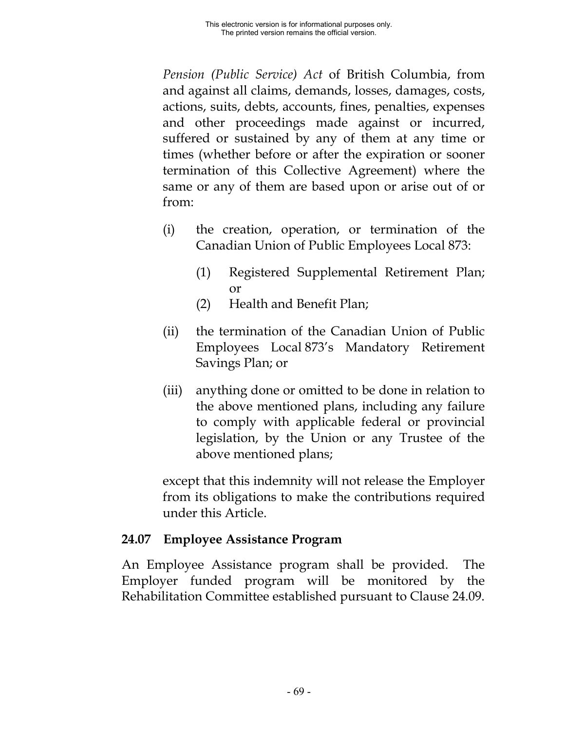*Pension (Public Service) Act* of British Columbia, from and against all claims, demands, losses, damages, costs, actions, suits, debts, accounts, fines, penalties, expenses and other proceedings made against or incurred, suffered or sustained by any of them at any time or times (whether before or after the expiration or sooner termination of this Collective Agreement) where the same or any of them are based upon or arise out of or from:

(i) the creation, operation, or termination of the Canadian Union of Public Employees Local 873:

 (1) Registered Supplemental Retirement Plan; or
 (2) Health and Benefit Plan;

(ii) the termination of the Canadian Union of Public Employees Local 873's Mandatory Retirement Savings Plan; or

(iii) anything done or omitted to be done in relation to the above mentioned plans, including any failure to comply with applicable federal or provincial legislation, by the Union or any Trustee of the above mentioned plans;

except that this indemnity will not release the Employer from its obligations to make the contributions required under this Article.

### 24.07 Employee Assistance Program

An Employee Assistance program shall be provided. The Employer funded program will be monitored by the Rehabilitation Committee established pursuant to Clause 24.09.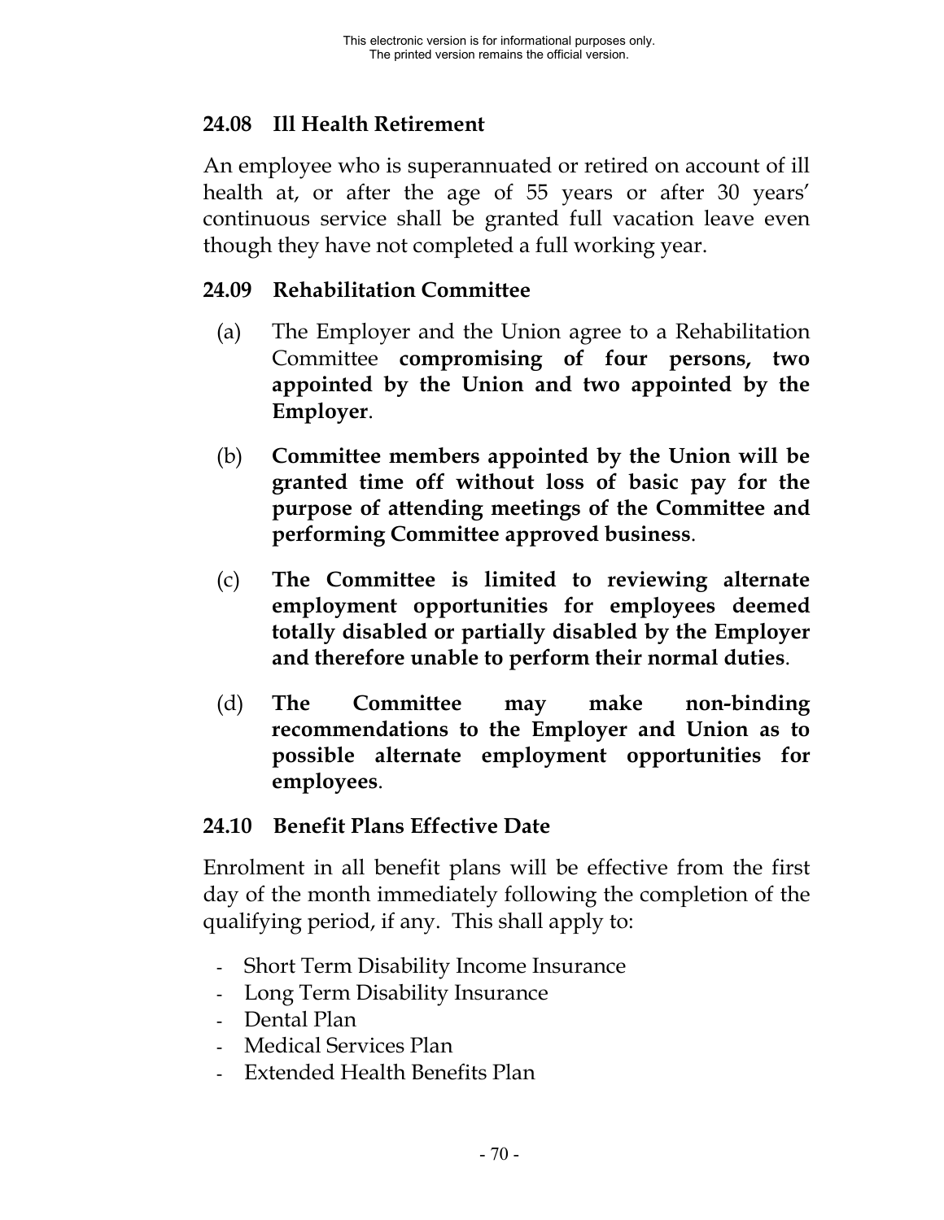### 24.08 Ill Health Retirement

An employee who is superannuated or retired on account of ill health at, or after the age of 55 years or after 30 years' continuous service shall be granted full vacation leave even though they have not completed a full working year.

### 24.09 Rehabilitation Committee

(a) The Employer and the Union agree to a Rehabilitation Committee **compromising of four persons, two appointed by the Union and two appointed by the Employer**.

(b) **Committee members appointed by the Union will be granted time off without loss of basic pay for the purpose of attending meetings of the Committee and performing Committee approved business**.

(c) **The Committee is limited to reviewing alternate employment opportunities for employees deemed totally disabled or partially disabled by the Employer and therefore unable to perform their normal duties**.

(d) **The Committee may make non-binding recommendations to the Employer and Union as to possible alternate employment opportunities for employees**.

### 24.10 Benefit Plans Effective Date

Enrolment in all benefit plans will be effective from the first day of the month immediately following the completion of the qualifying period, if any. This shall apply to:

- Short Term Disability Income Insurance
- Long Term Disability Insurance
- Dental Plan
- Medical Services Plan
- Extended Health Benefits Plan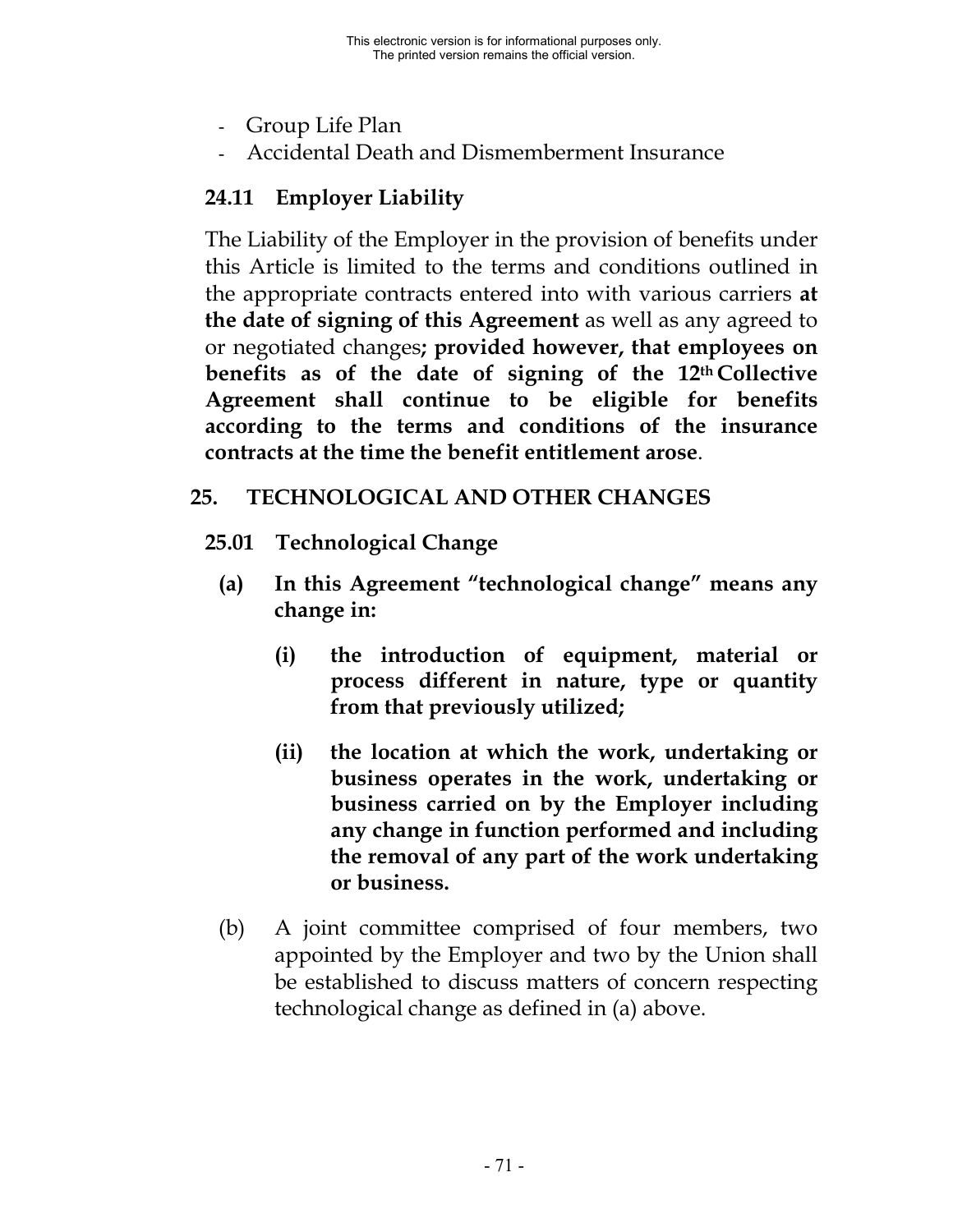- Group Life Plan
- Accidental Death and Dismemberment Insurance

### 24.11 Employer Liability

The Liability of the Employer in the provision of benefits under this Article is limited to the terms and conditions outlined in the appropriate contracts entered into with various carriers **at the date of signing of this Agreement** as well as any agreed to or negotiated changes**; provided however, that employees on benefits as of the date of signing of the 12th Collective Agreement shall continue to be eligible for benefits according to the terms and conditions of the insurance contracts at the time the benefit entitlement arose**.

## 25. TECHNOLOGICAL AND OTHER CHANGES

### 25.01 Technological Change

**(a) In this Agreement "technological change" means any change in:**

> **(i) the introduction of equipment, material or process different in nature, type or quantity from that previously utilized;**
>
> **(ii) the location at which the work, undertaking or business operates in the work, undertaking or business carried on by the Employer including any change in function performed and including the removal of any part of the work undertaking or business.**

(b) A joint committee comprised of four members, two appointed by the Employer and two by the Union shall be established to discuss matters of concern respecting technological change as defined in (a) above.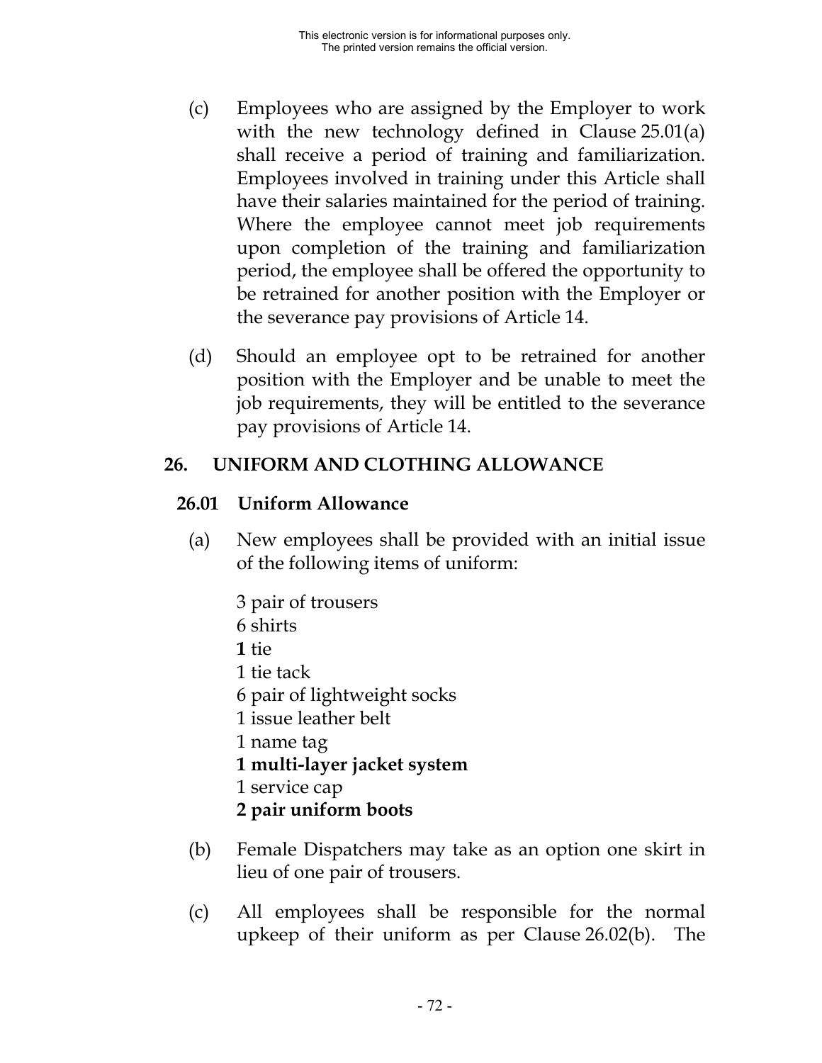(c) Employees who are assigned by the Employer to work with the new technology defined in Clause 25.01(a) shall receive a period of training and familiarization. Employees involved in training under this Article shall have their salaries maintained for the period of training. Where the employee cannot meet job requirements upon completion of the training and familiarization period, the employee shall be offered the opportunity to be retrained for another position with the Employer or the severance pay provisions of Article 14.

(d) Should an employee opt to be retrained for another position with the Employer and be unable to meet the job requirements, they will be entitled to the severance pay provisions of Article 14.

## 26. UNIFORM AND CLOTHING ALLOWANCE

### 26.01 Uniform Allowance

(a) New employees shall be provided with an initial issue of the following items of uniform:

3 pair of trousers  
6 shirts  
**1** tie  
1 tie tack  
6 pair of lightweight socks  
1 issue leather belt  
1 name tag  
**1 multi-layer jacket system**  
1 service cap  
**2 pair uniform boots**

(b) Female Dispatchers may take as an option one skirt in lieu of one pair of trousers.

(c) All employees shall be responsible for the normal upkeep of their uniform as per Clause 26.02(b). The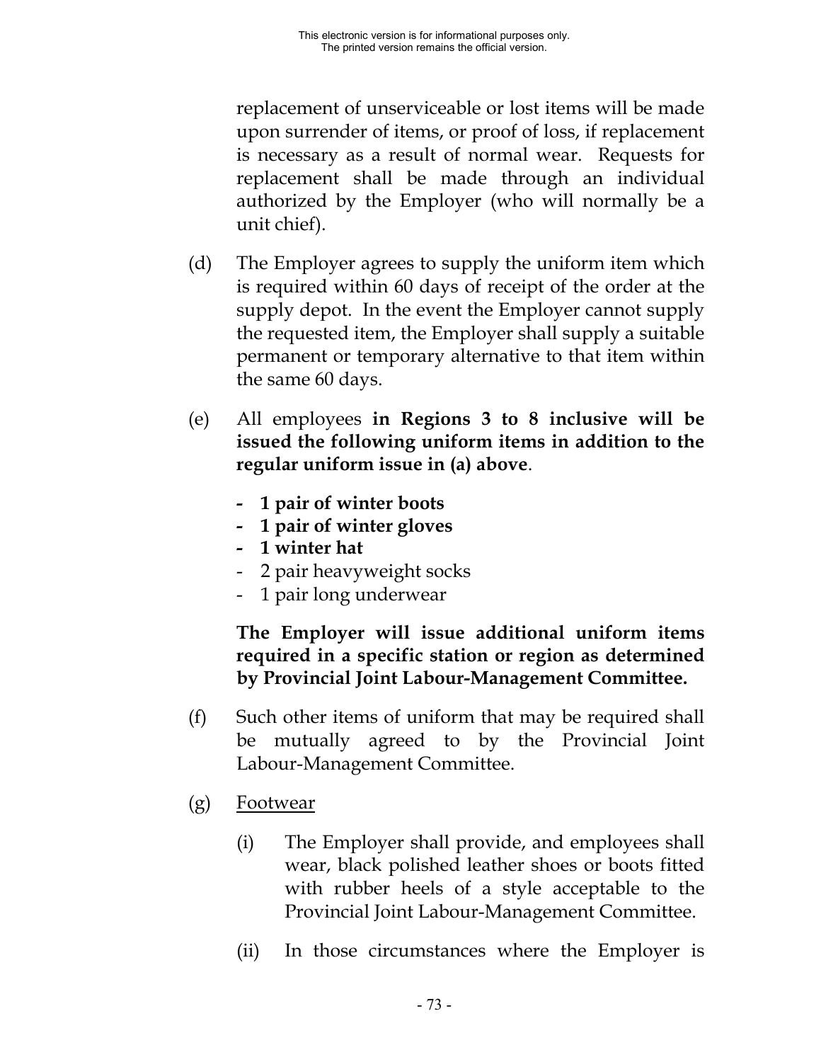replacement of unserviceable or lost items will be made upon surrender of items, or proof of loss, if replacement is necessary as a result of normal wear. Requests for replacement shall be made through an individual authorized by the Employer (who will normally be a unit chief).

(d) The Employer agrees to supply the uniform item which is required within 60 days of receipt of the order at the supply depot. In the event the Employer cannot supply the requested item, the Employer shall supply a suitable permanent or temporary alternative to that item within the same 60 days.

(e) All employees **in Regions 3 to 8 inclusive will be issued the following uniform items in addition to the regular uniform issue in (a) above**.

- **1 pair of winter boots**
- **1 pair of winter gloves**
- **1 winter hat**
- 2 pair heavyweight socks
- 1 pair long underwear

**The Employer will issue additional uniform items required in a specific station or region as determined by Provincial Joint Labour-Management Committee.**

(f) Such other items of uniform that may be required shall be mutually agreed to by the Provincial Joint Labour-Management Committee.

(g) <u>Footwear</u>

(i) The Employer shall provide, and employees shall wear, black polished leather shoes or boots fitted with rubber heels of a style acceptable to the Provincial Joint Labour-Management Committee.

(ii) In those circumstances where the Employer is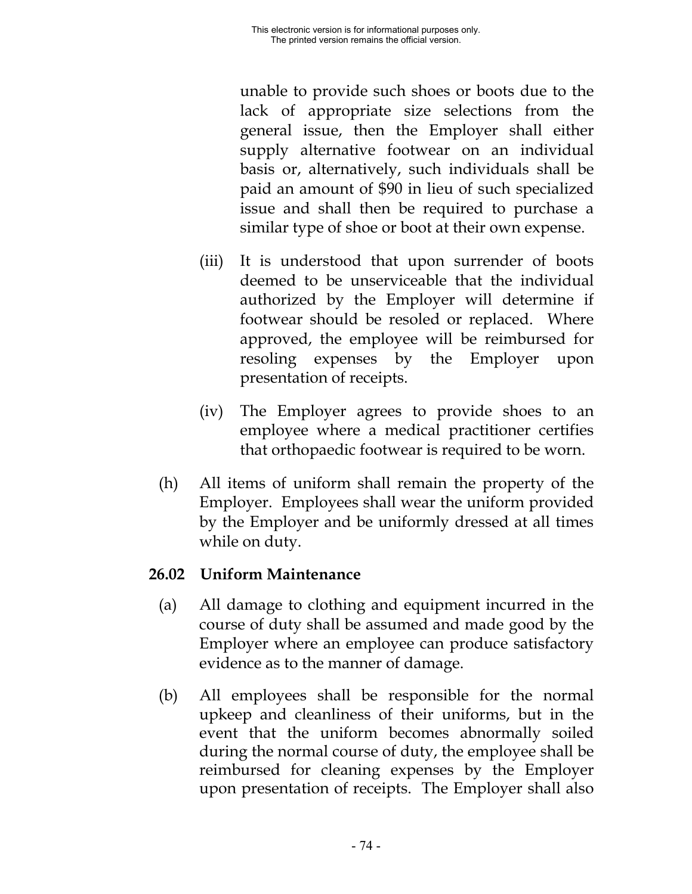unable to provide such shoes or boots due to the lack of appropriate size selections from the general issue, then the Employer shall either supply alternative footwear on an individual basis or, alternatively, such individuals shall be paid an amount of $90 in lieu of such specialized issue and shall then be required to purchase a similar type of shoe or boot at their own expense.

(iii) It is understood that upon surrender of boots deemed to be unserviceable that the individual authorized by the Employer will determine if footwear should be resoled or replaced. Where approved, the employee will be reimbursed for resoling expenses by the Employer upon presentation of receipts.

(iv) The Employer agrees to provide shoes to an employee where a medical practitioner certifies that orthopaedic footwear is required to be worn.

(h) All items of uniform shall remain the property of the Employer. Employees shall wear the uniform provided by the Employer and be uniformly dressed at all times while on duty.

### 26.02 Uniform Maintenance

(a) All damage to clothing and equipment incurred in the course of duty shall be assumed and made good by the Employer where an employee can produce satisfactory evidence as to the manner of damage.

(b) All employees shall be responsible for the normal upkeep and cleanliness of their uniforms, but in the event that the uniform becomes abnormally soiled during the normal course of duty, the employee shall be reimbursed for cleaning expenses by the Employer upon presentation of receipts. The Employer shall also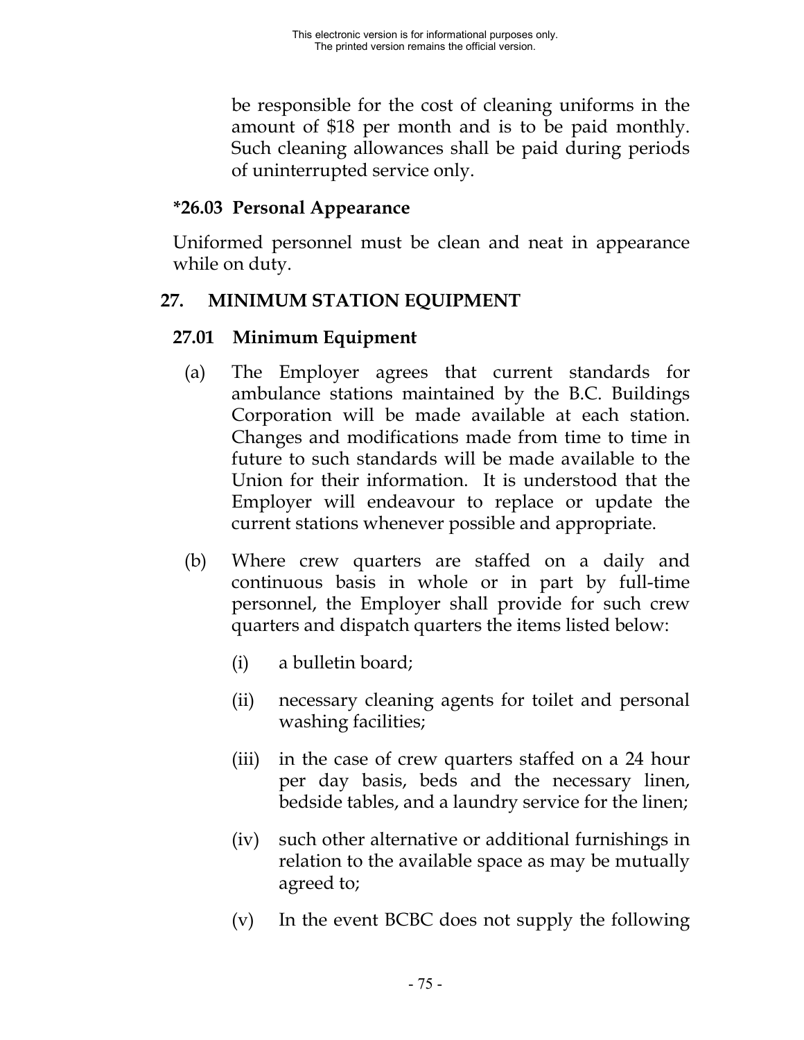be responsible for the cost of cleaning uniforms in the amount of $18 per month and is to be paid monthly. Such cleaning allowances shall be paid during periods of uninterrupted service only.

### *26.03 Personal Appearance

Uniformed personnel must be clean and neat in appearance while on duty.

## 27. MINIMUM STATION EQUIPMENT

### 27.01 Minimum Equipment

(a) The Employer agrees that current standards for ambulance stations maintained by the B.C. Buildings Corporation will be made available at each station. Changes and modifications made from time to time in future to such standards will be made available to the Union for their information. It is understood that the Employer will endeavour to replace or update the current stations whenever possible and appropriate.

(b) Where crew quarters are staffed on a daily and continuous basis in whole or in part by full-time personnel, the Employer shall provide for such crew quarters and dispatch quarters the items listed below:

(i) a bulletin board;

(ii) necessary cleaning agents for toilet and personal washing facilities;

(iii) in the case of crew quarters staffed on a 24 hour per day basis, beds and the necessary linen, bedside tables, and a laundry service for the linen;

(iv) such other alternative or additional furnishings in relation to the available space as may be mutually agreed to;

(v) In the event BCBC does not supply the following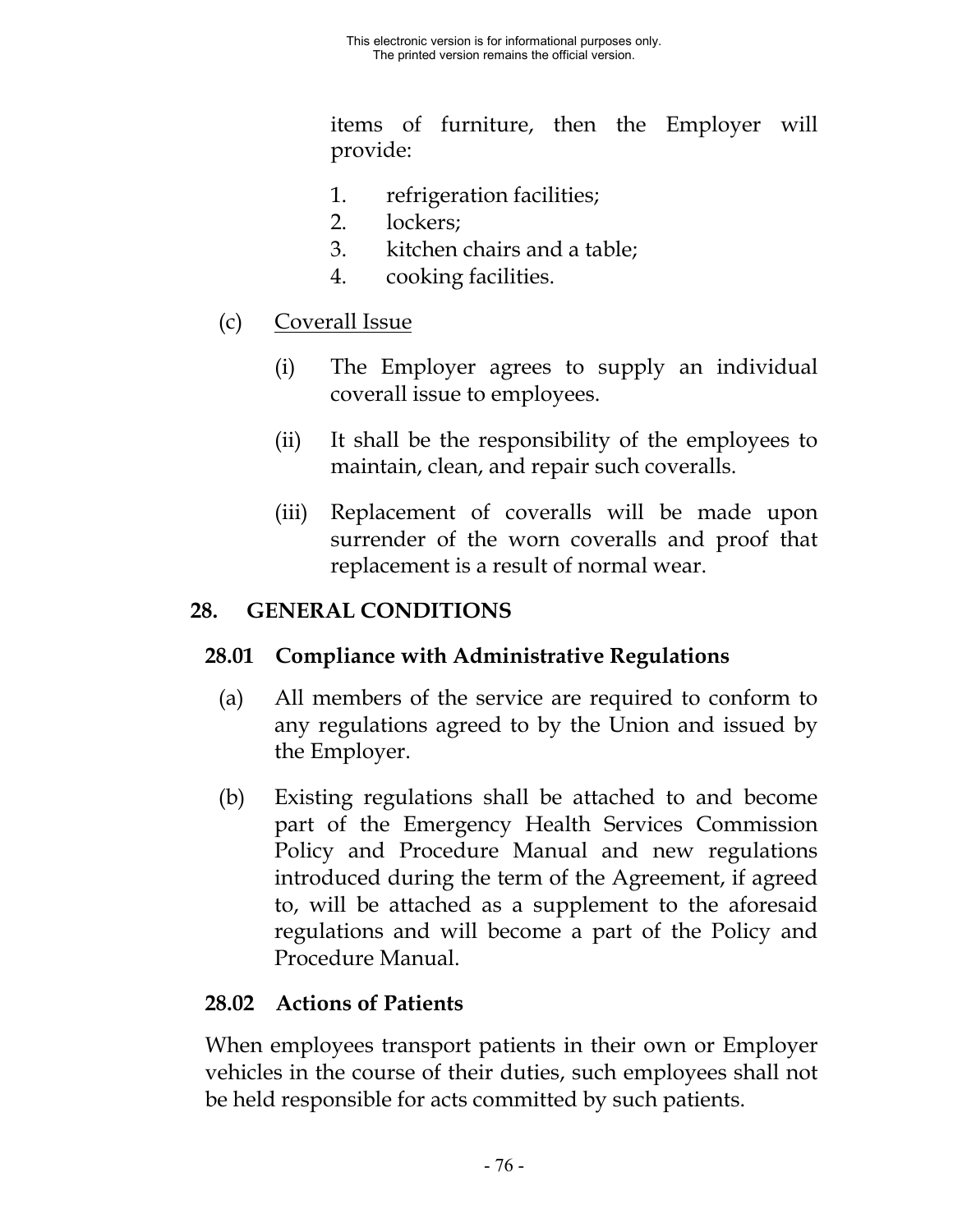items of furniture, then the Employer will provide:

1. refrigeration facilities;
2. lockers;
3. kitchen chairs and a table;
4. cooking facilities.

(c) Coverall Issue

(i) The Employer agrees to supply an individual coverall issue to employees.

(ii) It shall be the responsibility of the employees to maintain, clean, and repair such coveralls.

(iii) Replacement of coveralls will be made upon surrender of the worn coveralls and proof that replacement is a result of normal wear.

## 28. GENERAL CONDITIONS

### 28.01 Compliance with Administrative Regulations

(a) All members of the service are required to conform to any regulations agreed to by the Union and issued by the Employer.

(b) Existing regulations shall be attached to and become part of the Emergency Health Services Commission Policy and Procedure Manual and new regulations introduced during the term of the Agreement, if agreed to, will be attached as a supplement to the aforesaid regulations and will become a part of the Policy and Procedure Manual.

### 28.02 Actions of Patients

When employees transport patients in their own or Employer vehicles in the course of their duties, such employees shall not be held responsible for acts committed by such patients.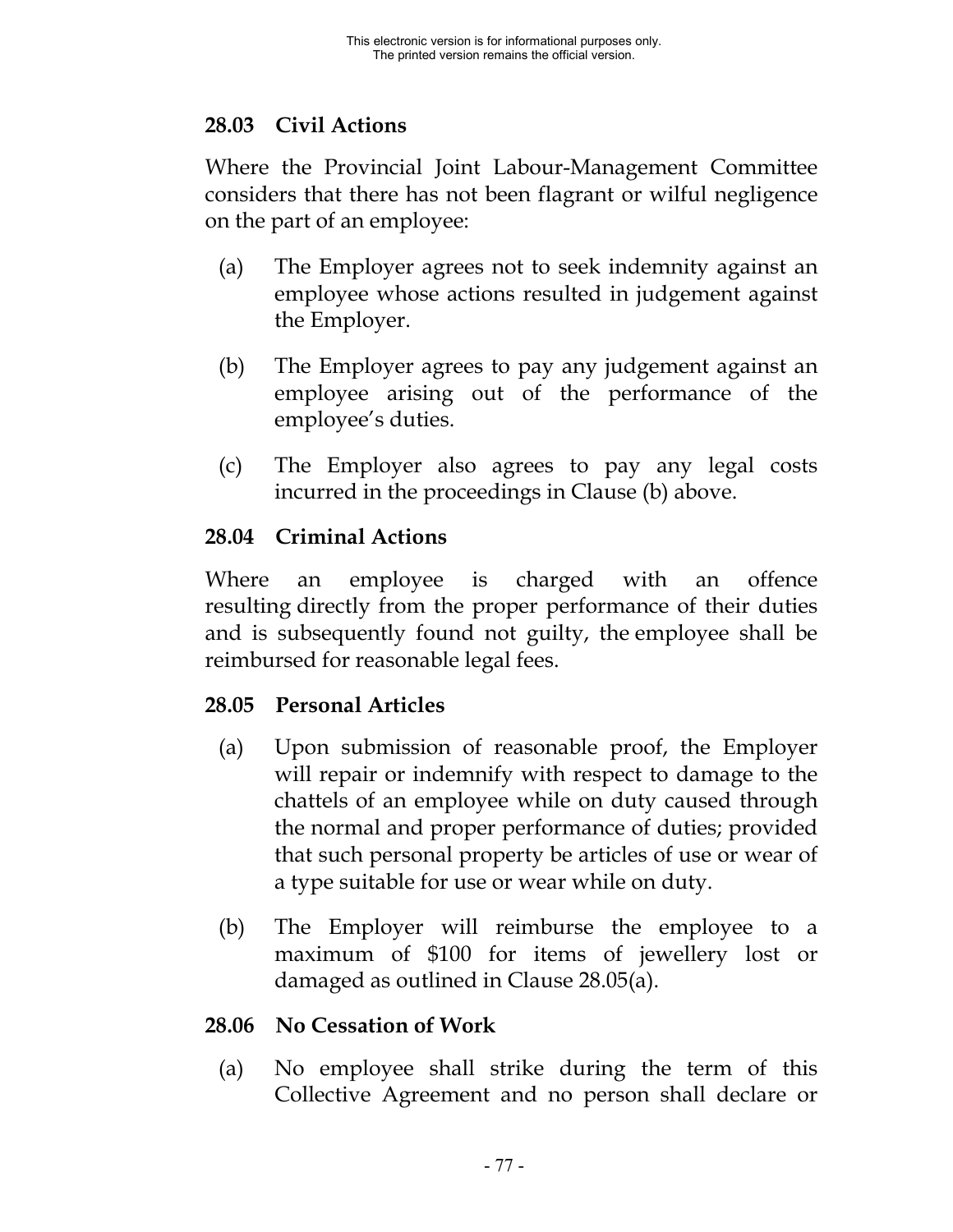### 28.03 Civil Actions

Where the Provincial Joint Labour-Management Committee considers that there has not been flagrant or wilful negligence on the part of an employee:

(a) The Employer agrees not to seek indemnity against an employee whose actions resulted in judgement against the Employer.

(b) The Employer agrees to pay any judgement against an employee arising out of the performance of the employee's duties.

(c) The Employer also agrees to pay any legal costs incurred in the proceedings in Clause (b) above.

### 28.04 Criminal Actions

Where an employee is charged with an offence resulting directly from the proper performance of their duties and is subsequently found not guilty, the employee shall be reimbursed for reasonable legal fees.

### 28.05 Personal Articles

(a) Upon submission of reasonable proof, the Employer will repair or indemnify with respect to damage to the chattels of an employee while on duty caused through the normal and proper performance of duties; provided that such personal property be articles of use or wear of a type suitable for use or wear while on duty.

(b) The Employer will reimburse the employee to a maximum of $100 for items of jewellery lost or damaged as outlined in Clause 28.05(a).

### 28.06 No Cessation of Work

(a) No employee shall strike during the term of this Collective Agreement and no person shall declare or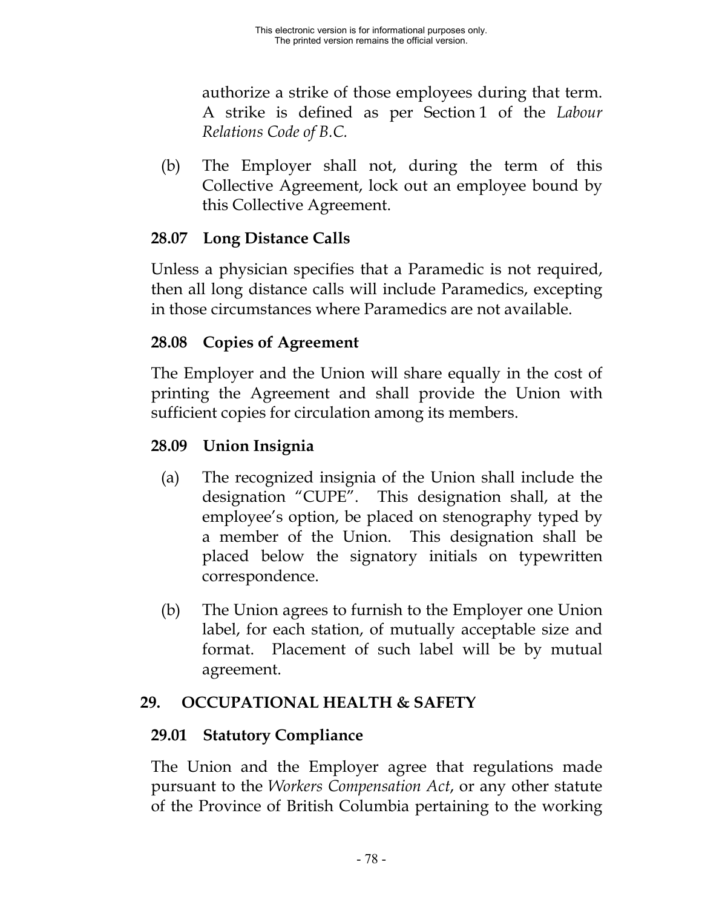authorize a strike of those employees during that term. A strike is defined as per Section 1 of the *Labour Relations Code of B.C.*

(b) The Employer shall not, during the term of this Collective Agreement, lock out an employee bound by this Collective Agreement.

### 28.07 Long Distance Calls

Unless a physician specifies that a Paramedic is not required, then all long distance calls will include Paramedics, excepting in those circumstances where Paramedics are not available.

### 28.08 Copies of Agreement

The Employer and the Union will share equally in the cost of printing the Agreement and shall provide the Union with sufficient copies for circulation among its members.

### 28.09 Union Insignia

(a) The recognized insignia of the Union shall include the designation "CUPE". This designation shall, at the employee's option, be placed on stenography typed by a member of the Union. This designation shall be placed below the signatory initials on typewritten correspondence.

(b) The Union agrees to furnish to the Employer one Union label, for each station, of mutually acceptable size and format. Placement of such label will be by mutual agreement.

## 29. OCCUPATIONAL HEALTH & SAFETY

### 29.01 Statutory Compliance

The Union and the Employer agree that regulations made pursuant to the *Workers Compensation Act*, or any other statute of the Province of British Columbia pertaining to the working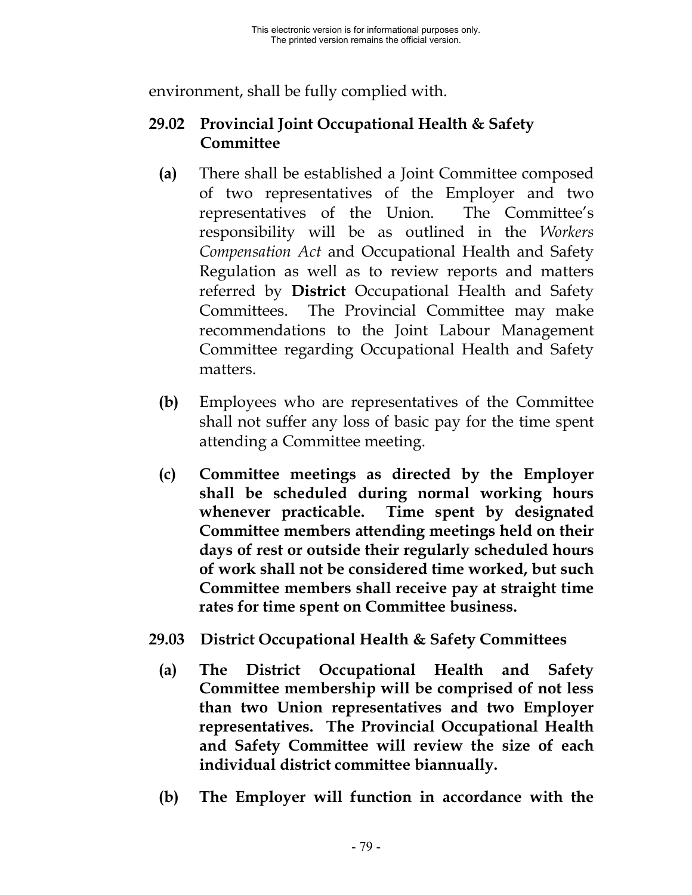environment, shall be fully complied with.

### 29.02 Provincial Joint Occupational Health & Safety Committee

**(a)** There shall be established a Joint Committee composed of two representatives of the Employer and two representatives of the Union. The Committee's responsibility will be as outlined in the *Workers Compensation Act* and Occupational Health and Safety Regulation as well as to review reports and matters referred by **District** Occupational Health and Safety Committees. The Provincial Committee may make recommendations to the Joint Labour Management Committee regarding Occupational Health and Safety matters.

**(b)** Employees who are representatives of the Committee shall not suffer any loss of basic pay for the time spent attending a Committee meeting.

**(c)** **Committee meetings as directed by the Employer shall be scheduled during normal working hours whenever practicable. Time spent by designated Committee members attending meetings held on their days of rest or outside their regularly scheduled hours of work shall not be considered time worked, but such Committee members shall receive pay at straight time rates for time spent on Committee business.**

### 29.03 District Occupational Health & Safety Committees

**(a)** **The District Occupational Health and Safety Committee membership will be comprised of not less than two Union representatives and two Employer representatives. The Provincial Occupational Health and Safety Committee will review the size of each individual district committee biannually.**

**(b)** **The Employer will function in accordance with the**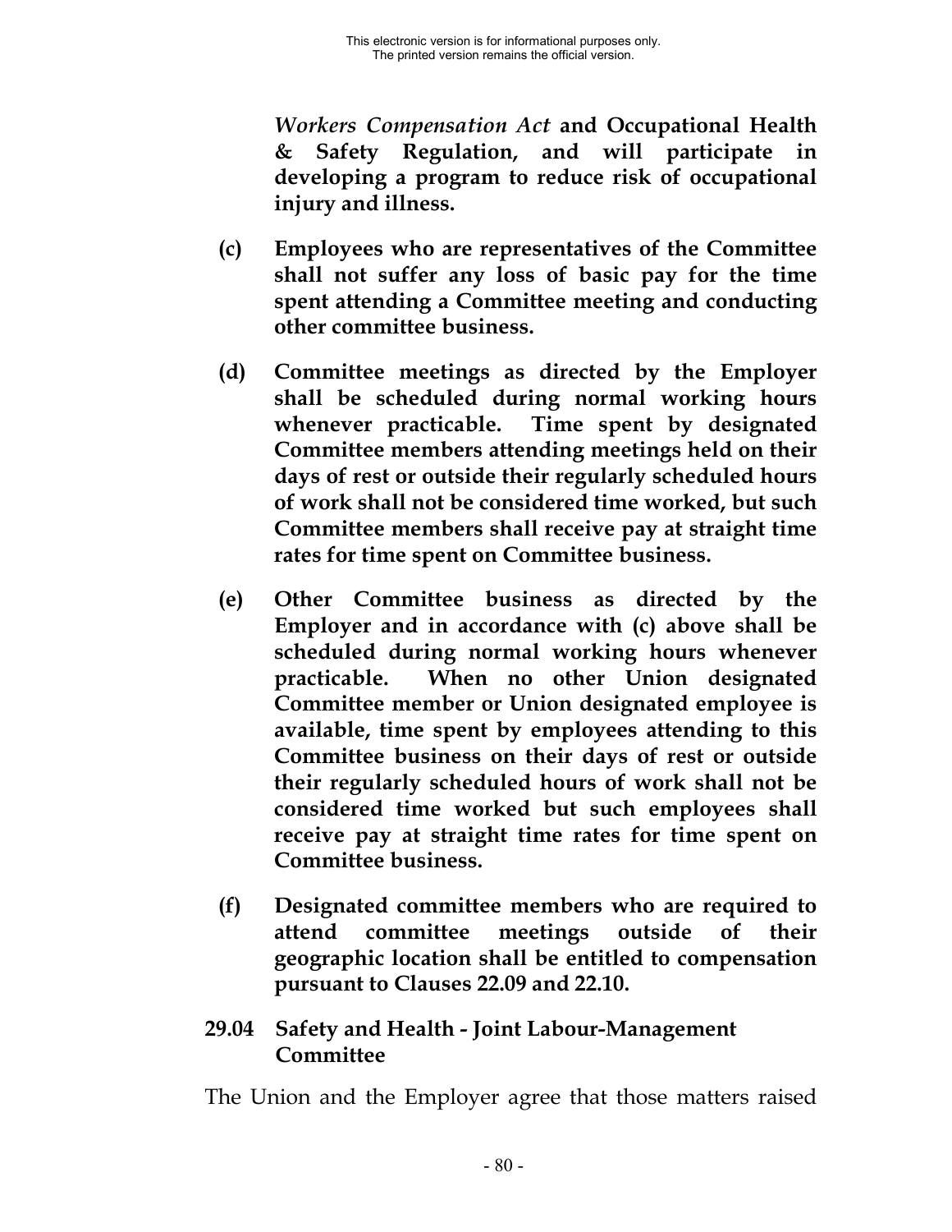***Workers Compensation Act*** **and Occupational Health & Safety Regulation, and will participate in developing a program to reduce risk of occupational injury and illness.**

**(c) Employees who are representatives of the Committee shall not suffer any loss of basic pay for the time spent attending a Committee meeting and conducting other committee business.**

**(d) Committee meetings as directed by the Employer shall be scheduled during normal working hours whenever practicable. Time spent by designated Committee members attending meetings held on their days of rest or outside their regularly scheduled hours of work shall not be considered time worked, but such Committee members shall receive pay at straight time rates for time spent on Committee business.**

**(e) Other Committee business as directed by the Employer and in accordance with (c) above shall be scheduled during normal working hours whenever practicable. When no other Union designated Committee member or Union designated employee is available, time spent by employees attending to this Committee business on their days of rest or outside their regularly scheduled hours of work shall not be considered time worked but such employees shall receive pay at straight time rates for time spent on Committee business.**

**(f) Designated committee members who are required to attend committee meetings outside of their geographic location shall be entitled to compensation pursuant to Clauses 22.09 and 22.10.**

### 29.04 Safety and Health - Joint Labour-Management Committee

The Union and the Employer agree that those matters raised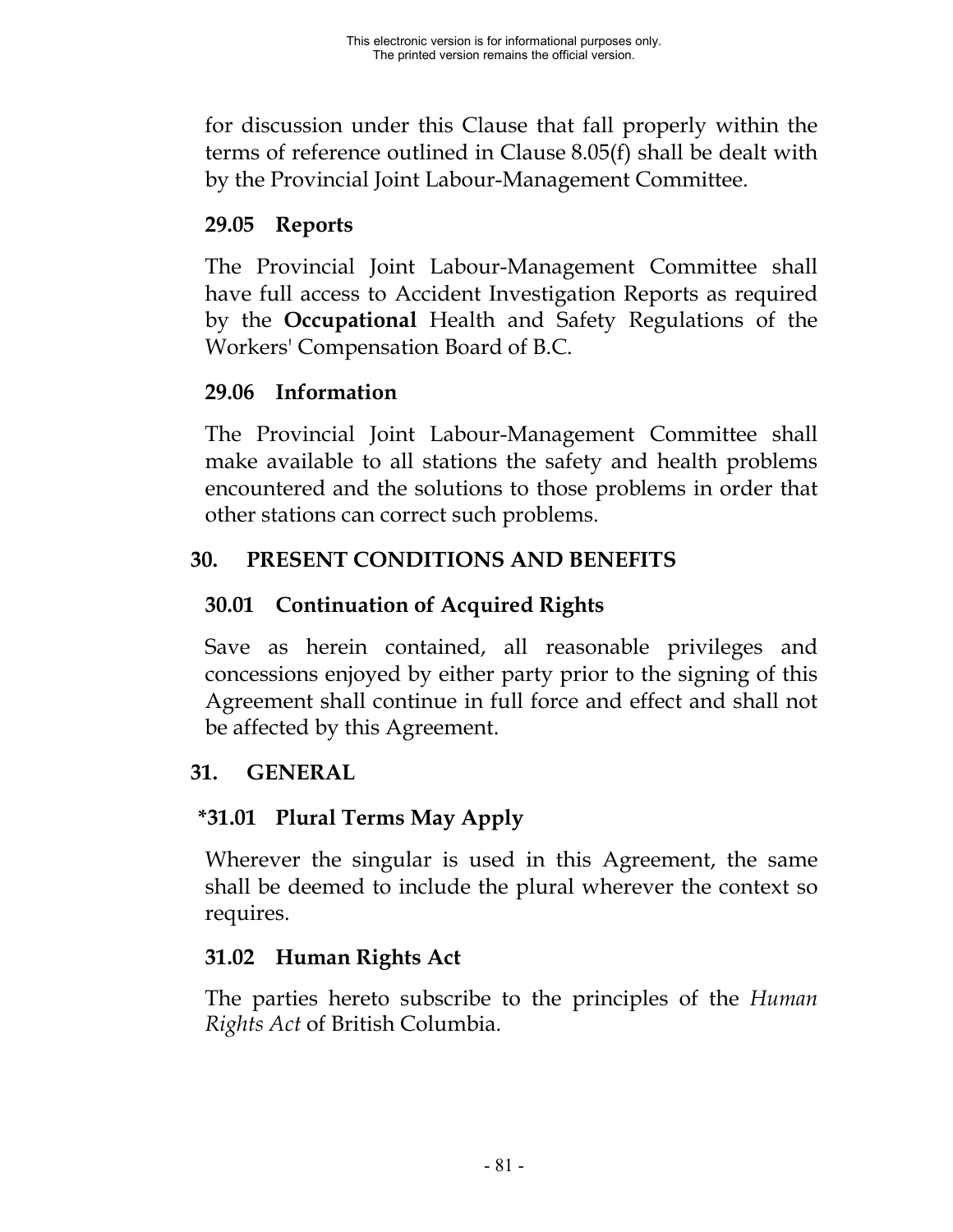for discussion under this Clause that fall properly within the terms of reference outlined in Clause 8.05(f) shall be dealt with by the Provincial Joint Labour-Management Committee.

### 29.05 Reports

The Provincial Joint Labour-Management Committee shall have full access to Accident Investigation Reports as required by the **Occupational** Health and Safety Regulations of the Workers' Compensation Board of B.C.

### 29.06 Information

The Provincial Joint Labour-Management Committee shall make available to all stations the safety and health problems encountered and the solutions to those problems in order that other stations can correct such problems.

## 30. PRESENT CONDITIONS AND BENEFITS

### 30.01 Continuation of Acquired Rights

Save as herein contained, all reasonable privileges and concessions enjoyed by either party prior to the signing of this Agreement shall continue in full force and effect and shall not be affected by this Agreement.

## 31. GENERAL

### *31.01 Plural Terms May Apply

Wherever the singular is used in this Agreement, the same shall be deemed to include the plural wherever the context so requires.

### 31.02 Human Rights Act

The parties hereto subscribe to the principles of the *Human Rights Act* of British Columbia.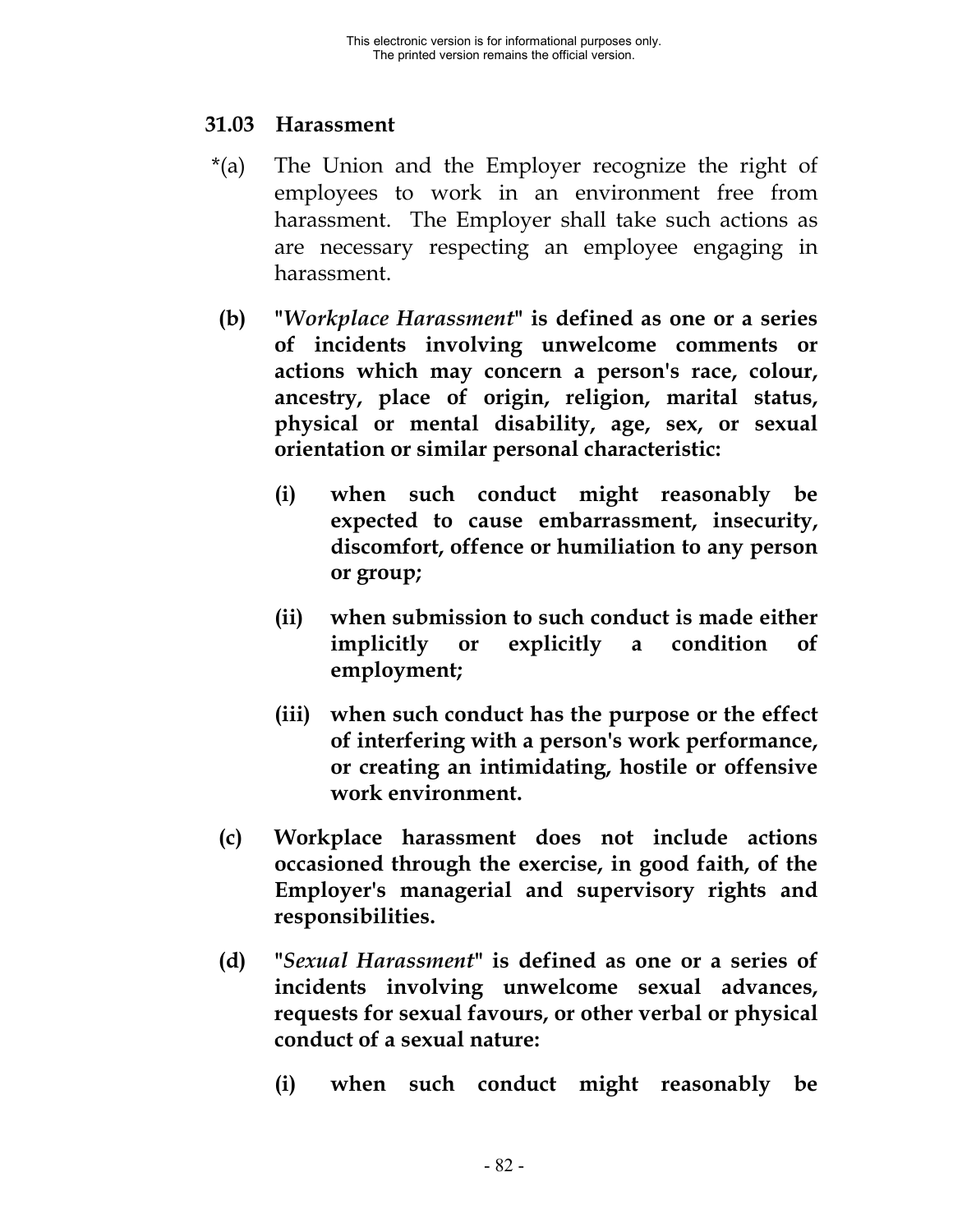### 31.03 Harassment

*(a) The Union and the Employer recognize the right of employees to work in an environment free from harassment. The Employer shall take such actions as are necessary respecting an employee engaging in harassment.

**(b) "*Workplace Harassment*" is defined as one or a series of incidents involving unwelcome comments or actions which may concern a person's race, colour, ancestry, place of origin, religion, marital status, physical or mental disability, age, sex, or sexual orientation or similar personal characteristic:**

**(i) when such conduct might reasonably be expected to cause embarrassment, insecurity, discomfort, offence or humiliation to any person or group;**

**(ii) when submission to such conduct is made either implicitly or explicitly a condition of employment;**

**(iii) when such conduct has the purpose or the effect of interfering with a person's work performance, or creating an intimidating, hostile or offensive work environment.**

**(c) Workplace harassment does not include actions occasioned through the exercise, in good faith, of the Employer's managerial and supervisory rights and responsibilities.**

**(d) "*Sexual Harassment*" is defined as one or a series of incidents involving unwelcome sexual advances, requests for sexual favours, or other verbal or physical conduct of a sexual nature:**

**(i) when such conduct might reasonably be**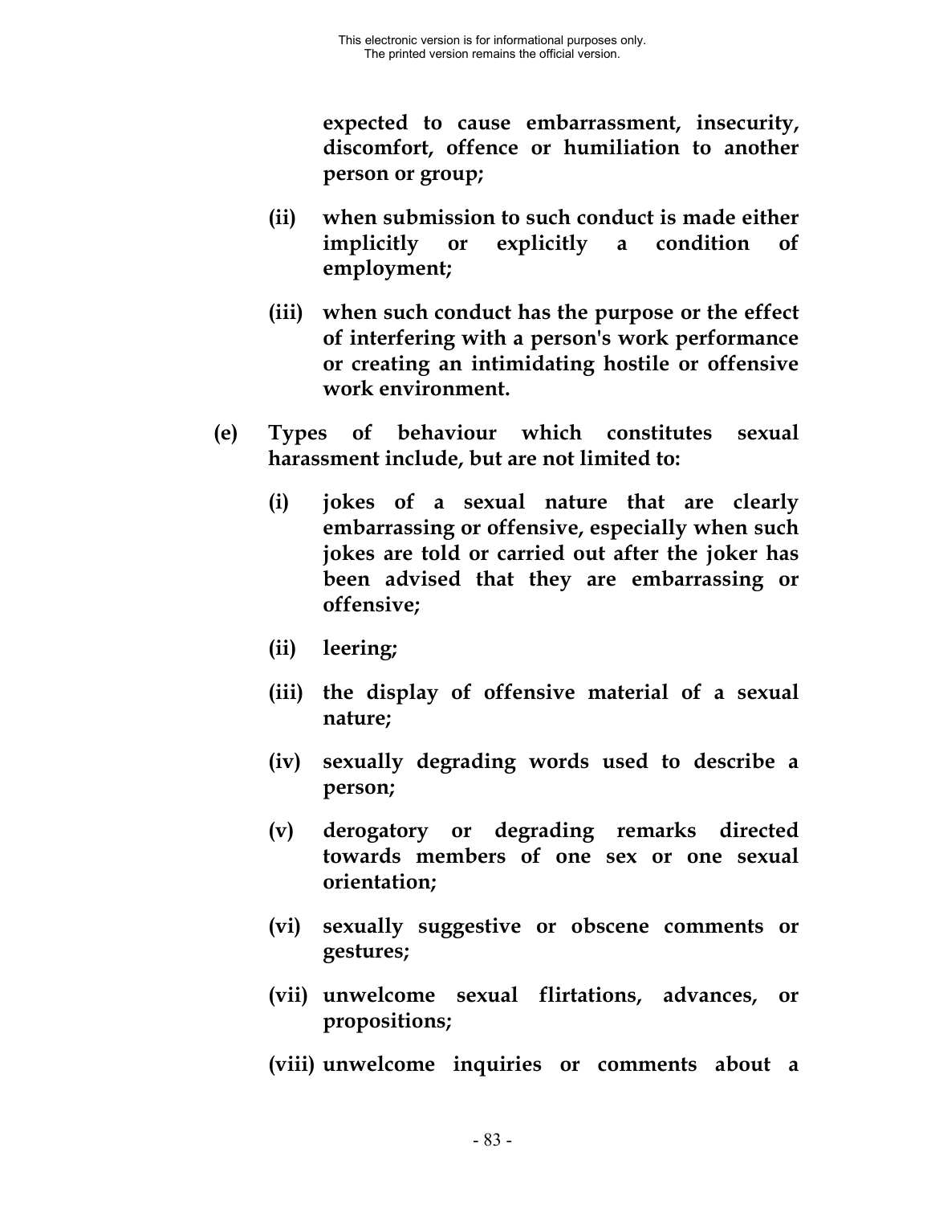**expected to cause embarrassment, insecurity, discomfort, offence or humiliation to another person or group;**

- **(ii) when submission to such conduct is made either implicitly or explicitly a condition of employment;**

- **(iii) when such conduct has the purpose or the effect of interfering with a person's work performance or creating an intimidating hostile or offensive work environment.**

**(e) Types of behaviour which constitutes sexual harassment include, but are not limited to:**

- **(i) jokes of a sexual nature that are clearly embarrassing or offensive, especially when such jokes are told or carried out after the joker has been advised that they are embarrassing or offensive;**

- **(ii) leering;**

- **(iii) the display of offensive material of a sexual nature;**

- **(iv) sexually degrading words used to describe a person;**

- **(v) derogatory or degrading remarks directed towards members of one sex or one sexual orientation;**

- **(vi) sexually suggestive or obscene comments or gestures;**

- **(vii) unwelcome sexual flirtations, advances, or propositions;**

- **(viii) unwelcome inquiries or comments about a**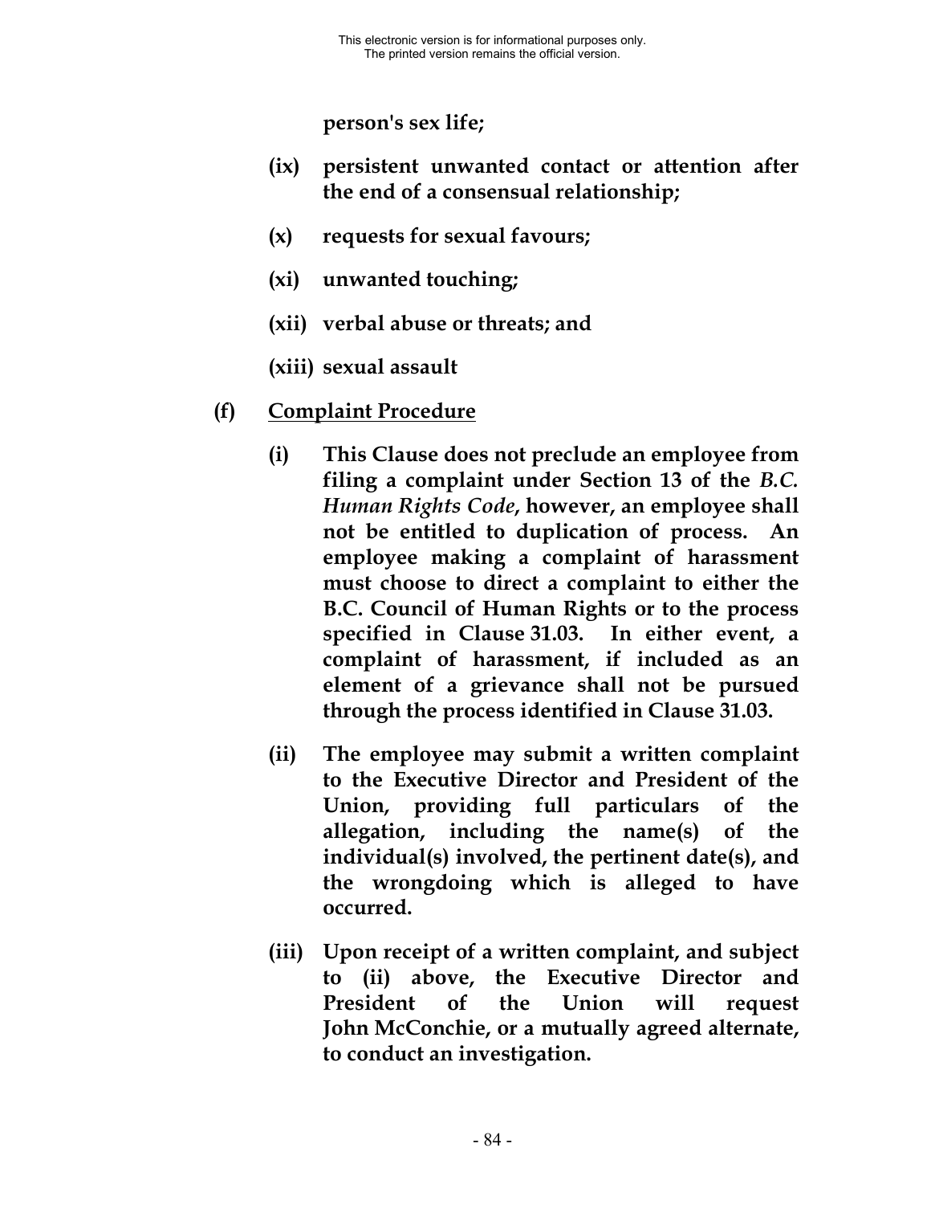**person's sex life;**

**(ix) persistent unwanted contact or attention after the end of a consensual relationship;**

**(x) requests for sexual favours;**

**(xi) unwanted touching;**

**(xii) verbal abuse or threats; and**

**(xiii) sexual assault**

**(f) <u>Complaint Procedure</u>**

**(i) This Clause does not preclude an employee from filing a complaint under Section 13 of the *B.C. Human Rights Code*, however, an employee shall not be entitled to duplication of process. An employee making a complaint of harassment must choose to direct a complaint to either the B.C. Council of Human Rights or to the process specified in Clause 31.03. In either event, a complaint of harassment, if included as an element of a grievance shall not be pursued through the process identified in Clause 31.03.**

**(ii) The employee may submit a written complaint to the Executive Director and President of the Union, providing full particulars of the allegation, including the name(s) of the individual(s) involved, the pertinent date(s), and the wrongdoing which is alleged to have occurred.**

**(iii) Upon receipt of a written complaint, and subject to (ii) above, the Executive Director and President of the Union will request John McConchie, or a mutually agreed alternate, to conduct an investigation.**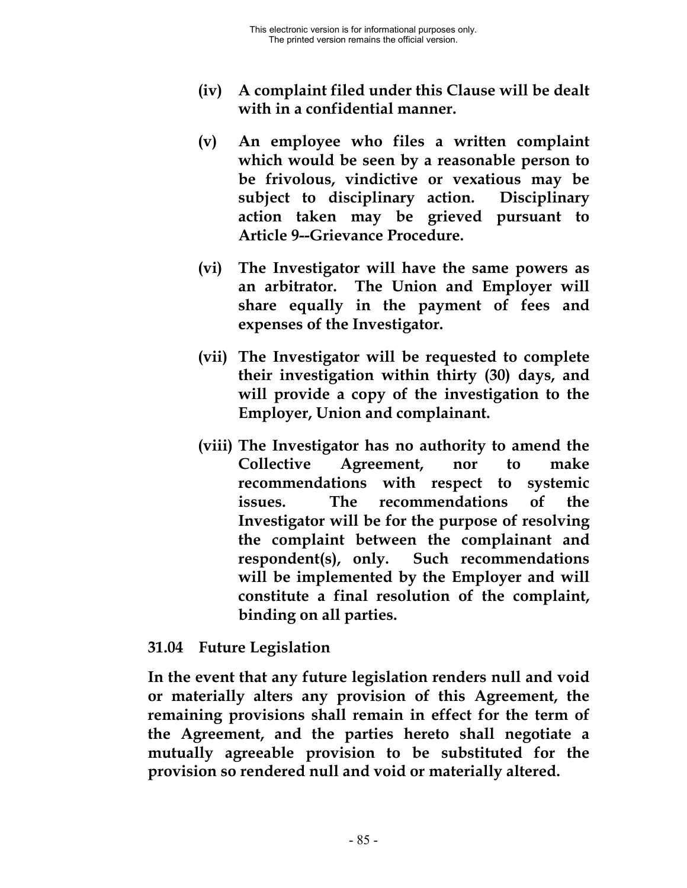**(iv) A complaint filed under this Clause will be dealt with in a confidential manner.**

**(v) An employee who files a written complaint which would be seen by a reasonable person to be frivolous, vindictive or vexatious may be subject to disciplinary action. Disciplinary action taken may be grieved pursuant to Article 9--Grievance Procedure.**

**(vi) The Investigator will have the same powers as an arbitrator. The Union and Employer will share equally in the payment of fees and expenses of the Investigator.**

**(vii) The Investigator will be requested to complete their investigation within thirty (30) days, and will provide a copy of the investigation to the Employer, Union and complainant.**

**(viii) The Investigator has no authority to amend the Collective Agreement, nor to make recommendations with respect to systemic issues. The recommendations of the Investigator will be for the purpose of resolving the complaint between the complainant and respondent(s), only. Such recommendations will be implemented by the Employer and will constitute a final resolution of the complaint, binding on all parties.**

### 31.04 Future Legislation

**In the event that any future legislation renders null and void or materially alters any provision of this Agreement, the remaining provisions shall remain in effect for the term of the Agreement, and the parties hereto shall negotiate a mutually agreeable provision to be substituted for the provision so rendered null and void or materially altered.**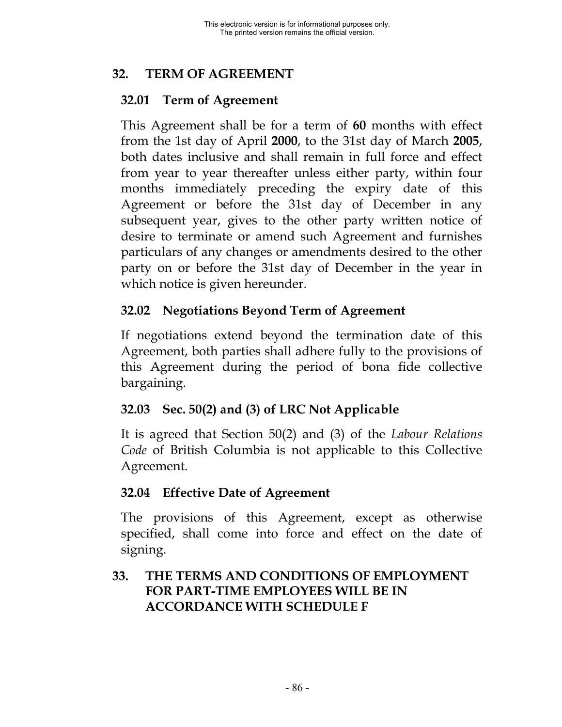## 32. TERM OF AGREEMENT

### 32.01 Term of Agreement

This Agreement shall be for a term of **60** months with effect from the 1st day of April **2000**, to the 31st day of March **2005**, both dates inclusive and shall remain in full force and effect from year to year thereafter unless either party, within four months immediately preceding the expiry date of this Agreement or before the 31st day of December in any subsequent year, gives to the other party written notice of desire to terminate or amend such Agreement and furnishes particulars of any changes or amendments desired to the other party on or before the 31st day of December in the year in which notice is given hereunder.

### 32.02 Negotiations Beyond Term of Agreement

If negotiations extend beyond the termination date of this Agreement, both parties shall adhere fully to the provisions of this Agreement during the period of bona fide collective bargaining.

### 32.03 Sec. 50(2) and (3) of LRC Not Applicable

It is agreed that Section 50(2) and (3) of the *Labour Relations Code* of British Columbia is not applicable to this Collective Agreement.

### 32.04 Effective Date of Agreement

The provisions of this Agreement, except as otherwise specified, shall come into force and effect on the date of signing.

## 33. THE TERMS AND CONDITIONS OF EMPLOYMENT FOR PART-TIME EMPLOYEES WILL BE IN ACCORDANCE WITH SCHEDULE F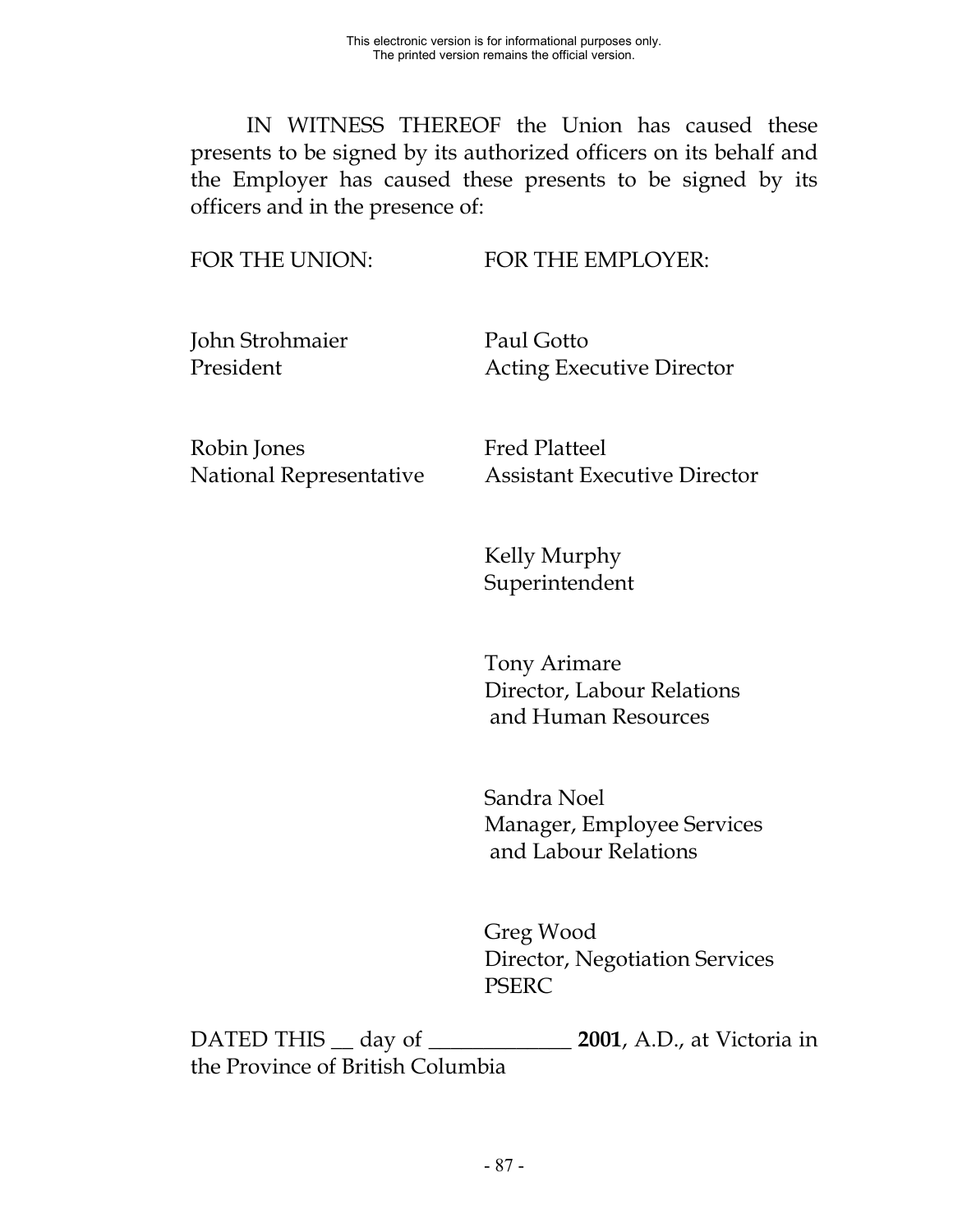IN WITNESS THEREOF the Union has caused these presents to be signed by its authorized officers on its behalf and the Employer has caused these presents to be signed by its officers and in the presence of:

| FOR THE UNION: | FOR THE EMPLOYER: |
|---|---|
| John Strohmaier<br>President | Paul Gotto<br>Acting Executive Director |
| Robin Jones<br>National Representative | Fred Platteel<br>Assistant Executive Director |
| | Kelly Murphy<br>Superintendent |
| | Tony Arimare<br>Director, Labour Relations and Human Resources |
| | Sandra Noel<br>Manager, Employee Services and Labour Relations |
| | Greg Wood<br>Director, Negotiation Services<br>PSERC |

DATED THIS __ day of _____________ **2001**, A.D., at Victoria in the Province of British Columbia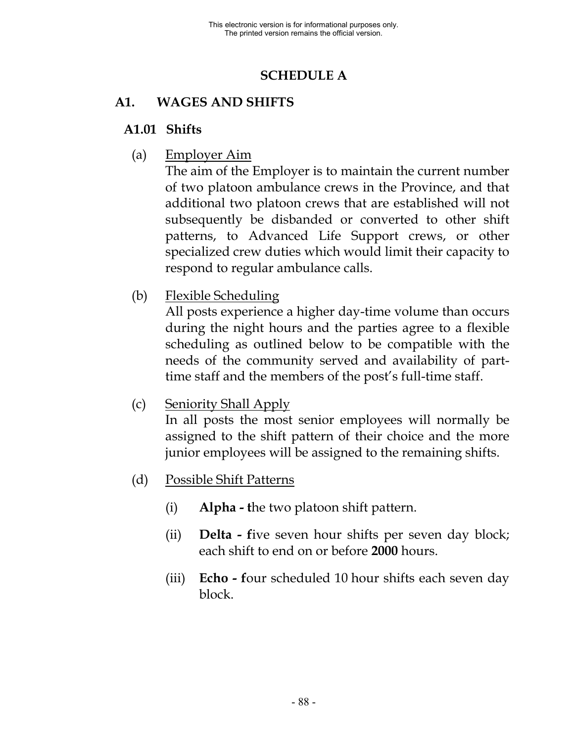# SCHEDULE A

## A1. WAGES AND SHIFTS

### A1.01 Shifts

(a) Employer Aim

The aim of the Employer is to maintain the current number of two platoon ambulance crews in the Province, and that additional two platoon crews that are established will not subsequently be disbanded or converted to other shift patterns, to Advanced Life Support crews, or other specialized crew duties which would limit their capacity to respond to regular ambulance calls.

(b) Flexible Scheduling

All posts experience a higher day-time volume than occurs during the night hours and the parties agree to a flexible scheduling as outlined below to be compatible with the needs of the community served and availability of part-time staff and the members of the post's full-time staff.

(c) Seniority Shall Apply

In all posts the most senior employees will normally be assigned to the shift pattern of their choice and the more junior employees will be assigned to the remaining shifts.

(d) Possible Shift Patterns

(i) **Alpha - t**he two platoon shift pattern.

(ii) **Delta - f**ive seven hour shifts per seven day block; each shift to end on or before **2000** hours.

(iii) **Echo - f**our scheduled 10 hour shifts each seven day block.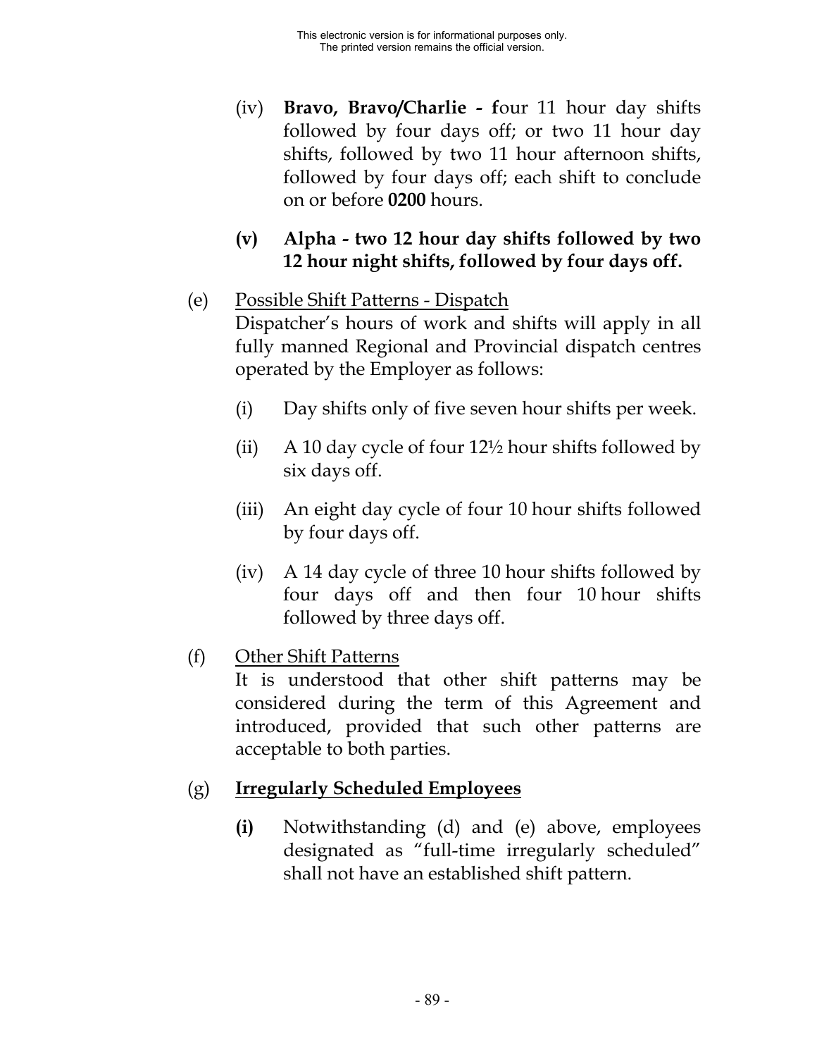(iv) **Bravo, Bravo/Charlie - f**our 11 hour day shifts followed by four days off; or two 11 hour day shifts, followed by two 11 hour afternoon shifts, followed by four days off; each shift to conclude on or before **0200** hours.

**(v) Alpha - two 12 hour day shifts followed by two 12 hour night shifts, followed by four days off.**

(e) Possible Shift Patterns - Dispatch

Dispatcher's hours of work and shifts will apply in all fully manned Regional and Provincial dispatch centres operated by the Employer as follows:

(i) Day shifts only of five seven hour shifts per week.

(ii) A 10 day cycle of four 12½ hour shifts followed by six days off.

(iii) An eight day cycle of four 10 hour shifts followed by four days off.

(iv) A 14 day cycle of three 10 hour shifts followed by four days off and then four 10 hour shifts followed by three days off.

(f) Other Shift Patterns

It is understood that other shift patterns may be considered during the term of this Agreement and introduced, provided that such other patterns are acceptable to both parties.

(g) **Irregularly Scheduled Employees**

**(i)** Notwithstanding (d) and (e) above, employees designated as "full-time irregularly scheduled" shall not have an established shift pattern.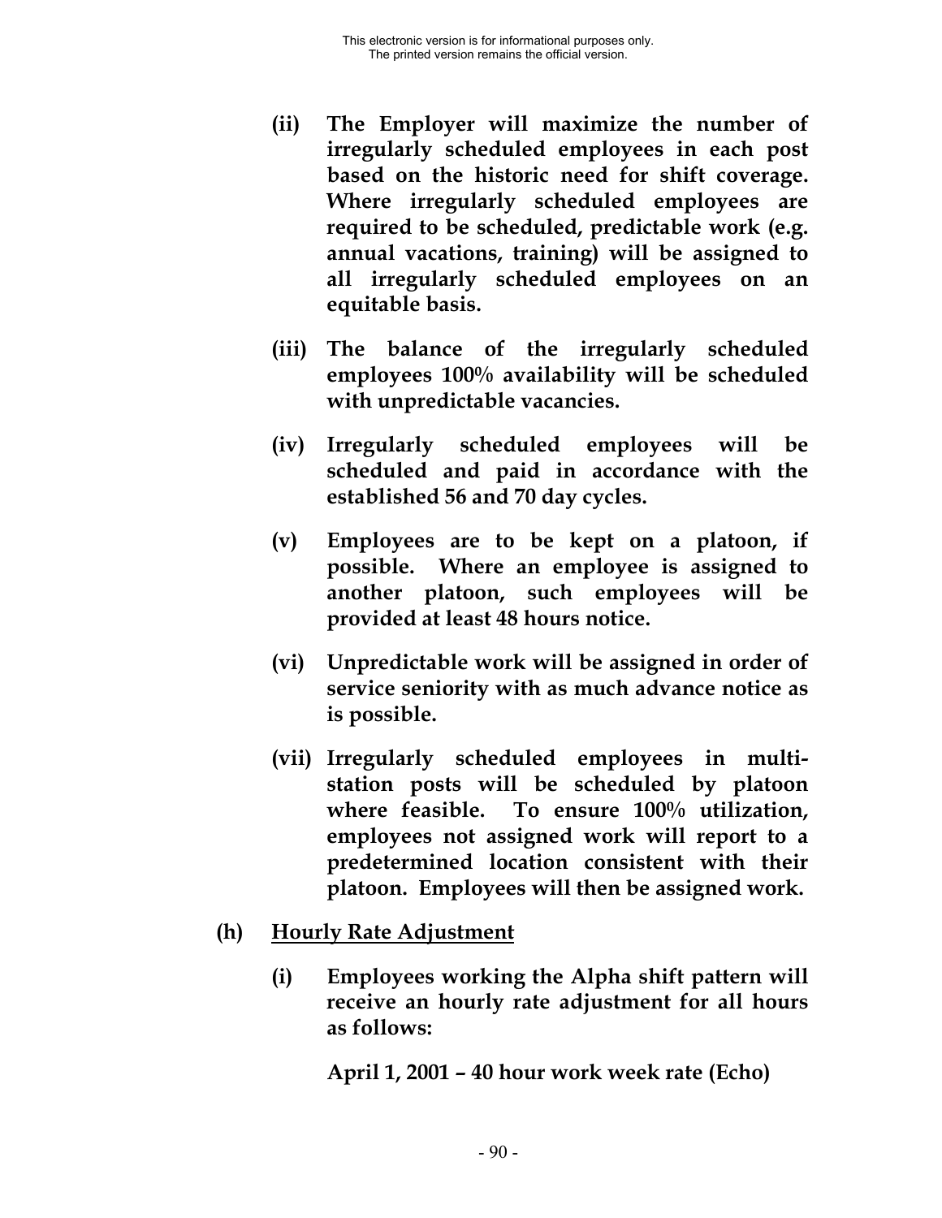**(ii) The Employer will maximize the number of irregularly scheduled employees in each post based on the historic need for shift coverage. Where irregularly scheduled employees are required to be scheduled, predictable work (e.g. annual vacations, training) will be assigned to all irregularly scheduled employees on an equitable basis.**

**(iii) The balance of the irregularly scheduled employees 100% availability will be scheduled with unpredictable vacancies.**

**(iv) Irregularly scheduled employees will be scheduled and paid in accordance with the established 56 and 70 day cycles.**

**(v) Employees are to be kept on a platoon, if possible. Where an employee is assigned to another platoon, such employees will be provided at least 48 hours notice.**

**(vi) Unpredictable work will be assigned in order of service seniority with as much advance notice as is possible.**

**(vii) Irregularly scheduled employees in multi-station posts will be scheduled by platoon where feasible. To ensure 100% utilization, employees not assigned work will report to a predetermined location consistent with their platoon. Employees will then be assigned work.**

**(h) <u>Hourly Rate Adjustment</u>**

**(i) Employees working the Alpha shift pattern will receive an hourly rate adjustment for all hours as follows:**

**April 1, 2001 – 40 hour work week rate (Echo)**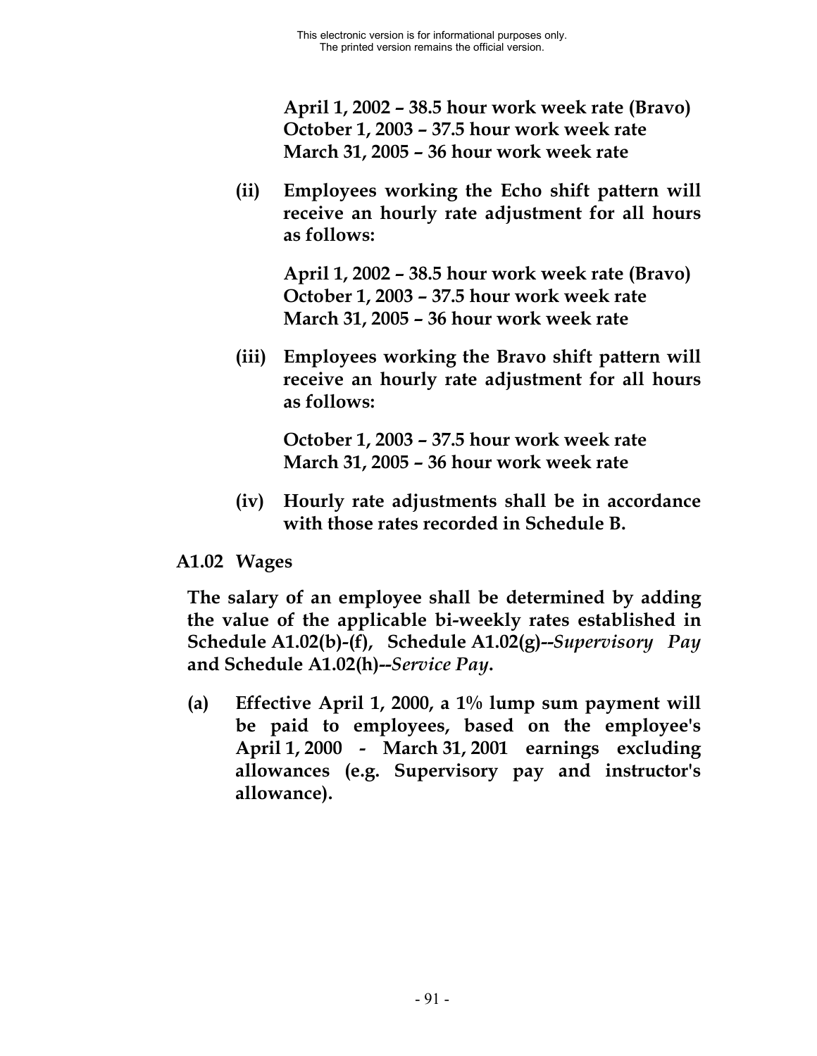**April 1, 2002 – 38.5 hour work week rate (Bravo)**
**October 1, 2003 – 37.5 hour work week rate**
**March 31, 2005 – 36 hour work week rate**

**(ii) Employees working the Echo shift pattern will receive an hourly rate adjustment for all hours as follows:**

**April 1, 2002 – 38.5 hour work week rate (Bravo)**
**October 1, 2003 – 37.5 hour work week rate**
**March 31, 2005 – 36 hour work week rate**

**(iii) Employees working the Bravo shift pattern will receive an hourly rate adjustment for all hours as follows:**

**October 1, 2003 – 37.5 hour work week rate**
**March 31, 2005 – 36 hour work week rate**

**(iv) Hourly rate adjustments shall be in accordance with those rates recorded in Schedule B.**

**A1.02 Wages**

**The salary of an employee shall be determined by adding the value of the applicable bi-weekly rates established in Schedule A1.02(b)-(f), Schedule A1.02(g)--*Supervisory Pay* and Schedule A1.02(h)--*Service Pay*.**

**(a) Effective April 1, 2000, a 1% lump sum payment will be paid to employees, based on the employee's April 1, 2000 - March 31, 2001 earnings excluding allowances (e.g. Supervisory pay and instructor's allowance).**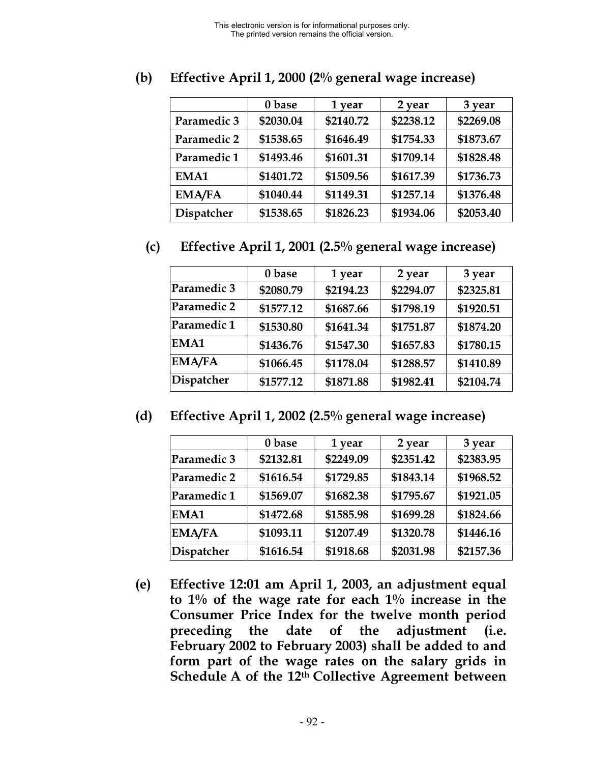**(b) Effective April 1, 2000 (2% general wage increase)**

| | 0 base | 1 year | 2 year | 3 year |
|---|---|---|---|---|
| Paramedic 3 | $2030.04 | $2140.72 | $2238.12 | $2269.08 |
| Paramedic 2 | $1538.65 | $1646.49 | $1754.33 | $1873.67 |
| Paramedic 1 | $1493.46 | $1601.31 | $1709.14 | $1828.48 |
| EMA1 | $1401.72 | $1509.56 | $1617.39 | $1736.73 |
| EMA/FA | $1040.44 | $1149.31 | $1257.14 | $1376.48 |
| Dispatcher | $1538.65 | $1826.23 | $1934.06 | $2053.40 |

**(c) Effective April 1, 2001 (2.5% general wage increase)**

| | 0 base | 1 year | 2 year | 3 year |
|---|---|---|---|---|
| Paramedic 3 | $2080.79 | $2194.23 | $2294.07 | $2325.81 |
| Paramedic 2 | $1577.12 | $1687.66 | $1798.19 | $1920.51 |
| Paramedic 1 | $1530.80 | $1641.34 | $1751.87 | $1874.20 |
| EMA1 | $1436.76 | $1547.30 | $1657.83 | $1780.15 |
| EMA/FA | $1066.45 | $1178.04 | $1288.57 | $1410.89 |
| Dispatcher | $1577.12 | $1871.88 | $1982.41 | $2104.74 |

**(d) Effective April 1, 2002 (2.5% general wage increase)**

| | 0 base | 1 year | 2 year | 3 year |
|---|---|---|---|---|
| Paramedic 3 | $2132.81 | $2249.09 | $2351.42 | $2383.95 |
| Paramedic 2 | $1616.54 | $1729.85 | $1843.14 | $1968.52 |
| Paramedic 1 | $1569.07 | $1682.38 | $1795.67 | $1921.05 |
| EMA1 | $1472.68 | $1585.98 | $1699.28 | $1824.66 |
| EMA/FA | $1093.11 | $1207.49 | $1320.78 | $1446.16 |
| Dispatcher | $1616.54 | $1918.68 | $2031.98 | $2157.36 |

**(e) Effective 12:01 am April 1, 2003, an adjustment equal to 1% of the wage rate for each 1% increase in the Consumer Price Index for the twelve month period preceding the date of the adjustment (i.e. February 2002 to February 2003) shall be added to and form part of the wage rates on the salary grids in Schedule A of the 12th Collective Agreement between**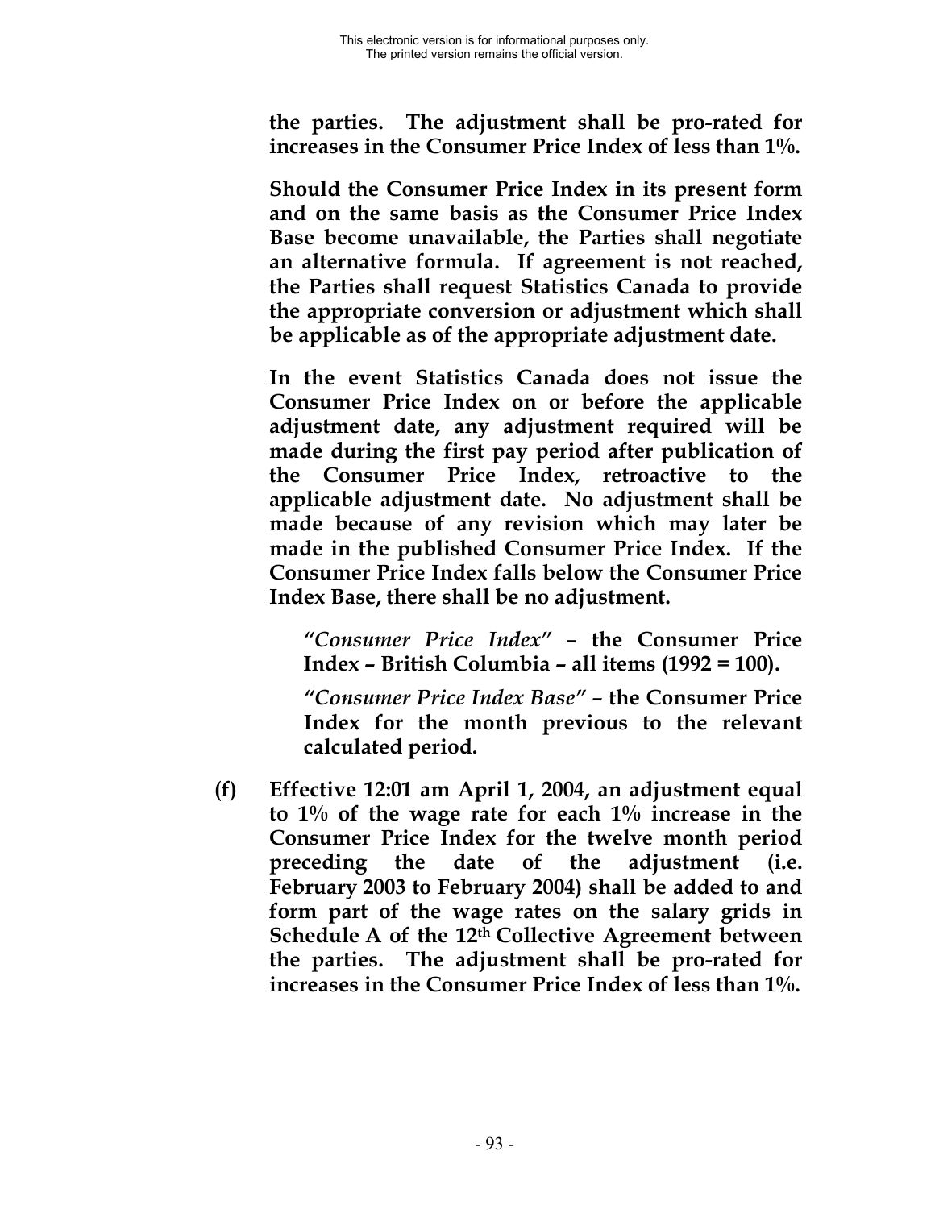**the parties. The adjustment shall be pro-rated for increases in the Consumer Price Index of less than 1%.**

**Should the Consumer Price Index in its present form and on the same basis as the Consumer Price Index Base become unavailable, the Parties shall negotiate an alternative formula. If agreement is not reached, the Parties shall request Statistics Canada to provide the appropriate conversion or adjustment which shall be applicable as of the appropriate adjustment date.**

**In the event Statistics Canada does not issue the Consumer Price Index on or before the applicable adjustment date, any adjustment required will be made during the first pay period after publication of the Consumer Price Index, retroactive to the applicable adjustment date. No adjustment shall be made because of any revision which may later be made in the published Consumer Price Index. If the Consumer Price Index falls below the Consumer Price Index Base, there shall be no adjustment.**

> ***"Consumer Price Index"* – the Consumer Price Index – British Columbia – all items (1992 = 100).**
>
> ***"Consumer Price Index Base"* – the Consumer Price Index for the month previous to the relevant calculated period.**

**(f) Effective 12:01 am April 1, 2004, an adjustment equal to 1% of the wage rate for each 1% increase in the Consumer Price Index for the twelve month period preceding the date of the adjustment (i.e. February 2003 to February 2004) shall be added to and form part of the wage rates on the salary grids in Schedule A of the 12th Collective Agreement between the parties. The adjustment shall be pro-rated for increases in the Consumer Price Index of less than 1%.**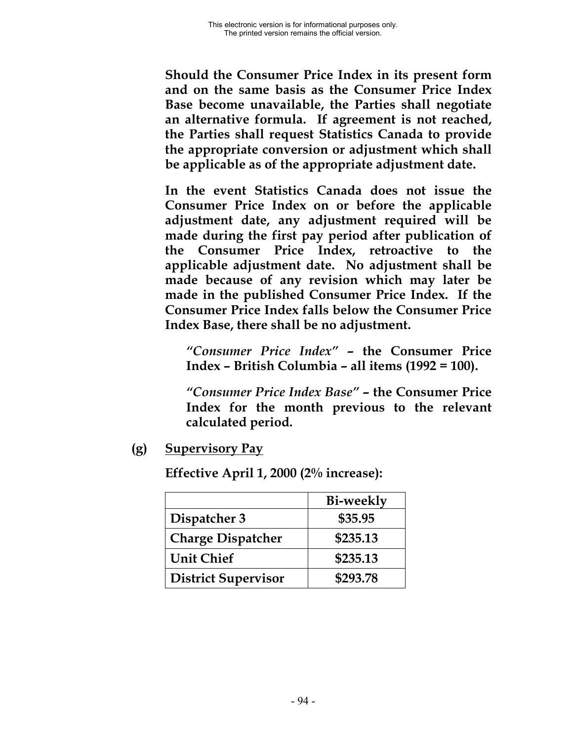**Should the Consumer Price Index in its present form and on the same basis as the Consumer Price Index Base become unavailable, the Parties shall negotiate an alternative formula. If agreement is not reached, the Parties shall request Statistics Canada to provide the appropriate conversion or adjustment which shall be applicable as of the appropriate adjustment date.**

**In the event Statistics Canada does not issue the Consumer Price Index on or before the applicable adjustment date, any adjustment required will be made during the first pay period after publication of the Consumer Price Index, retroactive to the applicable adjustment date. No adjustment shall be made because of any revision which may later be made in the published Consumer Price Index. If the Consumer Price Index falls below the Consumer Price Index Base, there shall be no adjustment.**

> ***"Consumer Price Index"* – the Consumer Price Index – British Columbia – all items (1992 = 100).**
>
> ***"Consumer Price Index Base"* – the Consumer Price Index for the month previous to the relevant calculated period.**

**(g) Supervisory Pay**

**Effective April 1, 2000 (2% increase):**

| | **Bi-weekly** |
|---|---|
| **Dispatcher 3** | **$35.95** |
| **Charge Dispatcher** | **$235.13** |
| **Unit Chief** | **$235.13** |
| **District Supervisor** | **$293.78** |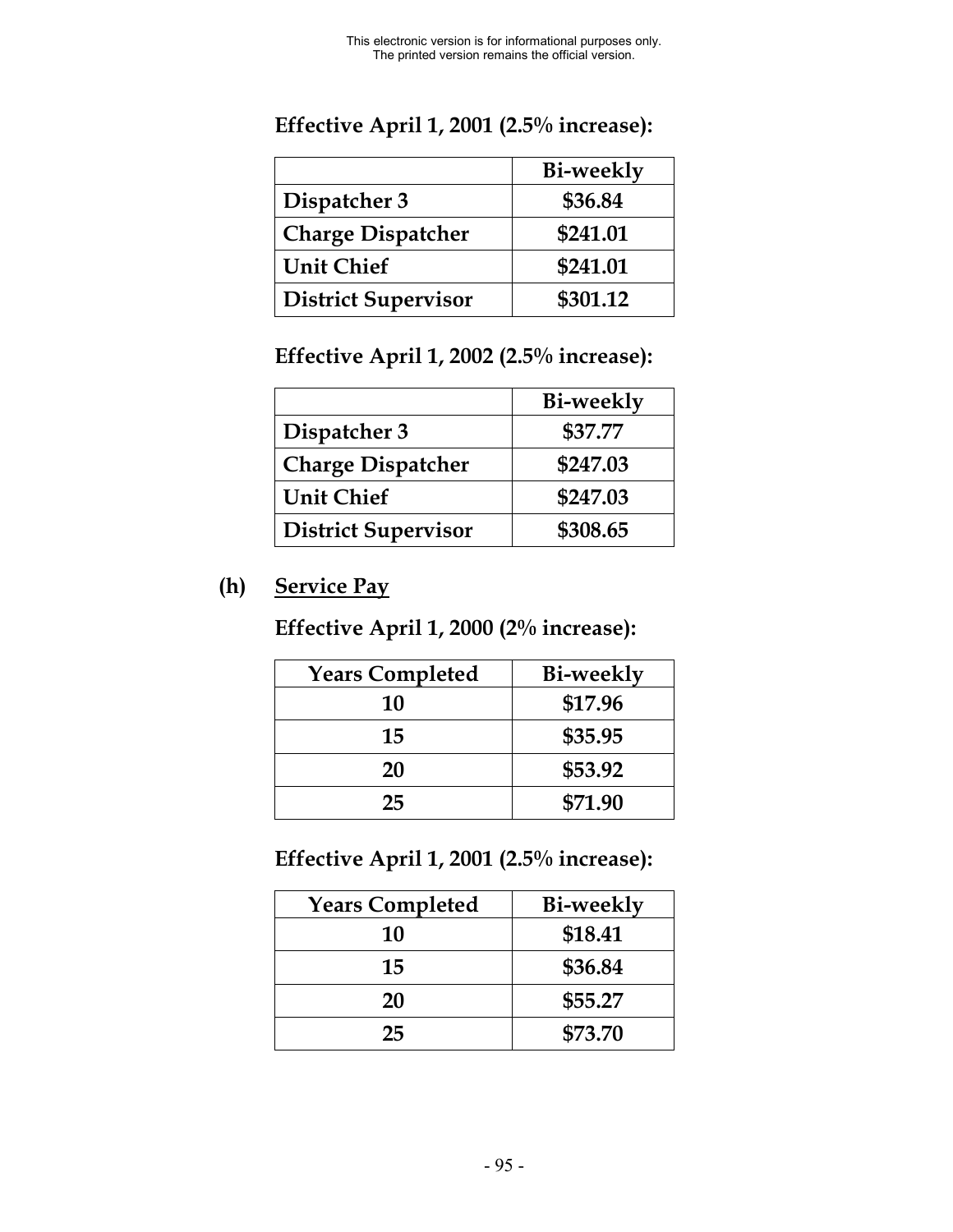**Effective April 1, 2001 (2.5% increase):**

| | Bi-weekly |
|---|---|
| Dispatcher 3 | $36.84 |
| Charge Dispatcher | $241.01 |
| Unit Chief | $241.01 |
| District Supervisor | $301.12 |

**Effective April 1, 2002 (2.5% increase):**

| | Bi-weekly |
|---|---|
| Dispatcher 3 | $37.77 |
| Charge Dispatcher | $247.03 |
| Unit Chief | $247.03 |
| District Supervisor | $308.65 |

**(h) Service Pay**

**Effective April 1, 2000 (2% increase):**

| Years Completed | Bi-weekly |
|---|---|
| 10 | $17.96 |
| 15 | $35.95 |
| 20 | $53.92 |
| 25 | $71.90 |

**Effective April 1, 2001 (2.5% increase):**

| Years Completed | Bi-weekly |
|---|---|
| 10 | $18.41 |
| 15 | $36.84 |
| 20 | $55.27 |
| 25 | $73.70 |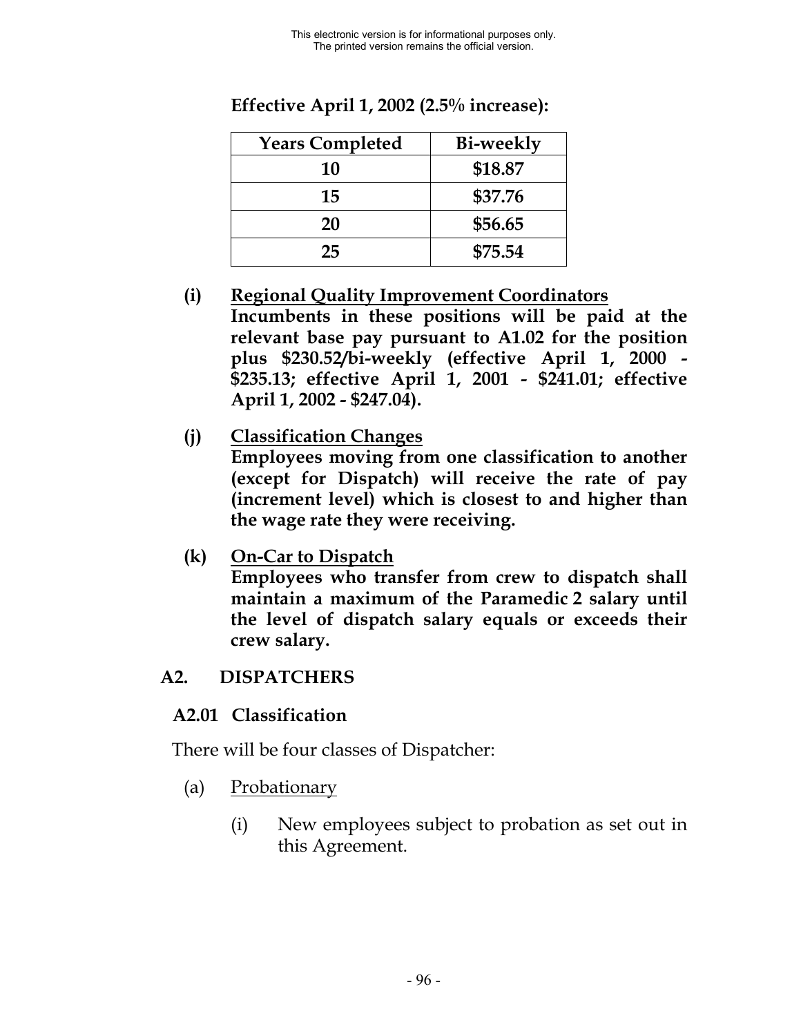**Effective April 1, 2002 (2.5% increase):**

| **Years Completed** | **Bi-weekly** |
|---|---|
| **10** | **$18.87** |
| **15** | **$37.76** |
| **20** | **$56.65** |
| **25** | **$75.54** |

**(i) Regional Quality Improvement Coordinators**
**Incumbents in these positions will be paid at the relevant base pay pursuant to A1.02 for the position plus $230.52/bi-weekly (effective April 1, 2000 - $235.13; effective April 1, 2001 - $241.01; effective April 1, 2002 - $247.04).**

**(j) Classification Changes**
**Employees moving from one classification to another (except for Dispatch) will receive the rate of pay (increment level) which is closest to and higher than the wage rate they were receiving.**

**(k) On-Car to Dispatch**
**Employees who transfer from crew to dispatch shall maintain a maximum of the Paramedic 2 salary until the level of dispatch salary equals or exceeds their crew salary.**

## A2. DISPATCHERS

### A2.01 Classification

There will be four classes of Dispatcher:

(a) Probationary

(i) New employees subject to probation as set out in this Agreement.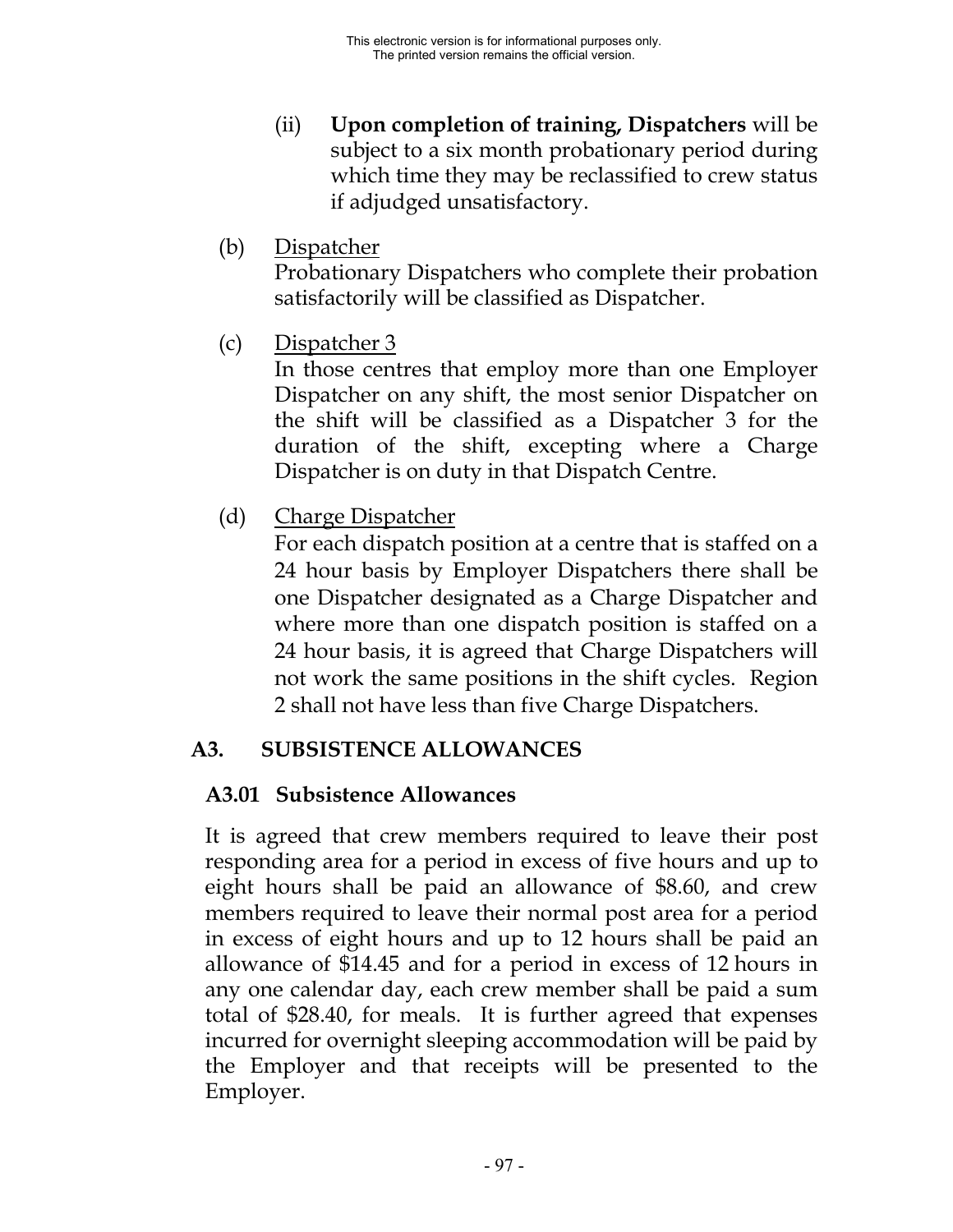(ii) **Upon completion of training, Dispatchers** will be subject to a six month probationary period during which time they may be reclassified to crew status if adjudged unsatisfactory.

(b) Dispatcher
Probationary Dispatchers who complete their probation satisfactorily will be classified as Dispatcher.

(c) Dispatcher 3
In those centres that employ more than one Employer Dispatcher on any shift, the most senior Dispatcher on the shift will be classified as a Dispatcher 3 for the duration of the shift, excepting where a Charge Dispatcher is on duty in that Dispatch Centre.

(d) Charge Dispatcher
For each dispatch position at a centre that is staffed on a 24 hour basis by Employer Dispatchers there shall be one Dispatcher designated as a Charge Dispatcher and where more than one dispatch position is staffed on a 24 hour basis, it is agreed that Charge Dispatchers will not work the same positions in the shift cycles. Region 2 shall not have less than five Charge Dispatchers.

## A3. SUBSISTENCE ALLOWANCES

### A3.01 Subsistence Allowances

It is agreed that crew members required to leave their post responding area for a period in excess of five hours and up to eight hours shall be paid an allowance of $8.60, and crew members required to leave their normal post area for a period in excess of eight hours and up to 12 hours shall be paid an allowance of $14.45 and for a period in excess of 12 hours in any one calendar day, each crew member shall be paid a sum total of $28.40, for meals. It is further agreed that expenses incurred for overnight sleeping accommodation will be paid by the Employer and that receipts will be presented to the Employer.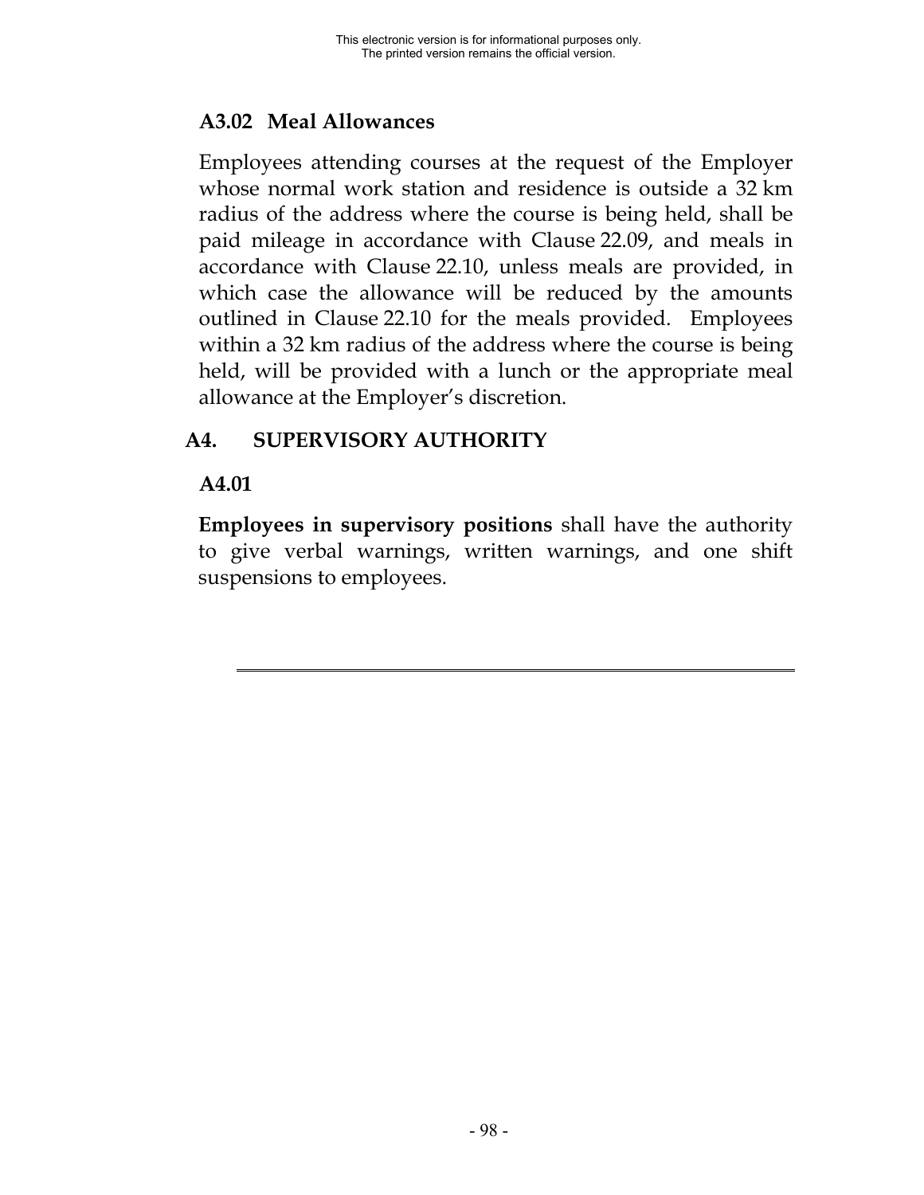### A3.02 Meal Allowances

Employees attending courses at the request of the Employer whose normal work station and residence is outside a 32 km radius of the address where the course is being held, shall be paid mileage in accordance with Clause 22.09, and meals in accordance with Clause 22.10, unless meals are provided, in which case the allowance will be reduced by the amounts outlined in Clause 22.10 for the meals provided. Employees within a 32 km radius of the address where the course is being held, will be provided with a lunch or the appropriate meal allowance at the Employer's discretion.

## A4. SUPERVISORY AUTHORITY

### A4.01

**Employees in supervisory positions** shall have the authority to give verbal warnings, written warnings, and one shift suspensions to employees.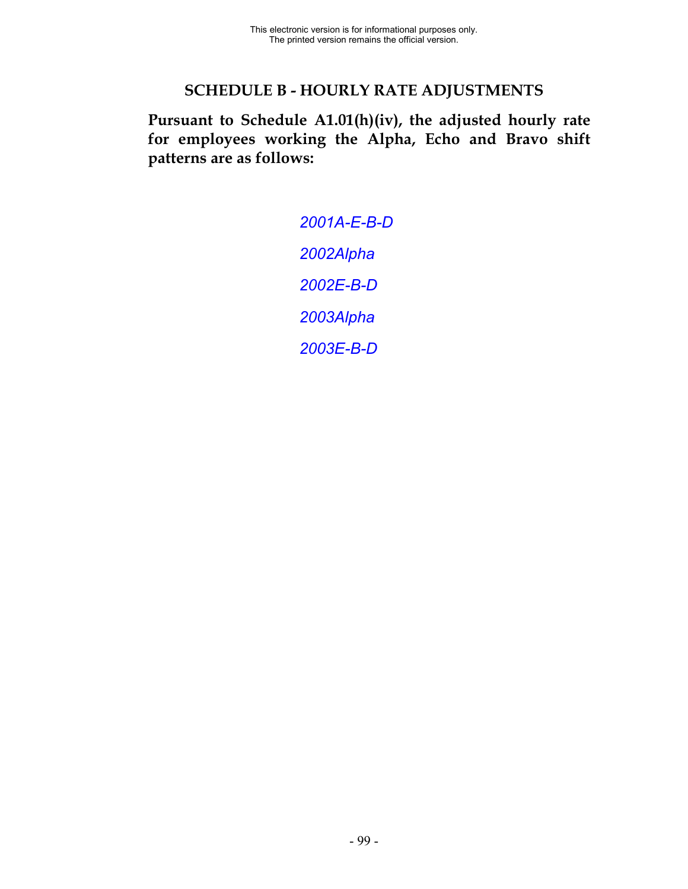# SCHEDULE B - HOURLY RATE ADJUSTMENTS

**Pursuant to Schedule A1.01(h)(iv), the adjusted hourly rate for employees working the Alpha, Echo and Bravo shift patterns are as follows:**

*2001A-E-B-D*

*2002Alpha*

*2002E-B-D*

*2003Alpha*

*2003E-B-D*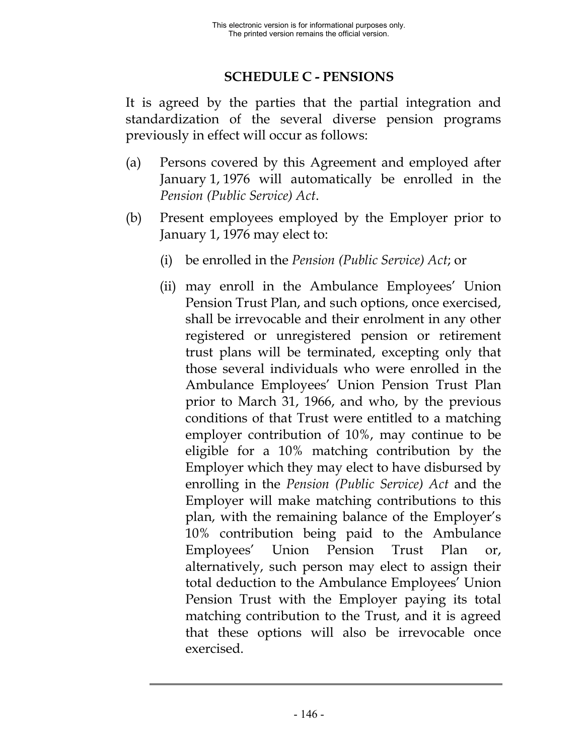## SCHEDULE C - PENSIONS

It is agreed by the parties that the partial integration and standardization of the several diverse pension programs previously in effect will occur as follows:

(a) Persons covered by this Agreement and employed after January 1, 1976 will automatically be enrolled in the *Pension (Public Service) Act*.

(b) Present employees employed by the Employer prior to January 1, 1976 may elect to:

   (i) be enrolled in the *Pension (Public Service) Act*; or

   (ii) may enroll in the Ambulance Employees' Union Pension Trust Plan, and such options, once exercised, shall be irrevocable and their enrolment in any other registered or unregistered pension or retirement trust plans will be terminated, excepting only that those several individuals who were enrolled in the Ambulance Employees' Union Pension Trust Plan prior to March 31, 1966, and who, by the previous conditions of that Trust were entitled to a matching employer contribution of 10%, may continue to be eligible for a 10% matching contribution by the Employer which they may elect to have disbursed by enrolling in the *Pension (Public Service) Act* and the Employer will make matching contributions to this plan, with the remaining balance of the Employer's 10% contribution being paid to the Ambulance Employees' Union Pension Trust Plan or, alternatively, such person may elect to assign their total deduction to the Ambulance Employees' Union Pension Trust with the Employer paying its total matching contribution to the Trust, and it is agreed that these options will also be irrevocable once exercised.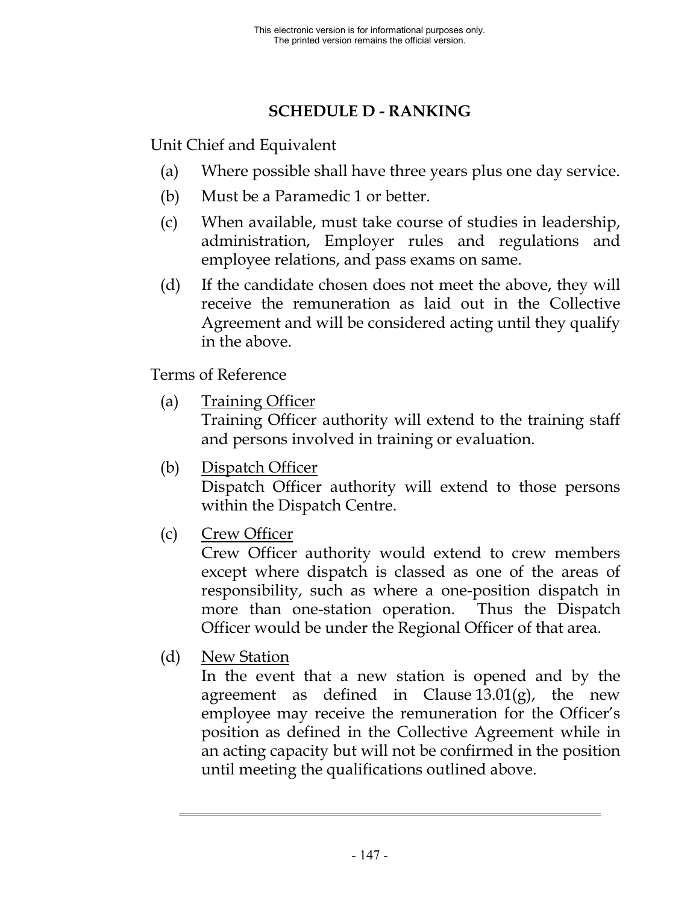# SCHEDULE D - RANKING

Unit Chief and Equivalent

(a) Where possible shall have three years plus one day service.

(b) Must be a Paramedic 1 or better.

(c) When available, must take course of studies in leadership, administration, Employer rules and regulations and employee relations, and pass exams on same.

(d) If the candidate chosen does not meet the above, they will receive the remuneration as laid out in the Collective Agreement and will be considered acting until they qualify in the above.

Terms of Reference

(a) Training Officer
Training Officer authority will extend to the training staff and persons involved in training or evaluation.

(b) Dispatch Officer
Dispatch Officer authority will extend to those persons within the Dispatch Centre.

(c) Crew Officer
Crew Officer authority would extend to crew members except where dispatch is classed as one of the areas of responsibility, such as where a one-position dispatch in more than one-station operation. Thus the Dispatch Officer would be under the Regional Officer of that area.

(d) New Station
In the event that a new station is opened and by the agreement as defined in Clause 13.01(g), the new employee may receive the remuneration for the Officer's position as defined in the Collective Agreement while in an acting capacity but will not be confirmed in the position until meeting the qualifications outlined above.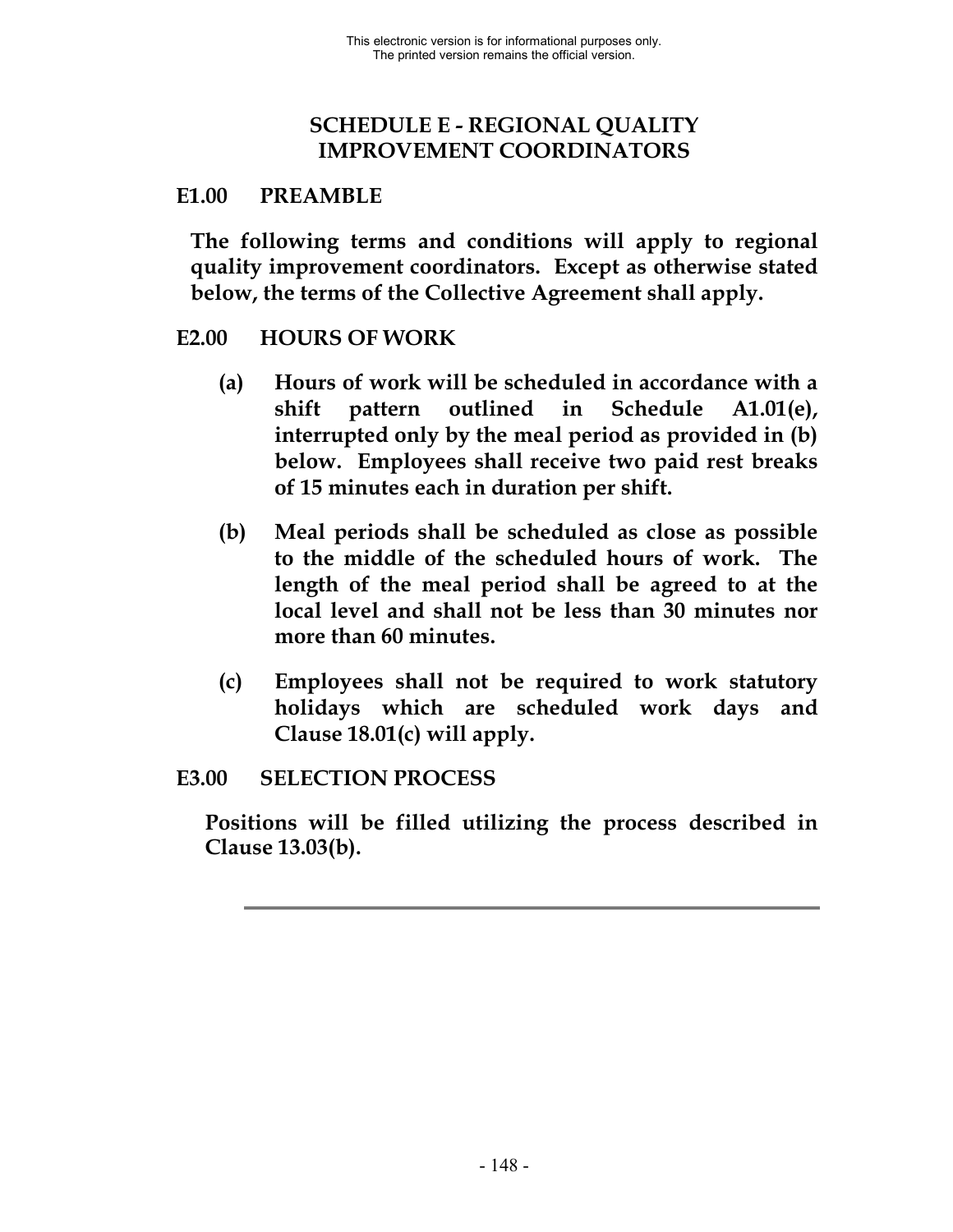# SCHEDULE E - REGIONAL QUALITY IMPROVEMENT COORDINATORS

## E1.00 PREAMBLE

**The following terms and conditions will apply to regional quality improvement coordinators. Except as otherwise stated below, the terms of the Collective Agreement shall apply.**

## E2.00 HOURS OF WORK

**(a) Hours of work will be scheduled in accordance with a shift pattern outlined in Schedule A1.01(e), interrupted only by the meal period as provided in (b) below. Employees shall receive two paid rest breaks of 15 minutes each in duration per shift.**

**(b) Meal periods shall be scheduled as close as possible to the middle of the scheduled hours of work. The length of the meal period shall be agreed to at the local level and shall not be less than 30 minutes nor more than 60 minutes.**

**(c) Employees shall not be required to work statutory holidays which are scheduled work days and Clause 18.01(c) will apply.**

## E3.00 SELECTION PROCESS

**Positions will be filled utilizing the process described in Clause 13.03(b).**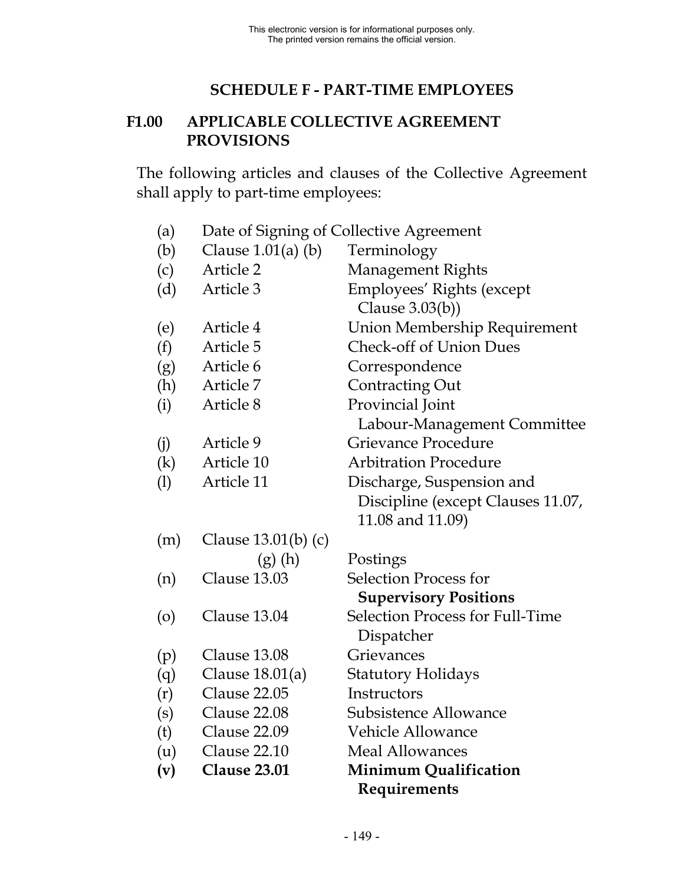## SCHEDULE F - PART-TIME EMPLOYEES

### F1.00 APPLICABLE COLLECTIVE AGREEMENT PROVISIONS

The following articles and clauses of the Collective Agreement shall apply to part-time employees:

| | | |
|---|---|---|
| (a) | Date of Signing of Collective Agreement | |
| (b) | Clause 1.01(a) (b) | Terminology |
| (c) | Article 2 | Management Rights |
| (d) | Article 3 | Employees' Rights (except Clause 3.03(b)) |
| (e) | Article 4 | Union Membership Requirement |
| (f) | Article 5 | Check-off of Union Dues |
| (g) | Article 6 | Correspondence |
| (h) | Article 7 | Contracting Out |
| (i) | Article 8 | Provincial Joint Labour-Management Committee |
| (j) | Article 9 | Grievance Procedure |
| (k) | Article 10 | Arbitration Procedure |
| (l) | Article 11 | Discharge, Suspension and Discipline (except Clauses 11.07, 11.08 and 11.09) |
| (m) | Clause 13.01(b) (c) (g) (h) | Postings |
| (n) | Clause 13.03 | Selection Process for **Supervisory Positions** |
| (o) | Clause 13.04 | Selection Process for Full-Time Dispatcher |
| (p) | Clause 13.08 | Grievances |
| (q) | Clause 18.01(a) | Statutory Holidays |
| (r) | Clause 22.05 | Instructors |
| (s) | Clause 22.08 | Subsistence Allowance |
| (t) | Clause 22.09 | Vehicle Allowance |
| (u) | Clause 22.10 | Meal Allowances |
| **(v)** | **Clause 23.01** | **Minimum Qualification Requirements** |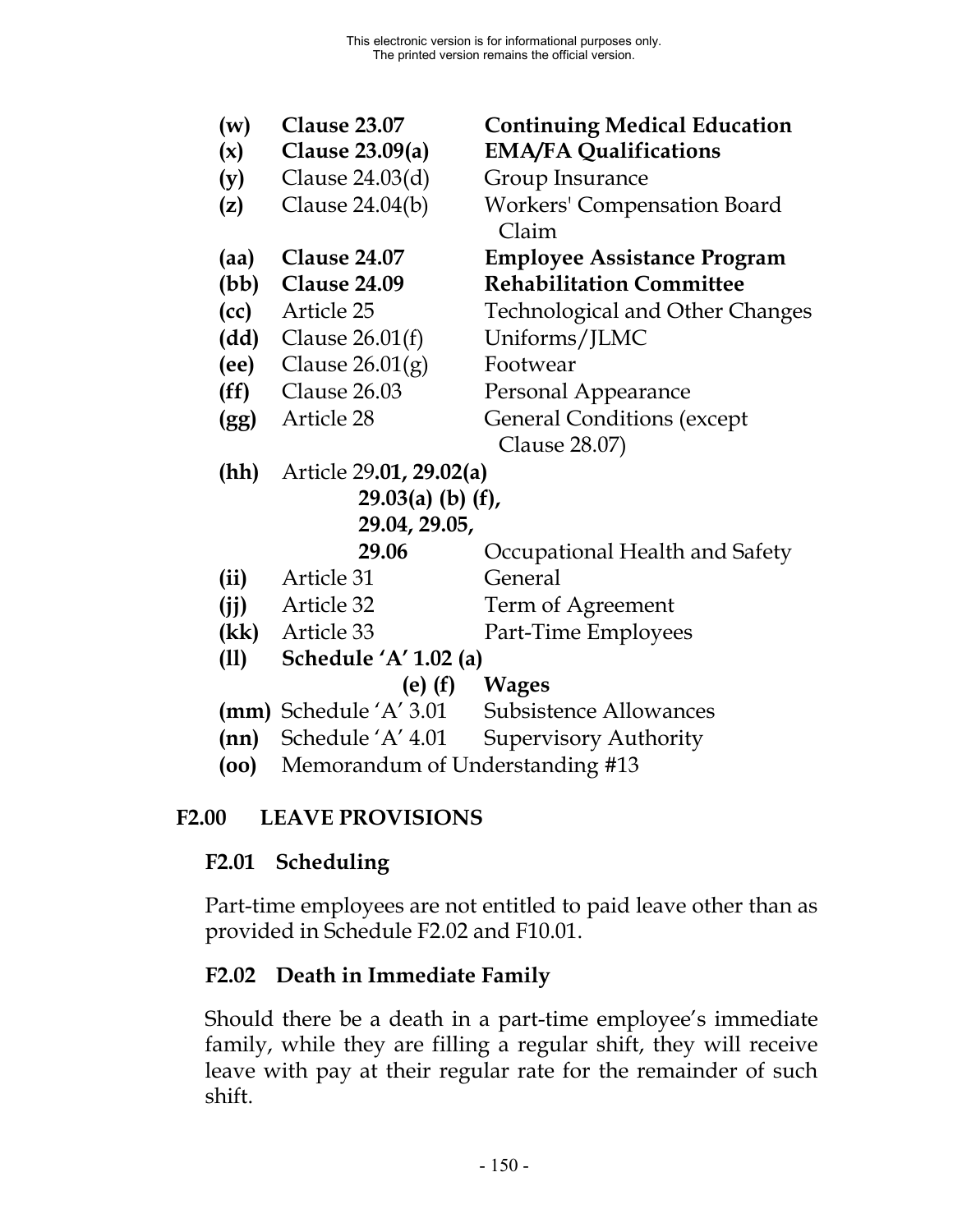This electronic version is for informational purposes only.
The printed version remains the official version.

- **(w)** **Clause 23.07** **Continuing Medical Education**
- **(x)** **Clause 23.09(a)** **EMA/FA Qualifications**
- **(y)** Clause 24.03(d) Group Insurance
- **(z)** Clause 24.04(b) Workers' Compensation Board Claim
- **(aa)** **Clause 24.07** **Employee Assistance Program**
- **(bb)** **Clause 24.09** **Rehabilitation Committee**
- **(cc)** Article 25 Technological and Other Changes
- **(dd)** Clause 26.01(f) Uniforms/JLMC
- **(ee)** Clause 26.01(g) Footwear
- **(ff)** Clause 26.03 Personal Appearance
- **(gg)** Article 28 General Conditions (except Clause 28.07)
- **(hh)** Article 29**.01, 29.02(a)** **29.03(a) (b) (f), 29.04, 29.05, 29.06** Occupational Health and Safety
- **(ii)** Article 31 General
- **(jj)** Article 32 Term of Agreement
- **(kk)** Article 33 Part-Time Employees
- **(ll)** **Schedule 'A' 1.02 (a) (e) (f)** **Wages**
- **(mm)** Schedule 'A' 3.01 Subsistence Allowances
- **(nn)** Schedule 'A' 4.01 Supervisory Authority
- **(oo)** Memorandum of Understanding #13

## F2.00 LEAVE PROVISIONS

### F2.01 Scheduling

Part-time employees are not entitled to paid leave other than as provided in Schedule F2.02 and F10.01.

### F2.02 Death in Immediate Family

Should there be a death in a part-time employee's immediate family, while they are filling a regular shift, they will receive leave with pay at their regular rate for the remainder of such shift.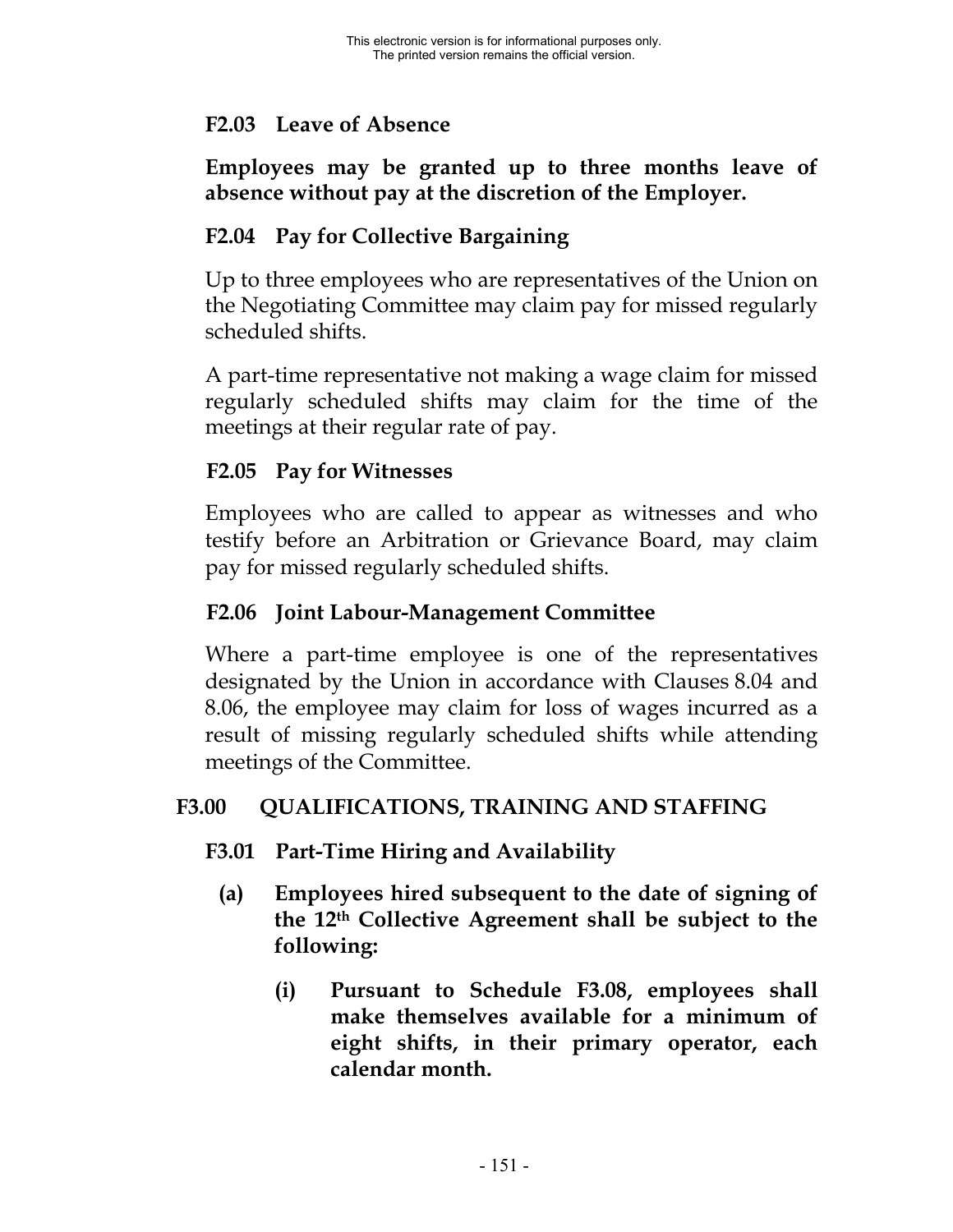### F2.03 Leave of Absence

**Employees may be granted up to three months leave of absence without pay at the discretion of the Employer.**

### F2.04 Pay for Collective Bargaining

Up to three employees who are representatives of the Union on the Negotiating Committee may claim pay for missed regularly scheduled shifts.

A part-time representative not making a wage claim for missed regularly scheduled shifts may claim for the time of the meetings at their regular rate of pay.

### F2.05 Pay for Witnesses

Employees who are called to appear as witnesses and who testify before an Arbitration or Grievance Board, may claim pay for missed regularly scheduled shifts.

### F2.06 Joint Labour-Management Committee

Where a part-time employee is one of the representatives designated by the Union in accordance with Clauses 8.04 and 8.06, the employee may claim for loss of wages incurred as a result of missing regularly scheduled shifts while attending meetings of the Committee.

## F3.00 QUALIFICATIONS, TRAINING AND STAFFING

### F3.01 Part-Time Hiring and Availability

**(a) Employees hired subsequent to the date of signing of the 12th Collective Agreement shall be subject to the following:**

**(i) Pursuant to Schedule F3.08, employees shall make themselves available for a minimum of eight shifts, in their primary operator, each calendar month.**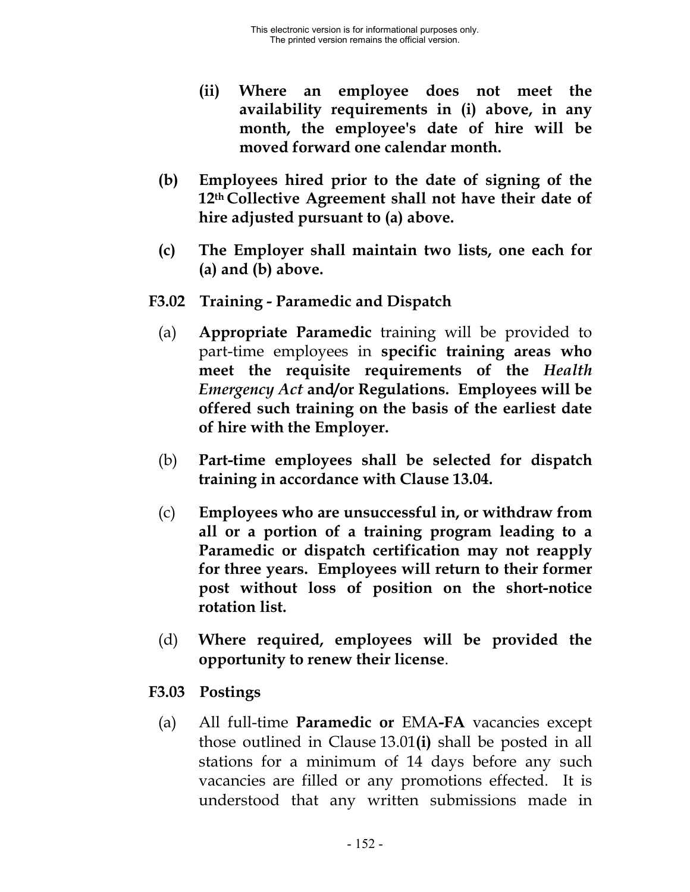**(ii) Where an employee does not meet the availability requirements in (i) above, in any month, the employee's date of hire will be moved forward one calendar month.**

**(b) Employees hired prior to the date of signing of the 12th Collective Agreement shall not have their date of hire adjusted pursuant to (a) above.**

**(c) The Employer shall maintain two lists, one each for (a) and (b) above.**

### F3.02 Training - Paramedic and Dispatch

(a) **Appropriate Paramedic** training will be provided to part-time employees in **specific training areas who meet the requisite requirements of the** ***Health Emergency Act*** **and/or Regulations. Employees will be offered such training on the basis of the earliest date of hire with the Employer.**

(b) **Part-time employees shall be selected for dispatch training in accordance with Clause 13.04.**

(c) **Employees who are unsuccessful in, or withdraw from all or a portion of a training program leading to a Paramedic or dispatch certification may not reapply for three years. Employees will return to their former post without loss of position on the short-notice rotation list.**

(d) **Where required, employees will be provided the opportunity to renew their license**.

### F3.03 Postings

(a) All full-time **Paramedic or** EMA**-FA** vacancies except those outlined in Clause 13.01**(i)** shall be posted in all stations for a minimum of 14 days before any such vacancies are filled or any promotions effected. It is understood that any written submissions made in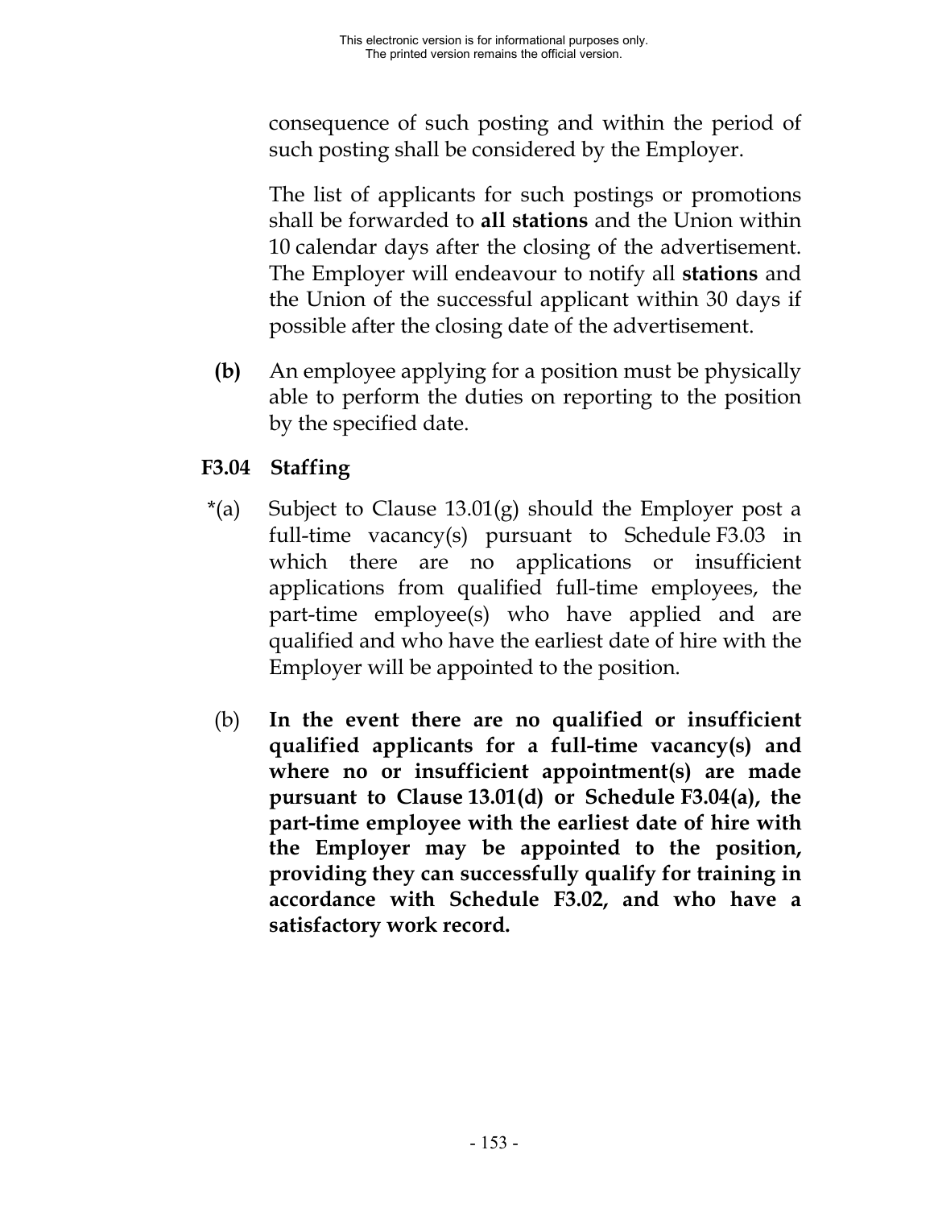consequence of such posting and within the period of such posting shall be considered by the Employer.

The list of applicants for such postings or promotions shall be forwarded to **all stations** and the Union within 10 calendar days after the closing of the advertisement. The Employer will endeavour to notify all **stations** and the Union of the successful applicant within 30 days if possible after the closing date of the advertisement.

**(b)** An employee applying for a position must be physically able to perform the duties on reporting to the position by the specified date.

### F3.04 Staffing

*(a) Subject to Clause 13.01(g) should the Employer post a full-time vacancy(s) pursuant to Schedule F3.03 in which there are no applications or insufficient applications from qualified full-time employees, the part-time employee(s) who have applied and are qualified and who have the earliest date of hire with the Employer will be appointed to the position.

(b) **In the event there are no qualified or insufficient qualified applicants for a full-time vacancy(s) and where no or insufficient appointment(s) are made pursuant to Clause 13.01(d) or Schedule F3.04(a), the part-time employee with the earliest date of hire with the Employer may be appointed to the position, providing they can successfully qualify for training in accordance with Schedule F3.02, and who have a satisfactory work record.**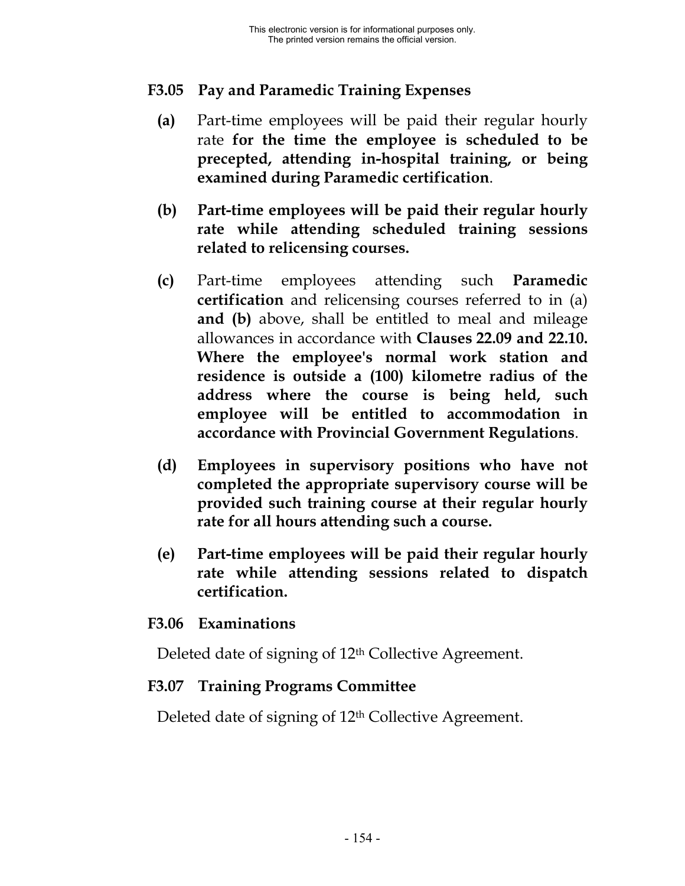### F3.05 Pay and Paramedic Training Expenses

**(a)** Part-time employees will be paid their regular hourly rate **for the time the employee is scheduled to be precepted, attending in-hospital training, or being examined during Paramedic certification**.

**(b)** **Part-time employees will be paid their regular hourly rate while attending scheduled training sessions related to relicensing courses.**

**(c)** Part-time employees attending such **Paramedic certification** and relicensing courses referred to in (a) **and (b)** above, shall be entitled to meal and mileage allowances in accordance with **Clauses 22.09 and 22.10. Where the employee's normal work station and residence is outside a (100) kilometre radius of the address where the course is being held, such employee will be entitled to accommodation in accordance with Provincial Government Regulations**.

**(d)** **Employees in supervisory positions who have not completed the appropriate supervisory course will be provided such training course at their regular hourly rate for all hours attending such a course.**

**(e)** **Part-time employees will be paid their regular hourly rate while attending sessions related to dispatch certification.**

### F3.06 Examinations

Deleted date of signing of 12th Collective Agreement.

### F3.07 Training Programs Committee

Deleted date of signing of 12th Collective Agreement.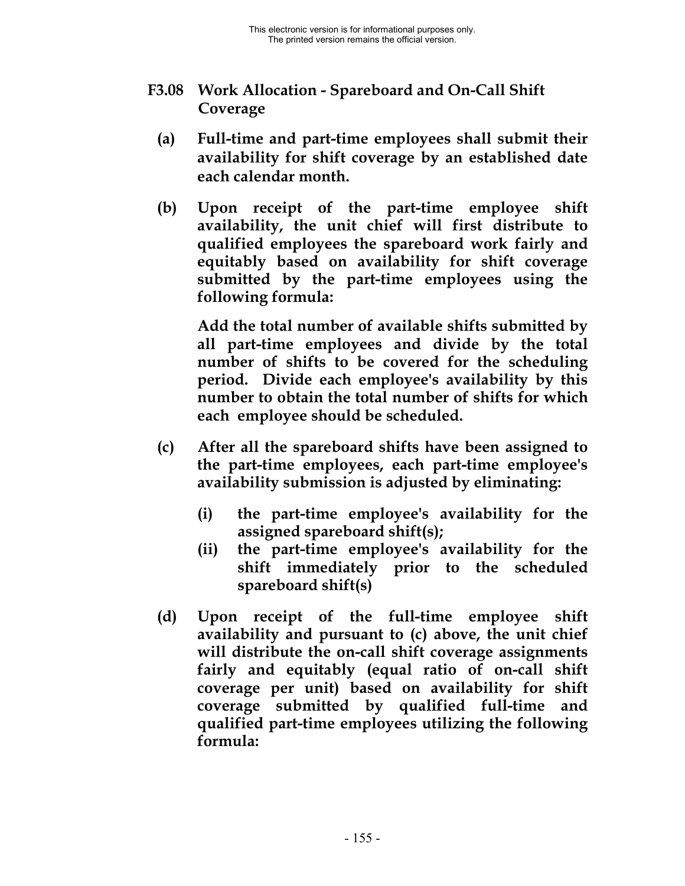### F3.08 Work Allocation - Spareboard and On-Call Shift Coverage

**(a)** **Full-time and part-time employees shall submit their availability for shift coverage by an established date each calendar month.**

**(b)** **Upon receipt of the part-time employee shift availability, the unit chief will first distribute to qualified employees the spareboard work fairly and equitably based on availability for shift coverage submitted by the part-time employees using the following formula:**

**Add the total number of available shifts submitted by all part-time employees and divide by the total number of shifts to be covered for the scheduling period. Divide each employee's availability by this number to obtain the total number of shifts for which each employee should be scheduled.**

**(c)** **After all the spareboard shifts have been assigned to the part-time employees, each part-time employee's availability submission is adjusted by eliminating:**

**(i)** **the part-time employee's availability for the assigned spareboard shift(s);**
**(ii)** **the part-time employee's availability for the shift immediately prior to the scheduled spareboard shift(s)**

**(d)** **Upon receipt of the full-time employee shift availability and pursuant to (c) above, the unit chief will distribute the on-call shift coverage assignments fairly and equitably (equal ratio of on-call shift coverage per unit) based on availability for shift coverage submitted by qualified full-time and qualified part-time employees utilizing the following formula:**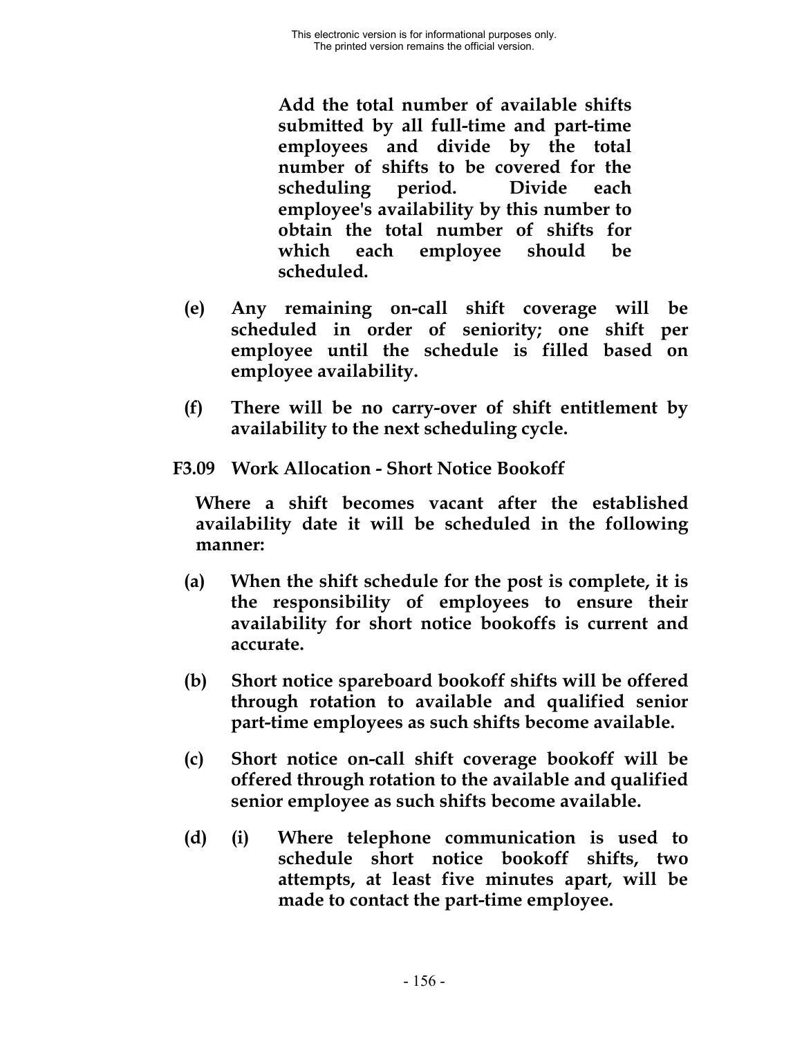**Add the total number of available shifts submitted by all full-time and part-time employees and divide by the total number of shifts to be covered for the scheduling period. Divide each employee's availability by this number to obtain the total number of shifts for which each employee should be scheduled.**

**(e) Any remaining on-call shift coverage will be scheduled in order of seniority; one shift per employee until the schedule is filled based on employee availability.**

**(f) There will be no carry-over of shift entitlement by availability to the next scheduling cycle.**

**F3.09 Work Allocation - Short Notice Bookoff**

**Where a shift becomes vacant after the established availability date it will be scheduled in the following manner:**

**(a) When the shift schedule for the post is complete, it is the responsibility of employees to ensure their availability for short notice bookoffs is current and accurate.**

**(b) Short notice spareboard bookoff shifts will be offered through rotation to available and qualified senior part-time employees as such shifts become available.**

**(c) Short notice on-call shift coverage bookoff will be offered through rotation to the available and qualified senior employee as such shifts become available.**

**(d) (i) Where telephone communication is used to schedule short notice bookoff shifts, two attempts, at least five minutes apart, will be made to contact the part-time employee.**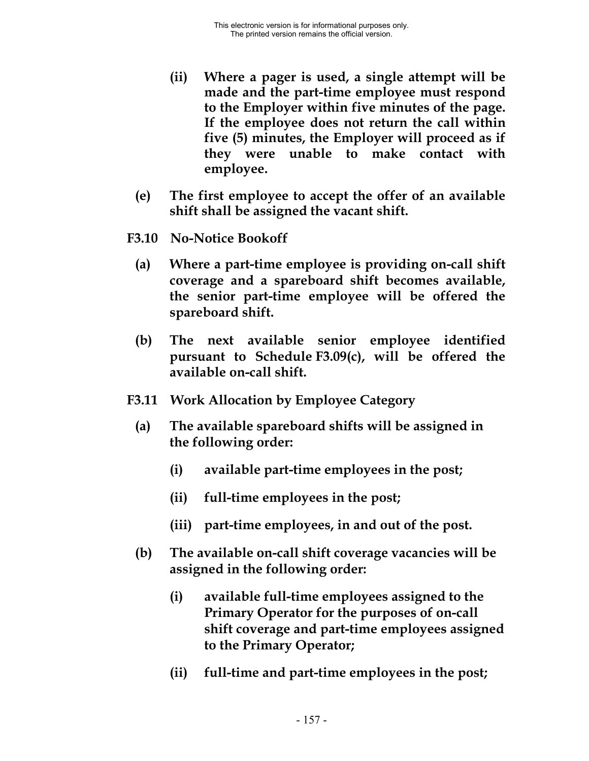**(ii) Where a pager is used, a single attempt will be made and the part-time employee must respond to the Employer within five minutes of the page. If the employee does not return the call within five (5) minutes, the Employer will proceed as if they were unable to make contact with employee.**

**(e) The first employee to accept the offer of an available shift shall be assigned the vacant shift.**

**F3.10 No-Notice Bookoff**

**(a) Where a part-time employee is providing on-call shift coverage and a spareboard shift becomes available, the senior part-time employee will be offered the spareboard shift.**

**(b) The next available senior employee identified pursuant to Schedule F3.09(c), will be offered the available on-call shift.**

**F3.11 Work Allocation by Employee Category**

**(a) The available spareboard shifts will be assigned in the following order:**

**(i) available part-time employees in the post;**

**(ii) full-time employees in the post;**

**(iii) part-time employees, in and out of the post.**

**(b) The available on-call shift coverage vacancies will be assigned in the following order:**

**(i) available full-time employees assigned to the Primary Operator for the purposes of on-call shift coverage and part-time employees assigned to the Primary Operator;**

**(ii) full-time and part-time employees in the post;**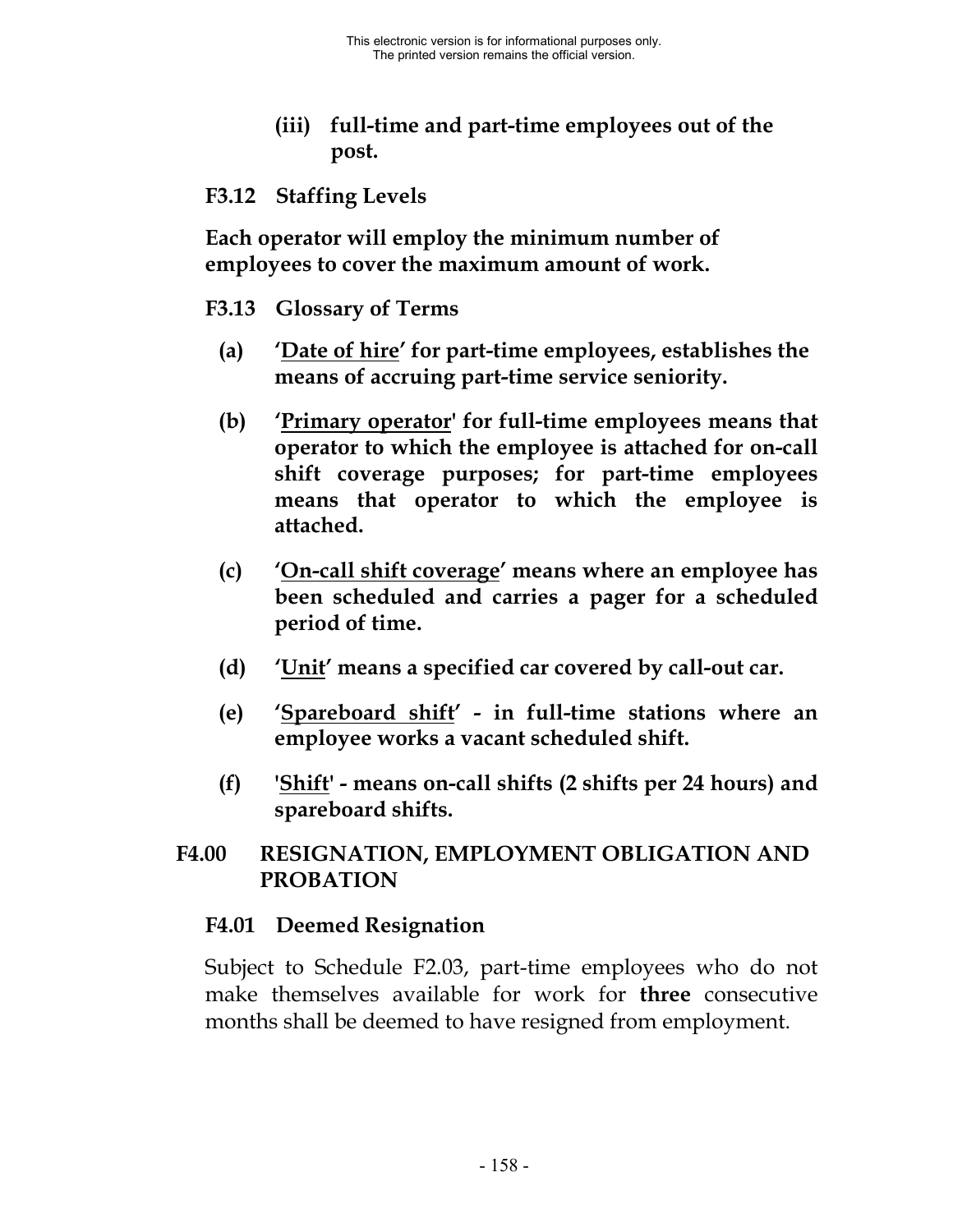**(iii) full-time and part-time employees out of the post.**

### F3.12 Staffing Levels

**Each operator will employ the minimum number of employees to cover the maximum amount of work.**

### F3.13 Glossary of Terms

**(a) '<u>Date of hire</u>' for part-time employees, establishes the means of accruing part-time service seniority.**

**(b) '<u>Primary operator</u>' for full-time employees means that operator to which the employee is attached for on-call shift coverage purposes; for part-time employees means that operator to which the employee is attached.**

**(c) '<u>On-call shift coverage</u>' means where an employee has been scheduled and carries a pager for a scheduled period of time.**

**(d) '<u>Unit</u>' means a specified car covered by call-out car.**

**(e) '<u>Spareboard shift</u>' - in full-time stations where an employee works a vacant scheduled shift.**

**(f) '<u>Shift</u>' - means on-call shifts (2 shifts per 24 hours) and spareboard shifts.**

## F4.00 RESIGNATION, EMPLOYMENT OBLIGATION AND PROBATION

### F4.01 Deemed Resignation

Subject to Schedule F2.03, part-time employees who do not make themselves available for work for **three** consecutive months shall be deemed to have resigned from employment.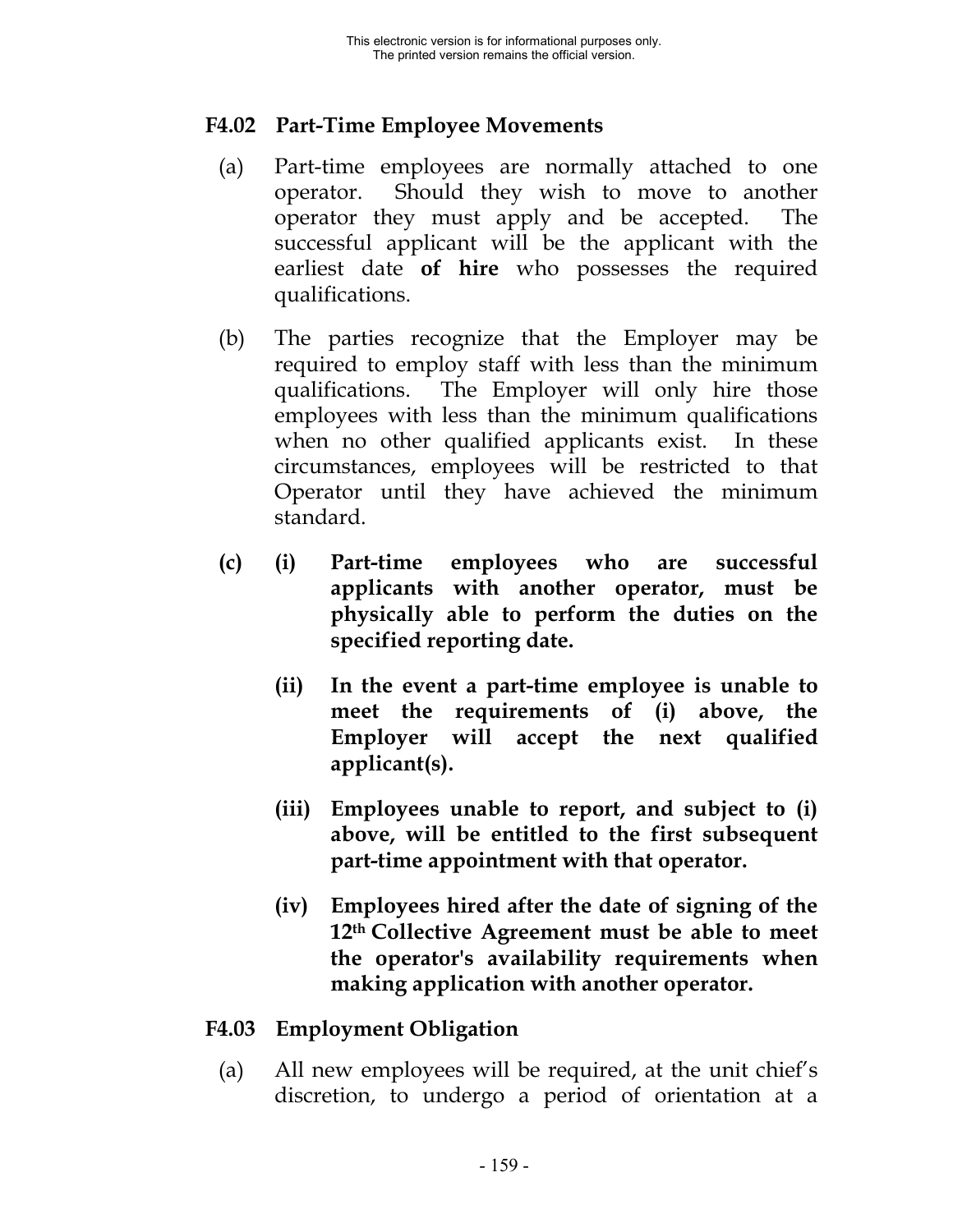### F4.02 Part-Time Employee Movements

(a) Part-time employees are normally attached to one operator. Should they wish to move to another operator they must apply and be accepted. The successful applicant will be the applicant with the earliest date **of hire** who possesses the required qualifications.

(b) The parties recognize that the Employer may be required to employ staff with less than the minimum qualifications. The Employer will only hire those employees with less than the minimum qualifications when no other qualified applicants exist. In these circumstances, employees will be restricted to that Operator until they have achieved the minimum standard.

**(c) (i) Part-time employees who are successful applicants with another operator, must be physically able to perform the duties on the specified reporting date.**

**(ii) In the event a part-time employee is unable to meet the requirements of (i) above, the Employer will accept the next qualified applicant(s).**

**(iii) Employees unable to report, and subject to (i) above, will be entitled to the first subsequent part-time appointment with that operator.**

**(iv) Employees hired after the date of signing of the 12th Collective Agreement must be able to meet the operator's availability requirements when making application with another operator.**

### F4.03 Employment Obligation

(a) All new employees will be required, at the unit chief's discretion, to undergo a period of orientation at a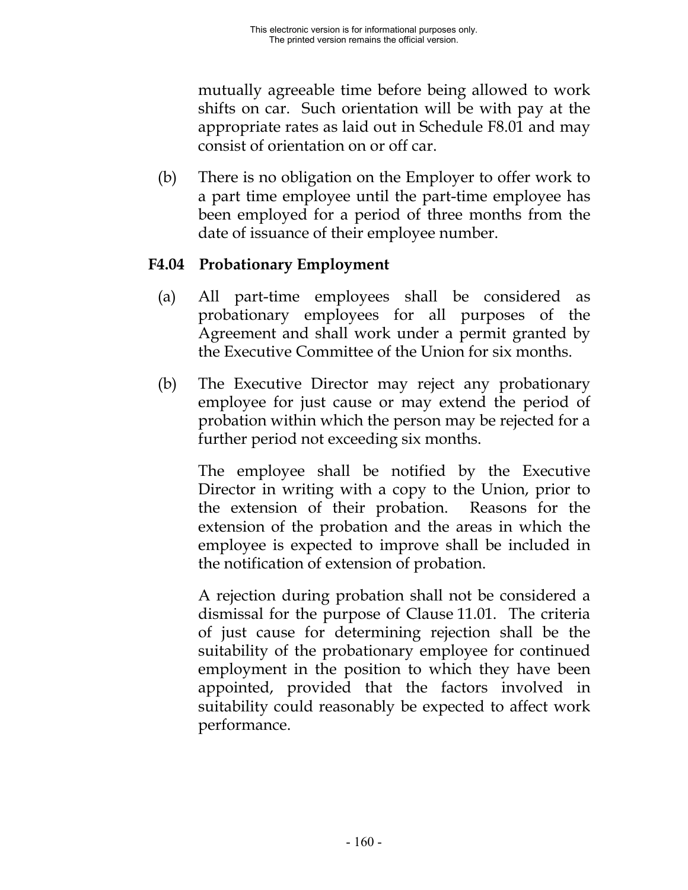mutually agreeable time before being allowed to work shifts on car. Such orientation will be with pay at the appropriate rates as laid out in Schedule F8.01 and may consist of orientation on or off car.

(b) There is no obligation on the Employer to offer work to a part time employee until the part-time employee has been employed for a period of three months from the date of issuance of their employee number.

### F4.04 Probationary Employment

(a) All part-time employees shall be considered as probationary employees for all purposes of the Agreement and shall work under a permit granted by the Executive Committee of the Union for six months.

(b) The Executive Director may reject any probationary employee for just cause or may extend the period of probation within which the person may be rejected for a further period not exceeding six months.

The employee shall be notified by the Executive Director in writing with a copy to the Union, prior to the extension of their probation. Reasons for the extension of the probation and the areas in which the employee is expected to improve shall be included in the notification of extension of probation.

A rejection during probation shall not be considered a dismissal for the purpose of Clause 11.01. The criteria of just cause for determining rejection shall be the suitability of the probationary employee for continued employment in the position to which they have been appointed, provided that the factors involved in suitability could reasonably be expected to affect work performance.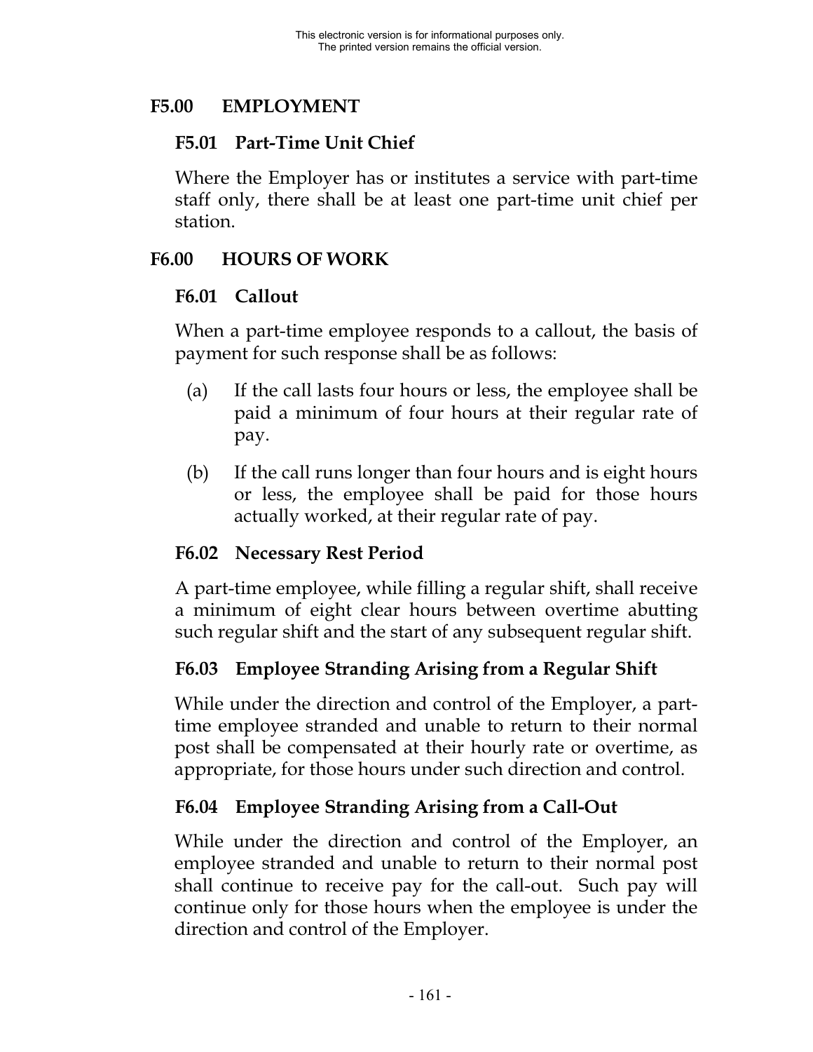## F5.00 EMPLOYMENT

### F5.01 Part-Time Unit Chief

Where the Employer has or institutes a service with part-time staff only, there shall be at least one part-time unit chief per station.

## F6.00 HOURS OF WORK

### F6.01 Callout

When a part-time employee responds to a callout, the basis of payment for such response shall be as follows:

(a) If the call lasts four hours or less, the employee shall be paid a minimum of four hours at their regular rate of pay.

(b) If the call runs longer than four hours and is eight hours or less, the employee shall be paid for those hours actually worked, at their regular rate of pay.

### F6.02 Necessary Rest Period

A part-time employee, while filling a regular shift, shall receive a minimum of eight clear hours between overtime abutting such regular shift and the start of any subsequent regular shift.

### F6.03 Employee Stranding Arising from a Regular Shift

While under the direction and control of the Employer, a part-time employee stranded and unable to return to their normal post shall be compensated at their hourly rate or overtime, as appropriate, for those hours under such direction and control.

### F6.04 Employee Stranding Arising from a Call-Out

While under the direction and control of the Employer, an employee stranded and unable to return to their normal post shall continue to receive pay for the call-out. Such pay will continue only for those hours when the employee is under the direction and control of the Employer.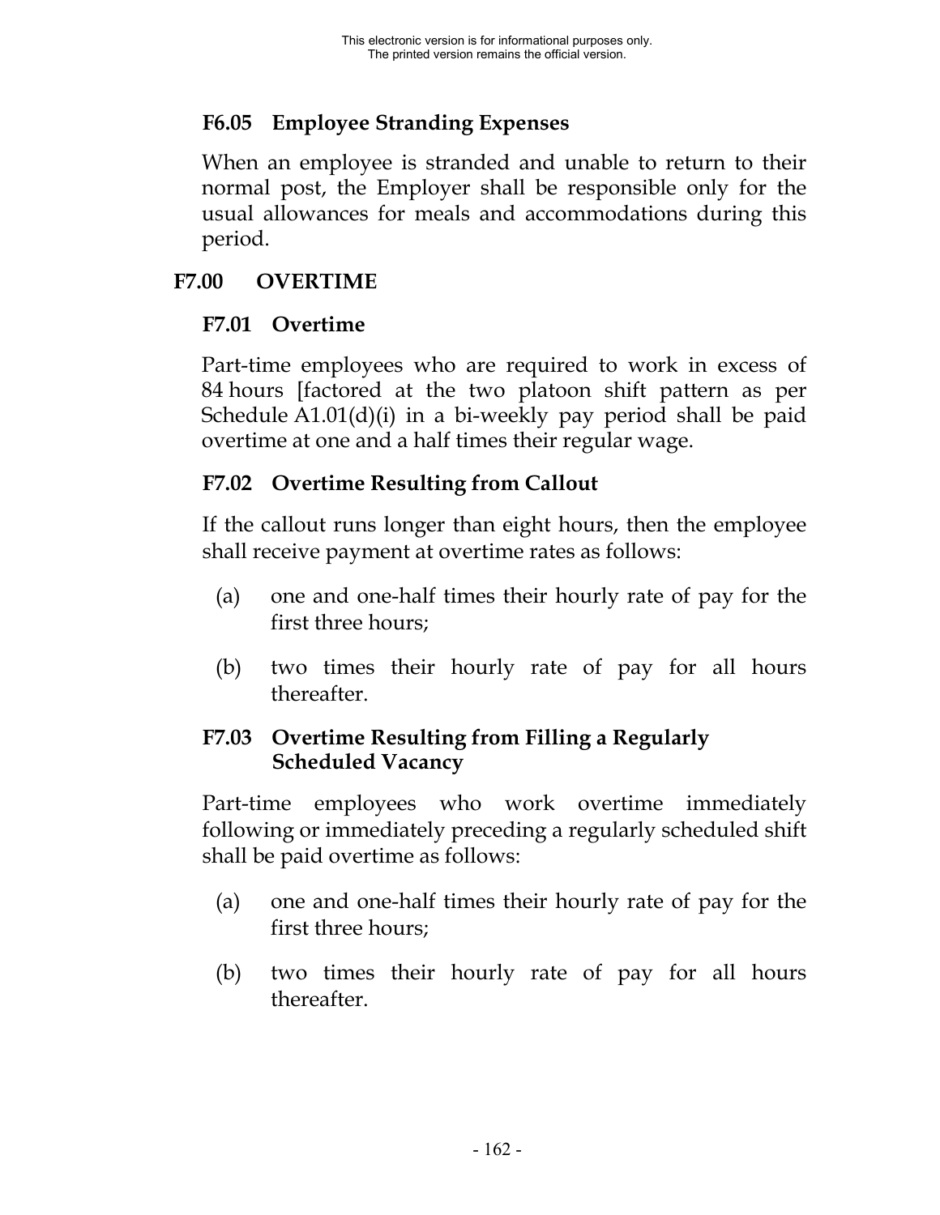### F6.05 Employee Stranding Expenses

When an employee is stranded and unable to return to their normal post, the Employer shall be responsible only for the usual allowances for meals and accommodations during this period.

## F7.00 OVERTIME

### F7.01 Overtime

Part-time employees who are required to work in excess of 84 hours [factored at the two platoon shift pattern as per Schedule A1.01(d)(i) in a bi-weekly pay period shall be paid overtime at one and a half times their regular wage.

### F7.02 Overtime Resulting from Callout

If the callout runs longer than eight hours, then the employee shall receive payment at overtime rates as follows:

(a) one and one-half times their hourly rate of pay for the first three hours;

(b) two times their hourly rate of pay for all hours thereafter.

### F7.03 Overtime Resulting from Filling a Regularly Scheduled Vacancy

Part-time employees who work overtime immediately following or immediately preceding a regularly scheduled shift shall be paid overtime as follows:

(a) one and one-half times their hourly rate of pay for the first three hours;

(b) two times their hourly rate of pay for all hours thereafter.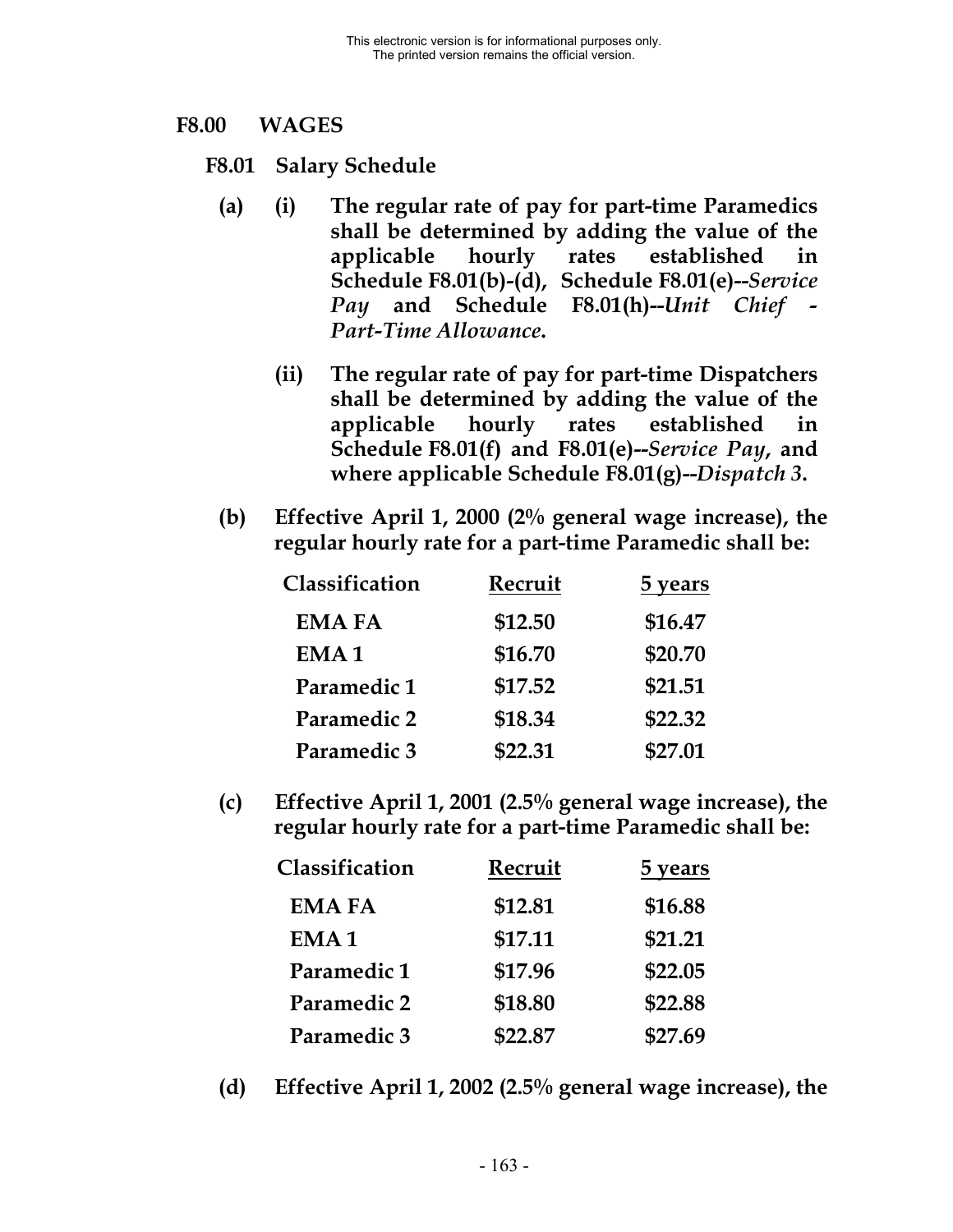This electronic version is for informational purposes only.
The printed version remains the official version.

## F8.00 WAGES

### F8.01 Salary Schedule

**(a) (i) The regular rate of pay for part-time Paramedics shall be determined by adding the value of the applicable hourly rates established in Schedule F8.01(b)-(d), Schedule F8.01(e)--*Service Pay* and Schedule F8.01(h)--*Unit Chief - Part-Time Allowance*.**

**(ii) The regular rate of pay for part-time Dispatchers shall be determined by adding the value of the applicable hourly rates established in Schedule F8.01(f) and F8.01(e)--*Service Pay*, and where applicable Schedule F8.01(g)--*Dispatch 3*.**

**(b) Effective April 1, 2000 (2% general wage increase), the regular hourly rate for a part-time Paramedic shall be:**

| Classification | Recruit | 5 years |
|---|---|---|
| EMA FA | $12.50 | $16.47 |
| EMA 1 | $16.70 | $20.70 |
| Paramedic 1 | $17.52 | $21.51 |
| Paramedic 2 | $18.34 | $22.32 |
| Paramedic 3 | $22.31 | $27.01 |

**(c) Effective April 1, 2001 (2.5% general wage increase), the regular hourly rate for a part-time Paramedic shall be:**

| Classification | Recruit | 5 years |
|---|---|---|
| EMA FA | $12.81 | $16.88 |
| EMA 1 | $17.11 | $21.21 |
| Paramedic 1 | $17.96 | $22.05 |
| Paramedic 2 | $18.80 | $22.88 |
| Paramedic 3 | $22.87 | $27.69 |

**(d) Effective April 1, 2002 (2.5% general wage increase), the**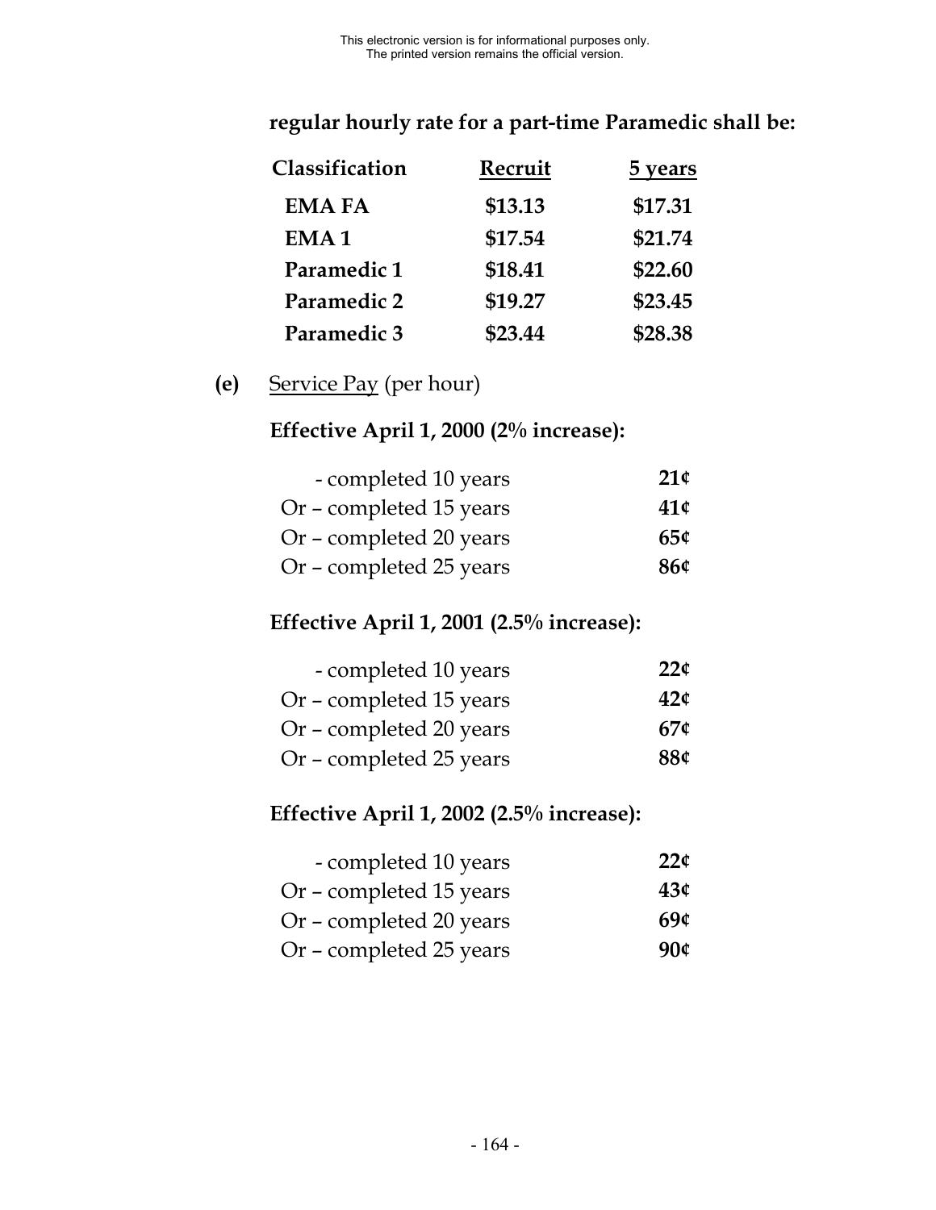**regular hourly rate for a part-time Paramedic shall be:**

| Classification | Recruit | 5 years |
|---|---|---|
| **EMA FA** | **$13.13** | **$17.31** |
| **EMA 1** | **$17.54** | **$21.74** |
| **Paramedic 1** | **$18.41** | **$22.60** |
| **Paramedic 2** | **$19.27** | **$23.45** |
| **Paramedic 3** | **$23.44** | **$28.38** |

**(e)** Service Pay (per hour)

**Effective April 1, 2000 (2% increase):**

| | |
|---|---|
| - completed 10 years | **21¢** |
| Or – completed 15 years | **41¢** |
| Or – completed 20 years | **65¢** |
| Or – completed 25 years | **86¢** |

**Effective April 1, 2001 (2.5% increase):**

| | |
|---|---|
| - completed 10 years | **22¢** |
| Or – completed 15 years | **42¢** |
| Or – completed 20 years | **67¢** |
| Or – completed 25 years | **88¢** |

**Effective April 1, 2002 (2.5% increase):**

| | |
|---|---|
| - completed 10 years | **22¢** |
| Or – completed 15 years | **43¢** |
| Or – completed 20 years | **69¢** |
| Or – completed 25 years | **90¢** |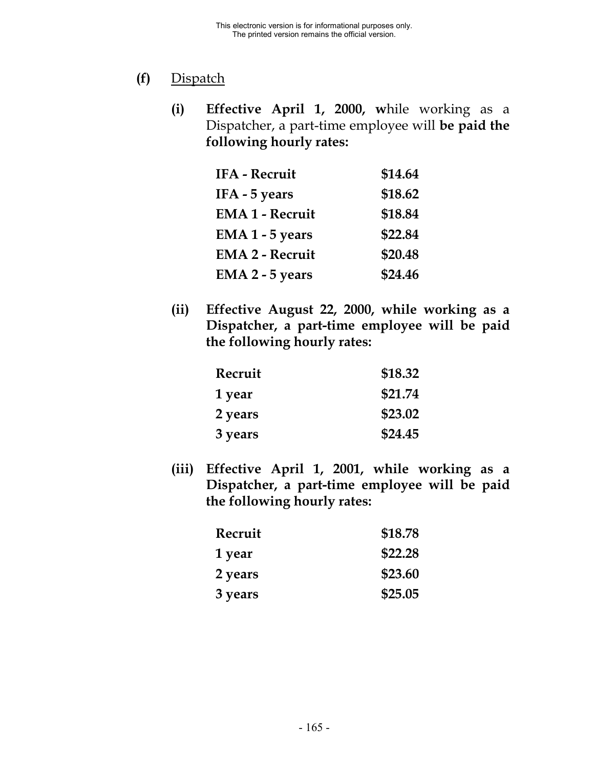**(f)** <u>Dispatch</u>

**(i)** **Effective April 1, 2000, w**hile working as a Dispatcher, a part-time employee will **be paid the following hourly rates:**

| | |
|---|---|
| **IFA - Recruit** | **$14.64** |
| **IFA - 5 years** | **$18.62** |
| **EMA 1 - Recruit** | **$18.84** |
| **EMA 1 - 5 years** | **$22.84** |
| **EMA 2 - Recruit** | **$20.48** |
| **EMA 2 - 5 years** | **$24.46** |

**(ii)** **Effective August 22, 2000, while working as a Dispatcher, a part-time employee will be paid the following hourly rates:**

| | |
|---|---|
| **Recruit** | **$18.32** |
| **1 year** | **$21.74** |
| **2 years** | **$23.02** |
| **3 years** | **$24.45** |

**(iii)** **Effective April 1, 2001, while working as a Dispatcher, a part-time employee will be paid the following hourly rates:**

| | |
|---|---|
| **Recruit** | **$18.78** |
| **1 year** | **$22.28** |
| **2 years** | **$23.60** |
| **3 years** | **$25.05** |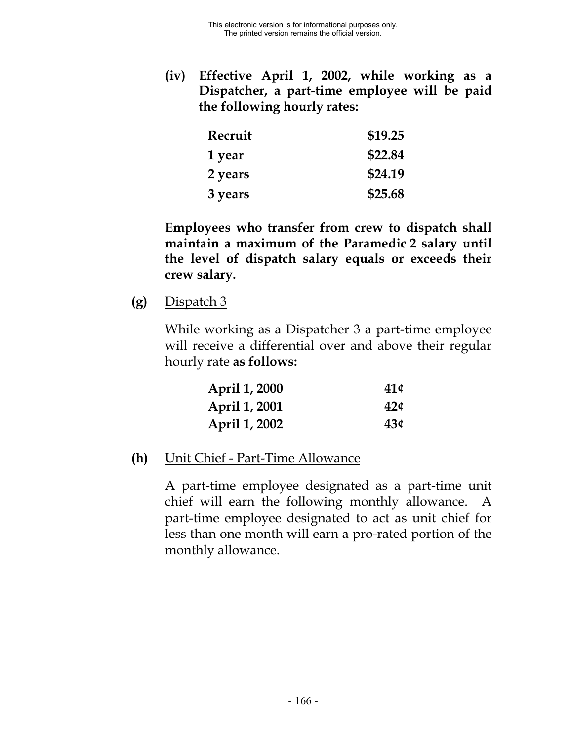**(iv) Effective April 1, 2002, while working as a Dispatcher, a part-time employee will be paid the following hourly rates:**

| | |
|---|---|
| **Recruit** | **$19.25** |
| **1 year** | **$22.84** |
| **2 years** | **$24.19** |
| **3 years** | **$25.68** |

**Employees who transfer from crew to dispatch shall maintain a maximum of the Paramedic 2 salary until the level of dispatch salary equals or exceeds their crew salary.**

**(g)** Dispatch 3

While working as a Dispatcher 3 a part-time employee will receive a differential over and above their regular hourly rate **as follows:**

| | |
|---|---|
| **April 1, 2000** | **41¢** |
| **April 1, 2001** | **42¢** |
| **April 1, 2002** | **43¢** |

**(h)** Unit Chief - Part-Time Allowance

A part-time employee designated as a part-time unit chief will earn the following monthly allowance. A part-time employee designated to act as unit chief for less than one month will earn a pro-rated portion of the monthly allowance.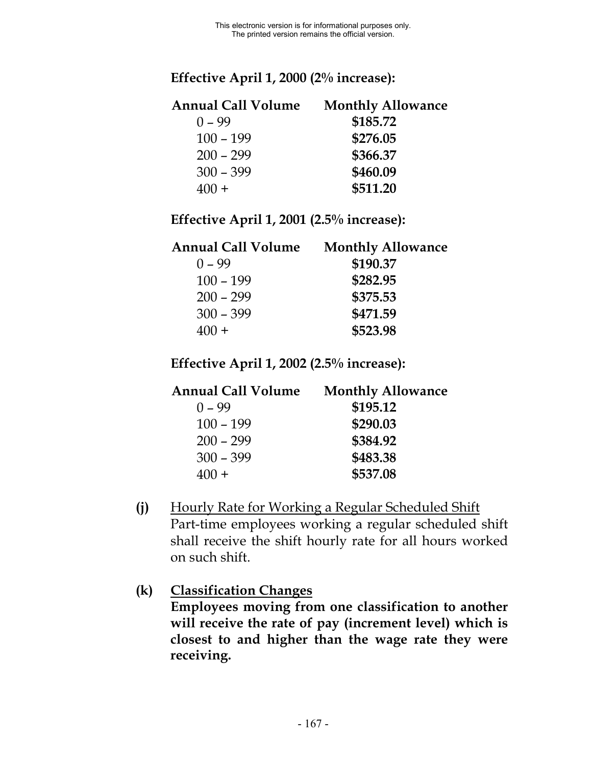**Effective April 1, 2000 (2% increase):**

| Annual Call Volume | Monthly Allowance |
|---|---|
| 0 – 99 | **$185.72** |
| 100 – 199 | **$276.05** |
| 200 – 299 | **$366.37** |
| 300 – 399 | **$460.09** |
| 400 + | **$511.20** |

**Effective April 1, 2001 (2.5% increase):**

| Annual Call Volume | Monthly Allowance |
|---|---|
| 0 – 99 | **$190.37** |
| 100 – 199 | **$282.95** |
| 200 – 299 | **$375.53** |
| 300 – 399 | **$471.59** |
| 400 + | **$523.98** |

**Effective April 1, 2002 (2.5% increase):**

| Annual Call Volume | Monthly Allowance |
|---|---|
| 0 – 99 | **$195.12** |
| 100 – 199 | **$290.03** |
| 200 – 299 | **$384.92** |
| 300 – 399 | **$483.38** |
| 400 + | **$537.08** |

**(j)** Hourly Rate for Working a Regular Scheduled Shift
Part-time employees working a regular scheduled shift shall receive the shift hourly rate for all hours worked on such shift.

**(k) Classification Changes**
**Employees moving from one classification to another will receive the rate of pay (increment level) which is closest to and higher than the wage rate they were receiving.**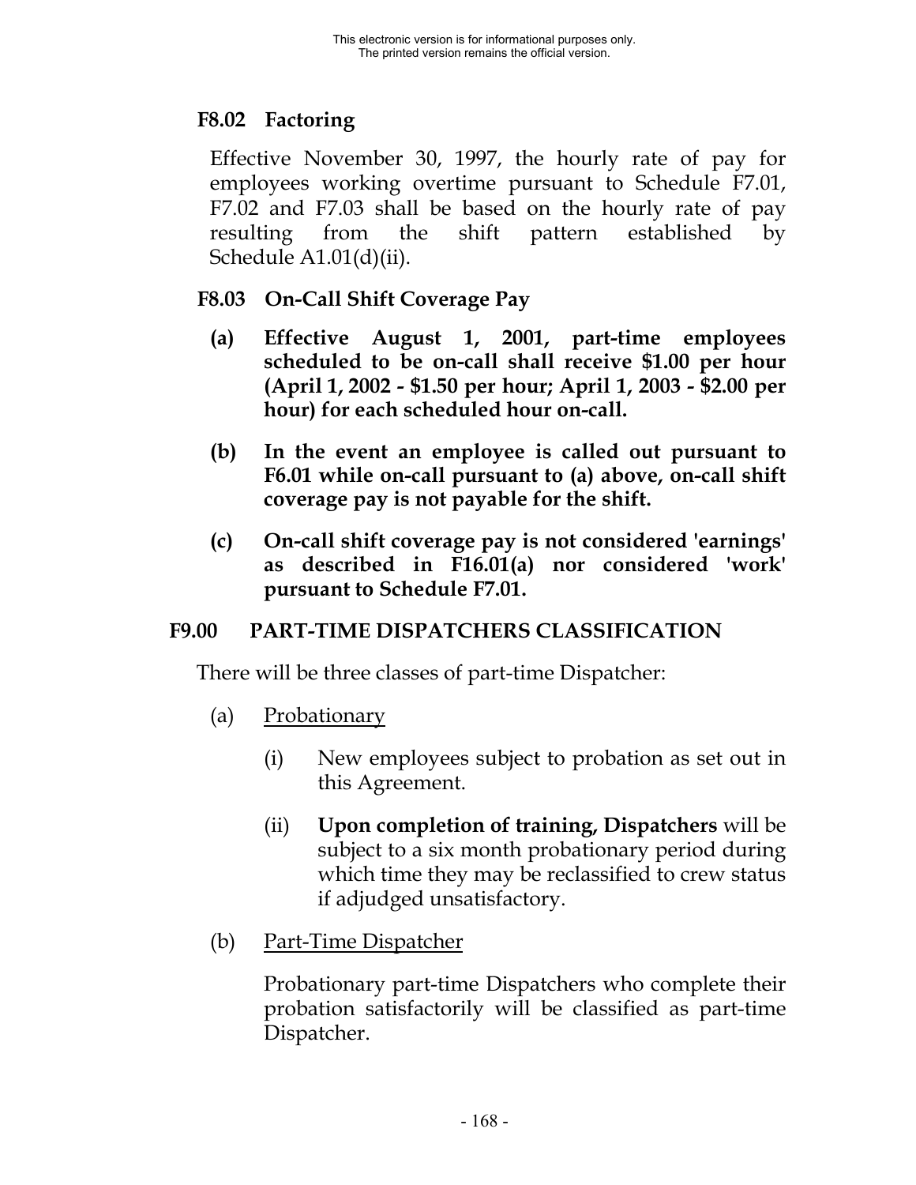### F8.02 Factoring

Effective November 30, 1997, the hourly rate of pay for employees working overtime pursuant to Schedule F7.01, F7.02 and F7.03 shall be based on the hourly rate of pay resulting from the shift pattern established by Schedule A1.01(d)(ii).

### F8.03 On-Call Shift Coverage Pay

**(a) Effective August 1, 2001, part-time employees scheduled to be on-call shall receive $1.00 per hour (April 1, 2002 - $1.50 per hour; April 1, 2003 - $2.00 per hour) for each scheduled hour on-call.**

**(b) In the event an employee is called out pursuant to F6.01 while on-call pursuant to (a) above, on-call shift coverage pay is not payable for the shift.**

**(c) On-call shift coverage pay is not considered 'earnings' as described in F16.01(a) nor considered 'work' pursuant to Schedule F7.01.**

## F9.00 PART-TIME DISPATCHERS CLASSIFICATION

There will be three classes of part-time Dispatcher:

(a) Probationary

(i) New employees subject to probation as set out in this Agreement.

(ii) **Upon completion of training, Dispatchers** will be subject to a six month probationary period during which time they may be reclassified to crew status if adjudged unsatisfactory.

(b) Part-Time Dispatcher

Probationary part-time Dispatchers who complete their probation satisfactorily will be classified as part-time Dispatcher.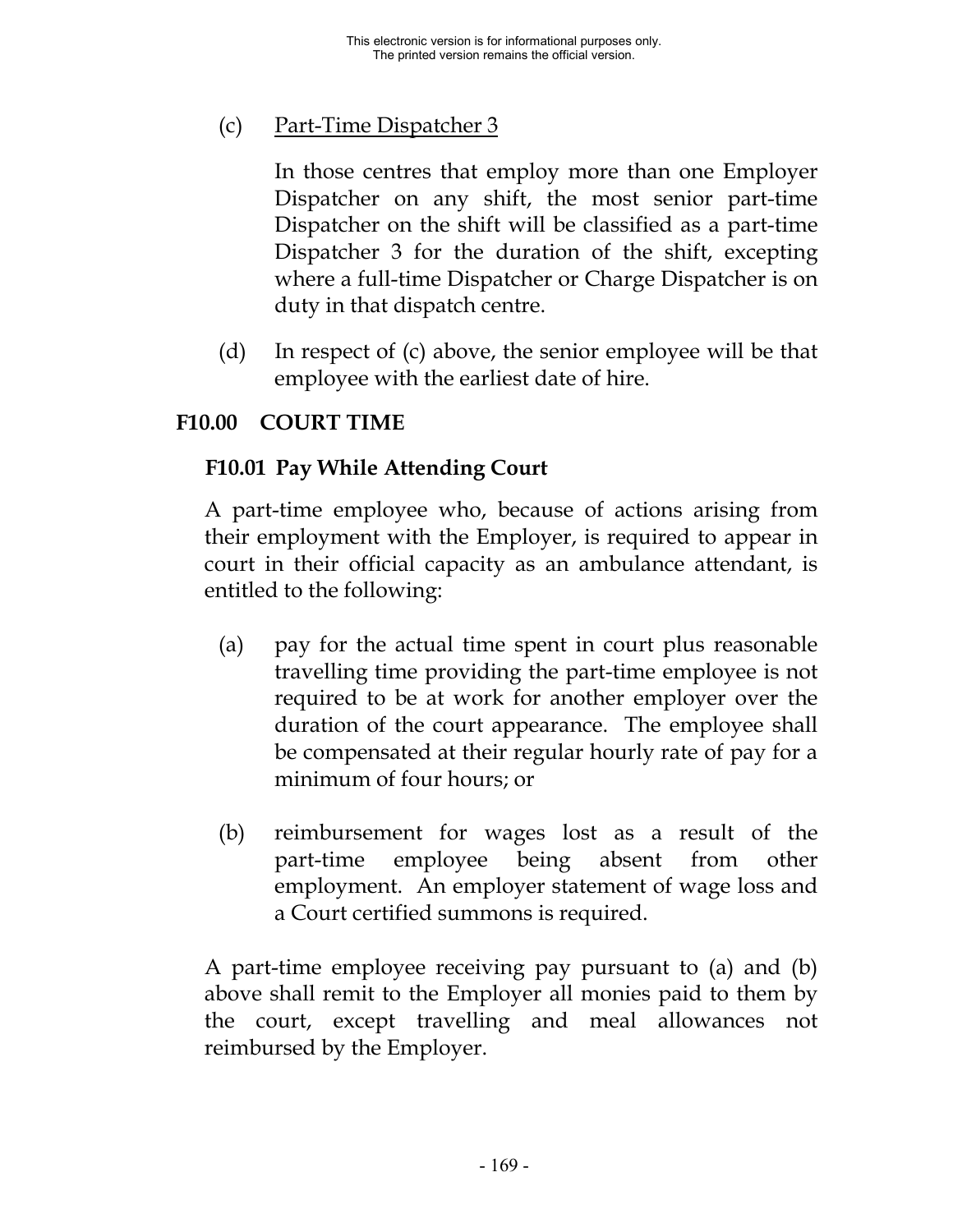(c) Part-Time Dispatcher 3

In those centres that employ more than one Employer Dispatcher on any shift, the most senior part-time Dispatcher on the shift will be classified as a part-time Dispatcher 3 for the duration of the shift, excepting where a full-time Dispatcher or Charge Dispatcher is on duty in that dispatch centre.

(d) In respect of (c) above, the senior employee will be that employee with the earliest date of hire.

## F10.00 COURT TIME

### F10.01 Pay While Attending Court

A part-time employee who, because of actions arising from their employment with the Employer, is required to appear in court in their official capacity as an ambulance attendant, is entitled to the following:

(a) pay for the actual time spent in court plus reasonable travelling time providing the part-time employee is not required to be at work for another employer over the duration of the court appearance. The employee shall be compensated at their regular hourly rate of pay for a minimum of four hours; or

(b) reimbursement for wages lost as a result of the part-time employee being absent from other employment. An employer statement of wage loss and a Court certified summons is required.

A part-time employee receiving pay pursuant to (a) and (b) above shall remit to the Employer all monies paid to them by the court, except travelling and meal allowances not reimbursed by the Employer.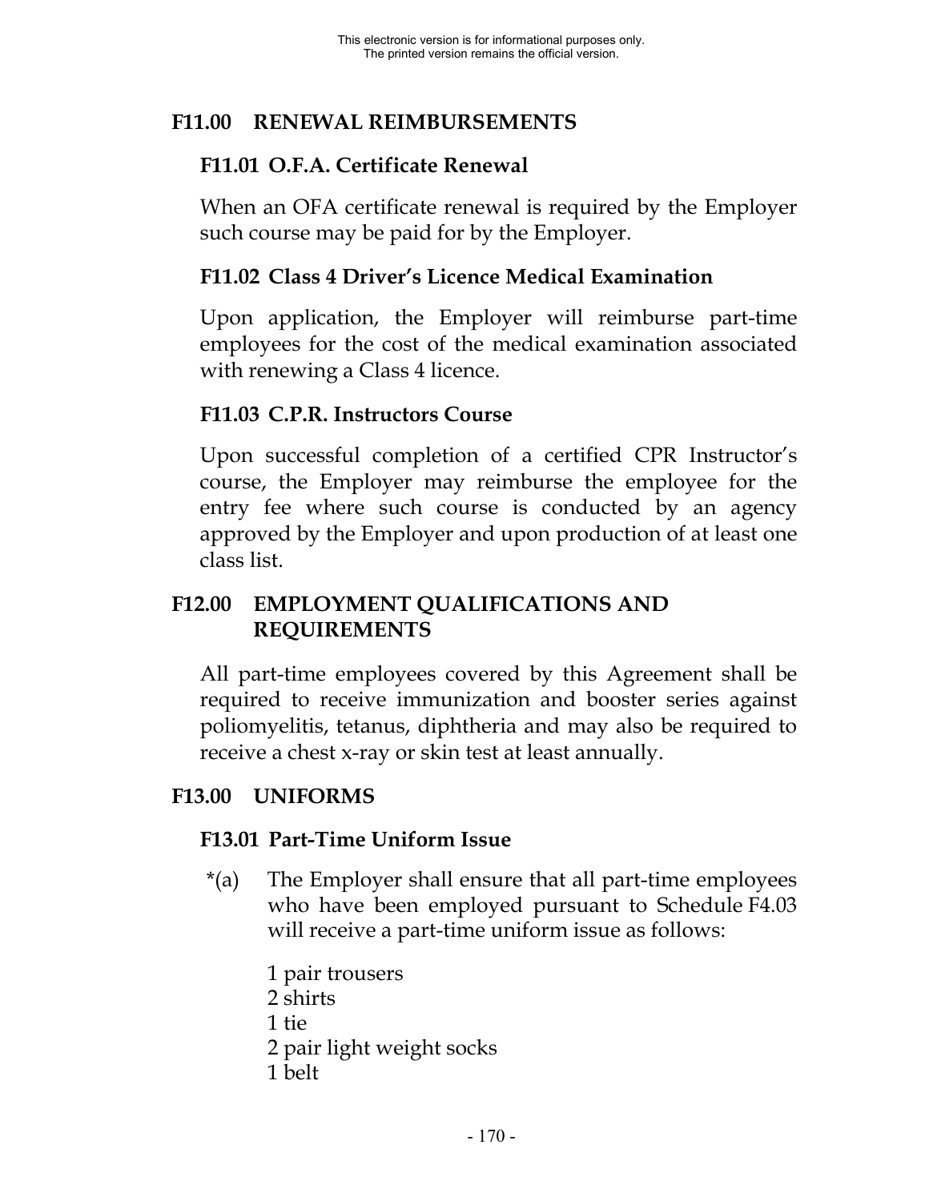## F11.00 RENEWAL REIMBURSEMENTS

### F11.01 O.F.A. Certificate Renewal

When an OFA certificate renewal is required by the Employer such course may be paid for by the Employer.

### F11.02 Class 4 Driver's Licence Medical Examination

Upon application, the Employer will reimburse part-time employees for the cost of the medical examination associated with renewing a Class 4 licence.

### F11.03 C.P.R. Instructors Course

Upon successful completion of a certified CPR Instructor's course, the Employer may reimburse the employee for the entry fee where such course is conducted by an agency approved by the Employer and upon production of at least one class list.

## F12.00 EMPLOYMENT QUALIFICATIONS AND REQUIREMENTS

All part-time employees covered by this Agreement shall be required to receive immunization and booster series against poliomyelitis, tetanus, diphtheria and may also be required to receive a chest x-ray or skin test at least annually.

## F13.00 UNIFORMS

### F13.01 Part-Time Uniform Issue

*(a) The Employer shall ensure that all part-time employees who have been employed pursuant to Schedule F4.03 will receive a part-time uniform issue as follows:

1 pair trousers
2 shirts
1 tie
2 pair light weight socks
1 belt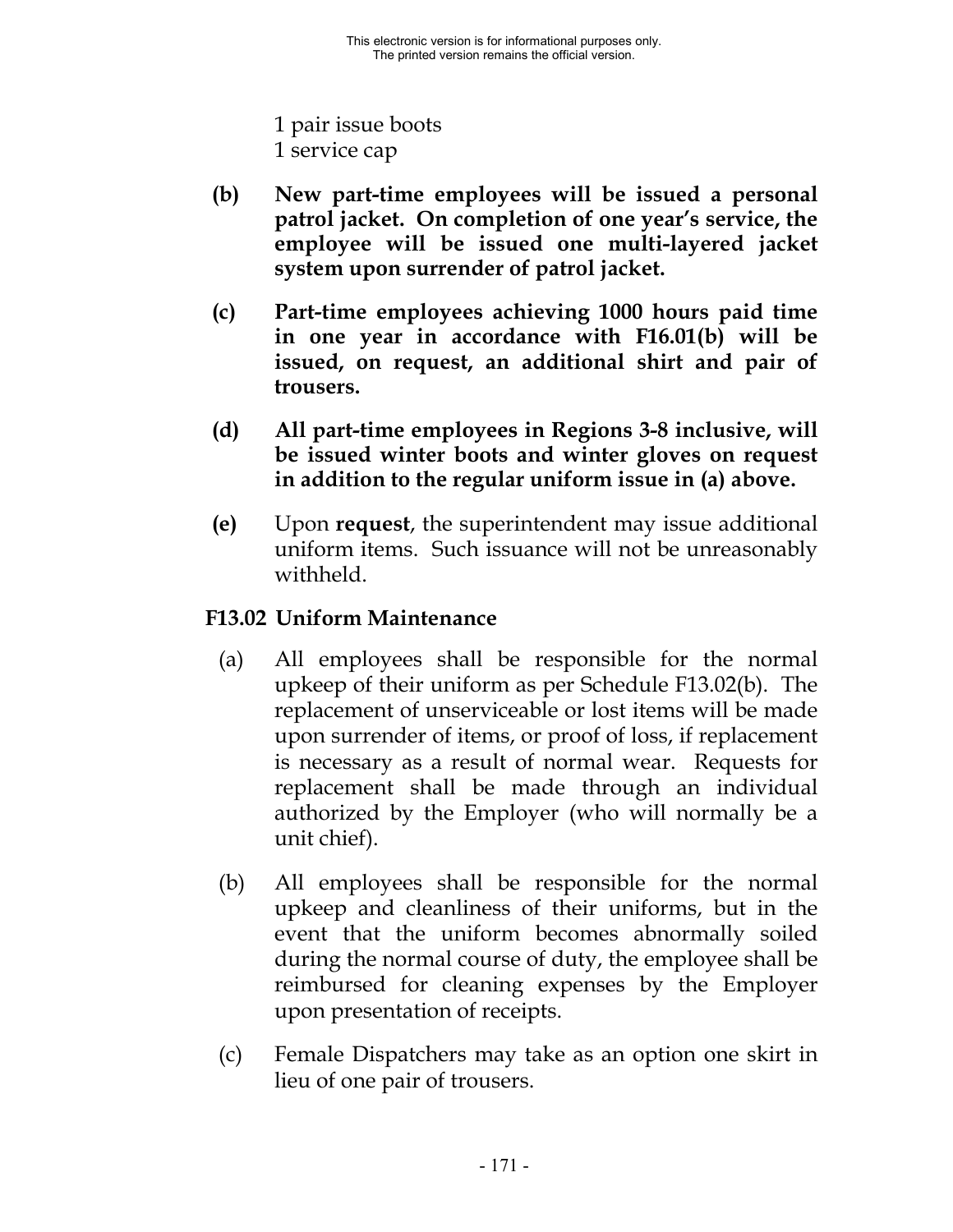1 pair issue boots
1 service cap

**(b)** **New part-time employees will be issued a personal patrol jacket. On completion of one year's service, the employee will be issued one multi-layered jacket system upon surrender of patrol jacket.**

**(c)** **Part-time employees achieving 1000 hours paid time in one year in accordance with F16.01(b) will be issued, on request, an additional shirt and pair of trousers.**

**(d)** **All part-time employees in Regions 3-8 inclusive, will be issued winter boots and winter gloves on request in addition to the regular uniform issue in (a) above.**

**(e)** Upon **request**, the superintendent may issue additional uniform items. Such issuance will not be unreasonably withheld.

## F13.02 Uniform Maintenance

(a) All employees shall be responsible for the normal upkeep of their uniform as per Schedule F13.02(b). The replacement of unserviceable or lost items will be made upon surrender of items, or proof of loss, if replacement is necessary as a result of normal wear. Requests for replacement shall be made through an individual authorized by the Employer (who will normally be a unit chief).

(b) All employees shall be responsible for the normal upkeep and cleanliness of their uniforms, but in the event that the uniform becomes abnormally soiled during the normal course of duty, the employee shall be reimbursed for cleaning expenses by the Employer upon presentation of receipts.

(c) Female Dispatchers may take as an option one skirt in lieu of one pair of trousers.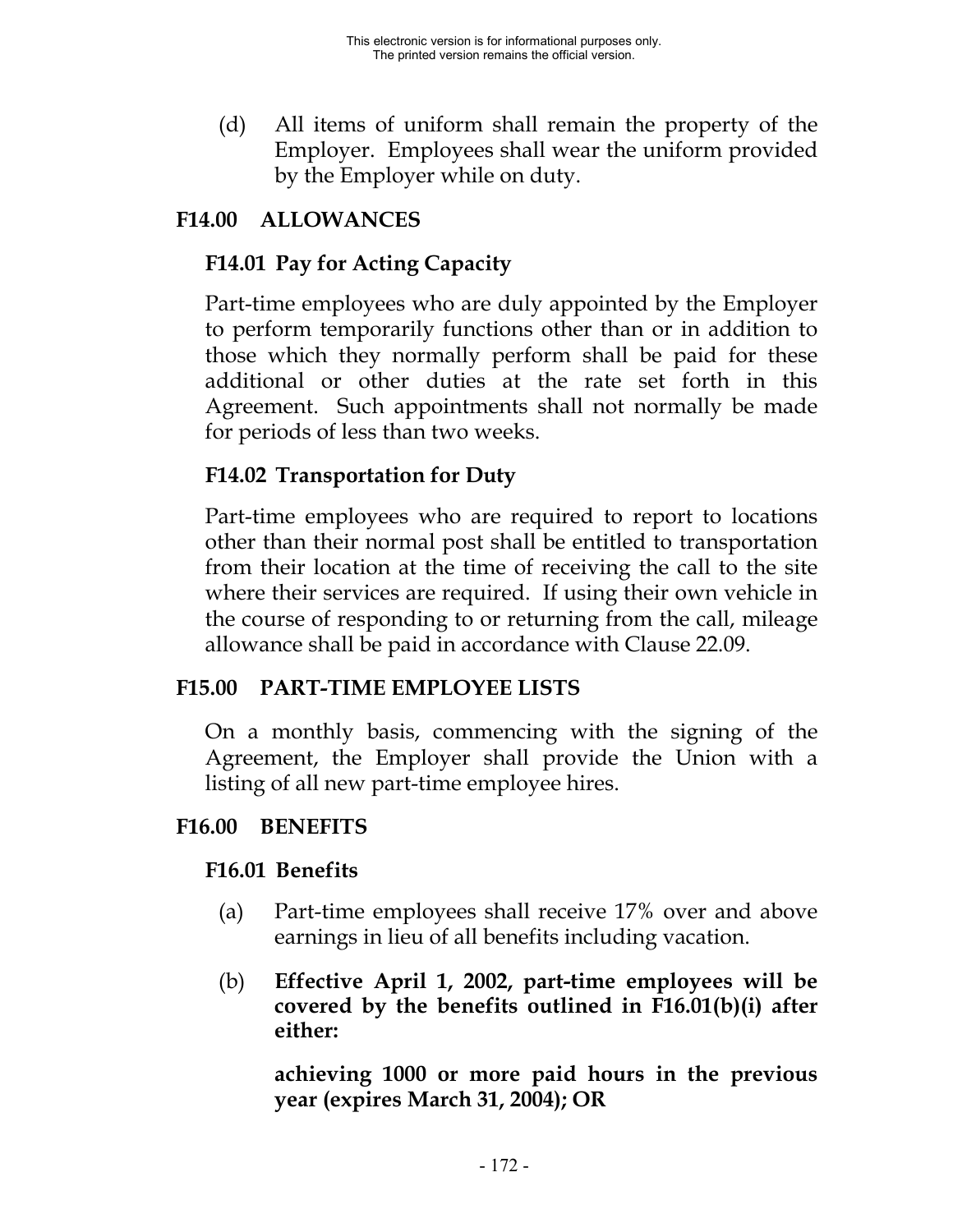(d) All items of uniform shall remain the property of the Employer. Employees shall wear the uniform provided by the Employer while on duty.

## F14.00 ALLOWANCES

### F14.01 Pay for Acting Capacity

Part-time employees who are duly appointed by the Employer to perform temporarily functions other than or in addition to those which they normally perform shall be paid for these additional or other duties at the rate set forth in this Agreement. Such appointments shall not normally be made for periods of less than two weeks.

### F14.02 Transportation for Duty

Part-time employees who are required to report to locations other than their normal post shall be entitled to transportation from their location at the time of receiving the call to the site where their services are required. If using their own vehicle in the course of responding to or returning from the call, mileage allowance shall be paid in accordance with Clause 22.09.

## F15.00 PART-TIME EMPLOYEE LISTS

On a monthly basis, commencing with the signing of the Agreement, the Employer shall provide the Union with a listing of all new part-time employee hires.

## F16.00 BENEFITS

### F16.01 Benefits

(a) Part-time employees shall receive 17% over and above earnings in lieu of all benefits including vacation.

(b) **Effective April 1, 2002, part-time employees will be covered by the benefits outlined in F16.01(b)(i) after either:**

**achieving 1000 or more paid hours in the previous year (expires March 31, 2004); OR**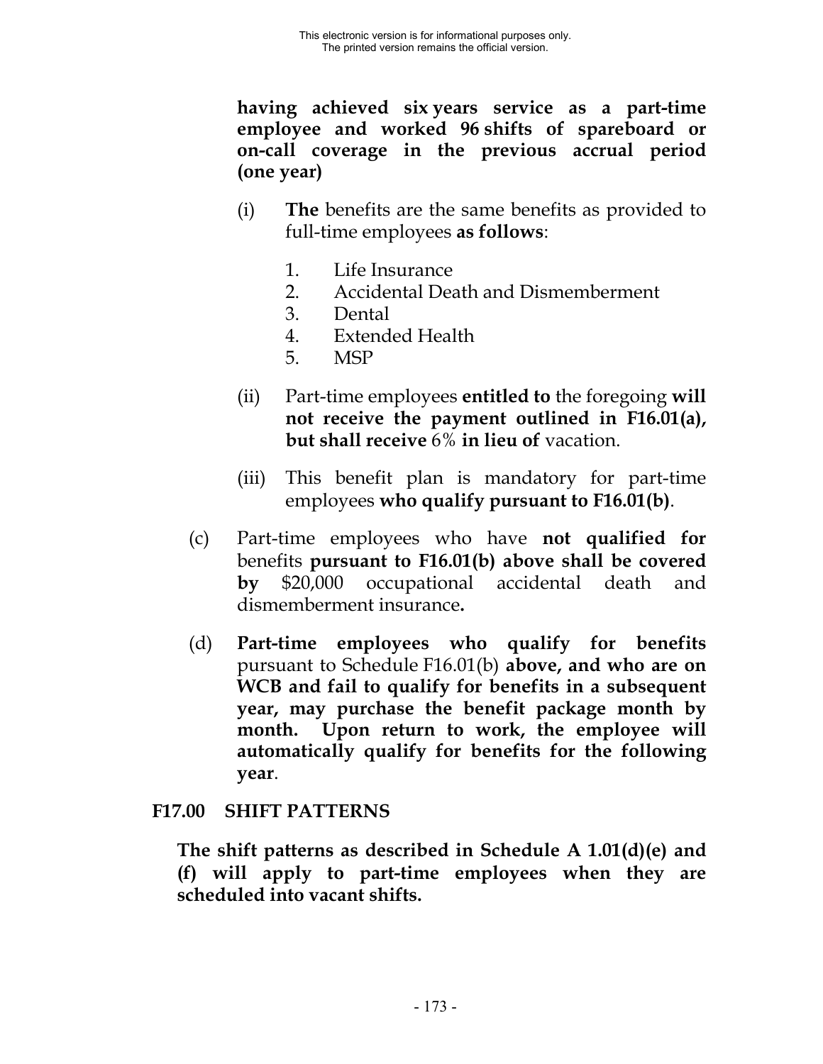**having achieved six years service as a part-time employee and worked 96 shifts of spareboard or on-call coverage in the previous accrual period (one year)**

(i) **The** benefits are the same benefits as provided to full-time employees **as follows**:

1. Life Insurance
2. Accidental Death and Dismemberment
3. Dental
4. Extended Health
5. MSP

(ii) Part-time employees **entitled to** the foregoing **will not receive the payment outlined in F16.01(a), but shall receive** 6% **in lieu of** vacation.

(iii) This benefit plan is mandatory for part-time employees **who qualify pursuant to F16.01(b)**.

(c) Part-time employees who have **not qualified for** benefits **pursuant to F16.01(b) above shall be covered by** $20,000 occupational accidental death and dismemberment insurance**.**

(d) **Part-time employees who qualify for benefits** pursuant to Schedule F16.01(b) **above, and who are on WCB and fail to qualify for benefits in a subsequent year, may purchase the benefit package month by month. Upon return to work, the employee will automatically qualify for benefits for the following year**.

## F17.00 SHIFT PATTERNS

**The shift patterns as described in Schedule A 1.01(d)(e) and (f) will apply to part-time employees when they are scheduled into vacant shifts.**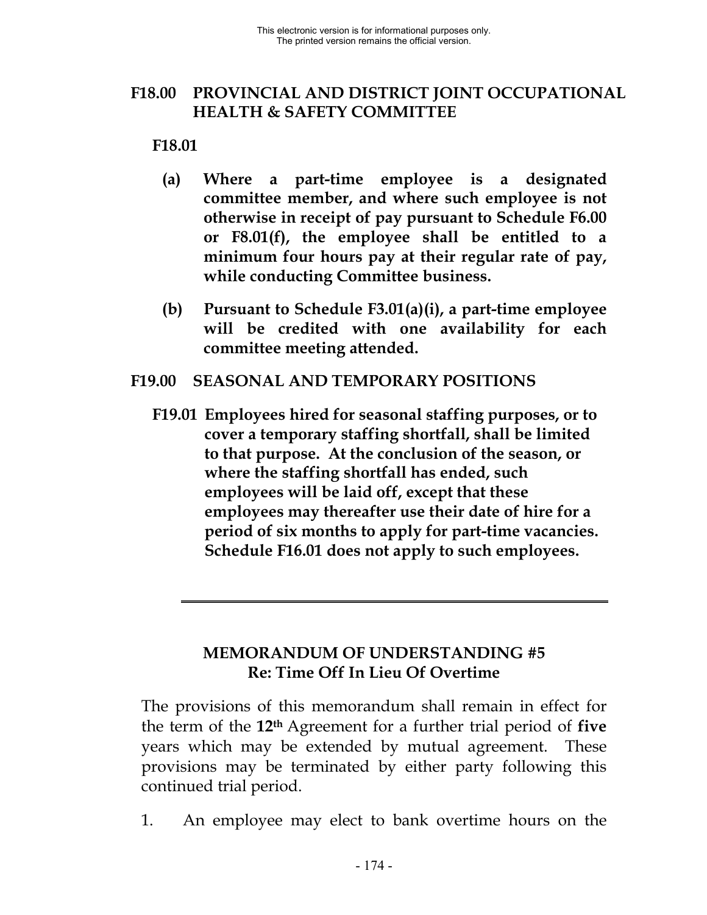## F18.00 PROVINCIAL AND DISTRICT JOINT OCCUPATIONAL HEALTH & SAFETY COMMITTEE

**F18.01**

**(a) Where a part-time employee is a designated committee member, and where such employee is not otherwise in receipt of pay pursuant to Schedule F6.00 or F8.01(f), the employee shall be entitled to a minimum four hours pay at their regular rate of pay, while conducting Committee business.**

**(b) Pursuant to Schedule F3.01(a)(i), a part-time employee will be credited with one availability for each committee meeting attended.**

## F19.00 SEASONAL AND TEMPORARY POSITIONS

**F19.01 Employees hired for seasonal staffing purposes, or to cover a temporary staffing shortfall, shall be limited to that purpose. At the conclusion of the season, or where the staffing shortfall has ended, such employees will be laid off, except that these employees may thereafter use their date of hire for a period of six months to apply for part-time vacancies. Schedule F16.01 does not apply to such employees.**

---

## MEMORANDUM OF UNDERSTANDING #5
### Re: Time Off In Lieu Of Overtime

The provisions of this memorandum shall remain in effect for the term of the **12th** Agreement for a further trial period of **five** years which may be extended by mutual agreement. These provisions may be terminated by either party following this continued trial period.

1. An employee may elect to bank overtime hours on the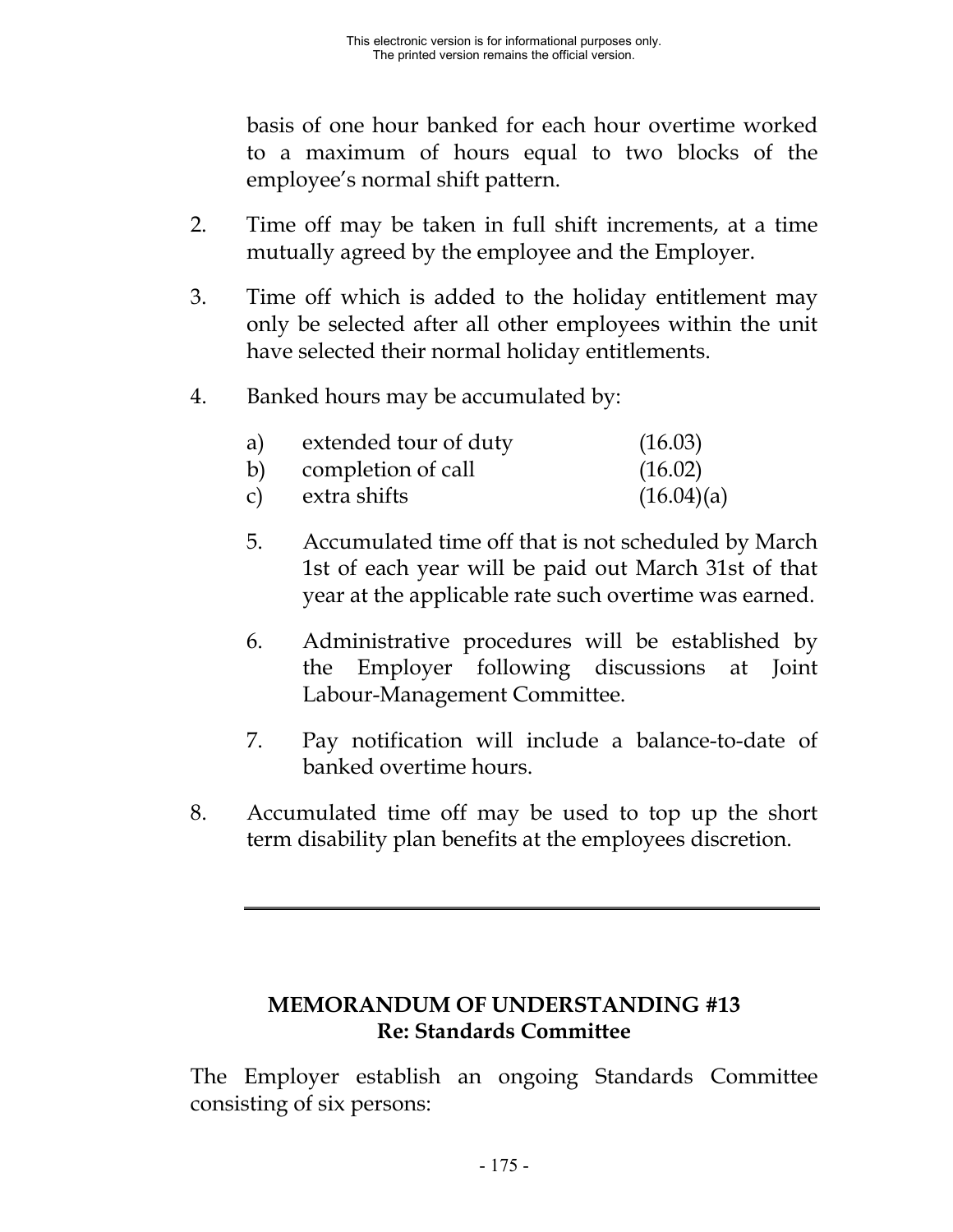basis of one hour banked for each hour overtime worked to a maximum of hours equal to two blocks of the employee's normal shift pattern.

2. Time off may be taken in full shift increments, at a time mutually agreed by the employee and the Employer.

3. Time off which is added to the holiday entitlement may only be selected after all other employees within the unit have selected their normal holiday entitlements.

4. Banked hours may be accumulated by:

   a) extended tour of duty (16.03)
   b) completion of call (16.02)
   c) extra shifts (16.04)(a)

   5. Accumulated time off that is not scheduled by March 1st of each year will be paid out March 31st of that year at the applicable rate such overtime was earned.

   6. Administrative procedures will be established by the Employer following discussions at Joint Labour-Management Committee.

   7. Pay notification will include a balance-to-date of banked overtime hours.

8. Accumulated time off may be used to top up the short term disability plan benefits at the employees discretion.

---

## MEMORANDUM OF UNDERSTANDING #13
## Re: Standards Committee

The Employer establish an ongoing Standards Committee consisting of six persons: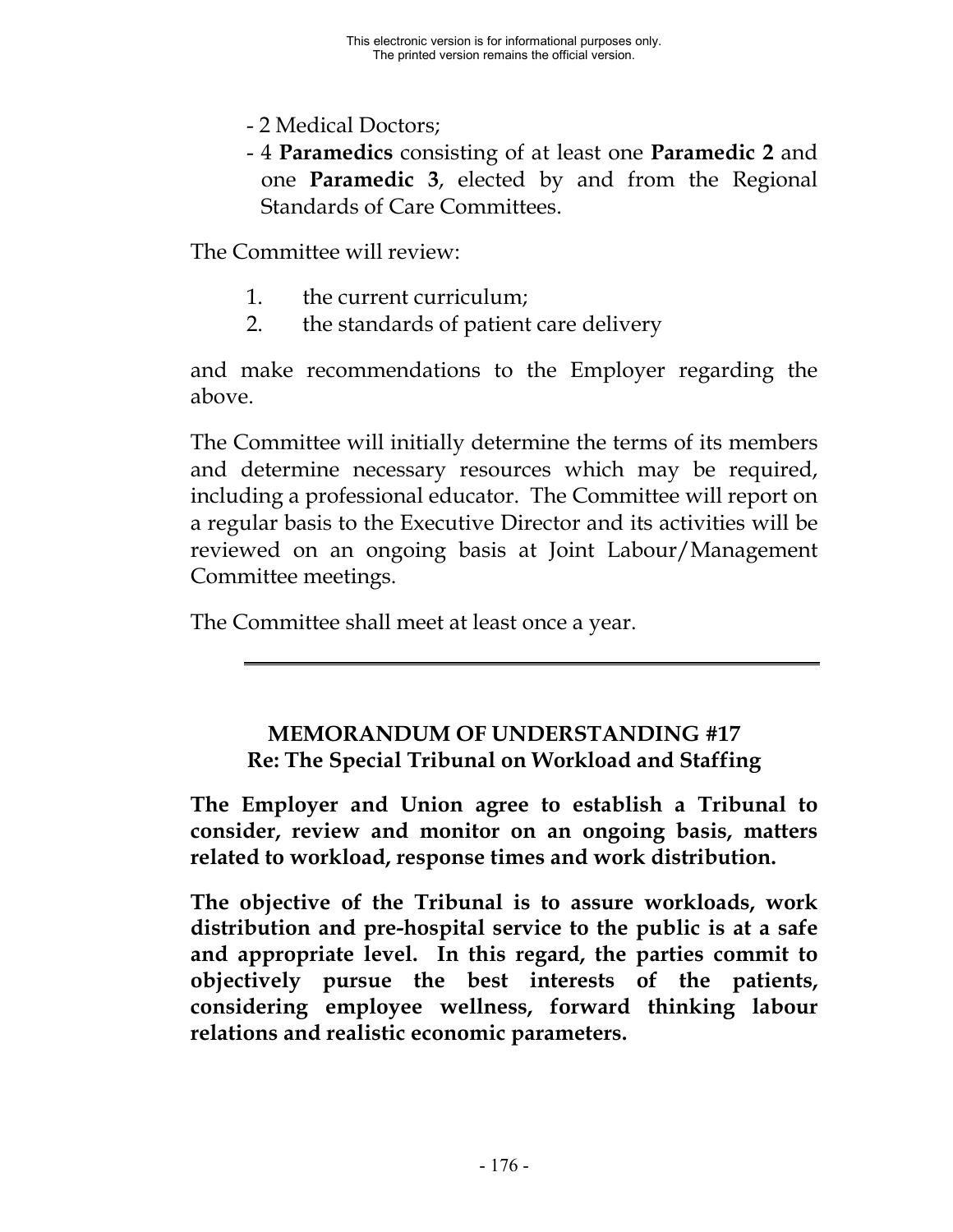- 2 Medical Doctors;
- 4 **Paramedics** consisting of at least one **Paramedic 2** and one **Paramedic 3**, elected by and from the Regional Standards of Care Committees.

The Committee will review:

1. the current curriculum;
2. the standards of patient care delivery

and make recommendations to the Employer regarding the above.

The Committee will initially determine the terms of its members and determine necessary resources which may be required, including a professional educator. The Committee will report on a regular basis to the Executive Director and its activities will be reviewed on an ongoing basis at Joint Labour/Management Committee meetings.

The Committee shall meet at least once a year.

---

## MEMORANDUM OF UNDERSTANDING #17
## Re: The Special Tribunal on Workload and Staffing

**The Employer and Union agree to establish a Tribunal to consider, review and monitor on an ongoing basis, matters related to workload, response times and work distribution.**

**The objective of the Tribunal is to assure workloads, work distribution and pre-hospital service to the public is at a safe and appropriate level. In this regard, the parties commit to objectively pursue the best interests of the patients, considering employee wellness, forward thinking labour relations and realistic economic parameters.**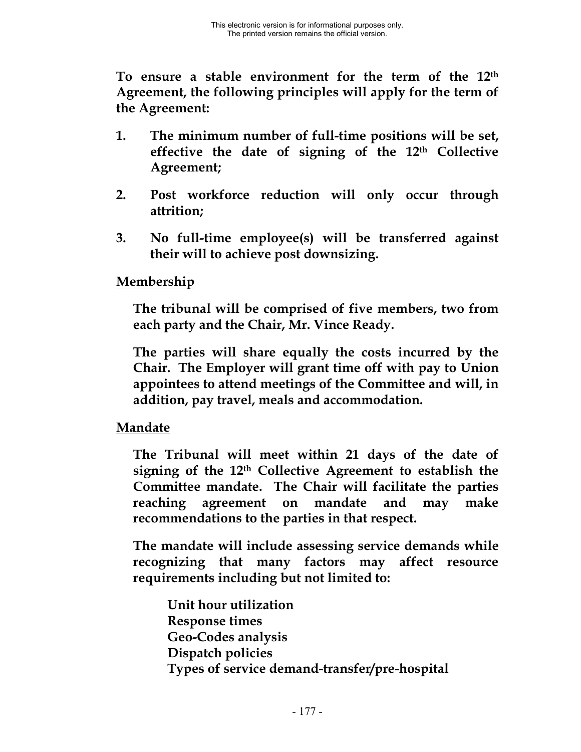**To ensure a stable environment for the term of the 12th Agreement, the following principles will apply for the term of the Agreement:**

1. **The minimum number of full-time positions will be set, effective the date of signing of the 12th Collective Agreement;**
2. **Post workforce reduction will only occur through attrition;**
3. **No full-time employee(s) will be transferred against their will to achieve post downsizing.**

**Membership**

**The tribunal will be comprised of five members, two from each party and the Chair, Mr. Vince Ready.**

**The parties will share equally the costs incurred by the Chair. The Employer will grant time off with pay to Union appointees to attend meetings of the Committee and will, in addition, pay travel, meals and accommodation.**

**Mandate**

**The Tribunal will meet within 21 days of the date of signing of the 12th Collective Agreement to establish the Committee mandate. The Chair will facilitate the parties reaching agreement on mandate and may make recommendations to the parties in that respect.**

**The mandate will include assessing service demands while recognizing that many factors may affect resource requirements including but not limited to:**

**Unit hour utilization**
**Response times**
**Geo-Codes analysis**
**Dispatch policies**
**Types of service demand-transfer/pre-hospital**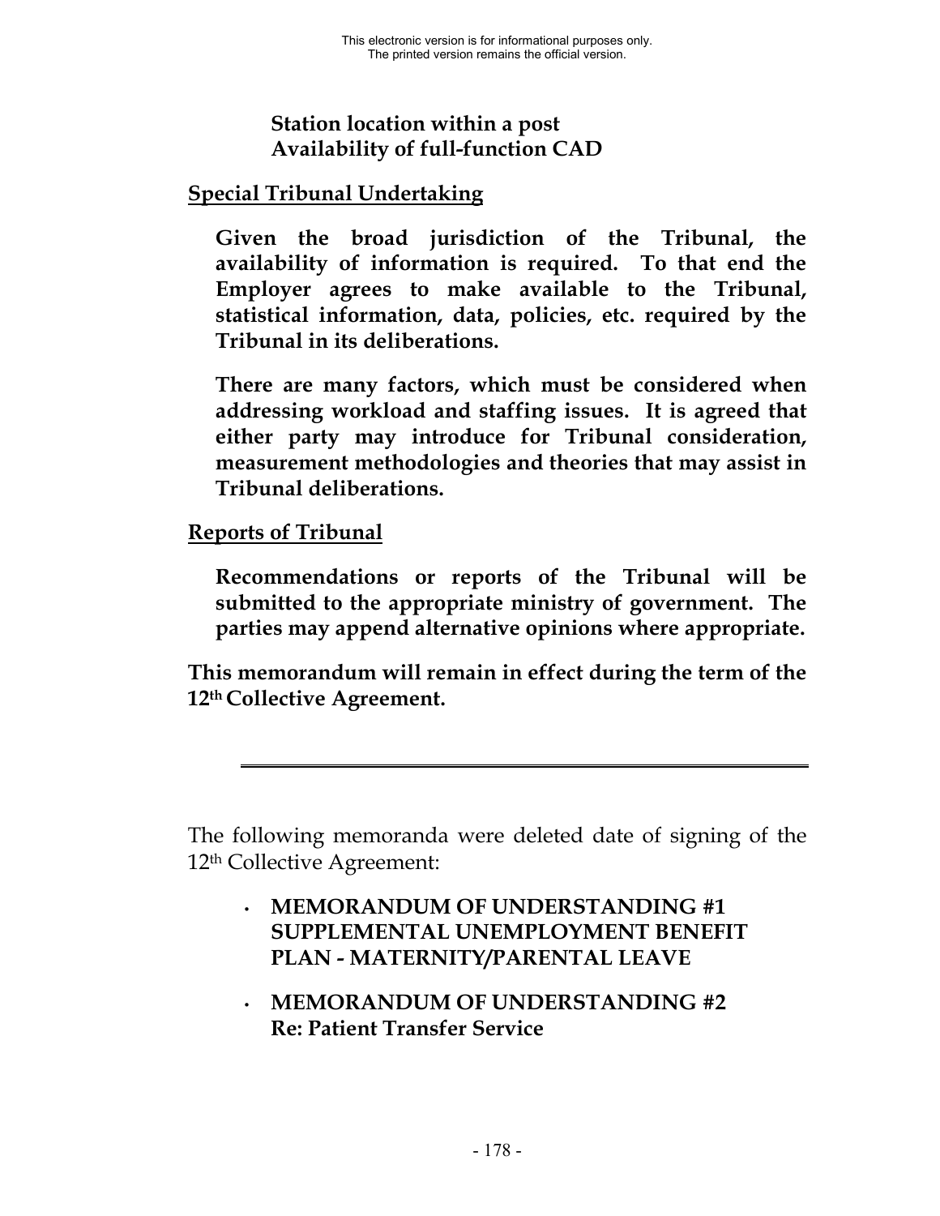**Station location within a post**
**Availability of full-function CAD**

**Special Tribunal Undertaking**

**Given the broad jurisdiction of the Tribunal, the availability of information is required. To that end the Employer agrees to make available to the Tribunal, statistical information, data, policies, etc. required by the Tribunal in its deliberations.**

**There are many factors, which must be considered when addressing workload and staffing issues. It is agreed that either party may introduce for Tribunal consideration, measurement methodologies and theories that may assist in Tribunal deliberations.**

**Reports of Tribunal**

**Recommendations or reports of the Tribunal will be submitted to the appropriate ministry of government. The parties may append alternative opinions where appropriate.**

**This memorandum will remain in effect during the term of the 12th Collective Agreement.**

---

The following memoranda were deleted date of signing of the 12th Collective Agreement:

- **MEMORANDUM OF UNDERSTANDING #1 SUPPLEMENTAL UNEMPLOYMENT BENEFIT PLAN - MATERNITY/PARENTAL LEAVE**
- **MEMORANDUM OF UNDERSTANDING #2 Re: Patient Transfer Service**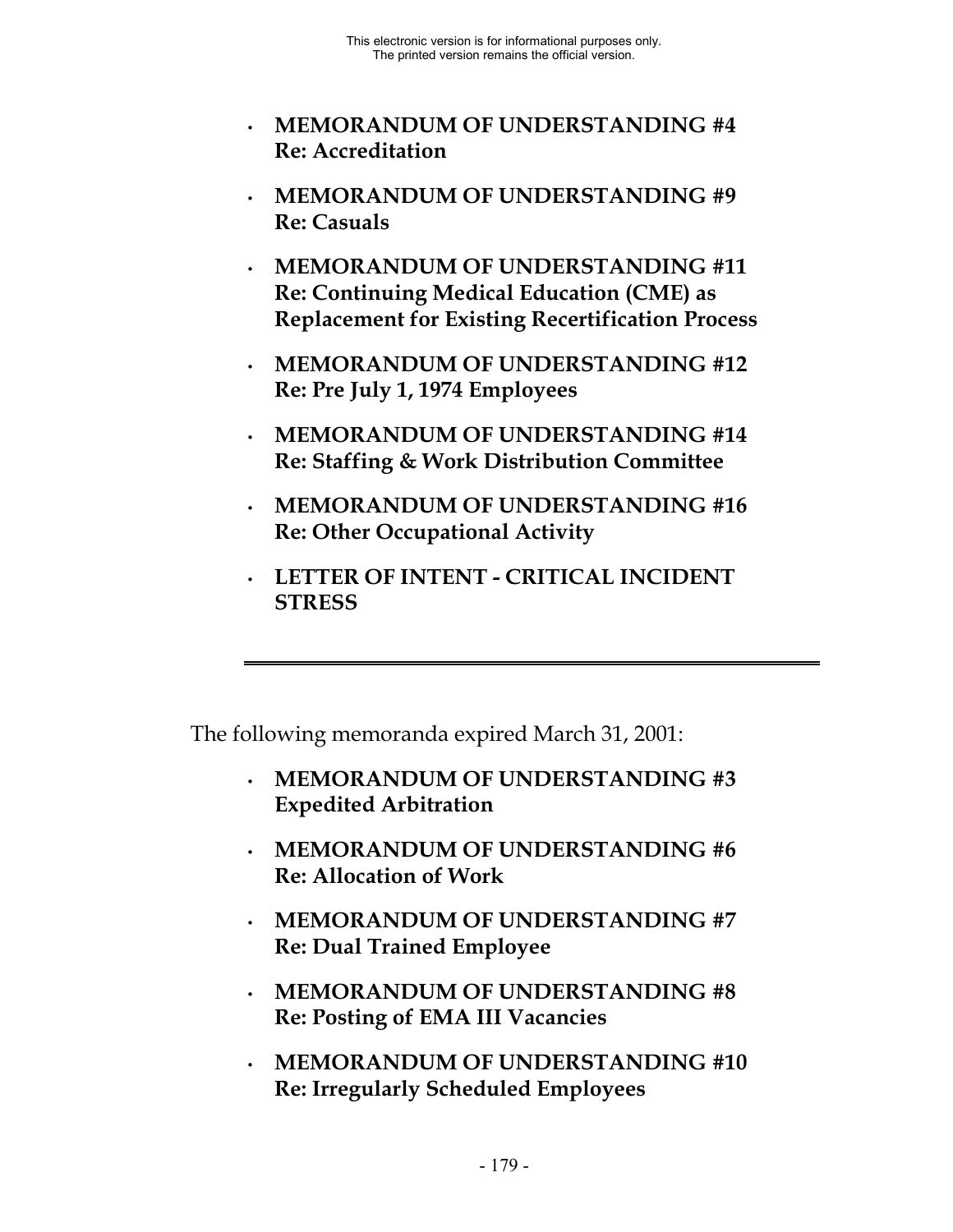- **MEMORANDUM OF UNDERSTANDING #4 Re: Accreditation**

- **MEMORANDUM OF UNDERSTANDING #9 Re: Casuals**

- **MEMORANDUM OF UNDERSTANDING #11 Re: Continuing Medical Education (CME) as Replacement for Existing Recertification Process**

- **MEMORANDUM OF UNDERSTANDING #12 Re: Pre July 1, 1974 Employees**

- **MEMORANDUM OF UNDERSTANDING #14 Re: Staffing & Work Distribution Committee**

- **MEMORANDUM OF UNDERSTANDING #16 Re: Other Occupational Activity**

- **LETTER OF INTENT - CRITICAL INCIDENT STRESS**

---

The following memoranda expired March 31, 2001:

- **MEMORANDUM OF UNDERSTANDING #3 Expedited Arbitration**

- **MEMORANDUM OF UNDERSTANDING #6 Re: Allocation of Work**

- **MEMORANDUM OF UNDERSTANDING #7 Re: Dual Trained Employee**

- **MEMORANDUM OF UNDERSTANDING #8 Re: Posting of EMA III Vacancies**

- **MEMORANDUM OF UNDERSTANDING #10 Re: Irregularly Scheduled Employees**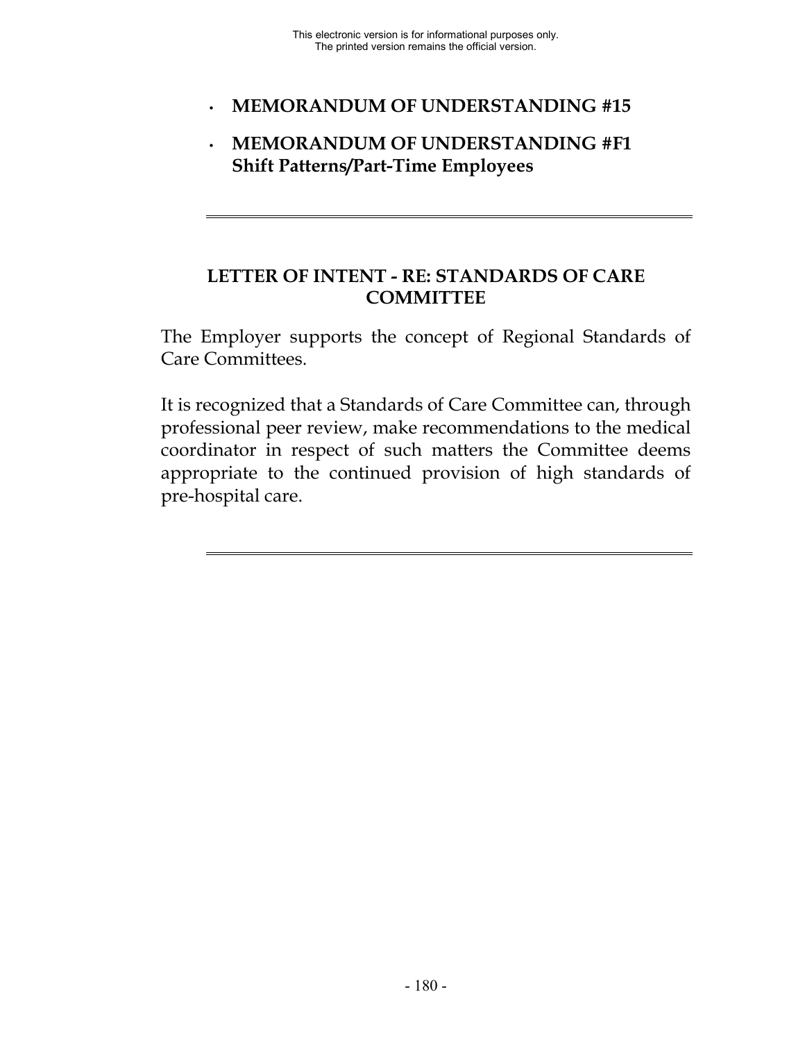- **MEMORANDUM OF UNDERSTANDING #15**
- **MEMORANDUM OF UNDERSTANDING #F1**
  **Shift Patterns/Part-Time Employees**

---

## LETTER OF INTENT - RE: STANDARDS OF CARE COMMITTEE

The Employer supports the concept of Regional Standards of Care Committees.

It is recognized that a Standards of Care Committee can, through professional peer review, make recommendations to the medical coordinator in respect of such matters the Committee deems appropriate to the continued provision of high standards of pre-hospital care.

---